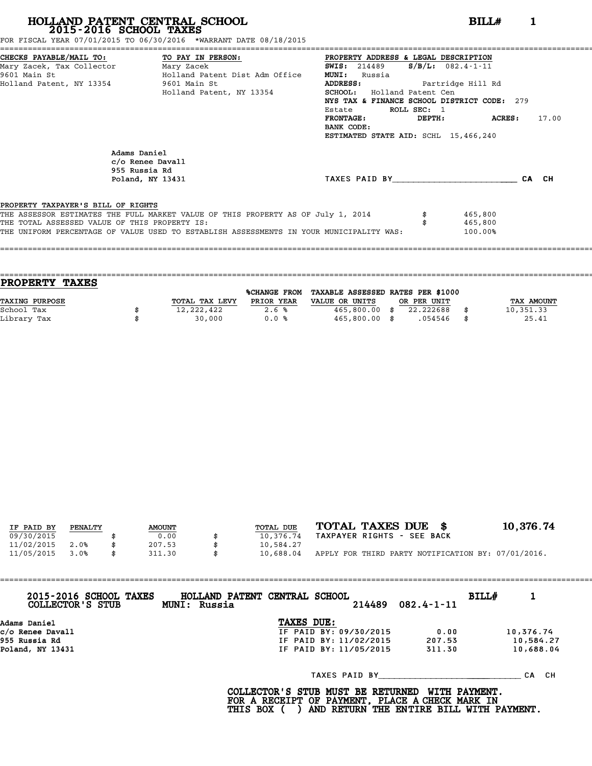# HOLLAND PATENT CENTRAL SCHOOL
## 2015-2016 SCHOOL TAXES

**BILL# 1**

FOR FISCAL YEAR 07/01/2015 TO 06/30/2016 *WARRANT DATE 08/18/2015

**CHECKS PAYABLE/MAIL TO:**
Mary Zacek, Tax Collector
9601 Main St
Holland Patent, NY 13354

**TO PAY IN PERSON:**
Mary Zacek
Holland Patent Dist Adm Office
9601 Main St
Holland Patent, NY 13354

**PROPERTY ADDRESS & LEGAL DESCRIPTION**
**SWIS:** 214489 **S/B/L:** 082.4-1-11
**MUNI:** Russia
**ADDRESS:** Partridge Hill Rd
**SCHOOL:** Holland Patent Cen
**NYS TAX & FINANCE SCHOOL DISTRICT CODE:** 279
Estate **ROLL SEC:** 1
**FRONTAGE:** **DEPTH:** **ACRES:** 17.00
**BANK CODE:**
**ESTIMATED STATE AID:** SCHL 15,466,240

Adams Daniel
c/o Renee Davall
955 Russia Rd
Poland, NY 13431

TAXES PAID BY________________________ CA CH

**PROPERTY TAXPAYER'S BILL OF RIGHTS**

| | | |
|---|---|---|
| THE ASSESSOR ESTIMATES THE FULL MARKET VALUE OF THIS PROPERTY AS OF July 1, 2014 | $ | 465,800 |
| THE TOTAL ASSESSED VALUE OF THIS PROPERTY IS: | $ | 465,800 |
| THE UNIFORM PERCENTAGE OF VALUE USED TO ESTABLISH ASSESSMENTS IN YOUR MUNICIPALITY WAS: | | 100.00% |

## PROPERTY TAXES

| TAXING PURPOSE | | TOTAL TAX LEVY | %CHANGE FROM PRIOR YEAR | TAXABLE ASSESSED VALUE OR UNITS | | RATES PER $1000 OR PER UNIT | | TAX AMOUNT |
|---|---|---|---|---|---|---|---|---|
| School Tax | $ | 12,222,422 | 2.6 % | 465,800.00 | $ | 22.222688 | $ | 10,351.33 |
| Library Tax | $ | 30,000 | 0.0 % | 465,800.00 | $ | .054546 | $ | 25.41 |

| IF PAID BY | PENALTY | | AMOUNT | | TOTAL DUE |
|---|---|---|---|---|---|
| 09/30/2015 | | $ | 0.00 | $ | 10,376.74 |
| 11/02/2015 | 2.0% | $ | 207.53 | $ | 10,584.27 |
| 11/05/2015 | 3.0% | $ | 311.30 | $ | 10,688.04 |

**TOTAL TAXES DUE $ 10,376.74**
TAXPAYER RIGHTS - SEE BACK
APPLY FOR THIRD PARTY NOTIFICATION BY: 07/01/2016.

---

**2015-2016 SCHOOL TAXES COLLECTOR'S STUB** **HOLLAND PATENT CENTRAL SCHOOL** **MUNI: Russia** 214489 082.4-1-11 **BILL# 1**

**Adams Daniel**
**c/o Renee Davall**
**955 Russia Rd**
**Poland, NY 13431**

**TAXES DUE:**

| | | |
|---|---|---|
| IF PAID BY: 09/30/2015 | 0.00 | 10,376.74 |
| IF PAID BY: 11/02/2015 | 207.53 | 10,584.27 |
| IF PAID BY: 11/05/2015 | 311.30 | 10,688.04 |

TAXES PAID BY____________________________ CA CH

**COLLECTOR'S STUB MUST BE RETURNED WITH PAYMENT. FOR A RECEIPT OF PAYMENT, PLACE A CHECK MARK IN THIS BOX ( ) AND RETURN THE ENTIRE BILL WITH PAYMENT.**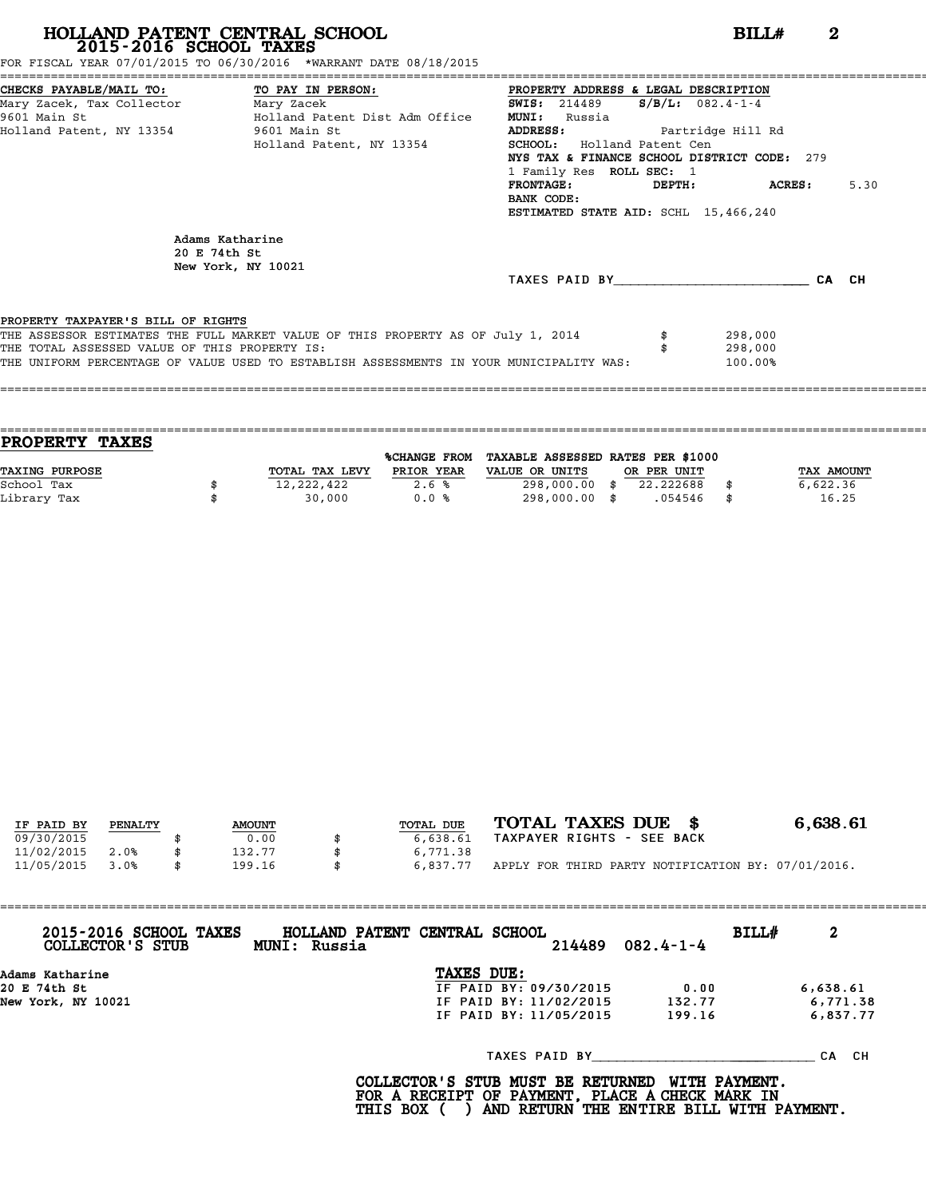# HOLLAND PATENT CENTRAL SCHOOL
## 2015-2016 SCHOOL TAXES

**BILL# 2**

FOR FISCAL YEAR 07/01/2015 TO 06/30/2016 *WARRANT DATE 08/18/2015

**CHECKS PAYABLE/MAIL TO:**
Mary Zacek, Tax Collector
9601 Main St
Holland Patent, NY 13354

**TO PAY IN PERSON:**
Mary Zacek
Holland Patent Dist Adm Office
9601 Main St
Holland Patent, NY 13354

**PROPERTY ADDRESS & LEGAL DESCRIPTION**
**SWIS:** 214489 **S/B/L:** 082.4-1-4
**MUNI:** Russia
**ADDRESS:** Partridge Hill Rd
**SCHOOL:** Holland Patent Cen
**NYS TAX & FINANCE SCHOOL DISTRICT CODE:** 279
1 Family Res **ROLL SEC:** 1
**FRONTAGE:** **DEPTH:** **ACRES:** 5.30
**BANK CODE:**
**ESTIMATED STATE AID:** SCHL 15,466,240

Adams Katharine
20 E 74th St
New York, NY 10021

TAXES PAID BY\_\_\_\_\_\_\_\_\_\_\_\_\_\_\_\_\_\_\_\_\_\_\_\_ CA CH

PROPERTY TAXPAYER'S BILL OF RIGHTS

| | | |
|---|---|---|
| THE ASSESSOR ESTIMATES THE FULL MARKET VALUE OF THIS PROPERTY AS OF July 1, 2014 | $ | 298,000 |
| THE TOTAL ASSESSED VALUE OF THIS PROPERTY IS: | $ | 298,000 |
| THE UNIFORM PERCENTAGE OF VALUE USED TO ESTABLISH ASSESSMENTS IN YOUR MUNICIPALITY WAS: | | 100.00% |

## PROPERTY TAXES

| TAXING PURPOSE | TOTAL TAX LEVY | %CHANGE FROM PRIOR YEAR | TAXABLE ASSESSED VALUE OR UNITS | RATES PER $1000 OR PER UNIT | TAX AMOUNT |
|---|---|---|---|---|---|
| School Tax | $ 12,222,422 | 2.6 % | 298,000.00 | $ 22.222688 | $ 6,622.36 |
| Library Tax | $ 30,000 | 0.0 % | 298,000.00 | $ .054546 | $ 16.25 |

| IF PAID BY | PENALTY | AMOUNT | TOTAL DUE |
|---|---|---|---|
| 09/30/2015 | | $ 0.00 | $ 6,638.61 |
| 11/02/2015 | 2.0% | $ 132.77 | $ 6,771.38 |
| 11/05/2015 | 3.0% | $ 199.16 | $ 6,837.77 |

**TOTAL TAXES DUE $ 6,638.61**

TAXPAYER RIGHTS - SEE BACK

APPLY FOR THIRD PARTY NOTIFICATION BY: 07/01/2016.

---

**2015-2016 SCHOOL TAXES COLLECTOR'S STUB** **HOLLAND PATENT CENTRAL SCHOOL** **MUNI: Russia** 214489 082.4-1-4 **BILL# 2**

Adams Katharine
20 E 74th St
New York, NY 10021

**TAXES DUE:**

| | | |
|---|---|---|
| IF PAID BY: 09/30/2015 | 0.00 | 6,638.61 |
| IF PAID BY: 11/02/2015 | 132.77 | 6,771.38 |
| IF PAID BY: 11/05/2015 | 199.16 | 6,837.77 |

TAXES PAID BY\_\_\_\_\_\_\_\_\_\_\_\_\_\_\_\_\_\_\_\_\_\_\_\_ CA CH

**COLLECTOR'S STUB MUST BE RETURNED WITH PAYMENT. FOR A RECEIPT OF PAYMENT, PLACE A CHECK MARK IN THIS BOX ( ) AND RETURN THE ENTIRE BILL WITH PAYMENT.**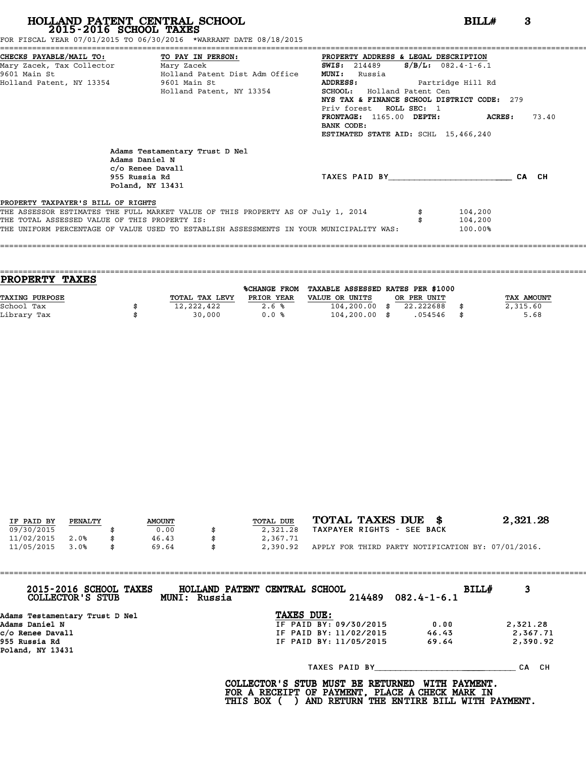# HOLLAND PATENT CENTRAL SCHOOL
## 2015-2016 SCHOOL TAXES

**BILL# 3**

FOR FISCAL YEAR 07/01/2015 TO 06/30/2016 *WARRANT DATE 08/18/2015

**CHECKS PAYABLE/MAIL TO:**
Mary Zacek, Tax Collector
9601 Main St
Holland Patent, NY 13354

**TO PAY IN PERSON:**
Mary Zacek
Holland Patent Dist Adm Office
9601 Main St
Holland Patent, NY 13354

**PROPERTY ADDRESS & LEGAL DESCRIPTION**
**SWIS:** 214489 **S/B/L:** 082.4-1-6.1
**MUNI:** Russia
**ADDRESS:** Partridge Hill Rd
**SCHOOL:** Holland Patent Cen
**NYS TAX & FINANCE SCHOOL DISTRICT CODE:** 279
Priv forest **ROLL SEC:** 1
**FRONTAGE:** 1165.00 **DEPTH:** **ACRES:** 73.40
**BANK CODE:**
**ESTIMATED STATE AID:** SCHL 15,466,240

Adams Testamentary Trust D Nel
Adams Daniel N
c/o Renee Davall
955 Russia Rd
Poland, NY 13431

TAXES PAID BY________________________ CA CH

**PROPERTY TAXPAYER'S BILL OF RIGHTS**

THE ASSESSOR ESTIMATES THE FULL MARKET VALUE OF THIS PROPERTY AS OF July 1, 2014 $ 104,200
THE TOTAL ASSESSED VALUE OF THIS PROPERTY IS: $ 104,200
THE UNIFORM PERCENTAGE OF VALUE USED TO ESTABLISH ASSESSMENTS IN YOUR MUNICIPALITY WAS: 100.00%

## PROPERTY TAXES

| TAXING PURPOSE | TOTAL TAX LEVY | %CHANGE FROM PRIOR YEAR | TAXABLE ASSESSED VALUE OR UNITS | RATES PER $1000 OR PER UNIT | TAX AMOUNT |
|---|---|---|---|---|---|
| School Tax | $ 12,222,422 | 2.6 % | 104,200.00 | $ 22.222688 | $ 2,315.60 |
| Library Tax | $ 30,000 | 0.0 % | 104,200.00 | $ .054546 | $ 5.68 |

| IF PAID BY | PENALTY | AMOUNT | TOTAL DUE |
|---|---|---|---|
| 09/30/2015 | | $ 0.00 | $ 2,321.28 |
| 11/02/2015 | 2.0% | $ 46.43 | $ 2,367.71 |
| 11/05/2015 | 3.0% | $ 69.64 | $ 2,390.92 |

**TOTAL TAXES DUE $ 2,321.28**
TAXPAYER RIGHTS - SEE BACK

APPLY FOR THIRD PARTY NOTIFICATION BY: 07/01/2016.

---

**2015-2016 SCHOOL TAXES** **HOLLAND PATENT CENTRAL SCHOOL** **BILL# 3**
**COLLECTOR'S STUB** **MUNI: Russia** 214489 082.4-1-6.1

Adams Testamentary Trust D Nel
Adams Daniel N
c/o Renee Davall
955 Russia Rd
Poland, NY 13431

**TAXES DUE:**

| | | |
|---|---|---|
| IF PAID BY: 09/30/2015 | 0.00 | 2,321.28 |
| IF PAID BY: 11/02/2015 | 46.43 | 2,367.71 |
| IF PAID BY: 11/05/2015 | 69.64 | 2,390.92 |

TAXES PAID BY____________________________ CA CH

**COLLECTOR'S STUB MUST BE RETURNED WITH PAYMENT.**
**FOR A RECEIPT OF PAYMENT, PLACE A CHECK MARK IN**
**THIS BOX ( ) AND RETURN THE ENTIRE BILL WITH PAYMENT.**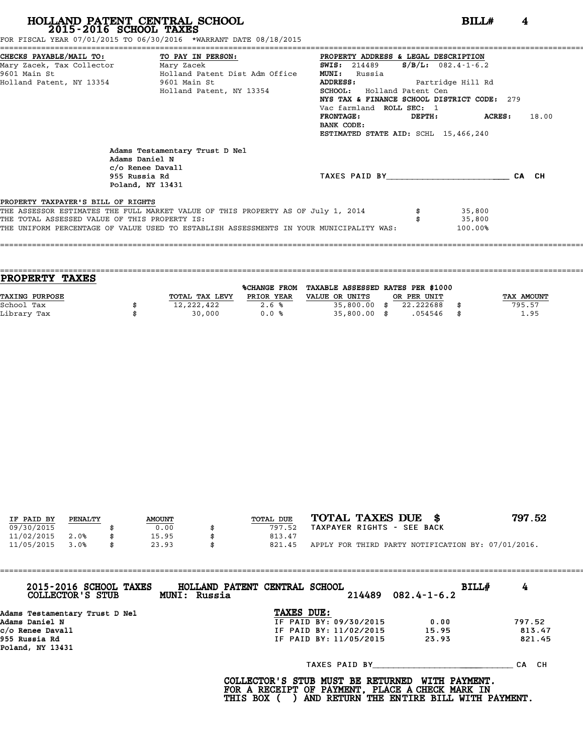# HOLLAND PATENT CENTRAL SCHOOL
## 2015-2016 SCHOOL TAXES

**BILL#** 4

FOR FISCAL YEAR 07/01/2015 TO 06/30/2016 *WARRANT DATE 08/18/2015

**CHECKS PAYABLE/MAIL TO:**
Mary Zacek, Tax Collector
9601 Main St
Holland Patent, NY 13354

**TO PAY IN PERSON:**
Mary Zacek
Holland Patent Dist Adm Office
9601 Main St
Holland Patent, NY 13354

**PROPERTY ADDRESS & LEGAL DESCRIPTION**
**SWIS:** 214489 **S/B/L:** 082.4-1-6.2
**MUNI:** Russia
**ADDRESS:** Partridge Hill Rd
**SCHOOL:** Holland Patent Cen
**NYS TAX & FINANCE SCHOOL DISTRICT CODE:** 279
Vac farmland **ROLL SEC:** 1
**FRONTAGE:** **DEPTH:** **ACRES:** 18.00
**BANK CODE:**
**ESTIMATED STATE AID:** SCHL 15,466,240

Adams Testamentary Trust D Nel
Adams Daniel N
c/o Renee Davall
955 Russia Rd
Poland, NY 13431

TAXES PAID BY\_\_\_\_\_\_\_\_\_\_\_\_\_\_\_\_\_\_\_\_\_\_\_\_ CA CH

**PROPERTY TAXPAYER'S BILL OF RIGHTS**

THE ASSESSOR ESTIMATES THE FULL MARKET VALUE OF THIS PROPERTY AS OF July 1, 2014 $ 35,800
THE TOTAL ASSESSED VALUE OF THIS PROPERTY IS: $ 35,800
THE UNIFORM PERCENTAGE OF VALUE USED TO ESTABLISH ASSESSMENTS IN YOUR MUNICIPALITY WAS: 100.00%

## PROPERTY TAXES

| TAXING PURPOSE | TOTAL TAX LEVY | %CHANGE FROM PRIOR YEAR | TAXABLE ASSESSED VALUE OR UNITS | RATES PER $1000 OR PER UNIT | TAX AMOUNT |
|---|---|---|---|---|---|
| School Tax | $ 12,222,422 | 2.6 % | 35,800.00 | $ 22.222688 | $ 795.57 |
| Library Tax | $ 30,000 | 0.0 % | 35,800.00 | $ .054546 | $ 1.95 |

| IF PAID BY | PENALTY | AMOUNT | TOTAL DUE |
|---|---|---|---|
| 09/30/2015 | | $ 0.00 | $ 797.52 |
| 11/02/2015 | 2.0% | $ 15.95 | $ 813.47 |
| 11/05/2015 | 3.0% | $ 23.93 | $ 821.45 |

**TOTAL TAXES DUE $ 797.52**
TAXPAYER RIGHTS - SEE BACK

APPLY FOR THIRD PARTY NOTIFICATION BY: 07/01/2016.

**2015-2016 SCHOOL TAXES** **HOLLAND PATENT CENTRAL SCHOOL** **BILL#** 4
**COLLECTOR'S STUB** **MUNI: Russia** 214489 082.4-1-6.2

Adams Testamentary Trust D Nel
Adams Daniel N
c/o Renee Davall
955 Russia Rd
Poland, NY 13431

**TAXES DUE:**

| | | |
|---|---|---|
| IF PAID BY: 09/30/2015 | 0.00 | 797.52 |
| IF PAID BY: 11/02/2015 | 15.95 | 813.47 |
| IF PAID BY: 11/05/2015 | 23.93 | 821.45 |

TAXES PAID BY\_\_\_\_\_\_\_\_\_\_\_\_\_\_\_\_\_\_\_\_\_\_\_\_ CA CH

**COLLECTOR'S STUB MUST BE RETURNED WITH PAYMENT.**
**FOR A RECEIPT OF PAYMENT, PLACE A CHECK MARK IN**
**THIS BOX ( ) AND RETURN THE ENTIRE BILL WITH PAYMENT.**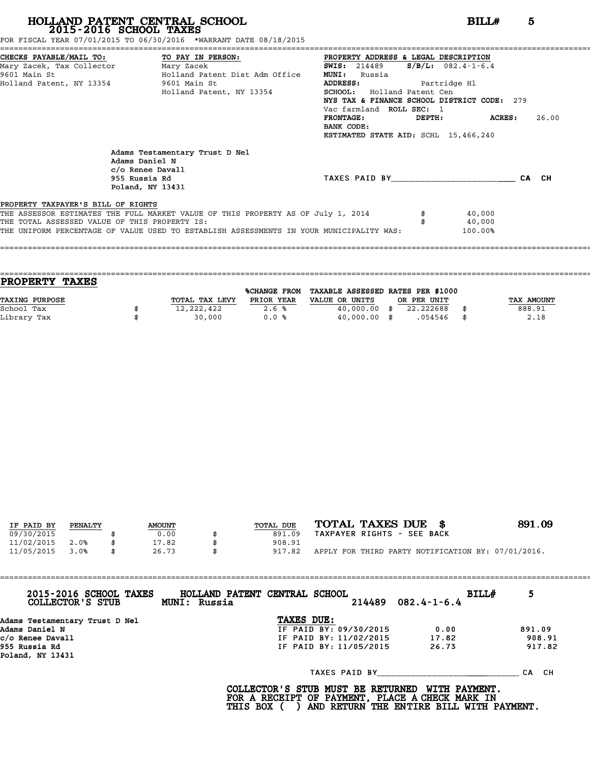# HOLLAND PATENT CENTRAL SCHOOL
## 2015-2016 SCHOOL TAXES

**BILL#** 5

FOR FISCAL YEAR 07/01/2015 TO 06/30/2016 *WARRANT DATE 08/18/2015

**CHECKS PAYABLE/MAIL TO:**
Mary Zacek, Tax Collector
9601 Main St
Holland Patent, NY 13354

**TO PAY IN PERSON:**
Mary Zacek
Holland Patent Dist Adm Office
9601 Main St
Holland Patent, NY 13354

**PROPERTY ADDRESS & LEGAL DESCRIPTION**
**SWIS:** 214489 **S/B/L:** 082.4-1-6.4
**MUNI:** Russia
**ADDRESS:** Partridge Hl
**SCHOOL:** Holland Patent Cen
**NYS TAX & FINANCE SCHOOL DISTRICT CODE:** 279
Vac farmland **ROLL SEC:** 1
**FRONTAGE:** **DEPTH:** **ACRES:** 26.00
**BANK CODE:**
**ESTIMATED STATE AID:** SCHL 15,466,240

Adams Testamentary Trust D Nel
Adams Daniel N
c/o Renee Davall
955 Russia Rd
Poland, NY 13431

TAXES PAID BY\_\_\_\_\_\_\_\_\_\_\_\_\_\_\_\_\_\_\_\_\_\_\_\_ CA CH

**PROPERTY TAXPAYER'S BILL OF RIGHTS**

THE ASSESSOR ESTIMATES THE FULL MARKET VALUE OF THIS PROPERTY AS OF July 1, 2014 $ 40,000
THE TOTAL ASSESSED VALUE OF THIS PROPERTY IS: $ 40,000
THE UNIFORM PERCENTAGE OF VALUE USED TO ESTABLISH ASSESSMENTS IN YOUR MUNICIPALITY WAS: 100.00%

## PROPERTY TAXES

| TAXING PURPOSE | | TOTAL TAX LEVY | %CHANGE FROM PRIOR YEAR | TAXABLE ASSESSED VALUE OR UNITS | | RATES PER $1000 OR PER UNIT | | TAX AMOUNT |
|---|---|---|---|---|---|---|---|---|
| School Tax | $ | 12,222,422 | 2.6 % | 40,000.00 | $ | 22.222688 | $ | 888.91 |
| Library Tax | $ | 30,000 | 0.0 % | 40,000.00 | $ | .054546 | $ | 2.18 |

| IF PAID BY | PENALTY | | AMOUNT | | TOTAL DUE |
|---|---|---|---|---|---|
| 09/30/2015 | | $ | 0.00 | $ | 891.09 |
| 11/02/2015 | 2.0% | $ | 17.82 | $ | 908.91 |
| 11/05/2015 | 3.0% | $ | 26.73 | $ | 917.82 |

**TOTAL TAXES DUE $ 891.09**
TAXPAYER RIGHTS - SEE BACK

APPLY FOR THIRD PARTY NOTIFICATION BY: 07/01/2016.

---

**2015-2016 SCHOOL TAXES** **HOLLAND PATENT CENTRAL SCHOOL** **BILL#** 5
**COLLECTOR'S STUB** **MUNI: Russia** 214489 082.4-1-6.4

Adams Testamentary Trust D Nel
Adams Daniel N
c/o Renee Davall
955 Russia Rd
Poland, NY 13431

**TAXES DUE:**

| | | |
|---|---|---|
| IF PAID BY: 09/30/2015 | 0.00 | 891.09 |
| IF PAID BY: 11/02/2015 | 17.82 | 908.91 |
| IF PAID BY: 11/05/2015 | 26.73 | 917.82 |

TAXES PAID BY\_\_\_\_\_\_\_\_\_\_\_\_\_\_\_\_\_\_\_\_\_\_\_\_ CA CH

**COLLECTOR'S STUB MUST BE RETURNED WITH PAYMENT.**
**FOR A RECEIPT OF PAYMENT, PLACE A CHECK MARK IN**
**THIS BOX ( ) AND RETURN THE ENTIRE BILL WITH PAYMENT.**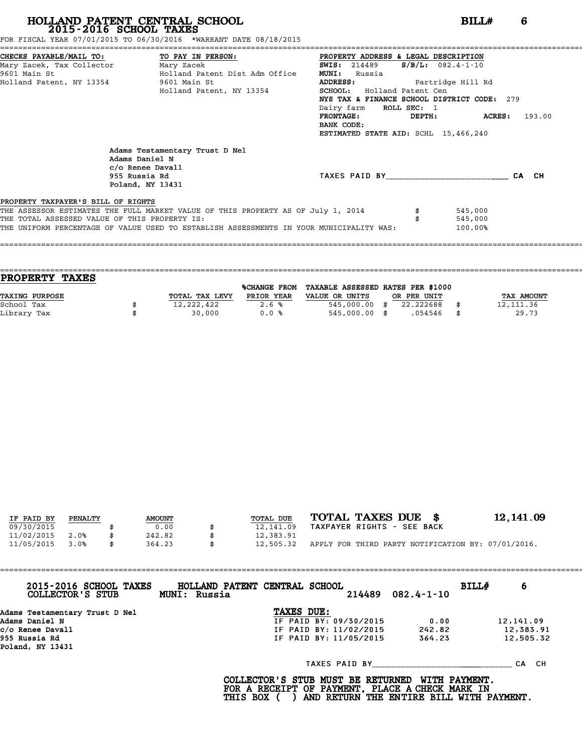# HOLLAND PATENT CENTRAL SCHOOL
## 2015-2016 SCHOOL TAXES

**BILL# 6**

FOR FISCAL YEAR 07/01/2015 TO 06/30/2016 *WARRANT DATE 08/18/2015

**CHECKS PAYABLE/MAIL TO:**
Mary Zacek, Tax Collector
9601 Main St
Holland Patent, NY 13354

**TO PAY IN PERSON:**
Mary Zacek
Holland Patent Dist Adm Office
9601 Main St
Holland Patent, NY 13354

**PROPERTY ADDRESS & LEGAL DESCRIPTION**
**SWIS:** 214489 **S/B/L:** 082.4-1-10
**MUNI:** Russia
**ADDRESS:** Partridge Hill Rd
**SCHOOL:** Holland Patent Cen
**NYS TAX & FINANCE SCHOOL DISTRICT CODE:** 279
Dairy farm **ROLL SEC:** 1
**FRONTAGE:** **DEPTH:** **ACRES:** 193.00
**BANK CODE:**
**ESTIMATED STATE AID:** SCHL 15,466,240

Adams Testamentary Trust D Nel
Adams Daniel N
c/o Renee Davall
955 Russia Rd
Poland, NY 13431

TAXES PAID BY________________________ CA CH

**PROPERTY TAXPAYER'S BILL OF RIGHTS**

| | | |
|---|---|---|
| THE ASSESSOR ESTIMATES THE FULL MARKET VALUE OF THIS PROPERTY AS OF July 1, 2014 | $ | 545,000 |
| THE TOTAL ASSESSED VALUE OF THIS PROPERTY IS: | $ | 545,000 |
| THE UNIFORM PERCENTAGE OF VALUE USED TO ESTABLISH ASSESSMENTS IN YOUR MUNICIPALITY WAS: | | 100.00% |

## PROPERTY TAXES

| TAXING PURPOSE | TOTAL TAX LEVY | %CHANGE FROM PRIOR YEAR | TAXABLE ASSESSED VALUE OR UNITS | RATES PER $1000 OR PER UNIT | TAX AMOUNT |
|---|---|---|---|---|---|
| School Tax | $ 12,222,422 | 2.6 % | 545,000.00 | $ 22.222688 | $ 12,111.36 |
| Library Tax | $ 30,000 | 0.0 % | 545,000.00 | $ .054546 | $ 29.73 |

| IF PAID BY | PENALTY | AMOUNT | TOTAL DUE |
|---|---|---|---|
| 09/30/2015 | | $ 0.00 | $ 12,141.09 |
| 11/02/2015 | 2.0% | $ 242.82 | $ 12,383.91 |
| 11/05/2015 | 3.0% | $ 364.23 | $ 12,505.32 |

**TOTAL TAXES DUE $ 12,141.09**
TAXPAYER RIGHTS - SEE BACK

APPLY FOR THIRD PARTY NOTIFICATION BY: 07/01/2016.

---

**2015-2016 SCHOOL TAXES** **HOLLAND PATENT CENTRAL SCHOOL** **BILL# 6**
**COLLECTOR'S STUB** **MUNI: Russia** 214489 082.4-1-10

Adams Testamentary Trust D Nel
Adams Daniel N
c/o Renee Davall
955 Russia Rd
Poland, NY 13431

**TAXES DUE:**

| | | |
|---|---|---|
| IF PAID BY: 09/30/2015 | 0.00 | 12,141.09 |
| IF PAID BY: 11/02/2015 | 242.82 | 12,383.91 |
| IF PAID BY: 11/05/2015 | 364.23 | 12,505.32 |

TAXES PAID BY____________________________ CA CH

**COLLECTOR'S STUB MUST BE RETURNED WITH PAYMENT.**
**FOR A RECEIPT OF PAYMENT, PLACE A CHECK MARK IN**
**THIS BOX ( ) AND RETURN THE ENTIRE BILL WITH PAYMENT.**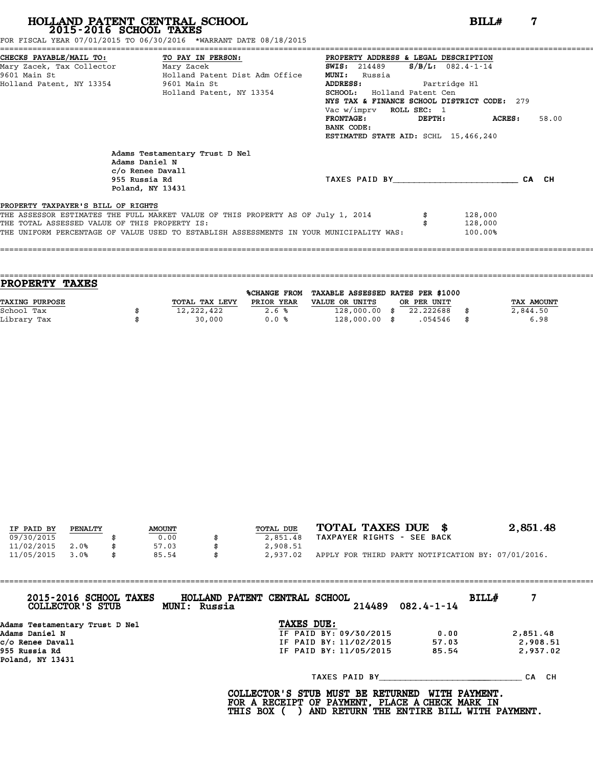# HOLLAND PATENT CENTRAL SCHOOL
## 2015-2016 SCHOOL TAXES

**BILL# 7**

FOR FISCAL YEAR 07/01/2015 TO 06/30/2016 *WARRANT DATE 08/18/2015

**CHECKS PAYABLE/MAIL TO:**
Mary Zacek, Tax Collector
9601 Main St
Holland Patent, NY 13354

**TO PAY IN PERSON:**
Mary Zacek
Holland Patent Dist Adm Office
9601 Main St
Holland Patent, NY 13354

**PROPERTY ADDRESS & LEGAL DESCRIPTION**
**SWIS:** 214489 **S/B/L:** 082.4-1-14
**MUNI:** Russia
**ADDRESS:** Partridge Hl
**SCHOOL:** Holland Patent Cen
**NYS TAX & FINANCE SCHOOL DISTRICT CODE:** 279
Vac w/imprv **ROLL SEC:** 1
**FRONTAGE:** **DEPTH:** **ACRES:** 58.00
**BANK CODE:**
**ESTIMATED STATE AID:** SCHL 15,466,240

Adams Testamentary Trust D Nel
Adams Daniel N
c/o Renee Davall
955 Russia Rd
Poland, NY 13431

TAXES PAID BY________________________ CA CH

**PROPERTY TAXPAYER'S BILL OF RIGHTS**

| | | |
|---|---|---|
| THE ASSESSOR ESTIMATES THE FULL MARKET VALUE OF THIS PROPERTY AS OF July 1, 2014 | $ | 128,000 |
| THE TOTAL ASSESSED VALUE OF THIS PROPERTY IS: | $ | 128,000 |
| THE UNIFORM PERCENTAGE OF VALUE USED TO ESTABLISH ASSESSMENTS IN YOUR MUNICIPALITY WAS: | | 100.00% |

## PROPERTY TAXES

| TAXING PURPOSE | | TOTAL TAX LEVY | %CHANGE FROM PRIOR YEAR | TAXABLE ASSESSED VALUE OR UNITS | | RATES PER $1000 OR PER UNIT | | TAX AMOUNT |
|---|---|---|---|---|---|---|---|---|
| School Tax | $ | 12,222,422 | 2.6 % | 128,000.00 | $ | 22.222688 | $ | 2,844.50 |
| Library Tax | $ | 30,000 | 0.0 % | 128,000.00 | $ | .054546 | $ | 6.98 |

| IF PAID BY | PENALTY | | AMOUNT | | TOTAL DUE |
|---|---|---|---|---|---|
| 09/30/2015 | | $ | 0.00 | $ | 2,851.48 |
| 11/02/2015 | 2.0% | $ | 57.03 | $ | 2,908.51 |
| 11/05/2015 | 3.0% | $ | 85.54 | $ | 2,937.02 |

**TOTAL TAXES DUE $ 2,851.48**
TAXPAYER RIGHTS - SEE BACK

APPLY FOR THIRD PARTY NOTIFICATION BY: 07/01/2016.

---

**2015-2016 SCHOOL TAXES** **HOLLAND PATENT CENTRAL SCHOOL** **BILL# 7**
**COLLECTOR'S STUB** **MUNI: Russia** 214489 082.4-1-14

Adams Testamentary Trust D Nel
Adams Daniel N
c/o Renee Davall
955 Russia Rd
Poland, NY 13431

**TAXES DUE:**

| | | |
|---|---|---|
| IF PAID BY: 09/30/2015 | 0.00 | 2,851.48 |
| IF PAID BY: 11/02/2015 | 57.03 | 2,908.51 |
| IF PAID BY: 11/05/2015 | 85.54 | 2,937.02 |

TAXES PAID BY____________________________ CA CH

**COLLECTOR'S STUB MUST BE RETURNED WITH PAYMENT. FOR A RECEIPT OF PAYMENT, PLACE A CHECK MARK IN THIS BOX ( ) AND RETURN THE ENTIRE BILL WITH PAYMENT.**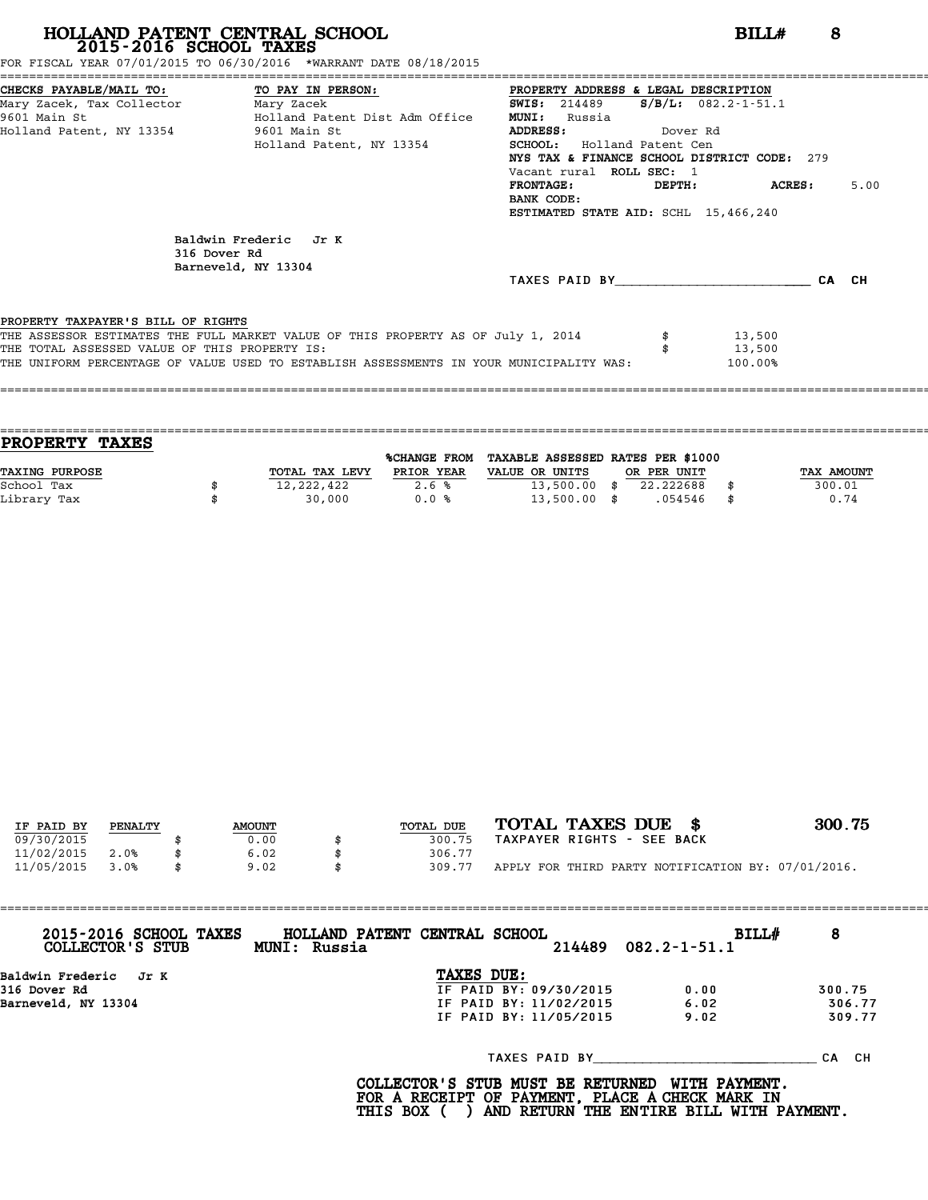# HOLLAND PATENT CENTRAL SCHOOL
## 2015-2016 SCHOOL TAXES

**BILL# 8**

FOR FISCAL YEAR 07/01/2015 TO 06/30/2016 *WARRANT DATE 08/18/2015

| CHECKS PAYABLE/MAIL TO: | TO PAY IN PERSON: | PROPERTY ADDRESS & LEGAL DESCRIPTION |
|---|---|---|
| Mary Zacek, Tax Collector | Mary Zacek | **SWIS:** 214489 **S/B/L:** 082.2-1-51.1 |
| 9601 Main St | Holland Patent Dist Adm Office | **MUNI:** Russia |
| Holland Patent, NY 13354 | 9601 Main St | **ADDRESS:** Dover Rd |
| | Holland Patent, NY 13354 | **SCHOOL:** Holland Patent Cen |
| | | NYS TAX & FINANCE SCHOOL DISTRICT CODE: 279 |
| | | Vacant rural **ROLL SEC:** 1 |
| | | **FRONTAGE:** **DEPTH:** **ACRES:** 5.00 |
| | | **BANK CODE:** |
| | | **ESTIMATED STATE AID:** SCHL 15,466,240 |

Baldwin Frederic Jr K
316 Dover Rd
Barneveld, NY 13304

TAXES PAID BY________________________ CA CH

**PROPERTY TAXPAYER'S BILL OF RIGHTS**

THE ASSESSOR ESTIMATES THE FULL MARKET VALUE OF THIS PROPERTY AS OF July 1, 2014 $ 13,500
THE TOTAL ASSESSED VALUE OF THIS PROPERTY IS: $ 13,500
THE UNIFORM PERCENTAGE OF VALUE USED TO ESTABLISH ASSESSMENTS IN YOUR MUNICIPALITY WAS: 100.00%

## PROPERTY TAXES

| TAXING PURPOSE | TOTAL TAX LEVY | %CHANGE FROM PRIOR YEAR | TAXABLE ASSESSED VALUE OR UNITS | RATES PER $1000 OR PER UNIT | TAX AMOUNT |
|---|---|---|---|---|---|
| School Tax | $ 12,222,422 | 2.6 % | 13,500.00 | $ 22.222688 | $ 300.01 |
| Library Tax | $ 30,000 | 0.0 % | 13,500.00 | $ .054546 | $ 0.74 |

| IF PAID BY | PENALTY | AMOUNT | TOTAL DUE |
|---|---|---|---|
| 09/30/2015 | | $ 0.00 | $ 300.75 |
| 11/02/2015 | 2.0% | $ 6.02 | $ 306.77 |
| 11/05/2015 | 3.0% | $ 9.02 | $ 309.77 |

**TOTAL TAXES DUE $ 300.75**

TAXPAYER RIGHTS - SEE BACK

APPLY FOR THIRD PARTY NOTIFICATION BY: 07/01/2016.

---

**2015-2016 SCHOOL TAXES** **HOLLAND PATENT CENTRAL SCHOOL** **BILL# 8**
**COLLECTOR'S STUB** **MUNI: Russia** 214489 082.2-1-51.1

Baldwin Frederic Jr K
316 Dover Rd
Barneveld, NY 13304

**TAXES DUE:**

| | | |
|---|---|---|
| IF PAID BY: 09/30/2015 | 0.00 | 300.75 |
| IF PAID BY: 11/02/2015 | 6.02 | 306.77 |
| IF PAID BY: 11/05/2015 | 9.02 | 309.77 |

TAXES PAID BY____________________________ CA CH

**COLLECTOR'S STUB MUST BE RETURNED WITH PAYMENT.**
**FOR A RECEIPT OF PAYMENT, PLACE A CHECK MARK IN**
**THIS BOX ( ) AND RETURN THE ENTIRE BILL WITH PAYMENT.**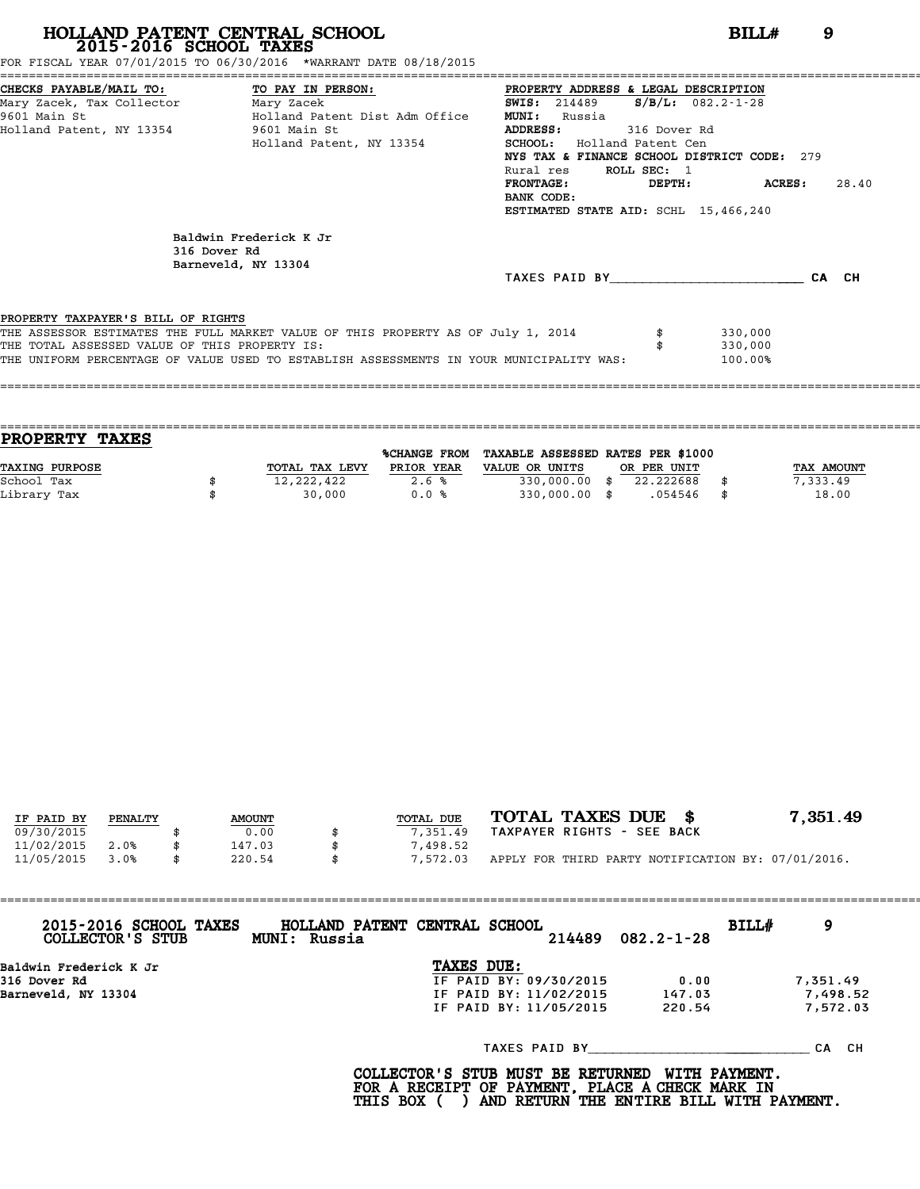# HOLLAND PATENT CENTRAL SCHOOL

## 2015-2016 SCHOOL TAXES

**BILL# 9**

FOR FISCAL YEAR 07/01/2015 TO 06/30/2016 *WARRANT DATE 08/18/2015

**CHECKS PAYABLE/MAIL TO:**
Mary Zacek, Tax Collector
9601 Main St
Holland Patent, NY 13354

**TO PAY IN PERSON:**
Mary Zacek
Holland Patent Dist Adm Office
9601 Main St
Holland Patent, NY 13354

**PROPERTY ADDRESS & LEGAL DESCRIPTION**
**SWIS:** 214489 **S/B/L:** 082.2-1-28
**MUNI:** Russia
**ADDRESS:** 316 Dover Rd
**SCHOOL:** Holland Patent Cen
**NYS TAX & FINANCE SCHOOL DISTRICT CODE:** 279
Rural res **ROLL SEC:** 1
**FRONTAGE:** **DEPTH:** **ACRES:** 28.40
**BANK CODE:**
**ESTIMATED STATE AID:** SCHL 15,466,240

Baldwin Frederick K Jr
316 Dover Rd
Barneveld, NY 13304

TAXES PAID BY________________________ CA CH

PROPERTY TAXPAYER'S BILL OF RIGHTS

| | | |
|---|---|---|
| THE ASSESSOR ESTIMATES THE FULL MARKET VALUE OF THIS PROPERTY AS OF July 1, 2014 | $ | 330,000 |
| THE TOTAL ASSESSED VALUE OF THIS PROPERTY IS: | $ | 330,000 |
| THE UNIFORM PERCENTAGE OF VALUE USED TO ESTABLISH ASSESSMENTS IN YOUR MUNICIPALITY WAS: | | 100.00% |

## PROPERTY TAXES

| TAXING PURPOSE | | TOTAL TAX LEVY | %CHANGE FROM PRIOR YEAR | TAXABLE ASSESSED VALUE OR UNITS | | RATES PER $1000 OR PER UNIT | | TAX AMOUNT |
|---|---|---|---|---|---|---|---|---|
| School Tax | $ | 12,222,422 | 2.6 % | 330,000.00 | $ | 22.222688 | $ | 7,333.49 |
| Library Tax | $ | 30,000 | 0.0 % | 330,000.00 | $ | .054546 | $ | 18.00 |

| IF PAID BY | PENALTY | | AMOUNT | | TOTAL DUE |
|---|---|---|---|---|---|
| 09/30/2015 | | $ | 0.00 | $ | 7,351.49 |
| 11/02/2015 | 2.0% | $ | 147.03 | $ | 7,498.52 |
| 11/05/2015 | 3.0% | $ | 220.54 | $ | 7,572.03 |

**TOTAL TAXES DUE $ 7,351.49**
TAXPAYER RIGHTS - SEE BACK

APPLY FOR THIRD PARTY NOTIFICATION BY: 07/01/2016.

**2015-2016 SCHOOL TAXES** **HOLLAND PATENT CENTRAL SCHOOL** **BILL# 9**
**COLLECTOR'S STUB** **MUNI: Russia** 214489 082.2-1-28

Baldwin Frederick K Jr
316 Dover Rd
Barneveld, NY 13304

**TAXES DUE:**

| | | |
|---|---|---|
| IF PAID BY: 09/30/2015 | 0.00 | 7,351.49 |
| IF PAID BY: 11/02/2015 | 147.03 | 7,498.52 |
| IF PAID BY: 11/05/2015 | 220.54 | 7,572.03 |

TAXES PAID BY____________________________ CA CH

**COLLECTOR'S STUB MUST BE RETURNED WITH PAYMENT.**
**FOR A RECEIPT OF PAYMENT, PLACE A CHECK MARK IN**
**THIS BOX ( ) AND RETURN THE ENTIRE BILL WITH PAYMENT.**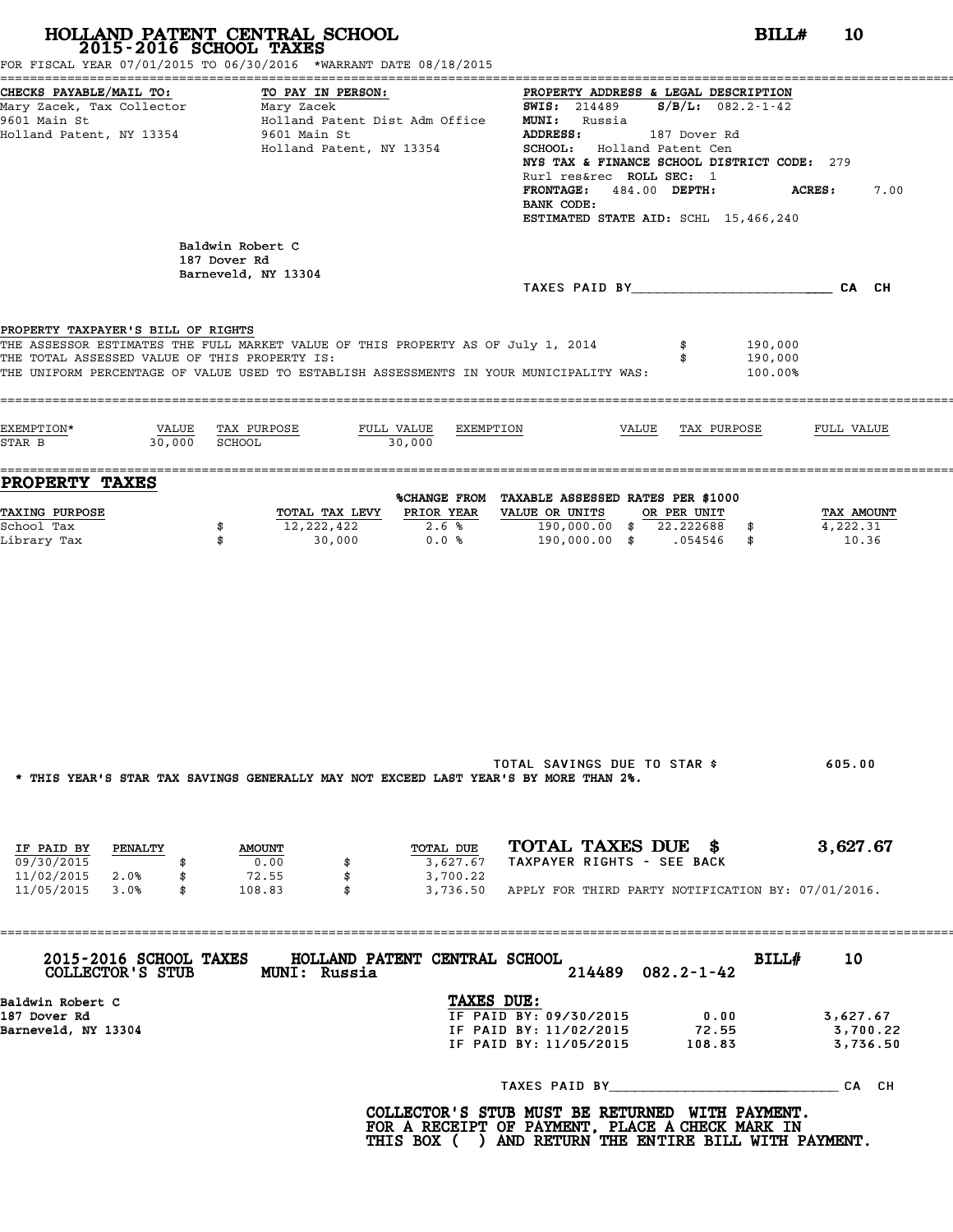# HOLLAND PATENT CENTRAL SCHOOL
## 2015-2016 SCHOOL TAXES

**BILL# 10**

FOR FISCAL YEAR 07/01/2015 TO 06/30/2016 *WARRANT DATE 08/18/2015

**CHECKS PAYABLE/MAIL TO:**
Mary Zacek, Tax Collector
9601 Main St
Holland Patent, NY 13354

**TO PAY IN PERSON:**
Mary Zacek
Holland Patent Dist Adm Office
9601 Main St
Holland Patent, NY 13354

**PROPERTY ADDRESS & LEGAL DESCRIPTION**
**SWIS:** 214489 **S/B/L:** 082.2-1-42
**MUNI:** Russia
**ADDRESS:** 187 Dover Rd
**SCHOOL:** Holland Patent Cen
**NYS TAX & FINANCE SCHOOL DISTRICT CODE:** 279
Rurl res&rec **ROLL SEC:** 1
**FRONTAGE:** 484.00 **DEPTH:** **ACRES:** 7.00
**BANK CODE:**
**ESTIMATED STATE AID:** SCHL 15,466,240

Baldwin Robert C
187 Dover Rd
Barneveld, NY 13304

TAXES PAID BY________________________ CA CH

**PROPERTY TAXPAYER'S BILL OF RIGHTS**

THE ASSESSOR ESTIMATES THE FULL MARKET VALUE OF THIS PROPERTY AS OF July 1, 2014 $ 190,000
THE TOTAL ASSESSED VALUE OF THIS PROPERTY IS: $ 190,000
THE UNIFORM PERCENTAGE OF VALUE USED TO ESTABLISH ASSESSMENTS IN YOUR MUNICIPALITY WAS: 100.00%

| EXEMPTION* | VALUE | TAX PURPOSE | FULL VALUE | EXEMPTION | VALUE | TAX PURPOSE | FULL VALUE |
|---|---|---|---|---|---|---|---|
| STAR B | 30,000 | SCHOOL | 30,000 | | | | |

## PROPERTY TAXES

| TAXING PURPOSE | TOTAL TAX LEVY | %CHANGE FROM PRIOR YEAR | TAXABLE ASSESSED VALUE OR UNITS | RATES PER $1000 OR PER UNIT | TAX AMOUNT |
|---|---|---|---|---|---|
| School Tax | $ 12,222,422 | 2.6 % | 190,000.00 | $ 22.222688 | $ 4,222.31 |
| Library Tax | $ 30,000 | 0.0 % | 190,000.00 | $ .054546 | $ 10.36 |

TOTAL SAVINGS DUE TO STAR $ 605.00

* THIS YEAR'S STAR TAX SAVINGS GENERALLY MAY NOT EXCEED LAST YEAR'S BY MORE THAN 2%.

| IF PAID BY | PENALTY | AMOUNT | TOTAL DUE |
|---|---|---|---|
| 09/30/2015 | | $ 0.00 | $ 3,627.67 |
| 11/02/2015 | 2.0% | $ 72.55 | $ 3,700.22 |
| 11/05/2015 | 3.0% | $ 108.83 | $ 3,736.50 |

**TOTAL TAXES DUE $ 3,627.67**
TAXPAYER RIGHTS - SEE BACK

APPLY FOR THIRD PARTY NOTIFICATION BY: 07/01/2016.

---

**2015-2016 SCHOOL TAXES COLLECTOR'S STUB** **HOLLAND PATENT CENTRAL SCHOOL MUNI: Russia** 214489 082.2-1-42 **BILL# 10**

Baldwin Robert C
187 Dover Rd
Barneveld, NY 13304

**TAXES DUE:**

| | | |
|---|---|---|
| IF PAID BY: 09/30/2015 | 0.00 | 3,627.67 |
| IF PAID BY: 11/02/2015 | 72.55 | 3,700.22 |
| IF PAID BY: 11/05/2015 | 108.83 | 3,736.50 |

TAXES PAID BY____________________________ CA CH

**COLLECTOR'S STUB MUST BE RETURNED WITH PAYMENT. FOR A RECEIPT OF PAYMENT, PLACE A CHECK MARK IN THIS BOX ( ) AND RETURN THE ENTIRE BILL WITH PAYMENT.**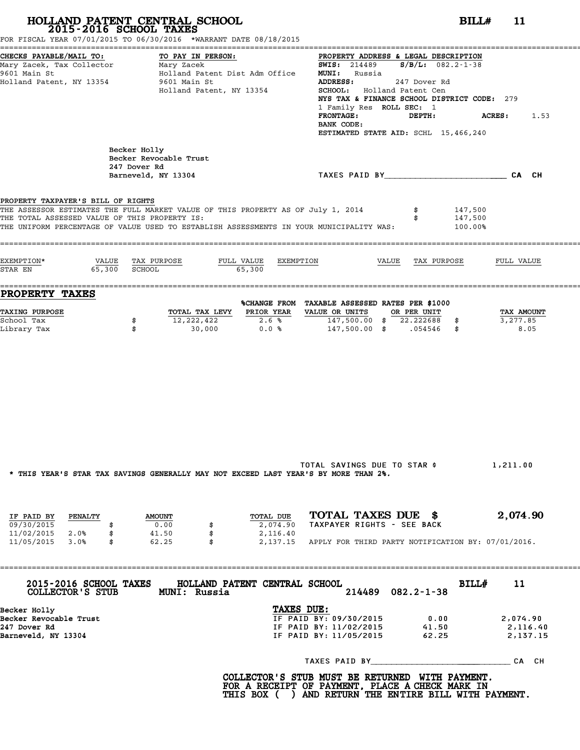# HOLLAND PATENT CENTRAL SCHOOL

## 2015-2016 SCHOOL TAXES

**BILL# 11**

FOR FISCAL YEAR 07/01/2015 TO 06/30/2016 *WARRANT DATE 08/18/2015

**CHECKS PAYABLE/MAIL TO:**
Mary Zacek, Tax Collector
9601 Main St
Holland Patent, NY 13354

**TO PAY IN PERSON:**
Mary Zacek
Holland Patent Dist Adm Office
9601 Main St
Holland Patent, NY 13354

**PROPERTY ADDRESS & LEGAL DESCRIPTION**
**SWIS:** 214489 **S/B/L:** 082.2-1-38
**MUNI:** Russia
**ADDRESS:** 247 Dover Rd
**SCHOOL:** Holland Patent Cen
**NYS TAX & FINANCE SCHOOL DISTRICT CODE:** 279
1 Family Res **ROLL SEC:** 1
**FRONTAGE:** **DEPTH:** **ACRES:** 1.53
**BANK CODE:**
**ESTIMATED STATE AID:** SCHL 15,466,240

Becker Holly
Becker Revocable Trust
247 Dover Rd
Barneveld, NY 13304

TAXES PAID BY_________________________ CA CH

**PROPERTY TAXPAYER'S BILL OF RIGHTS**

THE ASSESSOR ESTIMATES THE FULL MARKET VALUE OF THIS PROPERTY AS OF July 1, 2014 $ 147,500
THE TOTAL ASSESSED VALUE OF THIS PROPERTY IS: $ 147,500
THE UNIFORM PERCENTAGE OF VALUE USED TO ESTABLISH ASSESSMENTS IN YOUR MUNICIPALITY WAS: 100.00%

| EXEMPTION* | VALUE | TAX PURPOSE | FULL VALUE | EXEMPTION | VALUE | TAX PURPOSE | FULL VALUE |
|---|---|---|---|---|---|---|---|
| STAR EN | 65,300 | SCHOOL | 65,300 | | | | |

## PROPERTY TAXES

| TAXING PURPOSE | | TOTAL TAX LEVY | %CHANGE FROM PRIOR YEAR | TAXABLE ASSESSED VALUE OR UNITS | RATES PER $1000 OR PER UNIT | | TAX AMOUNT |
|---|---|---|---|---|---|---|---|
| School Tax | $ | 12,222,422 | 2.6 % | 147,500.00 | $ 22.222688 | $ | 3,277.85 |
| Library Tax | $ | 30,000 | 0.0 % | 147,500.00 | $ .054546 | $ | 8.05 |

TOTAL SAVINGS DUE TO STAR $ 1,211.00

* THIS YEAR'S STAR TAX SAVINGS GENERALLY MAY NOT EXCEED LAST YEAR'S BY MORE THAN 2%.

| IF PAID BY | PENALTY | | AMOUNT | | TOTAL DUE |
|---|---|---|---|---|---|
| 09/30/2015 | | $ | 0.00 | $ | 2,074.90 |
| 11/02/2015 | 2.0% | $ | 41.50 | $ | 2,116.40 |
| 11/05/2015 | 3.0% | $ | 62.25 | $ | 2,137.15 |

**TOTAL TAXES DUE $ 2,074.90**
TAXPAYER RIGHTS - SEE BACK
APPLY FOR THIRD PARTY NOTIFICATION BY: 07/01/2016.

---

**2015-2016 SCHOOL TAXES** **HOLLAND PATENT CENTRAL SCHOOL** **BILL# 11**
**COLLECTOR'S STUB** **MUNI: Russia** 214489 082.2-1-38

**Becker Holly**
**Becker Revocable Trust**
**247 Dover Rd**
**Barneveld, NY 13304**

**TAXES DUE:**

| | | |
|---|---|---|
| IF PAID BY: 09/30/2015 | 0.00 | 2,074.90 |
| IF PAID BY: 11/02/2015 | 41.50 | 2,116.40 |
| IF PAID BY: 11/05/2015 | 62.25 | 2,137.15 |

TAXES PAID BY_____________________________ CA CH

**COLLECTOR'S STUB MUST BE RETURNED WITH PAYMENT.**
**FOR A RECEIPT OF PAYMENT, PLACE A CHECK MARK IN**
**THIS BOX ( ) AND RETURN THE ENTIRE BILL WITH PAYMENT.**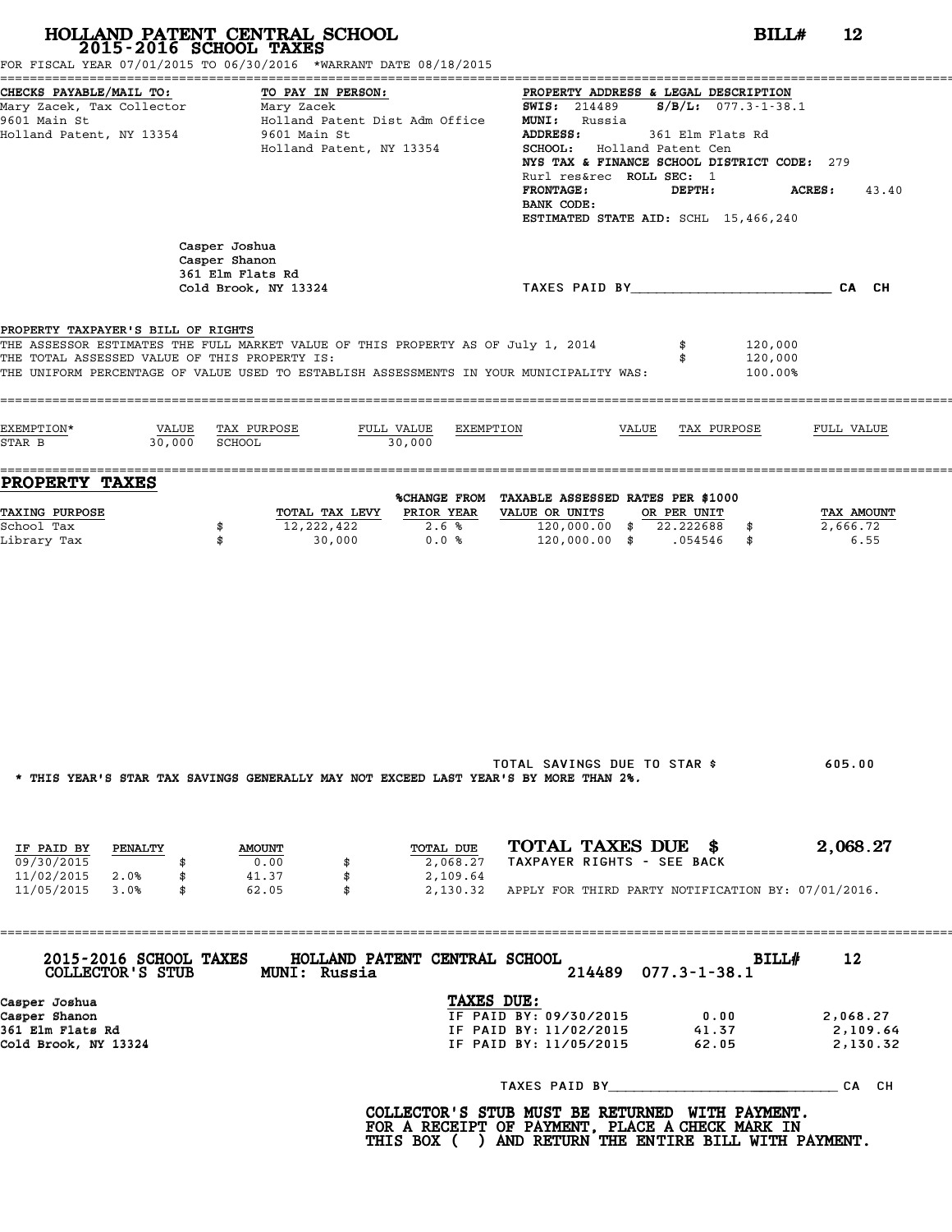# HOLLAND PATENT CENTRAL SCHOOL
## 2015-2016 SCHOOL TAXES

**BILL# 12**

FOR FISCAL YEAR 07/01/2015 TO 06/30/2016 *WARRANT DATE 08/18/2015

| CHECKS PAYABLE/MAIL TO: | TO PAY IN PERSON: | PROPERTY ADDRESS & LEGAL DESCRIPTION |
|---|---|---|
| Mary Zacek, Tax Collector | Mary Zacek | **SWIS:** 214489 **S/B/L:** 077.3-1-38.1 |
| 9601 Main St | Holland Patent Dist Adm Office | **MUNI:** Russia |
| Holland Patent, NY 13354 | 9601 Main St | **ADDRESS:** 361 Elm Flats Rd |
| | Holland Patent, NY 13354 | **SCHOOL:** Holland Patent Cen |
| | | NYS TAX & FINANCE SCHOOL DISTRICT CODE: 279 |
| | | Rurl res&rec **ROLL SEC:** 1 |
| | | **FRONTAGE:** **DEPTH:** **ACRES:** 43.40 |
| | | **BANK CODE:** |
| | | **ESTIMATED STATE AID:** SCHL 15,466,240 |

Casper Joshua
Casper Shanon
361 Elm Flats Rd
Cold Brook, NY 13324

TAXES PAID BY\_\_\_\_\_\_\_\_\_\_\_\_\_\_\_\_\_\_\_\_\_\_\_\_ CA CH

**PROPERTY TAXPAYER'S BILL OF RIGHTS**

THE ASSESSOR ESTIMATES THE FULL MARKET VALUE OF THIS PROPERTY AS OF July 1, 2014 $ 120,000
THE TOTAL ASSESSED VALUE OF THIS PROPERTY IS: $ 120,000
THE UNIFORM PERCENTAGE OF VALUE USED TO ESTABLISH ASSESSMENTS IN YOUR MUNICIPALITY WAS: 100.00%

| EXEMPTION* | VALUE | TAX PURPOSE | FULL VALUE | EXEMPTION | VALUE | TAX PURPOSE | FULL VALUE |
|---|---|---|---|---|---|---|---|
| STAR B | 30,000 | SCHOOL | 30,000 | | | | |

## PROPERTY TAXES

| TAXING PURPOSE | TOTAL TAX LEVY | %CHANGE FROM PRIOR YEAR | TAXABLE ASSESSED VALUE OR UNITS | RATES PER $1000 OR PER UNIT | TAX AMOUNT |
|---|---|---|---|---|---|
| School Tax | $ 12,222,422 | 2.6 % | 120,000.00 | $ 22.222688 | $ 2,666.72 |
| Library Tax | $ 30,000 | 0.0 % | 120,000.00 | $ .054546 | $ 6.55 |

TOTAL SAVINGS DUE TO STAR $ 605.00

* THIS YEAR'S STAR TAX SAVINGS GENERALLY MAY NOT EXCEED LAST YEAR'S BY MORE THAN 2%.

| IF PAID BY | PENALTY | AMOUNT | TOTAL DUE |
|---|---|---|---|
| 09/30/2015 | | $ 0.00 | $ 2,068.27 |
| 11/02/2015 | 2.0% | $ 41.37 | $ 2,109.64 |
| 11/05/2015 | 3.0% | $ 62.05 | $ 2,130.32 |

**TOTAL TAXES DUE $ 2,068.27**

TAXPAYER RIGHTS - SEE BACK

APPLY FOR THIRD PARTY NOTIFICATION BY: 07/01/2016.

---

**2015-2016 SCHOOL TAXES** **HOLLAND PATENT CENTRAL SCHOOL** **BILL# 12**
**COLLECTOR'S STUB** **MUNI: Russia** 214489 077.3-1-38.1

Casper Joshua
Casper Shanon
361 Elm Flats Rd
Cold Brook, NY 13324

**TAXES DUE:**

| | | |
|---|---|---|
| IF PAID BY: 09/30/2015 | 0.00 | 2,068.27 |
| IF PAID BY: 11/02/2015 | 41.37 | 2,109.64 |
| IF PAID BY: 11/05/2015 | 62.05 | 2,130.32 |

TAXES PAID BY\_\_\_\_\_\_\_\_\_\_\_\_\_\_\_\_\_\_\_\_\_\_\_\_ CA CH

**COLLECTOR'S STUB MUST BE RETURNED WITH PAYMENT.
FOR A RECEIPT OF PAYMENT, PLACE A CHECK MARK IN
THIS BOX ( ) AND RETURN THE ENTIRE BILL WITH PAYMENT.**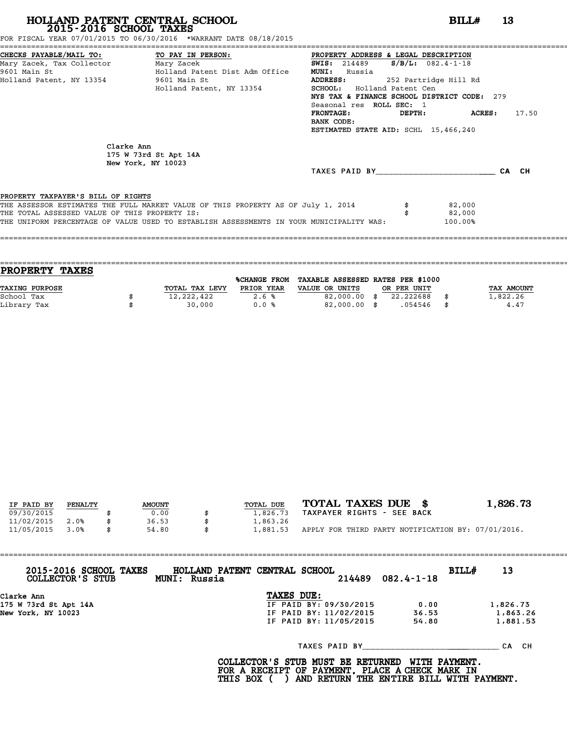# HOLLAND PATENT CENTRAL SCHOOL
## 2015-2016 SCHOOL TAXES

**BILL# 13**

FOR FISCAL YEAR 07/01/2015 TO 06/30/2016 *WARRANT DATE 08/18/2015

**CHECKS PAYABLE/MAIL TO:**
Mary Zacek, Tax Collector
9601 Main St
Holland Patent, NY 13354

**TO PAY IN PERSON:**
Mary Zacek
Holland Patent Dist Adm Office
9601 Main St
Holland Patent, NY 13354

**PROPERTY ADDRESS & LEGAL DESCRIPTION**
**SWIS:** 214489 **S/B/L:** 082.4-1-18
**MUNI:** Russia
**ADDRESS:** 252 Partridge Hill Rd
**SCHOOL:** Holland Patent Cen
**NYS TAX & FINANCE SCHOOL DISTRICT CODE:** 279
Seasonal res **ROLL SEC:** 1
**FRONTAGE:** **DEPTH:** **ACRES:** 17.50
**BANK CODE:**
**ESTIMATED STATE AID:** SCHL 15,466,240

Clarke Ann
175 W 73rd St Apt 14A
New York, NY 10023

TAXES PAID BY________________________ CA CH

PROPERTY TAXPAYER'S BILL OF RIGHTS

THE ASSESSOR ESTIMATES THE FULL MARKET VALUE OF THIS PROPERTY AS OF July 1, 2014 $ 82,000
THE TOTAL ASSESSED VALUE OF THIS PROPERTY IS: $ 82,000
THE UNIFORM PERCENTAGE OF VALUE USED TO ESTABLISH ASSESSMENTS IN YOUR MUNICIPALITY WAS: 100.00%

## PROPERTY TAXES

| TAXING PURPOSE | TOTAL TAX LEVY | %CHANGE FROM PRIOR YEAR | TAXABLE ASSESSED VALUE OR UNITS | RATES PER $1000 OR PER UNIT | TAX AMOUNT |
|---|---|---|---|---|---|
| School Tax | $ 12,222,422 | 2.6 % | 82,000.00 | $ 22.222688 | $ 1,822.26 |
| Library Tax | $ 30,000 | 0.0 % | 82,000.00 | $ .054546 | $ 4.47 |

| IF PAID BY | PENALTY | AMOUNT | TOTAL DUE |
|---|---|---|---|
| 09/30/2015 | | $ 0.00 | $ 1,826.73 |
| 11/02/2015 | 2.0% | $ 36.53 | $ 1,863.26 |
| 11/05/2015 | 3.0% | $ 54.80 | $ 1,881.53 |

**TOTAL TAXES DUE $ 1,826.73**
TAXPAYER RIGHTS - SEE BACK

APPLY FOR THIRD PARTY NOTIFICATION BY: 07/01/2016.

**2015-2016 SCHOOL TAXES COLLECTOR'S STUB** HOLLAND PATENT CENTRAL SCHOOL MUNI: Russia 214489 082.4-1-18 BILL# 13

Clarke Ann
175 W 73rd St Apt 14A
New York, NY 10023

**TAXES DUE:**

| | | |
|---|---|---|
| IF PAID BY: 09/30/2015 | 0.00 | 1,826.73 |
| IF PAID BY: 11/02/2015 | 36.53 | 1,863.26 |
| IF PAID BY: 11/05/2015 | 54.80 | 1,881.53 |

TAXES PAID BY____________________________ CA CH

**COLLECTOR'S STUB MUST BE RETURNED WITH PAYMENT.
FOR A RECEIPT OF PAYMENT, PLACE A CHECK MARK IN
THIS BOX ( ) AND RETURN THE ENTIRE BILL WITH PAYMENT.**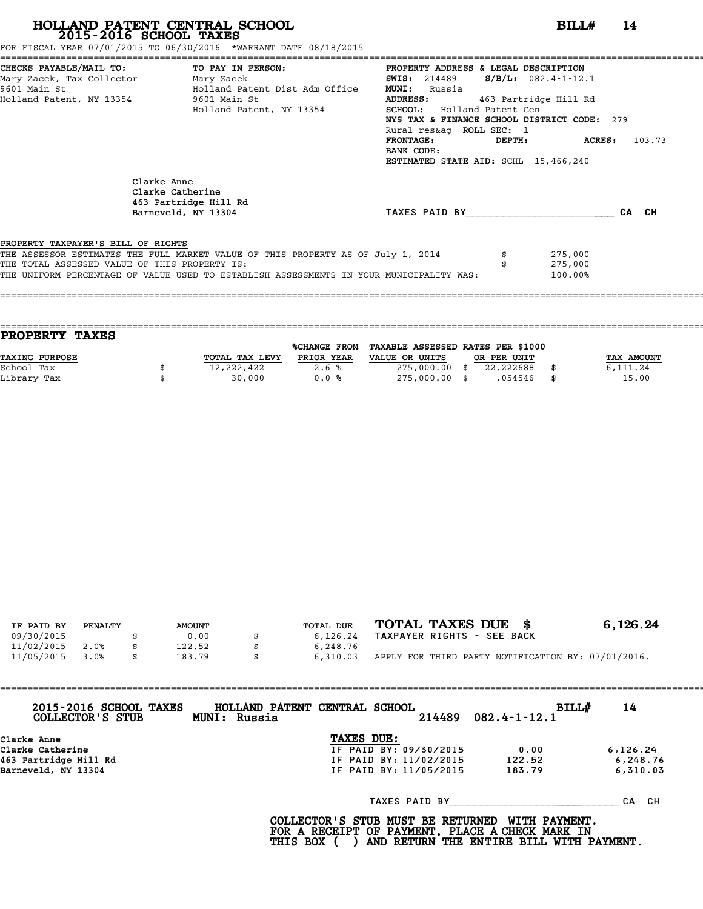# HOLLAND PATENT CENTRAL SCHOOL
## 2015-2016 SCHOOL TAXES

**BILL# 14**

FOR FISCAL YEAR 07/01/2015 TO 06/30/2016 *WARRANT DATE 08/18/2015

**CHECKS PAYABLE/MAIL TO:**
Mary Zacek, Tax Collector
9601 Main St
Holland Patent, NY 13354

**TO PAY IN PERSON:**
Mary Zacek
Holland Patent Dist Adm Office
9601 Main St
Holland Patent, NY 13354

**PROPERTY ADDRESS & LEGAL DESCRIPTION**
**SWIS:** 214489 **S/B/L:** 082.4-1-12.1
**MUNI:** Russia
**ADDRESS:** 463 Partridge Hill Rd
**SCHOOL:** Holland Patent Cen
**NYS TAX & FINANCE SCHOOL DISTRICT CODE:** 279
Rural res&ag **ROLL SEC:** 1
**FRONTAGE:** **DEPTH:** **ACRES:** 103.73
**BANK CODE:**
**ESTIMATED STATE AID:** SCHL 15,466,240

Clarke Anne
Clarke Catherine
463 Partridge Hill Rd
Barneveld, NY 13304

TAXES PAID BY\_\_\_\_\_\_\_\_\_\_\_\_\_\_\_\_\_\_\_\_\_\_\_\_ CA CH

PROPERTY TAXPAYER'S BILL OF RIGHTS

| | | |
|---|---|---|
| THE ASSESSOR ESTIMATES THE FULL MARKET VALUE OF THIS PROPERTY AS OF July 1, 2014 | $ | 275,000 |
| THE TOTAL ASSESSED VALUE OF THIS PROPERTY IS: | $ | 275,000 |
| THE UNIFORM PERCENTAGE OF VALUE USED TO ESTABLISH ASSESSMENTS IN YOUR MUNICIPALITY WAS: | | 100.00% |

## PROPERTY TAXES

| TAXING PURPOSE | TOTAL TAX LEVY | %CHANGE FROM PRIOR YEAR | TAXABLE ASSESSED VALUE OR UNITS | RATES PER $1000 OR PER UNIT | TAX AMOUNT |
|---|---|---|---|---|---|
| School Tax | $ 12,222,422 | 2.6 % | 275,000.00 | $ 22.222688 | $ 6,111.24 |
| Library Tax | $ 30,000 | 0.0 % | 275,000.00 | $ .054546 | $ 15.00 |

| IF PAID BY | PENALTY | AMOUNT | TOTAL DUE |
|---|---|---|---|
| 09/30/2015 | | $ 0.00 | $ 6,126.24 |
| 11/02/2015 | 2.0% | $ 122.52 | $ 6,248.76 |
| 11/05/2015 | 3.0% | $ 183.79 | $ 6,310.03 |

**TOTAL TAXES DUE $ 6,126.24**
TAXPAYER RIGHTS - SEE BACK

APPLY FOR THIRD PARTY NOTIFICATION BY: 07/01/2016.

---

**2015-2016 SCHOOL TAXES** **HOLLAND PATENT CENTRAL SCHOOL** **BILL# 14**
**COLLECTOR'S STUB** **MUNI: Russia** 214489 082.4-1-12.1

Clarke Anne
Clarke Catherine
463 Partridge Hill Rd
Barneveld, NY 13304

**TAXES DUE:**

| | | |
|---|---|---|
| IF PAID BY: 09/30/2015 | 0.00 | 6,126.24 |
| IF PAID BY: 11/02/2015 | 122.52 | 6,248.76 |
| IF PAID BY: 11/05/2015 | 183.79 | 6,310.03 |

TAXES PAID BY\_\_\_\_\_\_\_\_\_\_\_\_\_\_\_\_\_\_\_\_\_\_\_\_ CA CH

**COLLECTOR'S STUB MUST BE RETURNED WITH PAYMENT.**
**FOR A RECEIPT OF PAYMENT, PLACE A CHECK MARK IN**
**THIS BOX ( ) AND RETURN THE ENTIRE BILL WITH PAYMENT.**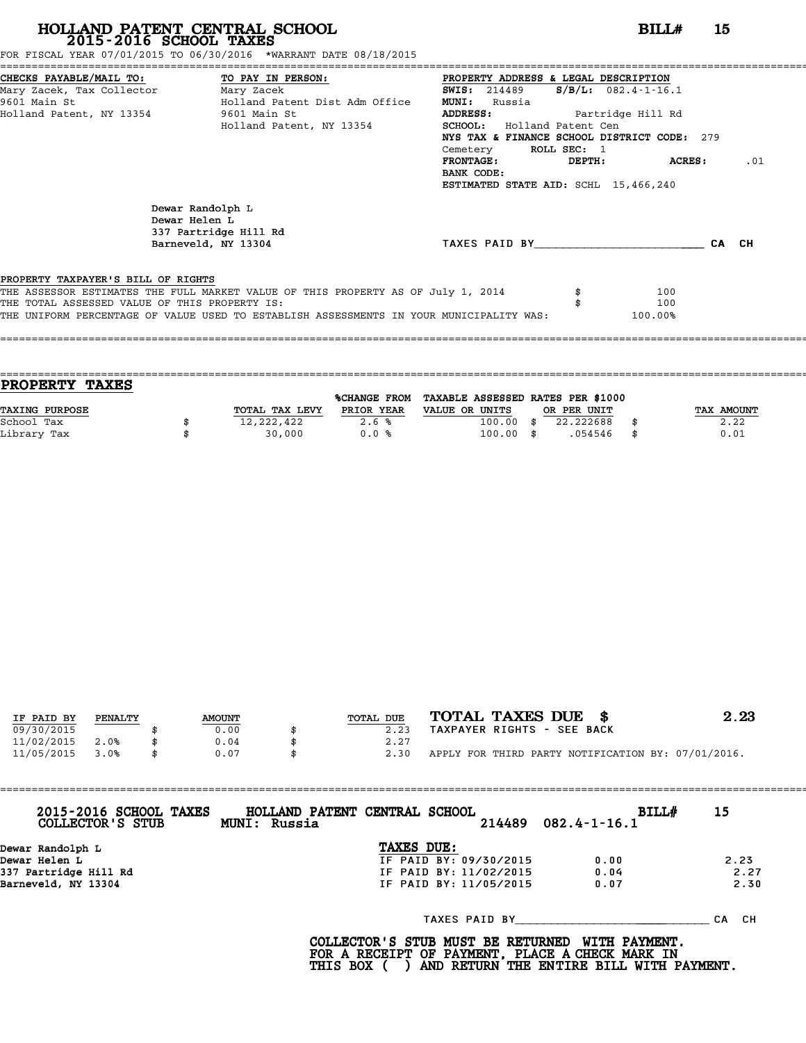# HOLLAND PATENT CENTRAL SCHOOL
## 2015-2016 SCHOOL TAXES

**BILL# 15**

FOR FISCAL YEAR 07/01/2015 TO 06/30/2016 *WARRANT DATE 08/18/2015

**CHECKS PAYABLE/MAIL TO:**
Mary Zacek, Tax Collector
9601 Main St
Holland Patent, NY 13354

**TO PAY IN PERSON:**
Mary Zacek
Holland Patent Dist Adm Office
9601 Main St
Holland Patent, NY 13354

**PROPERTY ADDRESS & LEGAL DESCRIPTION**
**SWIS:** 214489 **S/B/L:** 082.4-1-16.1
**MUNI:** Russia
**ADDRESS:** Partridge Hill Rd
**SCHOOL:** Holland Patent Cen
**NYS TAX & FINANCE SCHOOL DISTRICT CODE:** 279
Cemetery **ROLL SEC:** 1
**FRONTAGE:** **DEPTH:** **ACRES:** .01
**BANK CODE:**
**ESTIMATED STATE AID:** SCHL 15,466,240

Dewar Randolph L
Dewar Helen L
337 Partridge Hill Rd
Barneveld, NY 13304

TAXES PAID BY________________________ CA CH

PROPERTY TAXPAYER'S BILL OF RIGHTS

THE ASSESSOR ESTIMATES THE FULL MARKET VALUE OF THIS PROPERTY AS OF July 1, 2014 $ 100
THE TOTAL ASSESSED VALUE OF THIS PROPERTY IS: $ 100
THE UNIFORM PERCENTAGE OF VALUE USED TO ESTABLISH ASSESSMENTS IN YOUR MUNICIPALITY WAS: 100.00%

## PROPERTY TAXES

| TAXING PURPOSE | TOTAL TAX LEVY | %CHANGE FROM PRIOR YEAR | TAXABLE ASSESSED VALUE OR UNITS | RATES PER $1000 OR PER UNIT | TAX AMOUNT |
|---|---|---|---|---|---|
| School Tax | $ 12,222,422 | 2.6 % | 100.00 | $ 22.222688 | $ 2.22 |
| Library Tax | $ 30,000 | 0.0 % | 100.00 | $ .054546 | $ 0.01 |

| IF PAID BY | PENALTY | AMOUNT | TOTAL DUE |
|---|---|---|---|
| 09/30/2015 | | $ 0.00 | $ 2.23 |
| 11/02/2015 | 2.0% | $ 0.04 | $ 2.27 |
| 11/05/2015 | 3.0% | $ 0.07 | $ 2.30 |

**TOTAL TAXES DUE $ 2.23**
TAXPAYER RIGHTS - SEE BACK
APPLY FOR THIRD PARTY NOTIFICATION BY: 07/01/2016.

**2015-2016 SCHOOL TAXES COLLECTOR'S STUB** — **HOLLAND PATENT CENTRAL SCHOOL** — **MUNI: Russia** — 214489 082.4-1-16.1 — **BILL# 15**

Dewar Randolph L
Dewar Helen L
337 Partridge Hill Rd
Barneveld, NY 13304

**TAXES DUE:**

| | | |
|---|---|---|
| IF PAID BY: 09/30/2015 | 0.00 | 2.23 |
| IF PAID BY: 11/02/2015 | 0.04 | 2.27 |
| IF PAID BY: 11/05/2015 | 0.07 | 2.30 |

TAXES PAID BY____________________________ CA CH

**COLLECTOR'S STUB MUST BE RETURNED WITH PAYMENT. FOR A RECEIPT OF PAYMENT, PLACE A CHECK MARK IN THIS BOX ( ) AND RETURN THE ENTIRE BILL WITH PAYMENT.**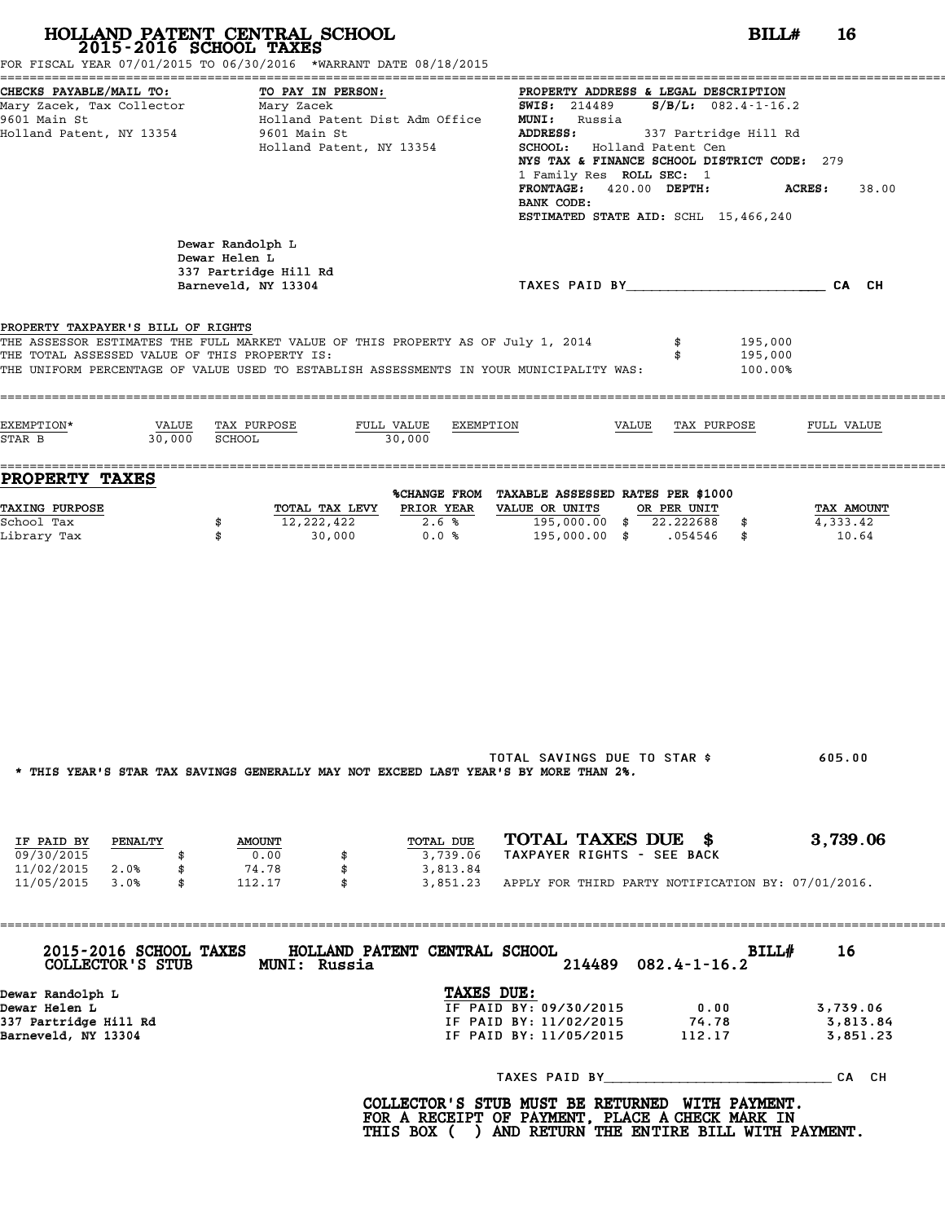# HOLLAND PATENT CENTRAL SCHOOL
## 2015-2016 SCHOOL TAXES

**BILL# 16**

FOR FISCAL YEAR 07/01/2015 TO 06/30/2016 *WARRANT DATE 08/18/2015

**CHECKS PAYABLE/MAIL TO:**
Mary Zacek, Tax Collector
9601 Main St
Holland Patent, NY 13354

**TO PAY IN PERSON:**
Mary Zacek
Holland Patent Dist Adm Office
9601 Main St
Holland Patent, NY 13354

**PROPERTY ADDRESS & LEGAL DESCRIPTION**
**SWIS:** 214489 **S/B/L:** 082.4-1-16.2
**MUNI:** Russia
**ADDRESS:** 337 Partridge Hill Rd
**SCHOOL:** Holland Patent Cen
**NYS TAX & FINANCE SCHOOL DISTRICT CODE:** 279
1 Family Res **ROLL SEC:** 1
**FRONTAGE:** 420.00 **DEPTH:** **ACRES:** 38.00
**BANK CODE:**
**ESTIMATED STATE AID:** SCHL 15,466,240

Dewar Randolph L
Dewar Helen L
337 Partridge Hill Rd
Barneveld, NY 13304

TAXES PAID BY________________________ CA CH

**PROPERTY TAXPAYER'S BILL OF RIGHTS**

| | | |
|---|---|---|
| THE ASSESSOR ESTIMATES THE FULL MARKET VALUE OF THIS PROPERTY AS OF July 1, 2014 | $ | 195,000 |
| THE TOTAL ASSESSED VALUE OF THIS PROPERTY IS: | $ | 195,000 |
| THE UNIFORM PERCENTAGE OF VALUE USED TO ESTABLISH ASSESSMENTS IN YOUR MUNICIPALITY WAS: | | 100.00% |

| EXEMPTION* | VALUE | TAX PURPOSE | FULL VALUE | EXEMPTION | VALUE | TAX PURPOSE | FULL VALUE |
|---|---|---|---|---|---|---|---|
| STAR B | 30,000 | SCHOOL | 30,000 | | | | |

## PROPERTY TAXES

| TAXING PURPOSE | TOTAL TAX LEVY | %CHANGE FROM PRIOR YEAR | TAXABLE ASSESSED VALUE OR UNITS | RATES PER $1000 OR PER UNIT | TAX AMOUNT |
|---|---|---|---|---|---|
| School Tax | $ 12,222,422 | 2.6 % | 195,000.00 | $ 22.222688 | $ 4,333.42 |
| Library Tax | $ 30,000 | 0.0 % | 195,000.00 | $ .054546 | $ 10.64 |

TOTAL SAVINGS DUE TO STAR $ 605.00

* THIS YEAR'S STAR TAX SAVINGS GENERALLY MAY NOT EXCEED LAST YEAR'S BY MORE THAN 2%.

| IF PAID BY | PENALTY | AMOUNT | TOTAL DUE |
|---|---|---|---|
| 09/30/2015 | | $ 0.00 | $ 3,739.06 |
| 11/02/2015 | 2.0% | $ 74.78 | $ 3,813.84 |
| 11/05/2015 | 3.0% | $ 112.17 | $ 3,851.23 |

**TOTAL TAXES DUE $ 3,739.06**
TAXPAYER RIGHTS - SEE BACK

APPLY FOR THIRD PARTY NOTIFICATION BY: 07/01/2016.

---

**2015-2016 SCHOOL TAXES** HOLLAND PATENT CENTRAL SCHOOL **BILL# 16**
**COLLECTOR'S STUB** **MUNI: Russia** 214489 082.4-1-16.2

Dewar Randolph L
Dewar Helen L
337 Partridge Hill Rd
Barneveld, NY 13304

**TAXES DUE:**

| | | |
|---|---|---|
| IF PAID BY: 09/30/2015 | 0.00 | 3,739.06 |
| IF PAID BY: 11/02/2015 | 74.78 | 3,813.84 |
| IF PAID BY: 11/05/2015 | 112.17 | 3,851.23 |

TAXES PAID BY____________________________ CA CH

**COLLECTOR'S STUB MUST BE RETURNED WITH PAYMENT.**
**FOR A RECEIPT OF PAYMENT, PLACE A CHECK MARK IN**
**THIS BOX ( ) AND RETURN THE ENTIRE BILL WITH PAYMENT.**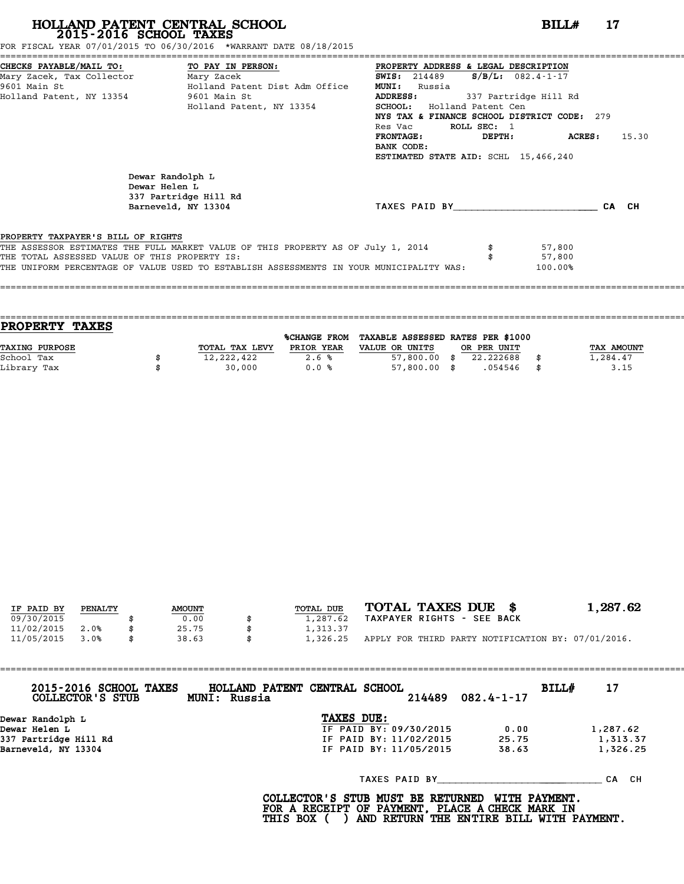# HOLLAND PATENT CENTRAL SCHOOL
## 2015-2016 SCHOOL TAXES

**BILL# 17**

FOR FISCAL YEAR 07/01/2015 TO 06/30/2016 *WARRANT DATE 08/18/2015

**CHECKS PAYABLE/MAIL TO:**
Mary Zacek, Tax Collector
9601 Main St
Holland Patent, NY 13354

**TO PAY IN PERSON:**
Mary Zacek
Holland Patent Dist Adm Office
9601 Main St
Holland Patent, NY 13354

**PROPERTY ADDRESS & LEGAL DESCRIPTION**
**SWIS:** 214489 **S/B/L:** 082.4-1-17
**MUNI:** Russia
**ADDRESS:** 337 Partridge Hill Rd
**SCHOOL:** Holland Patent Cen
**NYS TAX & FINANCE SCHOOL DISTRICT CODE:** 279
Res Vac **ROLL SEC:** 1
**FRONTAGE:** **DEPTH:** **ACRES:** 15.30
**BANK CODE:**
**ESTIMATED STATE AID:** SCHL 15,466,240

Dewar Randolph L
Dewar Helen L
337 Partridge Hill Rd
Barneveld, NY 13304

TAXES PAID BY________________________ CA CH

PROPERTY TAXPAYER'S BILL OF RIGHTS
THE ASSESSOR ESTIMATES THE FULL MARKET VALUE OF THIS PROPERTY AS OF July 1, 2014 $ 57,800
THE TOTAL ASSESSED VALUE OF THIS PROPERTY IS: $ 57,800
THE UNIFORM PERCENTAGE OF VALUE USED TO ESTABLISH ASSESSMENTS IN YOUR MUNICIPALITY WAS: 100.00%

## PROPERTY TAXES

| TAXING PURPOSE | | TOTAL TAX LEVY | %CHANGE FROM PRIOR YEAR | TAXABLE ASSESSED VALUE OR UNITS | | RATES PER $1000 OR PER UNIT | | TAX AMOUNT |
|---|---|---|---|---|---|---|---|---|
| School Tax | $ | 12,222,422 | 2.6 % | 57,800.00 | $ | 22.222688 | $ | 1,284.47 |
| Library Tax | $ | 30,000 | 0.0 % | 57,800.00 | $ | .054546 | $ | 3.15 |

| IF PAID BY | PENALTY | | AMOUNT | | TOTAL DUE |
|---|---|---|---|---|---|
| 09/30/2015 | | $ | 0.00 | $ | 1,287.62 |
| 11/02/2015 | 2.0% | $ | 25.75 | $ | 1,313.37 |
| 11/05/2015 | 3.0% | $ | 38.63 | $ | 1,326.25 |

**TOTAL TAXES DUE $ 1,287.62**
TAXPAYER RIGHTS - SEE BACK
APPLY FOR THIRD PARTY NOTIFICATION BY: 07/01/2016.

**2015-2016 SCHOOL TAXES** **HOLLAND PATENT CENTRAL SCHOOL** **BILL# 17**
**COLLECTOR'S STUB** **MUNI: Russia** 214489 082.4-1-17

Dewar Randolph L
Dewar Helen L
337 Partridge Hill Rd
Barneveld, NY 13304

**TAXES DUE:**

| | | |
|---|---|---|
| IF PAID BY: 09/30/2015 | 0.00 | 1,287.62 |
| IF PAID BY: 11/02/2015 | 25.75 | 1,313.37 |
| IF PAID BY: 11/05/2015 | 38.63 | 1,326.25 |

TAXES PAID BY____________________________ CA CH

**COLLECTOR'S STUB MUST BE RETURNED WITH PAYMENT.**
**FOR A RECEIPT OF PAYMENT, PLACE A CHECK MARK IN**
**THIS BOX ( ) AND RETURN THE ENTIRE BILL WITH PAYMENT.**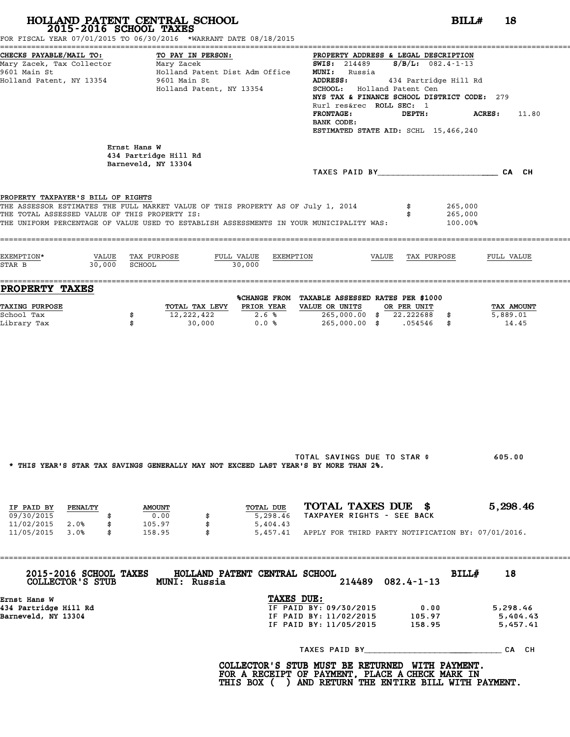# HOLLAND PATENT CENTRAL SCHOOL
## 2015-2016 SCHOOL TAXES

**BILL# 18**

FOR FISCAL YEAR 07/01/2015 TO 06/30/2016 *WARRANT DATE 08/18/2015

| CHECKS PAYABLE/MAIL TO: | TO PAY IN PERSON: | PROPERTY ADDRESS & LEGAL DESCRIPTION |
|---|---|---|
| Mary Zacek, Tax Collector | Mary Zacek | SWIS: 214489 S/B/L: 082.4-1-13 |
| 9601 Main St | Holland Patent Dist Adm Office | MUNI: Russia |
| Holland Patent, NY 13354 | 9601 Main St | ADDRESS: 434 Partridge Hill Rd |
| | Holland Patent, NY 13354 | SCHOOL: Holland Patent Cen |
| | | NYS TAX & FINANCE SCHOOL DISTRICT CODE: 279 |
| | | Rurl res&rec ROLL SEC: 1 |
| | | FRONTAGE: DEPTH: ACRES: 11.80 |
| | | BANK CODE: |
| | | ESTIMATED STATE AID: SCHL 15,466,240 |

Ernst Hans W
434 Partridge Hill Rd
Barneveld, NY 13304

TAXES PAID BY________________________ CA CH

**PROPERTY TAXPAYER'S BILL OF RIGHTS**

| | | |
|---|---|---|
| THE ASSESSOR ESTIMATES THE FULL MARKET VALUE OF THIS PROPERTY AS OF July 1, 2014 | $ | 265,000 |
| THE TOTAL ASSESSED VALUE OF THIS PROPERTY IS: | $ | 265,000 |
| THE UNIFORM PERCENTAGE OF VALUE USED TO ESTABLISH ASSESSMENTS IN YOUR MUNICIPALITY WAS: | | 100.00% |

| EXEMPTION* | VALUE | TAX PURPOSE | FULL VALUE | EXEMPTION | VALUE | TAX PURPOSE | FULL VALUE |
|---|---|---|---|---|---|---|---|
| STAR B | 30,000 | SCHOOL | 30,000 | | | | |

## PROPERTY TAXES

| TAXING PURPOSE | | TOTAL TAX LEVY | %CHANGE FROM PRIOR YEAR | TAXABLE ASSESSED VALUE OR UNITS | | RATES PER $1000 OR PER UNIT | | TAX AMOUNT |
|---|---|---|---|---|---|---|---|---|
| School Tax | $ | 12,222,422 | 2.6 % | 265,000.00 | $ | 22.222688 | $ | 5,889.01 |
| Library Tax | $ | 30,000 | 0.0 % | 265,000.00 | $ | .054546 | $ | 14.45 |

TOTAL SAVINGS DUE TO STAR $ 605.00

* THIS YEAR'S STAR TAX SAVINGS GENERALLY MAY NOT EXCEED LAST YEAR'S BY MORE THAN 2%.

| IF PAID BY | PENALTY | | AMOUNT | | TOTAL DUE |
|---|---|---|---|---|---|
| 09/30/2015 | | $ | 0.00 | $ | 5,298.46 |
| 11/02/2015 | 2.0% | $ | 105.97 | $ | 5,404.43 |
| 11/05/2015 | 3.0% | $ | 158.95 | $ | 5,457.41 |

**TOTAL TAXES DUE $ 5,298.46**

TAXPAYER RIGHTS - SEE BACK

APPLY FOR THIRD PARTY NOTIFICATION BY: 07/01/2016.

---

**2015-2016 SCHOOL TAXES** HOLLAND PATENT CENTRAL SCHOOL **BILL# 18**
**COLLECTOR'S STUB** MUNI: Russia 214489 082.4-1-13

Ernst Hans W
434 Partridge Hill Rd
Barneveld, NY 13304

**TAXES DUE:**

| | | |
|---|---|---|
| IF PAID BY: 09/30/2015 | 0.00 | 5,298.46 |
| IF PAID BY: 11/02/2015 | 105.97 | 5,404.43 |
| IF PAID BY: 11/05/2015 | 158.95 | 5,457.41 |

TAXES PAID BY____________________________ CA CH

**COLLECTOR'S STUB MUST BE RETURNED WITH PAYMENT.
FOR A RECEIPT OF PAYMENT, PLACE A CHECK MARK IN
THIS BOX ( ) AND RETURN THE ENTIRE BILL WITH PAYMENT.**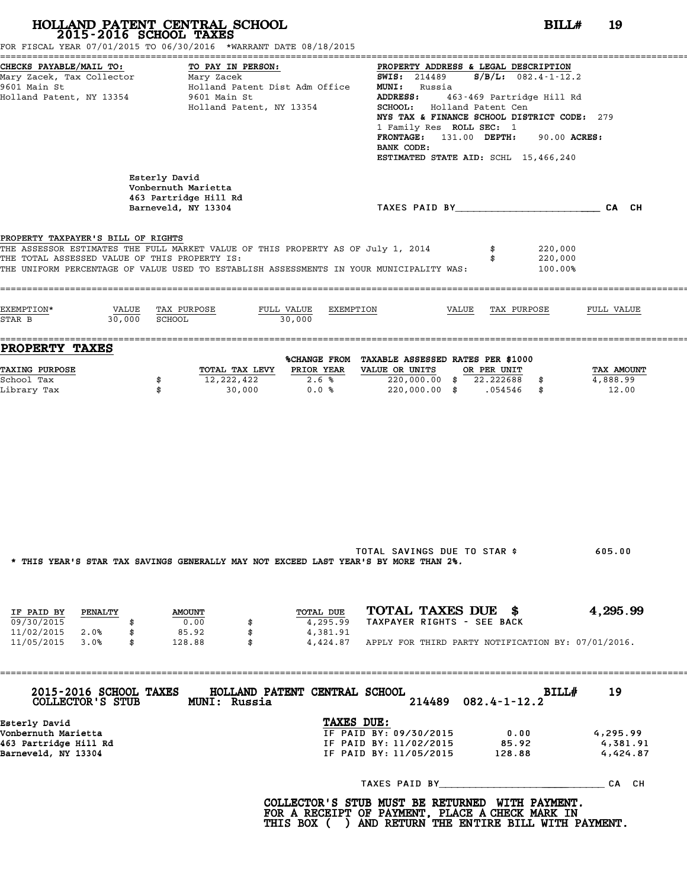# HOLLAND PATENT CENTRAL SCHOOL
## 2015-2016 SCHOOL TAXES

**BILL# 19**

FOR FISCAL YEAR 07/01/2015 TO 06/30/2016 *WARRANT DATE 08/18/2015

**CHECKS PAYABLE/MAIL TO:**
Mary Zacek, Tax Collector
9601 Main St
Holland Patent, NY 13354

**TO PAY IN PERSON:**
Mary Zacek
Holland Patent Dist Adm Office
9601 Main St
Holland Patent, NY 13354

**PROPERTY ADDRESS & LEGAL DESCRIPTION**
**SWIS:** 214489 **S/B/L:** 082.4-1-12.2
**MUNI:** Russia
**ADDRESS:** 463-469 Partridge Hill Rd
**SCHOOL:** Holland Patent Cen
**NYS TAX & FINANCE SCHOOL DISTRICT CODE:** 279
1 Family Res **ROLL SEC:** 1
**FRONTAGE:** 131.00 **DEPTH:** 90.00 **ACRES:**
**BANK CODE:**
**ESTIMATED STATE AID:** SCHL 15,466,240

Esterly David
Vonbernuth Marietta
463 Partridge Hill Rd
Barneveld, NY 13304

TAXES PAID BY_______________________ CA CH

**PROPERTY TAXPAYER'S BILL OF RIGHTS**

THE ASSESSOR ESTIMATES THE FULL MARKET VALUE OF THIS PROPERTY AS OF July 1, 2014 $ 220,000
THE TOTAL ASSESSED VALUE OF THIS PROPERTY IS: $ 220,000
THE UNIFORM PERCENTAGE OF VALUE USED TO ESTABLISH ASSESSMENTS IN YOUR MUNICIPALITY WAS: 100.00%

| EXEMPTION* | VALUE | TAX PURPOSE | FULL VALUE | EXEMPTION | VALUE | TAX PURPOSE | FULL VALUE |
|---|---|---|---|---|---|---|---|
| STAR B | 30,000 | SCHOOL | 30,000 | | | | |

## PROPERTY TAXES

| TAXING PURPOSE | TOTAL TAX LEVY | %CHANGE FROM PRIOR YEAR | TAXABLE ASSESSED VALUE OR UNITS | RATES PER $1000 OR PER UNIT | TAX AMOUNT |
|---|---|---|---|---|---|
| School Tax | $ 12,222,422 | 2.6 % | 220,000.00 | $ 22.222688 | $ 4,888.99 |
| Library Tax | $ 30,000 | 0.0 % | 220,000.00 | $ .054546 | $ 12.00 |

TOTAL SAVINGS DUE TO STAR $ 605.00

* THIS YEAR'S STAR TAX SAVINGS GENERALLY MAY NOT EXCEED LAST YEAR'S BY MORE THAN 2%.

| IF PAID BY | PENALTY | AMOUNT | TOTAL DUE |
|---|---|---|---|
| 09/30/2015 | | $ 0.00 | $ 4,295.99 |
| 11/02/2015 | 2.0% | $ 85.92 | $ 4,381.91 |
| 11/05/2015 | 3.0% | $ 128.88 | $ 4,424.87 |

**TOTAL TAXES DUE $ 4,295.99**
TAXPAYER RIGHTS - SEE BACK

APPLY FOR THIRD PARTY NOTIFICATION BY: 07/01/2016.

**2015-2016 SCHOOL TAXES** **HOLLAND PATENT CENTRAL SCHOOL** **BILL# 19**
**COLLECTOR'S STUB** **MUNI: Russia** 214489 082.4-1-12.2

Esterly David
Vonbernuth Marietta
463 Partridge Hill Rd
Barneveld, NY 13304

**TAXES DUE:**

| | | |
|---|---|---|
| IF PAID BY: 09/30/2015 | 0.00 | 4,295.99 |
| IF PAID BY: 11/02/2015 | 85.92 | 4,381.91 |
| IF PAID BY: 11/05/2015 | 128.88 | 4,424.87 |

TAXES PAID BY_______________________ CA CH

**COLLECTOR'S STUB MUST BE RETURNED WITH PAYMENT.**
**FOR A RECEIPT OF PAYMENT, PLACE A CHECK MARK IN**
**THIS BOX ( ) AND RETURN THE ENTIRE BILL WITH PAYMENT.**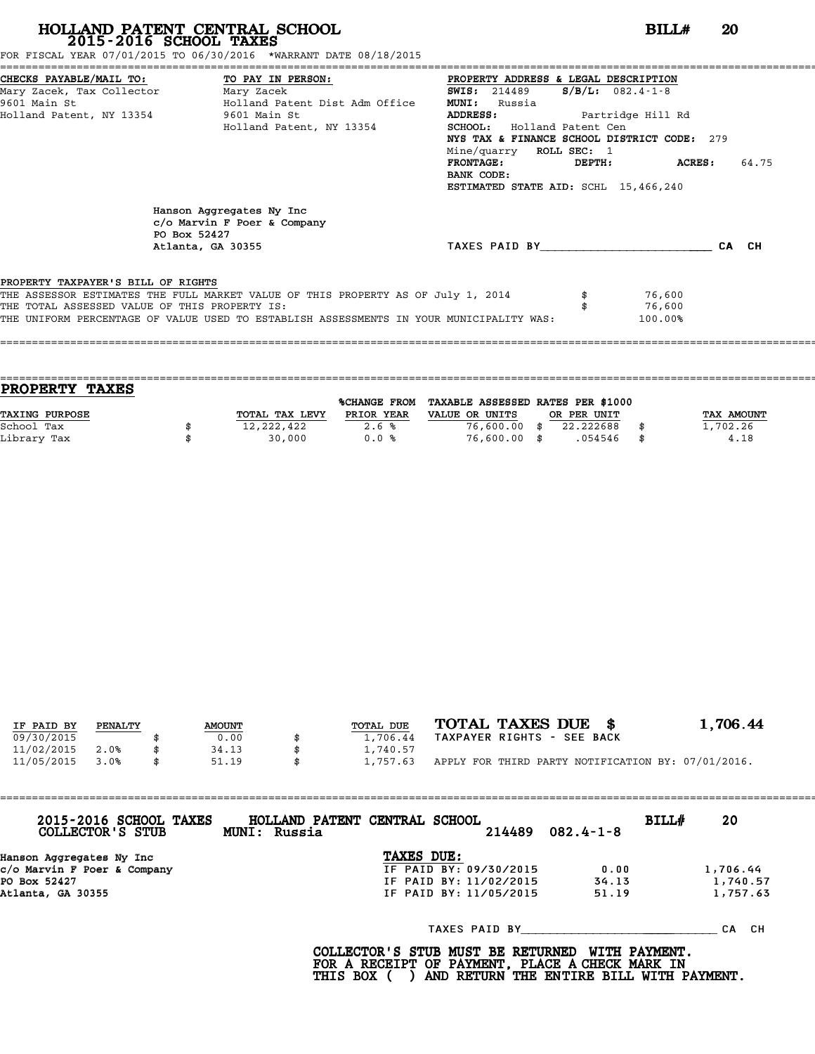# HOLLAND PATENT CENTRAL SCHOOL
## 2015-2016 SCHOOL TAXES

**BILL# 20**

FOR FISCAL YEAR 07/01/2015 TO 06/30/2016 *WARRANT DATE 08/18/2015

**CHECKS PAYABLE/MAIL TO:**
Mary Zacek, Tax Collector
9601 Main St
Holland Patent, NY 13354

**TO PAY IN PERSON:**
Mary Zacek
Holland Patent Dist Adm Office
9601 Main St
Holland Patent, NY 13354

**PROPERTY ADDRESS & LEGAL DESCRIPTION**
**SWIS:** 214489 **S/B/L:** 082.4-1-8
**MUNI:** Russia
**ADDRESS:** Partridge Hill Rd
**SCHOOL:** Holland Patent Cen
**NYS TAX & FINANCE SCHOOL DISTRICT CODE:** 279
Mine/quarry **ROLL SEC:** 1
**FRONTAGE:** **DEPTH:** **ACRES:** 64.75
**BANK CODE:**
**ESTIMATED STATE AID:** SCHL 15,466,240

Hanson Aggregates Ny Inc
c/o Marvin F Poer & Company
PO Box 52427
Atlanta, GA 30355

TAXES PAID BY________________________ CA CH

**PROPERTY TAXPAYER'S BILL OF RIGHTS**

THE ASSESSOR ESTIMATES THE FULL MARKET VALUE OF THIS PROPERTY AS OF July 1, 2014 $ 76,600
THE TOTAL ASSESSED VALUE OF THIS PROPERTY IS: $ 76,600
THE UNIFORM PERCENTAGE OF VALUE USED TO ESTABLISH ASSESSMENTS IN YOUR MUNICIPALITY WAS: 100.00%

## PROPERTY TAXES

| TAXING PURPOSE | TOTAL TAX LEVY | %CHANGE FROM PRIOR YEAR | TAXABLE ASSESSED VALUE OR UNITS | RATES PER $1000 OR PER UNIT | TAX AMOUNT |
|---|---|---|---|---|---|
| School Tax | $ 12,222,422 | 2.6 % | 76,600.00 | $ 22.222688 | $ 1,702.26 |
| Library Tax | $ 30,000 | 0.0 % | 76,600.00 | $ .054546 | $ 4.18 |

| IF PAID BY | PENALTY | AMOUNT | TOTAL DUE |
|---|---|---|---|
| 09/30/2015 | | $ 0.00 | $ 1,706.44 |
| 11/02/2015 | 2.0% | $ 34.13 | $ 1,740.57 |
| 11/05/2015 | 3.0% | $ 51.19 | $ 1,757.63 |

**TOTAL TAXES DUE $ 1,706.44**
TAXPAYER RIGHTS - SEE BACK

APPLY FOR THIRD PARTY NOTIFICATION BY: 07/01/2016.

---

**2015-2016 SCHOOL TAXES** **HOLLAND PATENT CENTRAL SCHOOL** **BILL# 20**
**COLLECTOR'S STUB** **MUNI: Russia** 214489 082.4-1-8

Hanson Aggregates Ny Inc
c/o Marvin F Poer & Company
PO Box 52427
Atlanta, GA 30355

**TAXES DUE:**

| | | |
|---|---|---|
| IF PAID BY: 09/30/2015 | 0.00 | 1,706.44 |
| IF PAID BY: 11/02/2015 | 34.13 | 1,740.57 |
| IF PAID BY: 11/05/2015 | 51.19 | 1,757.63 |

TAXES PAID BY____________________________ CA CH

**COLLECTOR'S STUB MUST BE RETURNED WITH PAYMENT.
FOR A RECEIPT OF PAYMENT, PLACE A CHECK MARK IN
THIS BOX ( ) AND RETURN THE ENTIRE BILL WITH PAYMENT.**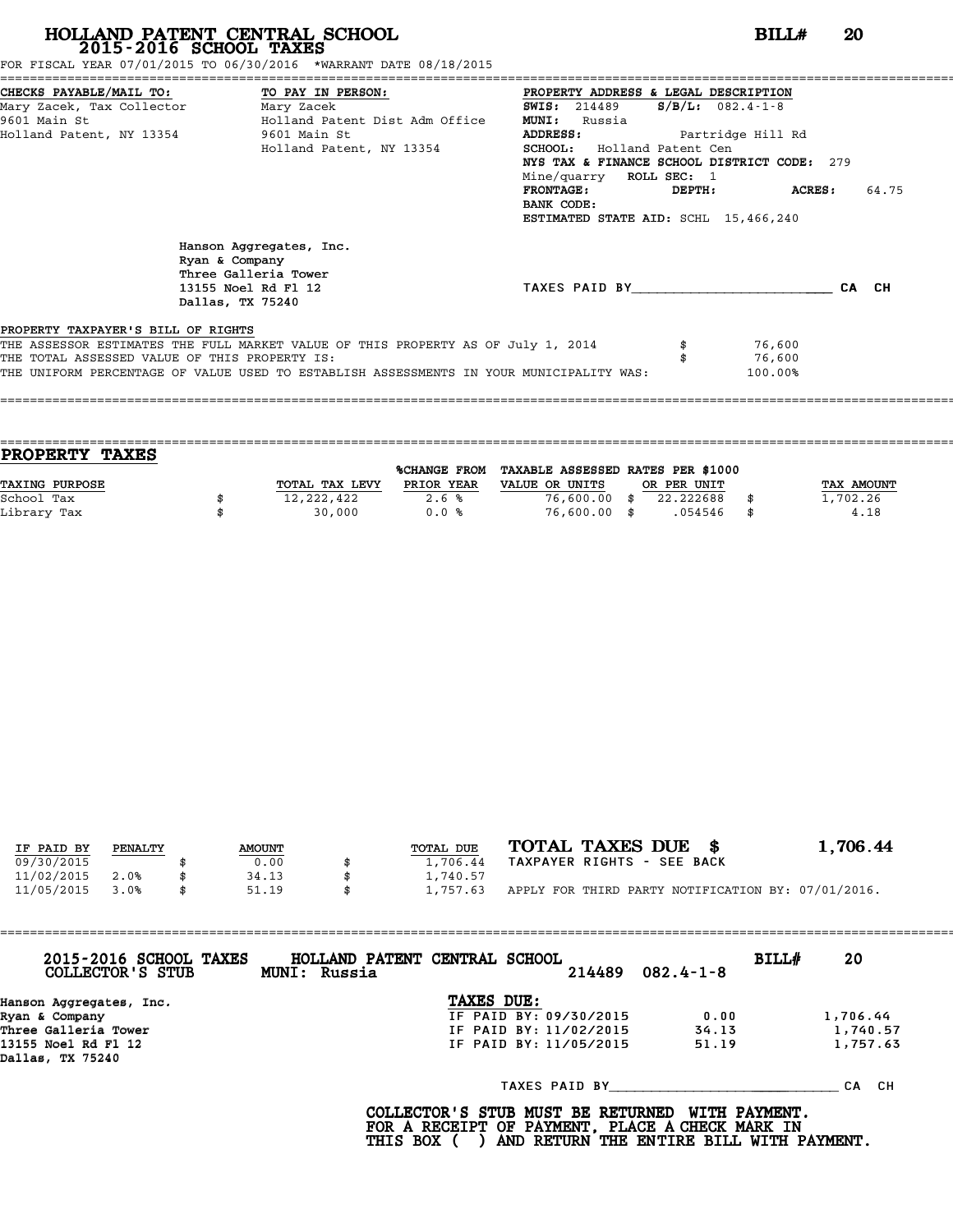# HOLLAND PATENT CENTRAL SCHOOL

## 2015-2016 SCHOOL TAXES

**BILL# 20**

FOR FISCAL YEAR 07/01/2015 TO 06/30/2016 *WARRANT DATE 08/18/2015

**CHECKS PAYABLE/MAIL TO:**
Mary Zacek, Tax Collector
9601 Main St
Holland Patent, NY 13354

**TO PAY IN PERSON:**
Mary Zacek
Holland Patent Dist Adm Office
9601 Main St
Holland Patent, NY 13354

**PROPERTY ADDRESS & LEGAL DESCRIPTION**
**SWIS:** 214489 **S/B/L:** 082.4-1-8
**MUNI:** Russia
**ADDRESS:** Partridge Hill Rd
**SCHOOL:** Holland Patent Cen
**NYS TAX & FINANCE SCHOOL DISTRICT CODE:** 279
Mine/quarry **ROLL SEC:** 1
**FRONTAGE:** **DEPTH:** **ACRES:** 64.75
**BANK CODE:**
**ESTIMATED STATE AID:** SCHL 15,466,240

Hanson Aggregates, Inc.
Ryan & Company
Three Galleria Tower
13155 Noel Rd Fl 12
Dallas, TX 75240

TAXES PAID BY________________________ CA CH

**PROPERTY TAXPAYER'S BILL OF RIGHTS**

THE ASSESSOR ESTIMATES THE FULL MARKET VALUE OF THIS PROPERTY AS OF July 1, 2014 $ 76,600
THE TOTAL ASSESSED VALUE OF THIS PROPERTY IS: $ 76,600
THE UNIFORM PERCENTAGE OF VALUE USED TO ESTABLISH ASSESSMENTS IN YOUR MUNICIPALITY WAS: 100.00%

## PROPERTY TAXES

| TAXING PURPOSE | TOTAL TAX LEVY | %CHANGE FROM PRIOR YEAR | TAXABLE ASSESSED VALUE OR UNITS | RATES PER $1000 OR PER UNIT | TAX AMOUNT |
|---|---|---|---|---|---|
| School Tax | $ 12,222,422 | 2.6 % | 76,600.00 | $ 22.222688 | $ 1,702.26 |
| Library Tax | $ 30,000 | 0.0 % | 76,600.00 | $ .054546 | $ 4.18 |

| IF PAID BY | PENALTY | AMOUNT | TOTAL DUE |
|---|---|---|---|
| 09/30/2015 | | $ 0.00 | $ 1,706.44 |
| 11/02/2015 | 2.0% | $ 34.13 | $ 1,740.57 |
| 11/05/2015 | 3.0% | $ 51.19 | $ 1,757.63 |

**TOTAL TAXES DUE $ 1,706.44**

TAXPAYER RIGHTS - SEE BACK

APPLY FOR THIRD PARTY NOTIFICATION BY: 07/01/2016.

---

**2015-2016 SCHOOL TAXES COLLECTOR'S STUB** **HOLLAND PATENT CENTRAL SCHOOL** **MUNI: Russia** 214489 082.4-1-8 **BILL# 20**

Hanson Aggregates, Inc.
Ryan & Company
Three Galleria Tower
13155 Noel Rd Fl 12
Dallas, TX 75240

**TAXES DUE:**

| | | |
|---|---|---|
| IF PAID BY: 09/30/2015 | 0.00 | 1,706.44 |
| IF PAID BY: 11/02/2015 | 34.13 | 1,740.57 |
| IF PAID BY: 11/05/2015 | 51.19 | 1,757.63 |

TAXES PAID BY____________________________ CA CH

**COLLECTOR'S STUB MUST BE RETURNED WITH PAYMENT. FOR A RECEIPT OF PAYMENT, PLACE A CHECK MARK IN THIS BOX ( ) AND RETURN THE ENTIRE BILL WITH PAYMENT.**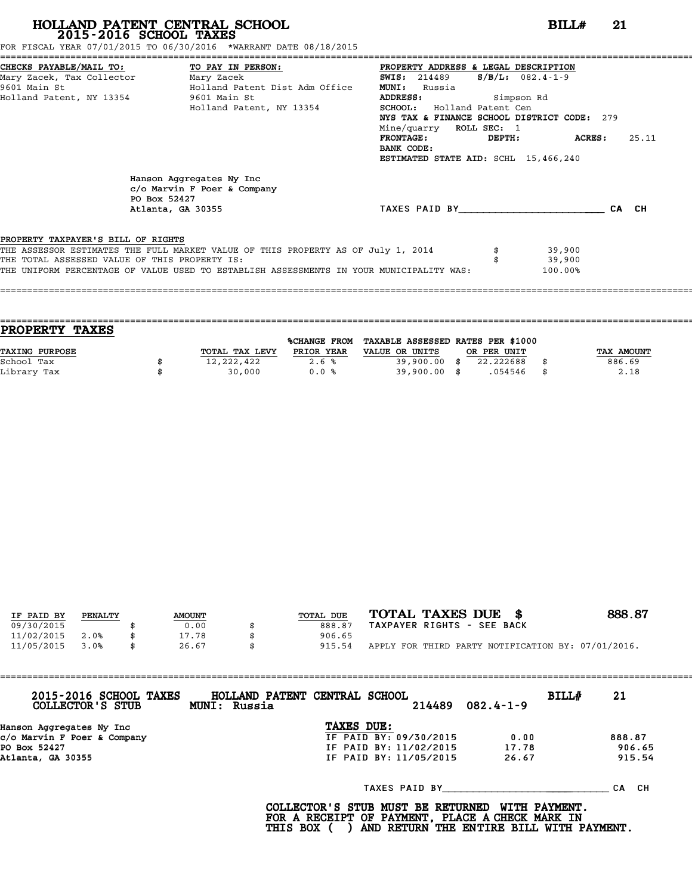# HOLLAND PATENT CENTRAL SCHOOL

## 2015-2016 SCHOOL TAXES

**BILL# 21**

FOR FISCAL YEAR 07/01/2015 TO 06/30/2016 *WARRANT DATE 08/18/2015

**CHECKS PAYABLE/MAIL TO:**
Mary Zacek, Tax Collector
9601 Main St
Holland Patent, NY 13354

**TO PAY IN PERSON:**
Mary Zacek
Holland Patent Dist Adm Office
9601 Main St
Holland Patent, NY 13354

**PROPERTY ADDRESS & LEGAL DESCRIPTION**
**SWIS:** 214489 **S/B/L:** 082.4-1-9
**MUNI:** Russia
**ADDRESS:** Simpson Rd
**SCHOOL:** Holland Patent Cen
**NYS TAX & FINANCE SCHOOL DISTRICT CODE:** 279
Mine/quarry **ROLL SEC:** 1
**FRONTAGE:** **DEPTH:** **ACRES:** 25.11
**BANK CODE:**
**ESTIMATED STATE AID:** SCHL 15,466,240

Hanson Aggregates Ny Inc
c/o Marvin F Poer & Company
PO Box 52427
Atlanta, GA 30355

TAXES PAID BY________________________ CA CH

**PROPERTY TAXPAYER'S BILL OF RIGHTS**

| | | |
|---|---|---|
| THE ASSESSOR ESTIMATES THE FULL MARKET VALUE OF THIS PROPERTY AS OF July 1, 2014 | $ | 39,900 |
| THE TOTAL ASSESSED VALUE OF THIS PROPERTY IS: | $ | 39,900 |
| THE UNIFORM PERCENTAGE OF VALUE USED TO ESTABLISH ASSESSMENTS IN YOUR MUNICIPALITY WAS: | | 100.00% |

## PROPERTY TAXES

| TAXING PURPOSE | TOTAL TAX LEVY | %CHANGE FROM PRIOR YEAR | TAXABLE ASSESSED VALUE OR UNITS | RATES PER $1000 OR PER UNIT | TAX AMOUNT |
|---|---|---|---|---|---|
| School Tax | $ 12,222,422 | 2.6 % | 39,900.00 | $ 22.222688 | $ 886.69 |
| Library Tax | $ 30,000 | 0.0 % | 39,900.00 | $ .054546 | $ 2.18 |

| IF PAID BY | PENALTY | AMOUNT | TOTAL DUE |
|---|---|---|---|
| 09/30/2015 | | $ 0.00 | $ 888.87 |
| 11/02/2015 | 2.0% | $ 17.78 | $ 906.65 |
| 11/05/2015 | 3.0% | $ 26.67 | $ 915.54 |

**TOTAL TAXES DUE $ 888.87**

TAXPAYER RIGHTS - SEE BACK

APPLY FOR THIRD PARTY NOTIFICATION BY: 07/01/2016.

---

**2015-2016 SCHOOL TAXES — HOLLAND PATENT CENTRAL SCHOOL — BILL# 21**
**COLLECTOR'S STUB — MUNI: Russia — 214489 082.4-1-9**

Hanson Aggregates Ny Inc
c/o Marvin F Poer & Company
PO Box 52427
Atlanta, GA 30355

**TAXES DUE:**

| | | |
|---|---|---|
| IF PAID BY: 09/30/2015 | 0.00 | 888.87 |
| IF PAID BY: 11/02/2015 | 17.78 | 906.65 |
| IF PAID BY: 11/05/2015 | 26.67 | 915.54 |

TAXES PAID BY____________________________ CA CH

**COLLECTOR'S STUB MUST BE RETURNED WITH PAYMENT. FOR A RECEIPT OF PAYMENT, PLACE A CHECK MARK IN THIS BOX ( ) AND RETURN THE ENTIRE BILL WITH PAYMENT.**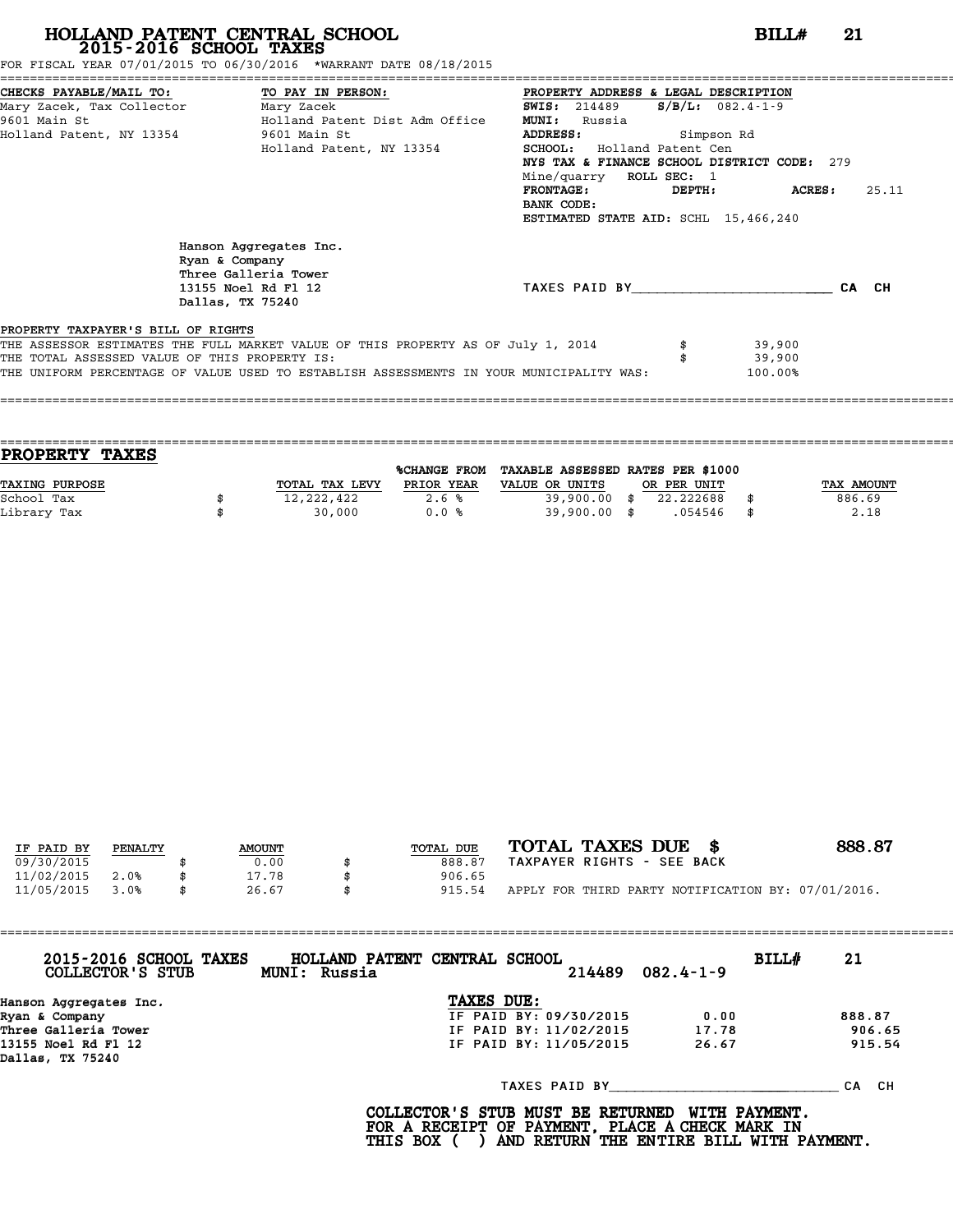# HOLLAND PATENT CENTRAL SCHOOL

## 2015-2016 SCHOOL TAXES

**BILL# 21**

FOR FISCAL YEAR 07/01/2015 TO 06/30/2016 *WARRANT DATE 08/18/2015

**CHECKS PAYABLE/MAIL TO:**
Mary Zacek, Tax Collector
9601 Main St
Holland Patent, NY 13354

**TO PAY IN PERSON:**
Mary Zacek
Holland Patent Dist Adm Office
9601 Main St
Holland Patent, NY 13354

**PROPERTY ADDRESS & LEGAL DESCRIPTION**
**SWIS:** 214489 **S/B/L:** 082.4-1-9
**MUNI:** Russia
**ADDRESS:** Simpson Rd
**SCHOOL:** Holland Patent Cen
**NYS TAX & FINANCE SCHOOL DISTRICT CODE:** 279
Mine/quarry **ROLL SEC:** 1
**FRONTAGE:** **DEPTH:** **ACRES:** 25.11
**BANK CODE:**
**ESTIMATED STATE AID:** SCHL 15,466,240

Hanson Aggregates Inc.
Ryan & Company
Three Galleria Tower
13155 Noel Rd Fl 12
Dallas, TX 75240

TAXES PAID BY________________________ CA CH

**PROPERTY TAXPAYER'S BILL OF RIGHTS**

THE ASSESSOR ESTIMATES THE FULL MARKET VALUE OF THIS PROPERTY AS OF July 1, 2014 $ 39,900
THE TOTAL ASSESSED VALUE OF THIS PROPERTY IS: $ 39,900
THE UNIFORM PERCENTAGE OF VALUE USED TO ESTABLISH ASSESSMENTS IN YOUR MUNICIPALITY WAS: 100.00%

## PROPERTY TAXES

| TAXING PURPOSE | TOTAL TAX LEVY | %CHANGE FROM PRIOR YEAR | TAXABLE ASSESSED VALUE OR UNITS | RATES PER $1000 OR PER UNIT | TAX AMOUNT |
|---|---|---|---|---|---|
| School Tax | $ 12,222,422 | 2.6 % | 39,900.00 | $ 22.222688 | $ 886.69 |
| Library Tax | $ 30,000 | 0.0 % | 39,900.00 | $ .054546 | $ 2.18 |

| IF PAID BY | PENALTY | AMOUNT | TOTAL DUE |
|---|---|---|---|
| 09/30/2015 | | $ 0.00 | $ 888.87 |
| 11/02/2015 | 2.0% | $ 17.78 | $ 906.65 |
| 11/05/2015 | 3.0% | $ 26.67 | $ 915.54 |

**TOTAL TAXES DUE $ 888.87**
TAXPAYER RIGHTS - SEE BACK
APPLY FOR THIRD PARTY NOTIFICATION BY: 07/01/2016.

---

**2015-2016 SCHOOL TAXES** **HOLLAND PATENT CENTRAL SCHOOL** **BILL# 21**
**COLLECTOR'S STUB** **MUNI: Russia** 214489 082.4-1-9

Hanson Aggregates Inc.
Ryan & Company
Three Galleria Tower
13155 Noel Rd Fl 12
Dallas, TX 75240

**TAXES DUE:**

| | | |
|---|---|---|
| IF PAID BY: 09/30/2015 | 0.00 | 888.87 |
| IF PAID BY: 11/02/2015 | 17.78 | 906.65 |
| IF PAID BY: 11/05/2015 | 26.67 | 915.54 |

TAXES PAID BY____________________________ CA CH

**COLLECTOR'S STUB MUST BE RETURNED WITH PAYMENT.
FOR A RECEIPT OF PAYMENT, PLACE A CHECK MARK IN
THIS BOX ( ) AND RETURN THE ENTIRE BILL WITH PAYMENT.**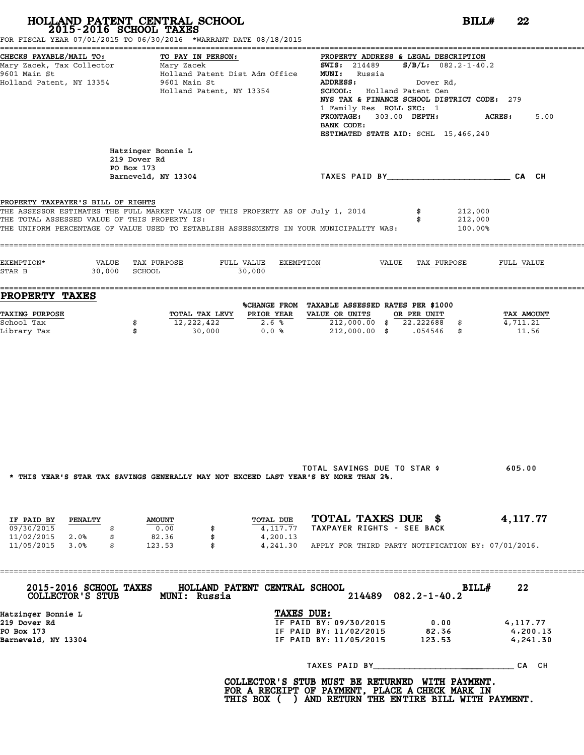# HOLLAND PATENT CENTRAL SCHOOL
## 2015-2016 SCHOOL TAXES

**BILL# 22**

FOR FISCAL YEAR 07/01/2015 TO 06/30/2016 *WARRANT DATE 08/18/2015

**CHECKS PAYABLE/MAIL TO:**
Mary Zacek, Tax Collector
9601 Main St
Holland Patent, NY 13354

**TO PAY IN PERSON:**
Mary Zacek
Holland Patent Dist Adm Office
9601 Main St
Holland Patent, NY 13354

**PROPERTY ADDRESS & LEGAL DESCRIPTION**
**SWIS:** 214489 **S/B/L:** 082.2-1-40.2
**MUNI:** Russia
**ADDRESS:** Dover Rd,
**SCHOOL:** Holland Patent Cen
**NYS TAX & FINANCE SCHOOL DISTRICT CODE:** 279
1 Family Res **ROLL SEC:** 1
**FRONTAGE:** 303.00 **DEPTH:** **ACRES:** 5.00
**BANK CODE:**
**ESTIMATED STATE AID:** SCHL 15,466,240

Hatzinger Bonnie L
219 Dover Rd
PO Box 173
Barneveld, NY 13304

TAXES PAID BY\_\_\_\_\_\_\_\_\_\_\_\_\_\_\_\_\_\_\_\_\_\_\_\_ CA CH

**PROPERTY TAXPAYER'S BILL OF RIGHTS**
THE ASSESSOR ESTIMATES THE FULL MARKET VALUE OF THIS PROPERTY AS OF July 1, 2014 $ 212,000
THE TOTAL ASSESSED VALUE OF THIS PROPERTY IS: $ 212,000
THE UNIFORM PERCENTAGE OF VALUE USED TO ESTABLISH ASSESSMENTS IN YOUR MUNICIPALITY WAS: 100.00%

| EXEMPTION* | VALUE | TAX PURPOSE | FULL VALUE | EXEMPTION | VALUE | TAX PURPOSE | FULL VALUE |
|---|---|---|---|---|---|---|---|
| STAR B | 30,000 | SCHOOL | 30,000 | | | | |

## PROPERTY TAXES

| TAXING PURPOSE | TOTAL TAX LEVY | %CHANGE FROM PRIOR YEAR | TAXABLE ASSESSED VALUE OR UNITS | RATES PER $1000 OR PER UNIT | TAX AMOUNT |
|---|---|---|---|---|---|
| School Tax | $ 12,222,422 | 2.6 % | 212,000.00 | $ 22.222688 | $ 4,711.21 |
| Library Tax | $ 30,000 | 0.0 % | 212,000.00 | $ .054546 | $ 11.56 |

TOTAL SAVINGS DUE TO STAR $ 605.00

* THIS YEAR'S STAR TAX SAVINGS GENERALLY MAY NOT EXCEED LAST YEAR'S BY MORE THAN 2%.

| IF PAID BY | PENALTY | AMOUNT | TOTAL DUE |
|---|---|---|---|
| 09/30/2015 | | $ 0.00 | $ 4,117.77 |
| 11/02/2015 | 2.0% | $ 82.36 | $ 4,200.13 |
| 11/05/2015 | 3.0% | $ 123.53 | $ 4,241.30 |

**TOTAL TAXES DUE $ 4,117.77**
TAXPAYER RIGHTS - SEE BACK

APPLY FOR THIRD PARTY NOTIFICATION BY: 07/01/2016.

---

**2015-2016 SCHOOL TAXES** **HOLLAND PATENT CENTRAL SCHOOL** **BILL# 22**
**COLLECTOR'S STUB** **MUNI: Russia** 214489 082.2-1-40.2

Hatzinger Bonnie L
219 Dover Rd
PO Box 173
Barneveld, NY 13304

**TAXES DUE:**

| | | |
|---|---|---|
| IF PAID BY: 09/30/2015 | 0.00 | 4,117.77 |
| IF PAID BY: 11/02/2015 | 82.36 | 4,200.13 |
| IF PAID BY: 11/05/2015 | 123.53 | 4,241.30 |

TAXES PAID BY\_\_\_\_\_\_\_\_\_\_\_\_\_\_\_\_\_\_\_\_\_\_\_\_ CA CH

**COLLECTOR'S STUB MUST BE RETURNED WITH PAYMENT.
FOR A RECEIPT OF PAYMENT, PLACE A CHECK MARK IN
THIS BOX ( ) AND RETURN THE ENTIRE BILL WITH PAYMENT.**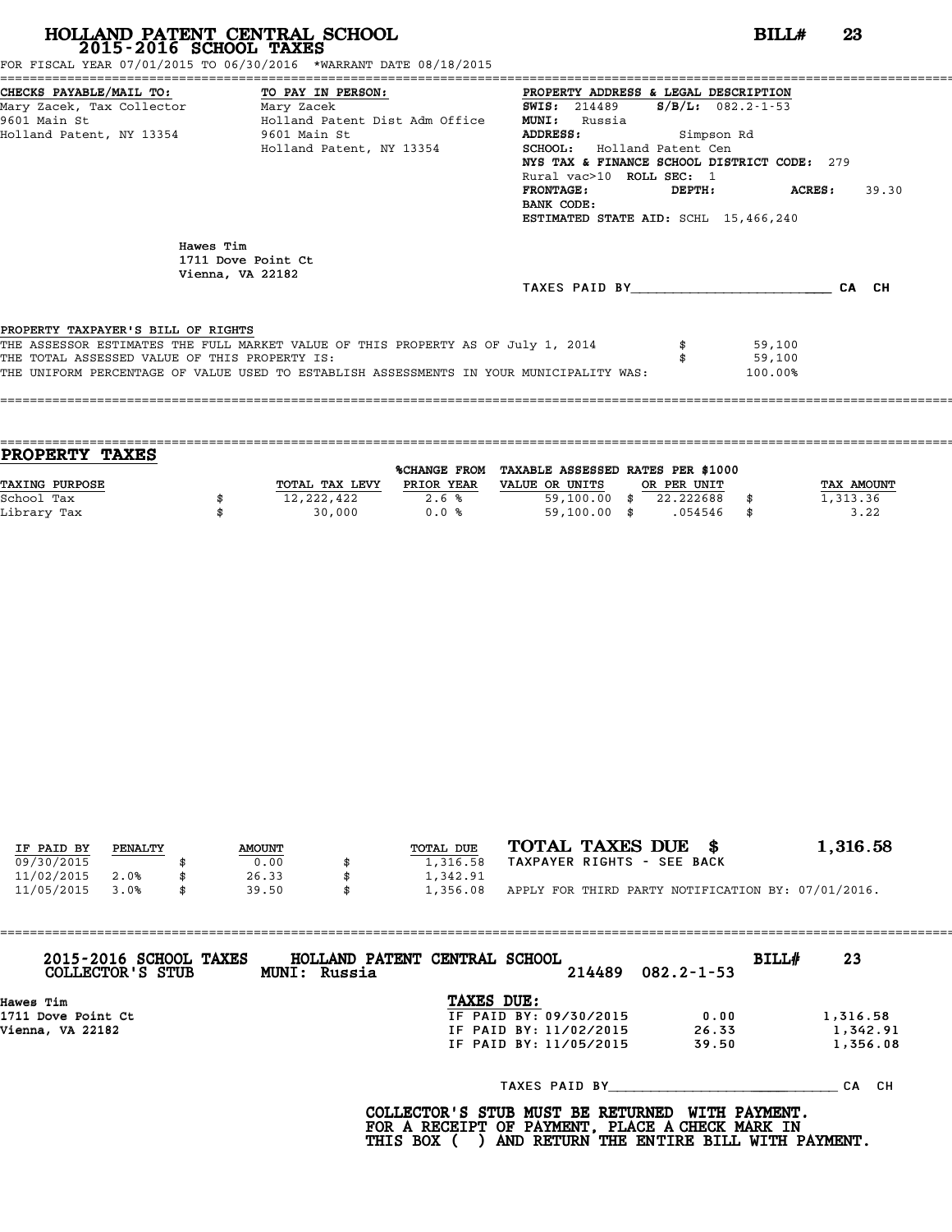# HOLLAND PATENT CENTRAL SCHOOL
## 2015-2016 SCHOOL TAXES

**BILL# 23**

FOR FISCAL YEAR 07/01/2015 TO 06/30/2016 *WARRANT DATE 08/18/2015

**CHECKS PAYABLE/MAIL TO:**
Mary Zacek, Tax Collector
9601 Main St
Holland Patent, NY 13354

**TO PAY IN PERSON:**
Mary Zacek
Holland Patent Dist Adm Office
9601 Main St
Holland Patent, NY 13354

**PROPERTY ADDRESS & LEGAL DESCRIPTION**
**SWIS:** 214489 **S/B/L:** 082.2-1-53
**MUNI:** Russia
**ADDRESS:** Simpson Rd
**SCHOOL:** Holland Patent Cen
**NYS TAX & FINANCE SCHOOL DISTRICT CODE:** 279
Rural vac>10 **ROLL SEC:** 1
**FRONTAGE:** **DEPTH:** **ACRES:** 39.30
**BANK CODE:**
**ESTIMATED STATE AID:** SCHL 15,466,240

Hawes Tim
1711 Dove Point Ct
Vienna, VA 22182

TAXES PAID BY________________________ CA CH

**PROPERTY TAXPAYER'S BILL OF RIGHTS**

THE ASSESSOR ESTIMATES THE FULL MARKET VALUE OF THIS PROPERTY AS OF July 1, 2014 $ 59,100
THE TOTAL ASSESSED VALUE OF THIS PROPERTY IS: $ 59,100
THE UNIFORM PERCENTAGE OF VALUE USED TO ESTABLISH ASSESSMENTS IN YOUR MUNICIPALITY WAS: 100.00%

## PROPERTY TAXES

| TAXING PURPOSE | TOTAL TAX LEVY | %CHANGE FROM PRIOR YEAR | TAXABLE ASSESSED VALUE OR UNITS | RATES PER $1000 OR PER UNIT | TAX AMOUNT |
|---|---|---|---|---|---|
| School Tax | $ 12,222,422 | 2.6 % | 59,100.00 | $ 22.222688 | $ 1,313.36 |
| Library Tax | $ 30,000 | 0.0 % | 59,100.00 | $ .054546 | $ 3.22 |

| IF PAID BY | PENALTY | AMOUNT | TOTAL DUE |
|---|---|---|---|
| 09/30/2015 | | $ 0.00 | $ 1,316.58 |
| 11/02/2015 | 2.0% | $ 26.33 | $ 1,342.91 |
| 11/05/2015 | 3.0% | $ 39.50 | $ 1,356.08 |

**TOTAL TAXES DUE $ 1,316.58**

TAXPAYER RIGHTS - SEE BACK

APPLY FOR THIRD PARTY NOTIFICATION BY: 07/01/2016.

---

**2015-2016 SCHOOL TAXES COLLECTOR'S STUB** **HOLLAND PATENT CENTRAL SCHOOL** **MUNI: Russia** 214489 082.2-1-53 **BILL# 23**

Hawes Tim
1711 Dove Point Ct
Vienna, VA 22182

**TAXES DUE:**

| | | |
|---|---|---|
| IF PAID BY: 09/30/2015 | 0.00 | 1,316.58 |
| IF PAID BY: 11/02/2015 | 26.33 | 1,342.91 |
| IF PAID BY: 11/05/2015 | 39.50 | 1,356.08 |

TAXES PAID BY____________________________ CA CH

**COLLECTOR'S STUB MUST BE RETURNED WITH PAYMENT.**
**FOR A RECEIPT OF PAYMENT, PLACE A CHECK MARK IN**
**THIS BOX ( ) AND RETURN THE ENTIRE BILL WITH PAYMENT.**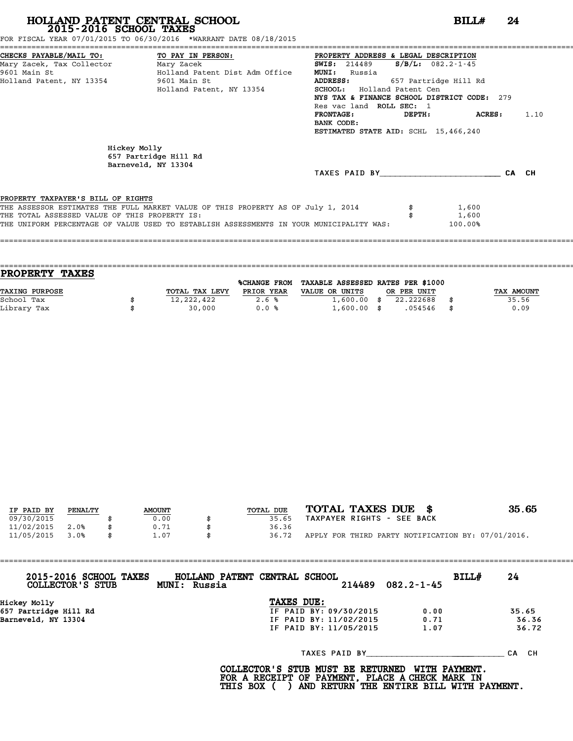# HOLLAND PATENT CENTRAL SCHOOL

## 2015-2016 SCHOOL TAXES

**BILL# 24**

FOR FISCAL YEAR 07/01/2015 TO 06/30/2016 *WARRANT DATE 08/18/2015

**CHECKS PAYABLE/MAIL TO:**
Mary Zacek, Tax Collector
9601 Main St
Holland Patent, NY 13354

**TO PAY IN PERSON:**
Mary Zacek
Holland Patent Dist Adm Office
9601 Main St
Holland Patent, NY 13354

**PROPERTY ADDRESS & LEGAL DESCRIPTION**
**SWIS:** 214489 **S/B/L:** 082.2-1-45
**MUNI:** Russia
**ADDRESS:** 657 Partridge Hill Rd
**SCHOOL:** Holland Patent Cen
**NYS TAX & FINANCE SCHOOL DISTRICT CODE:** 279
Res vac land **ROLL SEC:** 1
**FRONTAGE:** **DEPTH:** **ACRES:** 1.10
**BANK CODE:**
**ESTIMATED STATE AID:** SCHL 15,466,240

Hickey Molly
657 Partridge Hill Rd
Barneveld, NY 13304

TAXES PAID BY________________________ CA CH

**PROPERTY TAXPAYER'S BILL OF RIGHTS**

THE ASSESSOR ESTIMATES THE FULL MARKET VALUE OF THIS PROPERTY AS OF July 1, 2014 $ 1,600
THE TOTAL ASSESSED VALUE OF THIS PROPERTY IS: $ 1,600
THE UNIFORM PERCENTAGE OF VALUE USED TO ESTABLISH ASSESSMENTS IN YOUR MUNICIPALITY WAS: 100.00%

## PROPERTY TAXES

| TAXING PURPOSE | | TOTAL TAX LEVY | %CHANGE FROM PRIOR YEAR | TAXABLE ASSESSED VALUE OR UNITS | | RATES PER $1000 OR PER UNIT | | TAX AMOUNT |
|---|---|---|---|---|---|---|---|---|
| School Tax | $ | 12,222,422 | 2.6 % | 1,600.00 | $ | 22.222688 | $ | 35.56 |
| Library Tax | $ | 30,000 | 0.0 % | 1,600.00 | $ | .054546 | $ | 0.09 |

| IF PAID BY | PENALTY | | AMOUNT | | TOTAL DUE |
|---|---|---|---|---|---|
| 09/30/2015 | | $ | 0.00 | $ | 35.65 |
| 11/02/2015 | 2.0% | $ | 0.71 | $ | 36.36 |
| 11/05/2015 | 3.0% | $ | 1.07 | $ | 36.72 |

**TOTAL TAXES DUE $ 35.65**

TAXPAYER RIGHTS - SEE BACK

APPLY FOR THIRD PARTY NOTIFICATION BY: 07/01/2016.

**2015-2016 SCHOOL TAXES** **HOLLAND PATENT CENTRAL SCHOOL** **BILL# 24**
**COLLECTOR'S STUB** **MUNI: Russia** 214489 082.2-1-45

Hickey Molly
657 Partridge Hill Rd
Barneveld, NY 13304

**TAXES DUE:**

| | | |
|---|---|---|
| IF PAID BY: 09/30/2015 | 0.00 | 35.65 |
| IF PAID BY: 11/02/2015 | 0.71 | 36.36 |
| IF PAID BY: 11/05/2015 | 1.07 | 36.72 |

TAXES PAID BY____________________________ CA CH

**COLLECTOR'S STUB MUST BE RETURNED WITH PAYMENT. FOR A RECEIPT OF PAYMENT, PLACE A CHECK MARK IN THIS BOX ( ) AND RETURN THE ENTIRE BILL WITH PAYMENT.**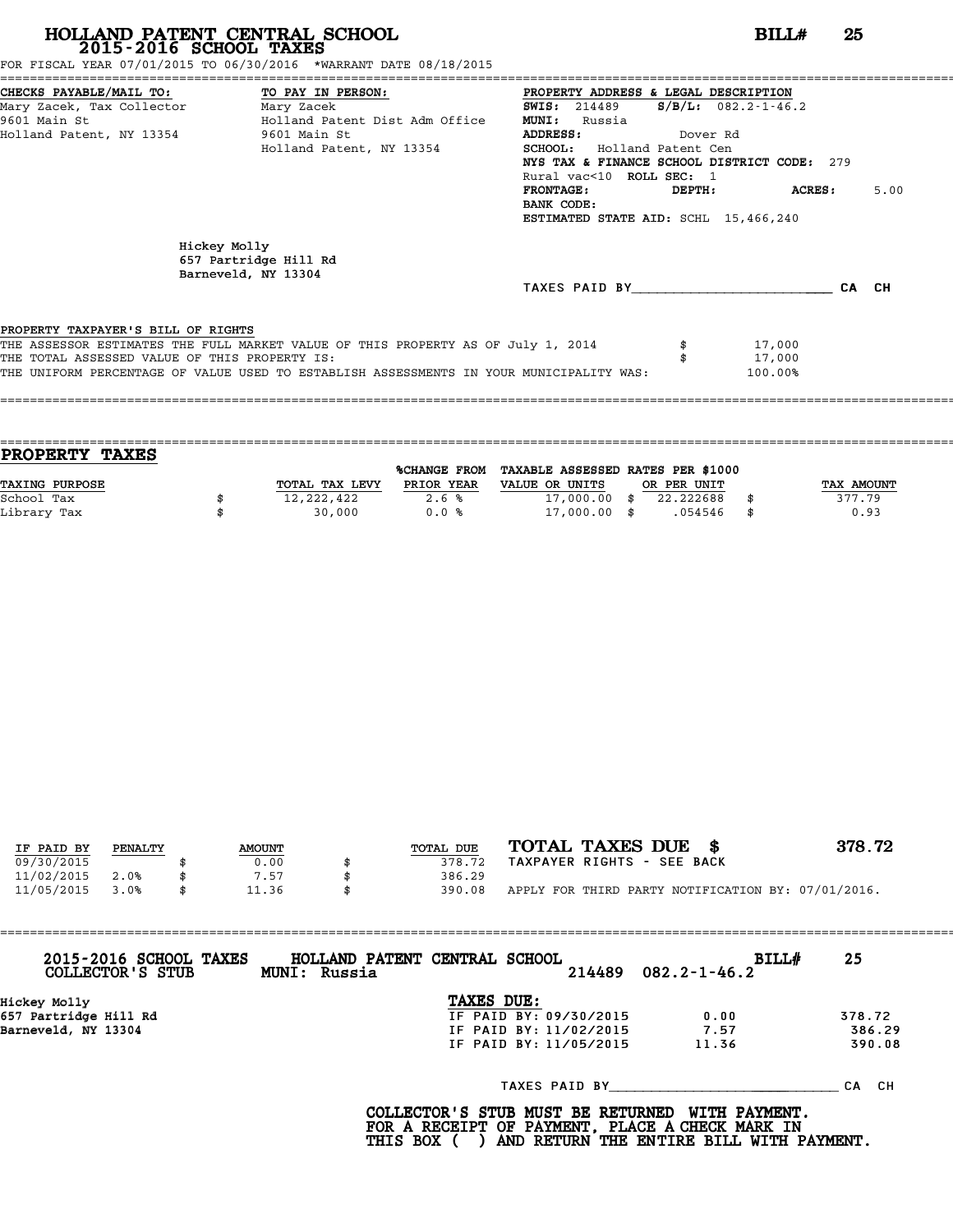# HOLLAND PATENT CENTRAL SCHOOL
## 2015-2016 SCHOOL TAXES

**BILL# 25**

FOR FISCAL YEAR 07/01/2015 TO 06/30/2016 *WARRANT DATE 08/18/2015

**CHECKS PAYABLE/MAIL TO:**
Mary Zacek, Tax Collector
9601 Main St
Holland Patent, NY 13354

**TO PAY IN PERSON:**
Mary Zacek
Holland Patent Dist Adm Office
9601 Main St
Holland Patent, NY 13354

**PROPERTY ADDRESS & LEGAL DESCRIPTION**
**SWIS:** 214489 **S/B/L:** 082.2-1-46.2
**MUNI:** Russia
**ADDRESS:** Dover Rd
**SCHOOL:** Holland Patent Cen
**NYS TAX & FINANCE SCHOOL DISTRICT CODE:** 279
Rural vac<10 **ROLL SEC:** 1
**FRONTAGE:** **DEPTH:** **ACRES:** 5.00
**BANK CODE:**
**ESTIMATED STATE AID:** SCHL 15,466,240

Hickey Molly
657 Partridge Hill Rd
Barneveld, NY 13304

TAXES PAID BY________________________ CA CH

**PROPERTY TAXPAYER'S BILL OF RIGHTS**

THE ASSESSOR ESTIMATES THE FULL MARKET VALUE OF THIS PROPERTY AS OF July 1, 2014 $ 17,000
THE TOTAL ASSESSED VALUE OF THIS PROPERTY IS: $ 17,000
THE UNIFORM PERCENTAGE OF VALUE USED TO ESTABLISH ASSESSMENTS IN YOUR MUNICIPALITY WAS: 100.00%

## PROPERTY TAXES

| TAXING PURPOSE | TOTAL TAX LEVY | %CHANGE FROM PRIOR YEAR | TAXABLE ASSESSED VALUE OR UNITS | RATES PER $1000 OR PER UNIT | TAX AMOUNT |
|---|---|---|---|---|---|
| School Tax | $ 12,222,422 | 2.6 % | 17,000.00 | $ 22.222688 | $ 377.79 |
| Library Tax | $ 30,000 | 0.0 % | 17,000.00 | $ .054546 | $ 0.93 |

| IF PAID BY | PENALTY | AMOUNT | TOTAL DUE |
|---|---|---|---|
| 09/30/2015 | | $ 0.00 | $ 378.72 |
| 11/02/2015 | 2.0% | $ 7.57 | $ 386.29 |
| 11/05/2015 | 3.0% | $ 11.36 | $ 390.08 |

**TOTAL TAXES DUE $ 378.72**
TAXPAYER RIGHTS - SEE BACK
APPLY FOR THIRD PARTY NOTIFICATION BY: 07/01/2016.

---

**2015-2016 SCHOOL TAXES** **HOLLAND PATENT CENTRAL SCHOOL** **BILL# 25**
**COLLECTOR'S STUB** **MUNI: Russia** 214489 082.2-1-46.2

Hickey Molly
657 Partridge Hill Rd
Barneveld, NY 13304

**TAXES DUE:**

| | | |
|---|---|---|
| IF PAID BY: 09/30/2015 | 0.00 | 378.72 |
| IF PAID BY: 11/02/2015 | 7.57 | 386.29 |
| IF PAID BY: 11/05/2015 | 11.36 | 390.08 |

TAXES PAID BY____________________________ CA CH

**COLLECTOR'S STUB MUST BE RETURNED WITH PAYMENT.
FOR A RECEIPT OF PAYMENT, PLACE A CHECK MARK IN
THIS BOX ( ) AND RETURN THE ENTIRE BILL WITH PAYMENT.**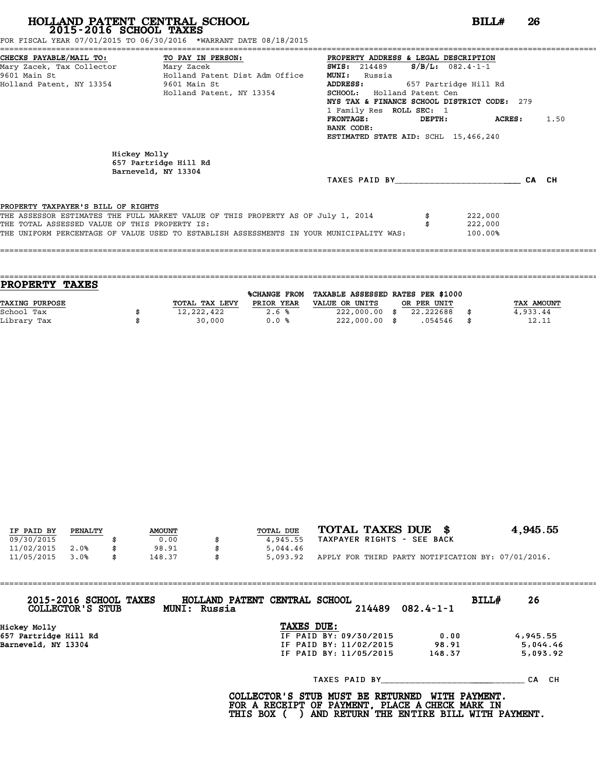# HOLLAND PATENT CENTRAL SCHOOL

## 2015-2016 SCHOOL TAXES

**BILL# 26**

FOR FISCAL YEAR 07/01/2015 TO 06/30/2016 *WARRANT DATE 08/18/2015

**CHECKS PAYABLE/MAIL TO:**
Mary Zacek, Tax Collector
9601 Main St
Holland Patent, NY 13354

**TO PAY IN PERSON:**
Mary Zacek
Holland Patent Dist Adm Office
9601 Main St
Holland Patent, NY 13354

**PROPERTY ADDRESS & LEGAL DESCRIPTION**
**SWIS:** 214489 **S/B/L:** 082.4-1-1
**MUNI:** Russia
**ADDRESS:** 657 Partridge Hill Rd
**SCHOOL:** Holland Patent Cen
**NYS TAX & FINANCE SCHOOL DISTRICT CODE:** 279
1 Family Res **ROLL SEC:** 1
**FRONTAGE:** **DEPTH:** **ACRES:** 1.50
**BANK CODE:**
**ESTIMATED STATE AID:** SCHL 15,466,240

Hickey Molly
657 Partridge Hill Rd
Barneveld, NY 13304

TAXES PAID BY________________________ CA CH

PROPERTY TAXPAYER'S BILL OF RIGHTS

| | | |
|---|---|---|
| THE ASSESSOR ESTIMATES THE FULL MARKET VALUE OF THIS PROPERTY AS OF July 1, 2014 | $ | 222,000 |
| THE TOTAL ASSESSED VALUE OF THIS PROPERTY IS: | $ | 222,000 |
| THE UNIFORM PERCENTAGE OF VALUE USED TO ESTABLISH ASSESSMENTS IN YOUR MUNICIPALITY WAS: | | 100.00% |

## PROPERTY TAXES

| TAXING PURPOSE | | TOTAL TAX LEVY | %CHANGE FROM PRIOR YEAR | TAXABLE ASSESSED VALUE OR UNITS | | RATES PER $1000 OR PER UNIT | | TAX AMOUNT |
|---|---|---|---|---|---|---|---|---|
| School Tax | $ | 12,222,422 | 2.6 % | 222,000.00 | $ | 22.222688 | $ | 4,933.44 |
| Library Tax | $ | 30,000 | 0.0 % | 222,000.00 | $ | .054546 | $ | 12.11 |

| IF PAID BY | PENALTY | | AMOUNT | | TOTAL DUE |
|---|---|---|---|---|---|
| 09/30/2015 | | $ | 0.00 | $ | 4,945.55 |
| 11/02/2015 | 2.0% | $ | 98.91 | $ | 5,044.46 |
| 11/05/2015 | 3.0% | $ | 148.37 | $ | 5,093.92 |

**TOTAL TAXES DUE $ 4,945.55**

TAXPAYER RIGHTS - SEE BACK

APPLY FOR THIRD PARTY NOTIFICATION BY: 07/01/2016.

---

**2015-2016 SCHOOL TAXES** **HOLLAND PATENT CENTRAL SCHOOL** **BILL# 26**
**COLLECTOR'S STUB** **MUNI: Russia** 214489 082.4-1-1

Hickey Molly
657 Partridge Hill Rd
Barneveld, NY 13304

**TAXES DUE:**

| | | |
|---|---|---|
| IF PAID BY: 09/30/2015 | 0.00 | 4,945.55 |
| IF PAID BY: 11/02/2015 | 98.91 | 5,044.46 |
| IF PAID BY: 11/05/2015 | 148.37 | 5,093.92 |

TAXES PAID BY____________________________ CA CH

**COLLECTOR'S STUB MUST BE RETURNED WITH PAYMENT.
FOR A RECEIPT OF PAYMENT, PLACE A CHECK MARK IN
THIS BOX ( ) AND RETURN THE ENTIRE BILL WITH PAYMENT.**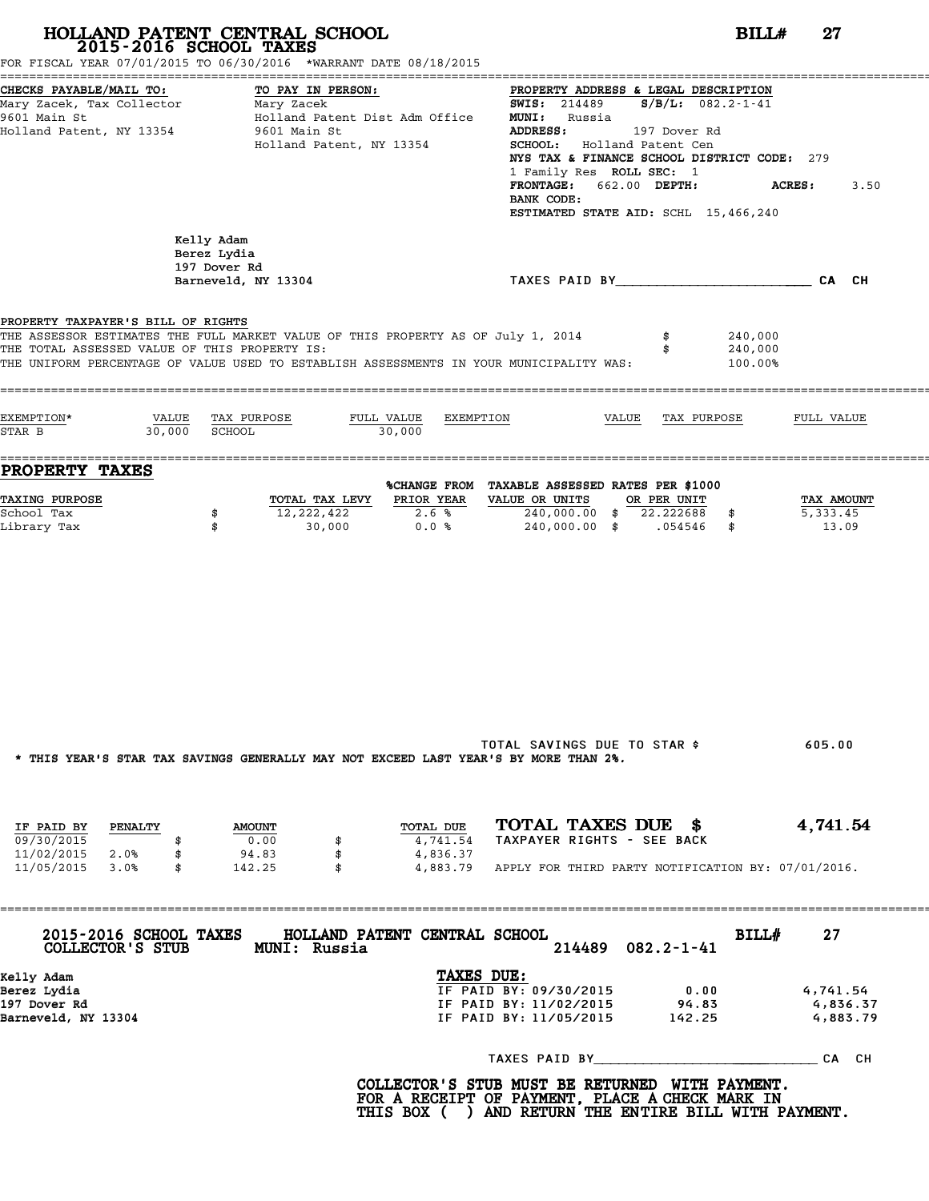# HOLLAND PATENT CENTRAL SCHOOL
## 2015-2016 SCHOOL TAXES

**BILL# 27**

FOR FISCAL YEAR 07/01/2015 TO 06/30/2016 *WARRANT DATE 08/18/2015

**CHECKS PAYABLE/MAIL TO:**
Mary Zacek, Tax Collector
9601 Main St
Holland Patent, NY 13354

**TO PAY IN PERSON:**
Mary Zacek
Holland Patent Dist Adm Office
9601 Main St
Holland Patent, NY 13354

**PROPERTY ADDRESS & LEGAL DESCRIPTION**
**SWIS:** 214489 **S/B/L:** 082.2-1-41
**MUNI:** Russia
**ADDRESS:** 197 Dover Rd
**SCHOOL:** Holland Patent Cen
**NYS TAX & FINANCE SCHOOL DISTRICT CODE:** 279
1 Family Res **ROLL SEC:** 1
**FRONTAGE:** 662.00 **DEPTH:** **ACRES:** 3.50
**BANK CODE:**
**ESTIMATED STATE AID:** SCHL 15,466,240

Kelly Adam
Berez Lydia
197 Dover Rd
Barneveld, NY 13304

TAXES PAID BY________________________ CA CH

**PROPERTY TAXPAYER'S BILL OF RIGHTS**

THE ASSESSOR ESTIMATES THE FULL MARKET VALUE OF THIS PROPERTY AS OF July 1, 2014 $ 240,000
THE TOTAL ASSESSED VALUE OF THIS PROPERTY IS: $ 240,000
THE UNIFORM PERCENTAGE OF VALUE USED TO ESTABLISH ASSESSMENTS IN YOUR MUNICIPALITY WAS: 100.00%

| EXEMPTION* | VALUE | TAX PURPOSE | FULL VALUE | EXEMPTION | VALUE | TAX PURPOSE | FULL VALUE |
|---|---|---|---|---|---|---|---|
| STAR B | 30,000 | SCHOOL | 30,000 | | | | |

## PROPERTY TAXES

| TAXING PURPOSE | TOTAL TAX LEVY | %CHANGE FROM PRIOR YEAR | TAXABLE ASSESSED VALUE OR UNITS | RATES PER $1000 OR PER UNIT | TAX AMOUNT |
|---|---|---|---|---|---|
| School Tax | $ 12,222,422 | 2.6 % | 240,000.00 | $ 22.222688 | $ 5,333.45 |
| Library Tax | $ 30,000 | 0.0 % | 240,000.00 | $ .054546 | $ 13.09 |

TOTAL SAVINGS DUE TO STAR $ 605.00

* THIS YEAR'S STAR TAX SAVINGS GENERALLY MAY NOT EXCEED LAST YEAR'S BY MORE THAN 2%.

| IF PAID BY | PENALTY | AMOUNT | TOTAL DUE |
|---|---|---|---|
| 09/30/2015 | | $ 0.00 | $ 4,741.54 |
| 11/02/2015 | 2.0% | $ 94.83 | $ 4,836.37 |
| 11/05/2015 | 3.0% | $ 142.25 | $ 4,883.79 |

**TOTAL TAXES DUE $ 4,741.54**
TAXPAYER RIGHTS - SEE BACK

APPLY FOR THIRD PARTY NOTIFICATION BY: 07/01/2016.

---

**2015-2016 SCHOOL TAXES COLLECTOR'S STUB** **HOLLAND PATENT CENTRAL SCHOOL MUNI: Russia** 214489 082.2-1-41 **BILL# 27**

Kelly Adam
Berez Lydia
197 Dover Rd
Barneveld, NY 13304

**TAXES DUE:**

| | | |
|---|---|---|
| IF PAID BY: 09/30/2015 | 0.00 | 4,741.54 |
| IF PAID BY: 11/02/2015 | 94.83 | 4,836.37 |
| IF PAID BY: 11/05/2015 | 142.25 | 4,883.79 |

TAXES PAID BY____________________________ CA CH

**COLLECTOR'S STUB MUST BE RETURNED WITH PAYMENT. FOR A RECEIPT OF PAYMENT, PLACE A CHECK MARK IN THIS BOX ( ) AND RETURN THE ENTIRE BILL WITH PAYMENT.**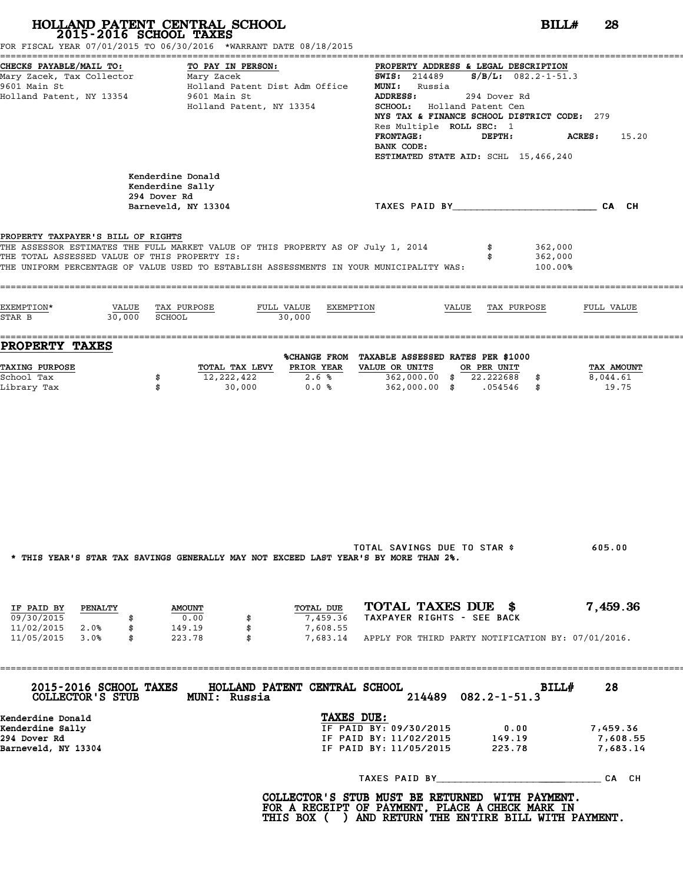# HOLLAND PATENT CENTRAL SCHOOL
## 2015-2016 SCHOOL TAXES

**BILL# 28**

FOR FISCAL YEAR 07/01/2015 TO 06/30/2016 *WARRANT DATE 08/18/2015

| CHECKS PAYABLE/MAIL TO: | TO PAY IN PERSON: | PROPERTY ADDRESS & LEGAL DESCRIPTION |
|---|---|---|
| Mary Zacek, Tax Collector | Mary Zacek | **SWIS:** 214489 **S/B/L:** 082.2-1-51.3 |
| 9601 Main St | Holland Patent Dist Adm Office | **MUNI:** Russia |
| Holland Patent, NY 13354 | 9601 Main St | **ADDRESS:** 294 Dover Rd |
| | Holland Patent, NY 13354 | **SCHOOL:** Holland Patent Cen |
| | | NYS TAX & FINANCE SCHOOL DISTRICT CODE: 279 |
| | | Res Multiple **ROLL SEC:** 1 |
| | | **FRONTAGE:** **DEPTH:** **ACRES:** 15.20 |
| | | **BANK CODE:** |
| | | **ESTIMATED STATE AID:** SCHL 15,466,240 |

Kenderdine Donald
Kenderdine Sally
294 Dover Rd
Barneveld, NY 13304

TAXES PAID BY________________________ CA CH

PROPERTY TAXPAYER'S BILL OF RIGHTS

THE ASSESSOR ESTIMATES THE FULL MARKET VALUE OF THIS PROPERTY AS OF July 1, 2014 $ 362,000
THE TOTAL ASSESSED VALUE OF THIS PROPERTY IS: $ 362,000
THE UNIFORM PERCENTAGE OF VALUE USED TO ESTABLISH ASSESSMENTS IN YOUR MUNICIPALITY WAS: 100.00%

| EXEMPTION* | VALUE | TAX PURPOSE | FULL VALUE | EXEMPTION | VALUE | TAX PURPOSE | FULL VALUE |
|---|---|---|---|---|---|---|---|
| STAR B | 30,000 | SCHOOL | 30,000 | | | | |

## PROPERTY TAXES

| TAXING PURPOSE | TOTAL TAX LEVY | %CHANGE FROM PRIOR YEAR | TAXABLE ASSESSED VALUE OR UNITS | RATES PER $1000 OR PER UNIT | TAX AMOUNT |
|---|---|---|---|---|---|
| School Tax | $ 12,222,422 | 2.6 % | 362,000.00 | $ 22.222688 | $ 8,044.61 |
| Library Tax | $ 30,000 | 0.0 % | 362,000.00 | $ .054546 | $ 19.75 |

TOTAL SAVINGS DUE TO STAR $ 605.00

* THIS YEAR'S STAR TAX SAVINGS GENERALLY MAY NOT EXCEED LAST YEAR'S BY MORE THAN 2%.

| IF PAID BY | PENALTY | AMOUNT | TOTAL DUE |
|---|---|---|---|
| 09/30/2015 | | $ 0.00 | $ 7,459.36 |
| 11/02/2015 | 2.0% | $ 149.19 | $ 7,608.55 |
| 11/05/2015 | 3.0% | $ 223.78 | $ 7,683.14 |

**TOTAL TAXES DUE $ 7,459.36**

TAXPAYER RIGHTS - SEE BACK

APPLY FOR THIRD PARTY NOTIFICATION BY: 07/01/2016.

---

**2015-2016 SCHOOL TAXES** **HOLLAND PATENT CENTRAL SCHOOL** **BILL# 28**
**COLLECTOR'S STUB** **MUNI: Russia** **214489 082.2-1-51.3**

Kenderdine Donald
Kenderdine Sally
294 Dover Rd
Barneveld, NY 13304

**TAXES DUE:**

| | | |
|---|---|---|
| IF PAID BY: 09/30/2015 | 0.00 | 7,459.36 |
| IF PAID BY: 11/02/2015 | 149.19 | 7,608.55 |
| IF PAID BY: 11/05/2015 | 223.78 | 7,683.14 |

TAXES PAID BY____________________________ CA CH

**COLLECTOR'S STUB MUST BE RETURNED WITH PAYMENT.**
**FOR A RECEIPT OF PAYMENT, PLACE A CHECK MARK IN**
**THIS BOX ( ) AND RETURN THE ENTIRE BILL WITH PAYMENT.**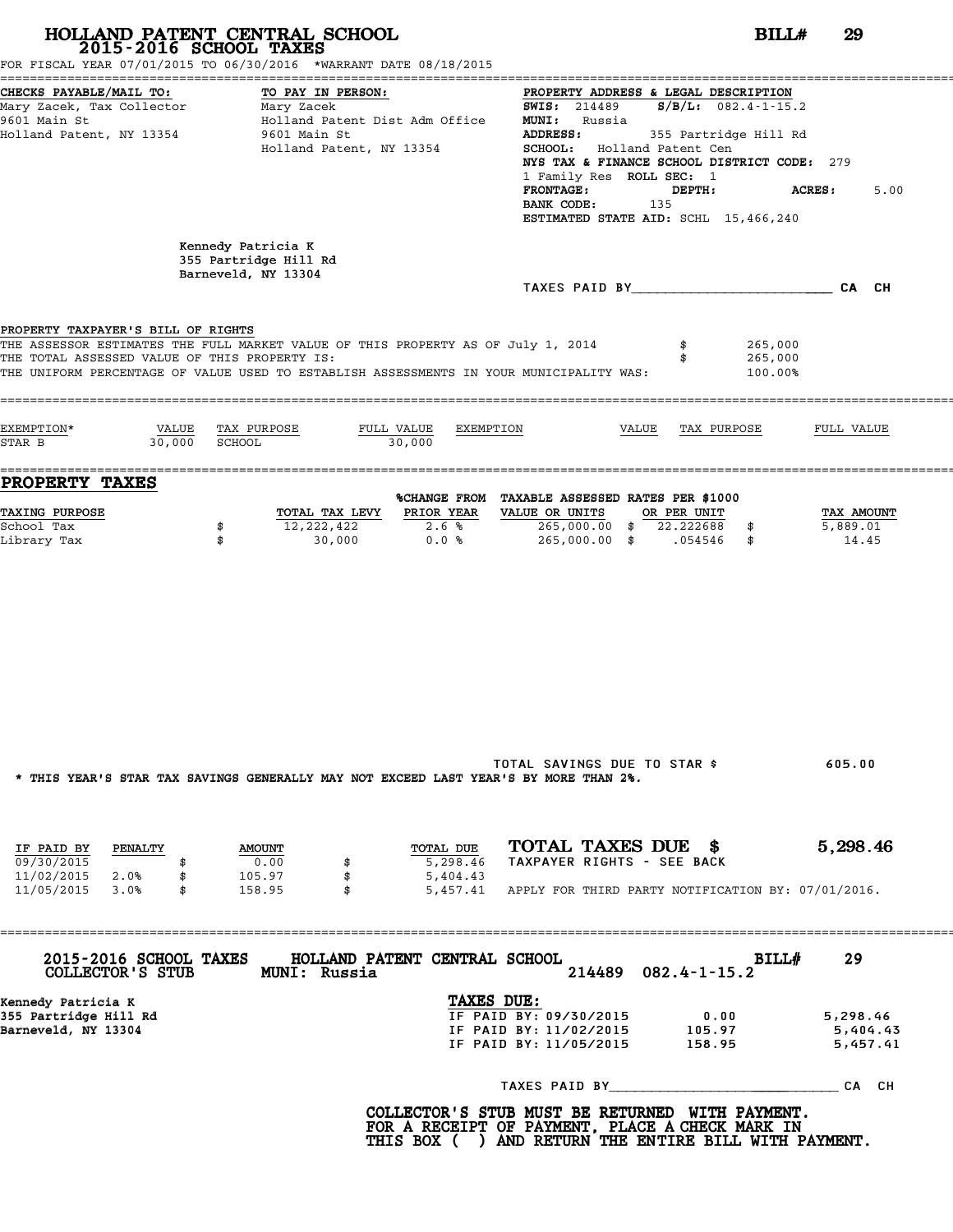# HOLLAND PATENT CENTRAL SCHOOL
## 2015-2016 SCHOOL TAXES

**BILL# 29**

FOR FISCAL YEAR 07/01/2015 TO 06/30/2016 *WARRANT DATE 08/18/2015

**CHECKS PAYABLE/MAIL TO:**
Mary Zacek, Tax Collector
9601 Main St
Holland Patent, NY 13354

**TO PAY IN PERSON:**
Mary Zacek
Holland Patent Dist Adm Office
9601 Main St
Holland Patent, NY 13354

**PROPERTY ADDRESS & LEGAL DESCRIPTION**
**SWIS:** 214489 **S/B/L:** 082.4-1-15.2
**MUNI:** Russia
**ADDRESS:** 355 Partridge Hill Rd
**SCHOOL:** Holland Patent Cen
**NYS TAX & FINANCE SCHOOL DISTRICT CODE:** 279
1 Family Res **ROLL SEC:** 1
**FRONTAGE:** **DEPTH:** **ACRES:** 5.00
**BANK CODE:** 135
**ESTIMATED STATE AID:** SCHL 15,466,240

Kennedy Patricia K
355 Partridge Hill Rd
Barneveld, NY 13304

TAXES PAID BY\_\_\_\_\_\_\_\_\_\_\_\_\_\_\_\_\_\_\_\_\_\_\_\_ CA CH

**PROPERTY TAXPAYER'S BILL OF RIGHTS**

| | | |
|---|---|---|
| THE ASSESSOR ESTIMATES THE FULL MARKET VALUE OF THIS PROPERTY AS OF July 1, 2014 | $ | 265,000 |
| THE TOTAL ASSESSED VALUE OF THIS PROPERTY IS: | $ | 265,000 |
| THE UNIFORM PERCENTAGE OF VALUE USED TO ESTABLISH ASSESSMENTS IN YOUR MUNICIPALITY WAS: | | 100.00% |

| EXEMPTION* | VALUE | TAX PURPOSE | FULL VALUE | EXEMPTION | VALUE | TAX PURPOSE | FULL VALUE |
|---|---|---|---|---|---|---|---|
| STAR B | 30,000 | SCHOOL | 30,000 | | | | |

## PROPERTY TAXES

| TAXING PURPOSE | | TOTAL TAX LEVY | %CHANGE FROM PRIOR YEAR | TAXABLE ASSESSED VALUE OR UNITS | | RATES PER $1000 OR PER UNIT | | TAX AMOUNT |
|---|---|---|---|---|---|---|---|---|
| School Tax | $ | 12,222,422 | 2.6 % | 265,000.00 | $ | 22.222688 | $ | 5,889.01 |
| Library Tax | $ | 30,000 | 0.0 % | 265,000.00 | $ | .054546 | $ | 14.45 |

TOTAL SAVINGS DUE TO STAR $ 605.00

* THIS YEAR'S STAR TAX SAVINGS GENERALLY MAY NOT EXCEED LAST YEAR'S BY MORE THAN 2%.

| IF PAID BY | PENALTY | | AMOUNT | | TOTAL DUE |
|---|---|---|---|---|---|
| 09/30/2015 | | $ | 0.00 | $ | 5,298.46 |
| 11/02/2015 | 2.0% | $ | 105.97 | $ | 5,404.43 |
| 11/05/2015 | 3.0% | $ | 158.95 | $ | 5,457.41 |

**TOTAL TAXES DUE $ 5,298.46**
TAXPAYER RIGHTS - SEE BACK
APPLY FOR THIRD PARTY NOTIFICATION BY: 07/01/2016.

---

**2015-2016 SCHOOL TAXES** HOLLAND PATENT CENTRAL SCHOOL **BILL# 29**
**COLLECTOR'S STUB** **MUNI: Russia** 214489 082.4-1-15.2

Kennedy Patricia K
355 Partridge Hill Rd
Barneveld, NY 13304

**TAXES DUE:**

| | | |
|---|---|---|
| IF PAID BY: 09/30/2015 | 0.00 | 5,298.46 |
| IF PAID BY: 11/02/2015 | 105.97 | 5,404.43 |
| IF PAID BY: 11/05/2015 | 158.95 | 5,457.41 |

TAXES PAID BY\_\_\_\_\_\_\_\_\_\_\_\_\_\_\_\_\_\_\_\_\_\_\_\_ CA CH

**COLLECTOR'S STUB MUST BE RETURNED WITH PAYMENT. FOR A RECEIPT OF PAYMENT, PLACE A CHECK MARK IN THIS BOX ( ) AND RETURN THE ENTIRE BILL WITH PAYMENT.**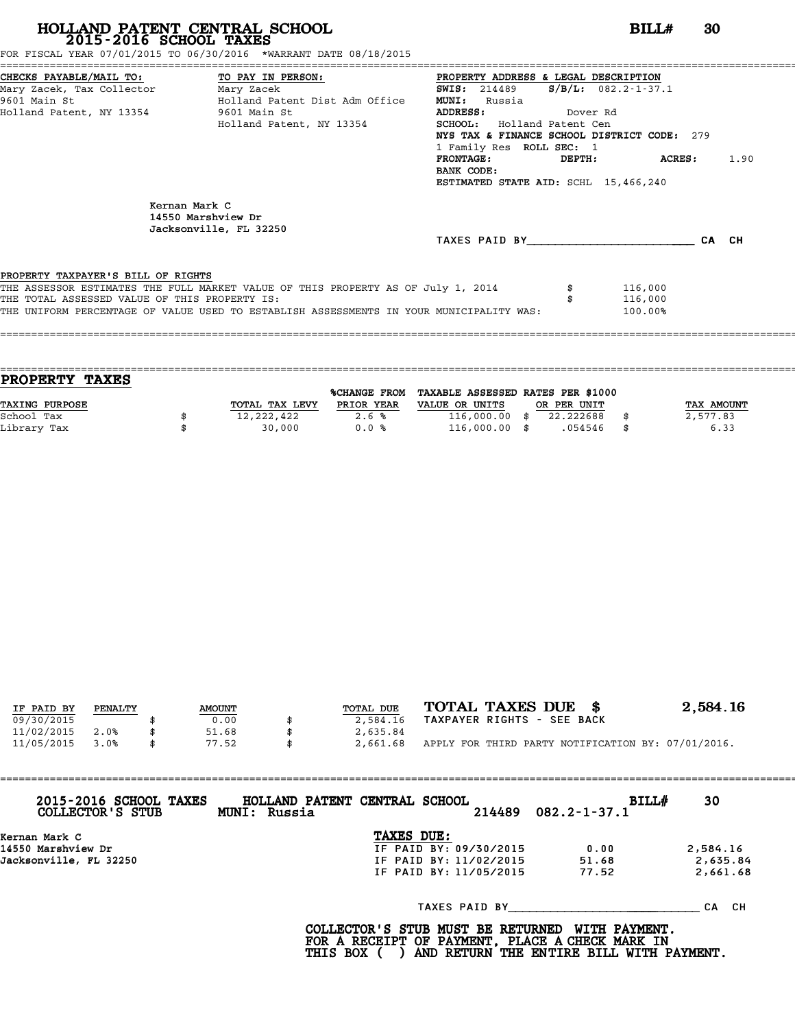# HOLLAND PATENT CENTRAL SCHOOL

## 2015-2016 SCHOOL TAXES

**BILL# 30**

FOR FISCAL YEAR 07/01/2015 TO 06/30/2016 *WARRANT DATE 08/18/2015

**CHECKS PAYABLE/MAIL TO:**
Mary Zacek, Tax Collector
9601 Main St
Holland Patent, NY 13354

**TO PAY IN PERSON:**
Mary Zacek
Holland Patent Dist Adm Office
9601 Main St
Holland Patent, NY 13354

**PROPERTY ADDRESS & LEGAL DESCRIPTION**
**SWIS:** 214489 **S/B/L:** 082.2-1-37.1
**MUNI:** Russia
**ADDRESS:** Dover Rd
**SCHOOL:** Holland Patent Cen
**NYS TAX & FINANCE SCHOOL DISTRICT CODE:** 279
1 Family Res **ROLL SEC:** 1
**FRONTAGE:** **DEPTH:** **ACRES:** 1.90
**BANK CODE:**
**ESTIMATED STATE AID:** SCHL 15,466,240

Kernan Mark C
14550 Marshview Dr
Jacksonville, FL 32250

TAXES PAID BY________________________ CA CH

PROPERTY TAXPAYER'S BILL OF RIGHTS

| | | |
|---|---|---|
| THE ASSESSOR ESTIMATES THE FULL MARKET VALUE OF THIS PROPERTY AS OF July 1, 2014 | $ | 116,000 |
| THE TOTAL ASSESSED VALUE OF THIS PROPERTY IS: | $ | 116,000 |
| THE UNIFORM PERCENTAGE OF VALUE USED TO ESTABLISH ASSESSMENTS IN YOUR MUNICIPALITY WAS: | | 100.00% |

## PROPERTY TAXES

| TAXING PURPOSE | | TOTAL TAX LEVY | %CHANGE FROM PRIOR YEAR | TAXABLE ASSESSED VALUE OR UNITS | | RATES PER $1000 OR PER UNIT | | TAX AMOUNT |
|---|---|---|---|---|---|---|---|---|
| School Tax | $ | 12,222,422 | 2.6 % | 116,000.00 | $ | 22.222688 | $ | 2,577.83 |
| Library Tax | $ | 30,000 | 0.0 % | 116,000.00 | $ | .054546 | $ | 6.33 |

| IF PAID BY | PENALTY | | AMOUNT | | TOTAL DUE |
|---|---|---|---|---|---|
| 09/30/2015 | | $ | 0.00 | $ | 2,584.16 |
| 11/02/2015 | 2.0% | $ | 51.68 | $ | 2,635.84 |
| 11/05/2015 | 3.0% | $ | 77.52 | $ | 2,661.68 |

**TOTAL TAXES DUE $ 2,584.16**

TAXPAYER RIGHTS - SEE BACK

APPLY FOR THIRD PARTY NOTIFICATION BY: 07/01/2016.

---

**2015-2016 SCHOOL TAXES** **HOLLAND PATENT CENTRAL SCHOOL** **BILL# 30**
**COLLECTOR'S STUB** **MUNI: Russia** 214489 082.2-1-37.1

Kernan Mark C
14550 Marshview Dr
Jacksonville, FL 32250

**TAXES DUE:**

| | | |
|---|---|---|
| IF PAID BY: 09/30/2015 | 0.00 | 2,584.16 |
| IF PAID BY: 11/02/2015 | 51.68 | 2,635.84 |
| IF PAID BY: 11/05/2015 | 77.52 | 2,661.68 |

TAXES PAID BY____________________________ CA CH

**COLLECTOR'S STUB MUST BE RETURNED WITH PAYMENT.**
**FOR A RECEIPT OF PAYMENT, PLACE A CHECK MARK IN**
**THIS BOX ( ) AND RETURN THE ENTIRE BILL WITH PAYMENT.**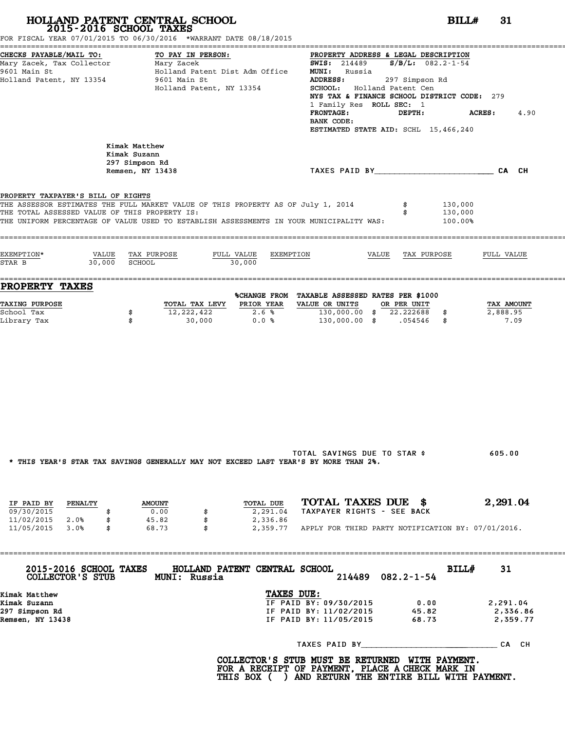# HOLLAND PATENT CENTRAL SCHOOL
## 2015-2016 SCHOOL TAXES

**BILL# 31**

FOR FISCAL YEAR 07/01/2015 TO 06/30/2016 *WARRANT DATE 08/18/2015

**CHECKS PAYABLE/MAIL TO:**
Mary Zacek, Tax Collector
9601 Main St
Holland Patent, NY 13354

**TO PAY IN PERSON:**
Mary Zacek
Holland Patent Dist Adm Office
9601 Main St
Holland Patent, NY 13354

**PROPERTY ADDRESS & LEGAL DESCRIPTION**
**SWIS:** 214489 **S/B/L:** 082.2-1-54
**MUNI:** Russia
**ADDRESS:** 297 Simpson Rd
**SCHOOL:** Holland Patent Cen
**NYS TAX & FINANCE SCHOOL DISTRICT CODE:** 279
1 Family Res **ROLL SEC:** 1
**FRONTAGE:** **DEPTH:** **ACRES:** 4.90
**BANK CODE:**
**ESTIMATED STATE AID:** SCHL 15,466,240

Kimak Matthew
Kimak Suzann
297 Simpson Rd
Remsen, NY 13438

TAXES PAID BY________________________ CA CH

**PROPERTY TAXPAYER'S BILL OF RIGHTS**

THE ASSESSOR ESTIMATES THE FULL MARKET VALUE OF THIS PROPERTY AS OF July 1, 2014 $ 130,000
THE TOTAL ASSESSED VALUE OF THIS PROPERTY IS: $ 130,000
THE UNIFORM PERCENTAGE OF VALUE USED TO ESTABLISH ASSESSMENTS IN YOUR MUNICIPALITY WAS: 100.00%

| EXEMPTION* | VALUE | TAX PURPOSE | FULL VALUE | EXEMPTION | VALUE | TAX PURPOSE | FULL VALUE |
|---|---|---|---|---|---|---|---|
| STAR B | 30,000 | SCHOOL | 30,000 | | | | |

## PROPERTY TAXES

| TAXING PURPOSE | TOTAL TAX LEVY | %CHANGE FROM PRIOR YEAR | TAXABLE ASSESSED VALUE OR UNITS | RATES PER $1000 OR PER UNIT | TAX AMOUNT |
|---|---|---|---|---|---|
| School Tax | $ 12,222,422 | 2.6 % | 130,000.00 | $ 22.222688 | $ 2,888.95 |
| Library Tax | $ 30,000 | 0.0 % | 130,000.00 | $ .054546 | $ 7.09 |

TOTAL SAVINGS DUE TO STAR $ 605.00

* THIS YEAR'S STAR TAX SAVINGS GENERALLY MAY NOT EXCEED LAST YEAR'S BY MORE THAN 2%.

| IF PAID BY | PENALTY | AMOUNT | TOTAL DUE |
|---|---|---|---|
| 09/30/2015 | | $ 0.00 | $ 2,291.04 |
| 11/02/2015 | 2.0% | $ 45.82 | $ 2,336.86 |
| 11/05/2015 | 3.0% | $ 68.73 | $ 2,359.77 |

**TOTAL TAXES DUE $ 2,291.04**

TAXPAYER RIGHTS - SEE BACK

APPLY FOR THIRD PARTY NOTIFICATION BY: 07/01/2016.

---

**2015-2016 SCHOOL TAXES COLLECTOR'S STUB** **HOLLAND PATENT CENTRAL SCHOOL** **MUNI: Russia** 214489 082.2-1-54 **BILL# 31**

Kimak Matthew
Kimak Suzann
297 Simpson Rd
Remsen, NY 13438

**TAXES DUE:**

| | | |
|---|---|---|
| IF PAID BY: 09/30/2015 | 0.00 | 2,291.04 |
| IF PAID BY: 11/02/2015 | 45.82 | 2,336.86 |
| IF PAID BY: 11/05/2015 | 68.73 | 2,359.77 |

TAXES PAID BY____________________________ CA CH

**COLLECTOR'S STUB MUST BE RETURNED WITH PAYMENT. FOR A RECEIPT OF PAYMENT, PLACE A CHECK MARK IN THIS BOX ( ) AND RETURN THE ENTIRE BILL WITH PAYMENT.**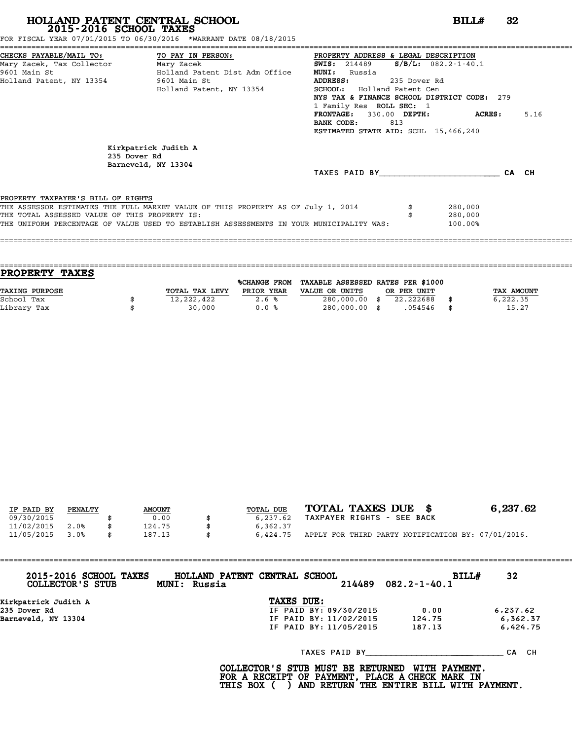# HOLLAND PATENT CENTRAL SCHOOL
## 2015-2016 SCHOOL TAXES

**BILL# 32**

FOR FISCAL YEAR 07/01/2015 TO 06/30/2016 *WARRANT DATE 08/18/2015

**CHECKS PAYABLE/MAIL TO:**
Mary Zacek, Tax Collector
9601 Main St
Holland Patent, NY 13354

**TO PAY IN PERSON:**
Mary Zacek
Holland Patent Dist Adm Office
9601 Main St
Holland Patent, NY 13354

**PROPERTY ADDRESS & LEGAL DESCRIPTION**
**SWIS:** 214489 **S/B/L:** 082.2-1-40.1
**MUNI:** Russia
**ADDRESS:** 235 Dover Rd
**SCHOOL:** Holland Patent Cen
**NYS TAX & FINANCE SCHOOL DISTRICT CODE:** 279
1 Family Res **ROLL SEC:** 1
**FRONTAGE:** 330.00 **DEPTH:** **ACRES:** 5.16
**BANK CODE:** 813
**ESTIMATED STATE AID:** SCHL 15,466,240

Kirkpatrick Judith A
235 Dover Rd
Barneveld, NY 13304

TAXES PAID BY________________________ CA CH

PROPERTY TAXPAYER'S BILL OF RIGHTS

THE ASSESSOR ESTIMATES THE FULL MARKET VALUE OF THIS PROPERTY AS OF July 1, 2014 $ 280,000
THE TOTAL ASSESSED VALUE OF THIS PROPERTY IS: $ 280,000
THE UNIFORM PERCENTAGE OF VALUE USED TO ESTABLISH ASSESSMENTS IN YOUR MUNICIPALITY WAS: 100.00%

## PROPERTY TAXES

| TAXING PURPOSE | TOTAL TAX LEVY | %CHANGE FROM PRIOR YEAR | TAXABLE ASSESSED VALUE OR UNITS | RATES PER $1000 OR PER UNIT | TAX AMOUNT |
|---|---|---|---|---|---|
| School Tax | $ 12,222,422 | 2.6 % | 280,000.00 | $ 22.222688 | $ 6,222.35 |
| Library Tax | $ 30,000 | 0.0 % | 280,000.00 | $ .054546 | $ 15.27 |

| IF PAID BY | PENALTY | AMOUNT | TOTAL DUE |
|---|---|---|---|
| 09/30/2015 | | $ 0.00 | $ 6,237.62 |
| 11/02/2015 | 2.0% | $ 124.75 | $ 6,362.37 |
| 11/05/2015 | 3.0% | $ 187.13 | $ 6,424.75 |

**TOTAL TAXES DUE $ 6,237.62**
TAXPAYER RIGHTS - SEE BACK
APPLY FOR THIRD PARTY NOTIFICATION BY: 07/01/2016.

---

**2015-2016 SCHOOL TAXES** **HOLLAND PATENT CENTRAL SCHOOL** **BILL# 32**
**COLLECTOR'S STUB** **MUNI: Russia** 214489 082.2-1-40.1

Kirkpatrick Judith A
235 Dover Rd
Barneveld, NY 13304

**TAXES DUE:**

| | | |
|---|---|---|
| IF PAID BY: 09/30/2015 | 0.00 | 6,237.62 |
| IF PAID BY: 11/02/2015 | 124.75 | 6,362.37 |
| IF PAID BY: 11/05/2015 | 187.13 | 6,424.75 |

TAXES PAID BY____________________________ CA CH

**COLLECTOR'S STUB MUST BE RETURNED WITH PAYMENT.
FOR A RECEIPT OF PAYMENT, PLACE A CHECK MARK IN
THIS BOX ( ) AND RETURN THE ENTIRE BILL WITH PAYMENT.**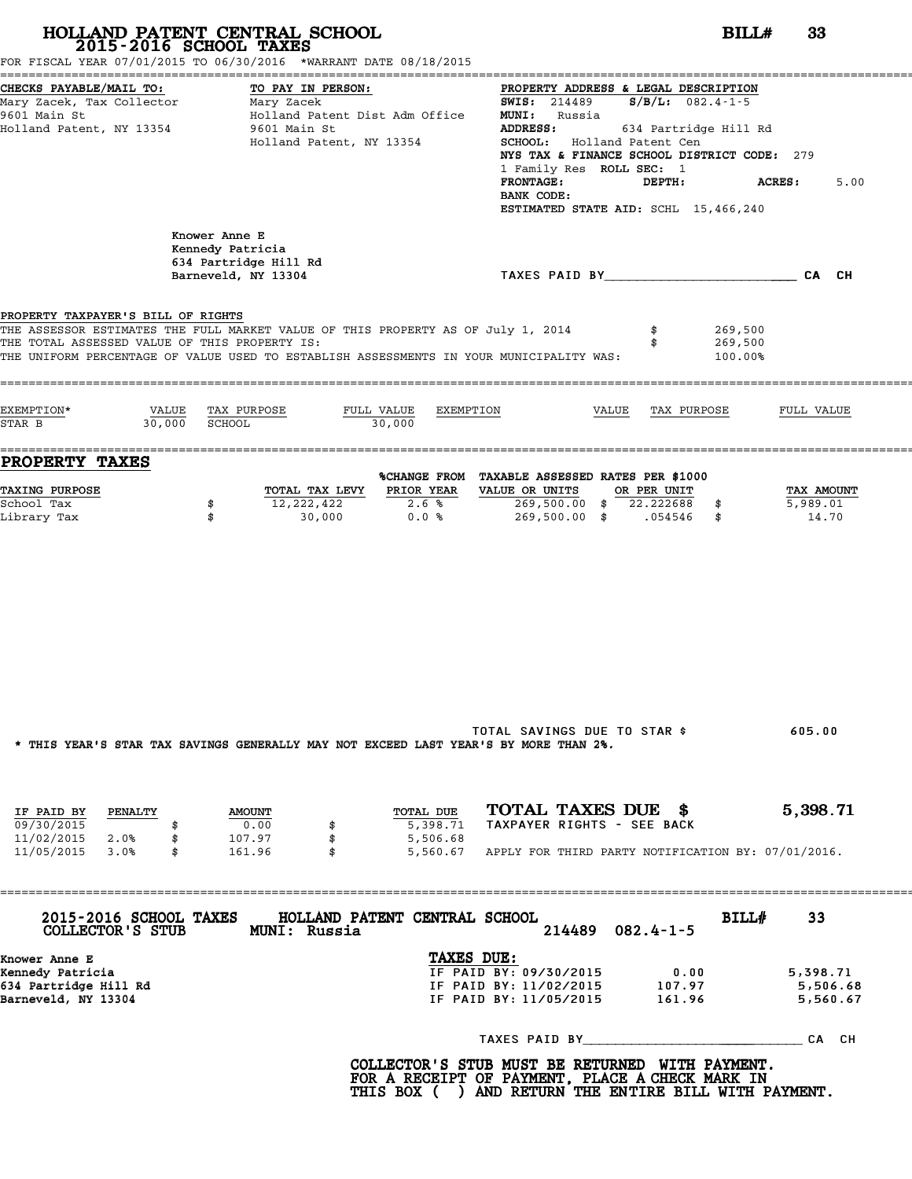# HOLLAND PATENT CENTRAL SCHOOL

## 2015-2016 SCHOOL TAXES

**BILL# 33**

FOR FISCAL YEAR 07/01/2015 TO 06/30/2016 *WARRANT DATE 08/18/2015

**CHECKS PAYABLE/MAIL TO:**
Mary Zacek, Tax Collector
9601 Main St
Holland Patent, NY 13354

**TO PAY IN PERSON:**
Mary Zacek
Holland Patent Dist Adm Office
9601 Main St
Holland Patent, NY 13354

**PROPERTY ADDRESS & LEGAL DESCRIPTION**
**SWIS:** 214489 **S/B/L:** 082.4-1-5
**MUNI:** Russia
**ADDRESS:** 634 Partridge Hill Rd
**SCHOOL:** Holland Patent Cen
**NYS TAX & FINANCE SCHOOL DISTRICT CODE:** 279
1 Family Res **ROLL SEC:** 1
**FRONTAGE:** **DEPTH:** **ACRES:** 5.00
**BANK CODE:**
**ESTIMATED STATE AID:** SCHL 15,466,240

Knower Anne E
Kennedy Patricia
634 Partridge Hill Rd
Barneveld, NY 13304

TAXES PAID BY________________________ CA CH

**PROPERTY TAXPAYER'S BILL OF RIGHTS**

THE ASSESSOR ESTIMATES THE FULL MARKET VALUE OF THIS PROPERTY AS OF July 1, 2014 $ 269,500
THE TOTAL ASSESSED VALUE OF THIS PROPERTY IS: $ 269,500
THE UNIFORM PERCENTAGE OF VALUE USED TO ESTABLISH ASSESSMENTS IN YOUR MUNICIPALITY WAS: 100.00%

| EXEMPTION* | VALUE | TAX PURPOSE | FULL VALUE | EXEMPTION | VALUE | TAX PURPOSE | FULL VALUE |
|---|---|---|---|---|---|---|---|
| STAR B | 30,000 | SCHOOL | 30,000 | | | | |

## PROPERTY TAXES

| TAXING PURPOSE | | TOTAL TAX LEVY | %CHANGE FROM PRIOR YEAR | TAXABLE ASSESSED VALUE OR UNITS | RATES PER $1000 OR PER UNIT | | TAX AMOUNT |
|---|---|---|---|---|---|---|---|
| School Tax | $ | 12,222,422 | 2.6 % | 269,500.00 | $ 22.222688 | $ | 5,989.01 |
| Library Tax | $ | 30,000 | 0.0 % | 269,500.00 | $ .054546 | $ | 14.70 |

TOTAL SAVINGS DUE TO STAR $ 605.00

* THIS YEAR'S STAR TAX SAVINGS GENERALLY MAY NOT EXCEED LAST YEAR'S BY MORE THAN 2%.

| IF PAID BY | PENALTY | | AMOUNT | | TOTAL DUE |
|---|---|---|---|---|---|
| 09/30/2015 | | $ | 0.00 | $ | 5,398.71 |
| 11/02/2015 | 2.0% | $ | 107.97 | $ | 5,506.68 |
| 11/05/2015 | 3.0% | $ | 161.96 | $ | 5,560.67 |

**TOTAL TAXES DUE $ 5,398.71**

TAXPAYER RIGHTS - SEE BACK

APPLY FOR THIRD PARTY NOTIFICATION BY: 07/01/2016.

---

**2015-2016 SCHOOL TAXES** **HOLLAND PATENT CENTRAL SCHOOL** **BILL# 33**
**COLLECTOR'S STUB** **MUNI: Russia** 214489 082.4-1-5

Knower Anne E
Kennedy Patricia
634 Partridge Hill Rd
Barneveld, NY 13304

**TAXES DUE:**

| | | |
|---|---|---|
| IF PAID BY: 09/30/2015 | 0.00 | 5,398.71 |
| IF PAID BY: 11/02/2015 | 107.97 | 5,506.68 |
| IF PAID BY: 11/05/2015 | 161.96 | 5,560.67 |

TAXES PAID BY____________________________ CA CH

**COLLECTOR'S STUB MUST BE RETURNED WITH PAYMENT.
FOR A RECEIPT OF PAYMENT, PLACE A CHECK MARK IN
THIS BOX ( ) AND RETURN THE ENTIRE BILL WITH PAYMENT.**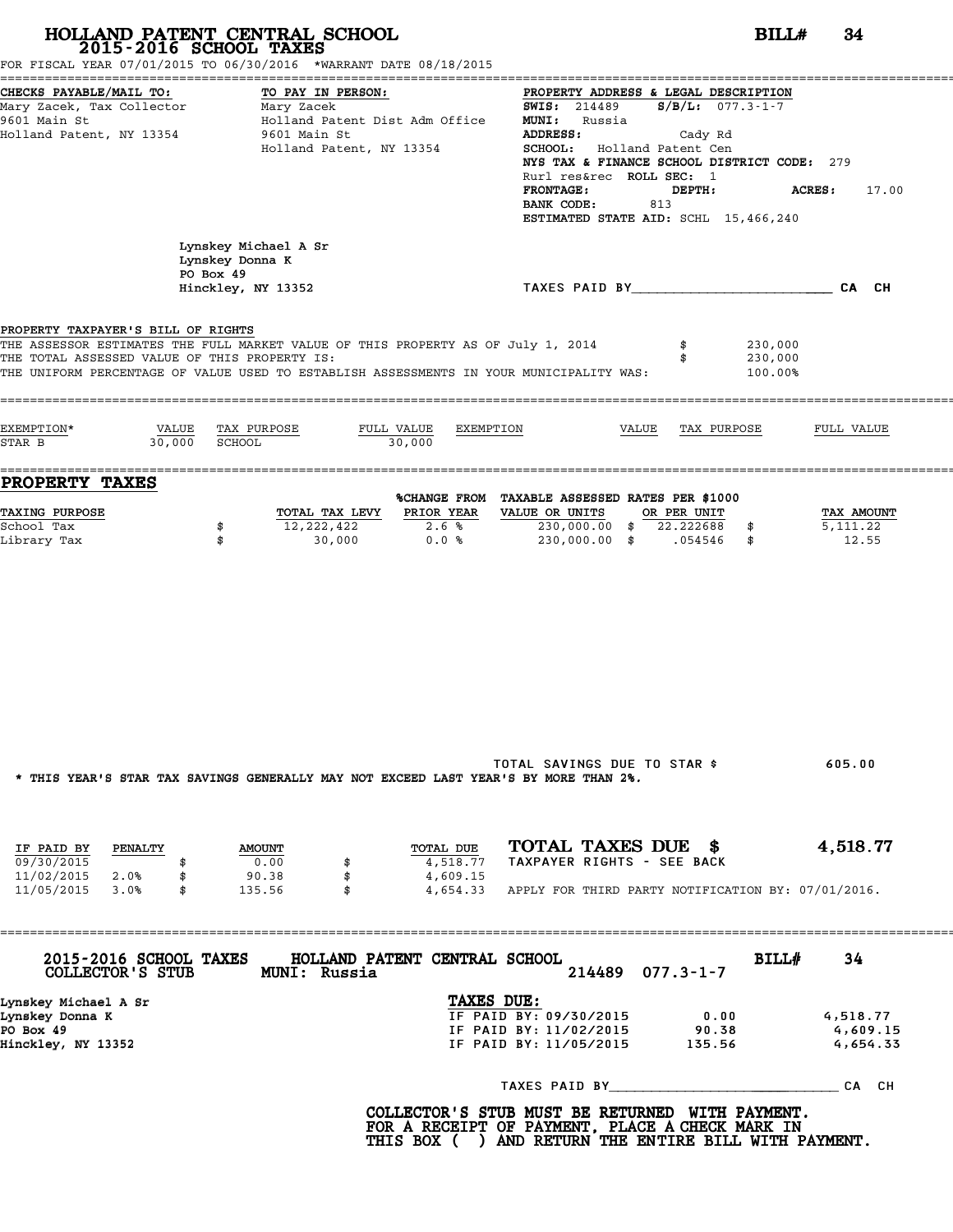# HOLLAND PATENT CENTRAL SCHOOL
## 2015-2016 SCHOOL TAXES

**BILL# 34**

FOR FISCAL YEAR 07/01/2015 TO 06/30/2016 *WARRANT DATE 08/18/2015

**CHECKS PAYABLE/MAIL TO:**
Mary Zacek, Tax Collector
9601 Main St
Holland Patent, NY 13354

**TO PAY IN PERSON:**
Mary Zacek
Holland Patent Dist Adm Office
9601 Main St
Holland Patent, NY 13354

**PROPERTY ADDRESS & LEGAL DESCRIPTION**
**SWIS:** 214489 **S/B/L:** 077.3-1-7
**MUNI:** Russia
**ADDRESS:** Cady Rd
**SCHOOL:** Holland Patent Cen
**NYS TAX & FINANCE SCHOOL DISTRICT CODE:** 279
Rurl res&rec **ROLL SEC:** 1
**FRONTAGE:** **DEPTH:** **ACRES:** 17.00
**BANK CODE:** 813
**ESTIMATED STATE AID:** SCHL 15,466,240

Lynskey Michael A Sr
Lynskey Donna K
PO Box 49
Hinckley, NY 13352

TAXES PAID BY______________________ CA CH

**PROPERTY TAXPAYER'S BILL OF RIGHTS**

THE ASSESSOR ESTIMATES THE FULL MARKET VALUE OF THIS PROPERTY AS OF July 1, 2014 $ 230,000
THE TOTAL ASSESSED VALUE OF THIS PROPERTY IS: $ 230,000
THE UNIFORM PERCENTAGE OF VALUE USED TO ESTABLISH ASSESSMENTS IN YOUR MUNICIPALITY WAS: 100.00%

| EXEMPTION* | VALUE | TAX PURPOSE | FULL VALUE | EXEMPTION | VALUE | TAX PURPOSE | FULL VALUE |
|---|---|---|---|---|---|---|---|
| STAR B | 30,000 | SCHOOL | 30,000 | | | | |

## PROPERTY TAXES

| TAXING PURPOSE | | TOTAL TAX LEVY | %CHANGE FROM PRIOR YEAR | TAXABLE ASSESSED VALUE OR UNITS | RATES PER $1000 OR PER UNIT | | TAX AMOUNT |
|---|---|---|---|---|---|---|---|
| School Tax | $ | 12,222,422 | 2.6 % | 230,000.00 | $ 22.222688 | $ | 5,111.22 |
| Library Tax | $ | 30,000 | 0.0 % | 230,000.00 | $ .054546 | $ | 12.55 |

TOTAL SAVINGS DUE TO STAR $ 605.00

* THIS YEAR'S STAR TAX SAVINGS GENERALLY MAY NOT EXCEED LAST YEAR'S BY MORE THAN 2%.

| IF PAID BY | PENALTY | | AMOUNT | | TOTAL DUE |
|---|---|---|---|---|---|
| 09/30/2015 | | $ | 0.00 | $ | 4,518.77 |
| 11/02/2015 | 2.0% | $ | 90.38 | $ | 4,609.15 |
| 11/05/2015 | 3.0% | $ | 135.56 | $ | 4,654.33 |

**TOTAL TAXES DUE $ 4,518.77**
TAXPAYER RIGHTS - SEE BACK

APPLY FOR THIRD PARTY NOTIFICATION BY: 07/01/2016.

---

**2015-2016 SCHOOL TAXES** **HOLLAND PATENT CENTRAL SCHOOL** **BILL# 34**
**COLLECTOR'S STUB** **MUNI: Russia** 214489 077.3-1-7

Lynskey Michael A Sr
Lynskey Donna K
PO Box 49
Hinckley, NY 13352

**TAXES DUE:**

| | | |
|---|---|---|
| IF PAID BY: 09/30/2015 | 0.00 | 4,518.77 |
| IF PAID BY: 11/02/2015 | 90.38 | 4,609.15 |
| IF PAID BY: 11/05/2015 | 135.56 | 4,654.33 |

TAXES PAID BY______________________ CA CH

**COLLECTOR'S STUB MUST BE RETURNED WITH PAYMENT.
FOR A RECEIPT OF PAYMENT, PLACE A CHECK MARK IN
THIS BOX ( ) AND RETURN THE ENTIRE BILL WITH PAYMENT.**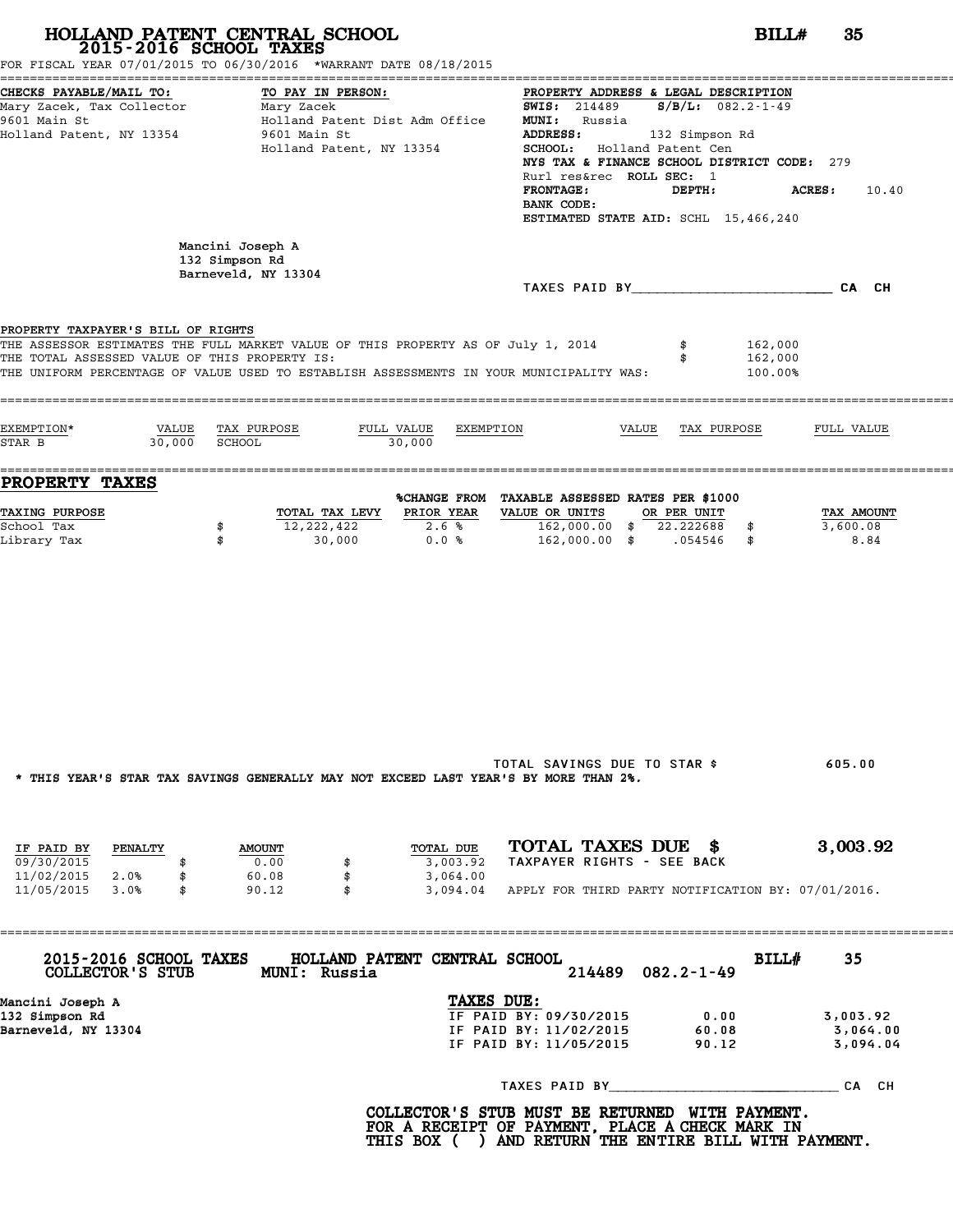# HOLLAND PATENT CENTRAL SCHOOL

## 2015-2016 SCHOOL TAXES

**BILL# 35**

FOR FISCAL YEAR 07/01/2015 TO 06/30/2016 *WARRANT DATE 08/18/2015

**CHECKS PAYABLE/MAIL TO:**
Mary Zacek, Tax Collector
9601 Main St
Holland Patent, NY 13354

**TO PAY IN PERSON:**
Mary Zacek
Holland Patent Dist Adm Office
9601 Main St
Holland Patent, NY 13354

**PROPERTY ADDRESS & LEGAL DESCRIPTION**
**SWIS:** 214489 **S/B/L:** 082.2-1-49
**MUNI:** Russia
**ADDRESS:** 132 Simpson Rd
**SCHOOL:** Holland Patent Cen
**NYS TAX & FINANCE SCHOOL DISTRICT CODE:** 279
Rurl res&rec **ROLL SEC:** 1
**FRONTAGE:** **DEPTH:** **ACRES:** 10.40
**BANK CODE:**
**ESTIMATED STATE AID:** SCHL 15,466,240

Mancini Joseph A
132 Simpson Rd
Barneveld, NY 13304

TAXES PAID BY________________________ CA CH

**PROPERTY TAXPAYER'S BILL OF RIGHTS**

THE ASSESSOR ESTIMATES THE FULL MARKET VALUE OF THIS PROPERTY AS OF July 1, 2014 $ 162,000
THE TOTAL ASSESSED VALUE OF THIS PROPERTY IS: $ 162,000
THE UNIFORM PERCENTAGE OF VALUE USED TO ESTABLISH ASSESSMENTS IN YOUR MUNICIPALITY WAS: 100.00%

| EXEMPTION* | VALUE | TAX PURPOSE | FULL VALUE | EXEMPTION | VALUE | TAX PURPOSE | FULL VALUE |
|---|---|---|---|---|---|---|---|
| STAR B | 30,000 | SCHOOL | 30,000 | | | | |

## PROPERTY TAXES

| TAXING PURPOSE | TOTAL TAX LEVY | %CHANGE FROM PRIOR YEAR | TAXABLE ASSESSED VALUE OR UNITS | RATES PER $1000 OR PER UNIT | TAX AMOUNT |
|---|---|---|---|---|---|
| School Tax | $ 12,222,422 | 2.6 % | 162,000.00 | $ 22.222688 | $ 3,600.08 |
| Library Tax | $ 30,000 | 0.0 % | 162,000.00 | $ .054546 | $ 8.84 |

TOTAL SAVINGS DUE TO STAR $ 605.00

* THIS YEAR'S STAR TAX SAVINGS GENERALLY MAY NOT EXCEED LAST YEAR'S BY MORE THAN 2%.

| IF PAID BY | PENALTY | AMOUNT | TOTAL DUE |
|---|---|---|---|
| 09/30/2015 | | $ 0.00 | $ 3,003.92 |
| 11/02/2015 | 2.0% | $ 60.08 | $ 3,064.00 |
| 11/05/2015 | 3.0% | $ 90.12 | $ 3,094.04 |

**TOTAL TAXES DUE $ 3,003.92**

TAXPAYER RIGHTS - SEE BACK

APPLY FOR THIRD PARTY NOTIFICATION BY: 07/01/2016.

---

**2015-2016 SCHOOL TAXES COLLECTOR'S STUB** **HOLLAND PATENT CENTRAL SCHOOL** **MUNI: Russia** 214489 082.2-1-49 **BILL# 35**

Mancini Joseph A
132 Simpson Rd
Barneveld, NY 13304

**TAXES DUE:**

| | | |
|---|---|---|
| IF PAID BY: 09/30/2015 | 0.00 | 3,003.92 |
| IF PAID BY: 11/02/2015 | 60.08 | 3,064.00 |
| IF PAID BY: 11/05/2015 | 90.12 | 3,094.04 |

TAXES PAID BY____________________________ CA CH

**COLLECTOR'S STUB MUST BE RETURNED WITH PAYMENT.
FOR A RECEIPT OF PAYMENT, PLACE A CHECK MARK IN
THIS BOX ( ) AND RETURN THE ENTIRE BILL WITH PAYMENT.**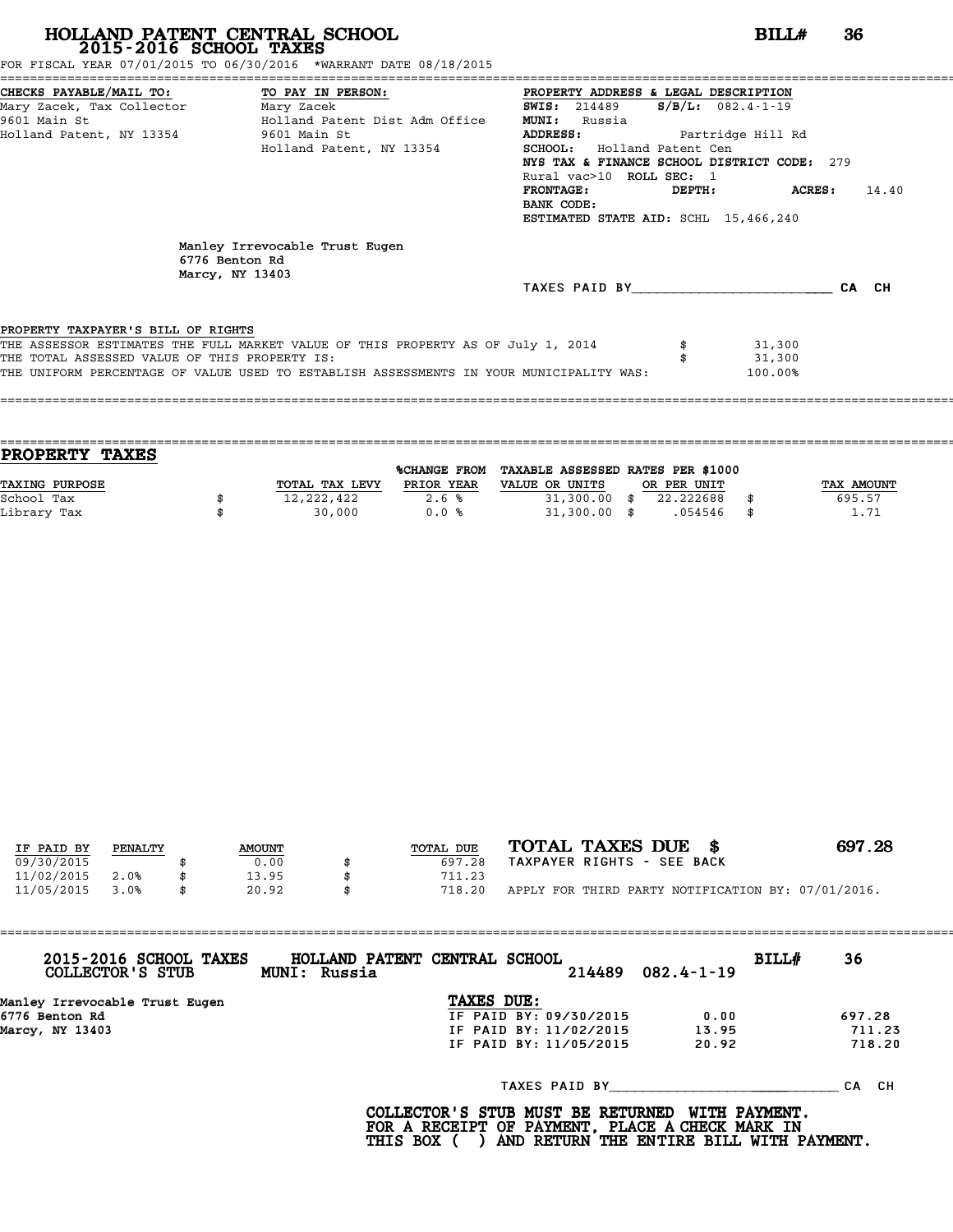# HOLLAND PATENT CENTRAL SCHOOL
## 2015-2016 SCHOOL TAXES

**BILL# 36**

FOR FISCAL YEAR 07/01/2015 TO 06/30/2016 *WARRANT DATE 08/18/2015

**CHECKS PAYABLE/MAIL TO:**
Mary Zacek, Tax Collector
9601 Main St
Holland Patent, NY 13354

**TO PAY IN PERSON:**
Mary Zacek
Holland Patent Dist Adm Office
9601 Main St
Holland Patent, NY 13354

**PROPERTY ADDRESS & LEGAL DESCRIPTION**
**SWIS:** 214489 **S/B/L:** 082.4-1-19
**MUNI:** Russia
**ADDRESS:** Partridge Hill Rd
**SCHOOL:** Holland Patent Cen
**NYS TAX & FINANCE SCHOOL DISTRICT CODE:** 279
Rural vac>10 **ROLL SEC:** 1
**FRONTAGE:** **DEPTH:** **ACRES:** 14.40
**BANK CODE:**
**ESTIMATED STATE AID:** SCHL 15,466,240

Manley Irrevocable Trust Eugen
6776 Benton Rd
Marcy, NY 13403

TAXES PAID BY________________________ CA CH

**PROPERTY TAXPAYER'S BILL OF RIGHTS**

THE ASSESSOR ESTIMATES THE FULL MARKET VALUE OF THIS PROPERTY AS OF July 1, 2014 $ 31,300
THE TOTAL ASSESSED VALUE OF THIS PROPERTY IS: $ 31,300
THE UNIFORM PERCENTAGE OF VALUE USED TO ESTABLISH ASSESSMENTS IN YOUR MUNICIPALITY WAS: 100.00%

## PROPERTY TAXES

| TAXING PURPOSE | TOTAL TAX LEVY | %CHANGE FROM PRIOR YEAR | TAXABLE ASSESSED VALUE OR UNITS | RATES PER $1000 OR PER UNIT | TAX AMOUNT |
|---|---|---|---|---|---|
| School Tax | $ 12,222,422 | 2.6 % | 31,300.00 | $ 22.222688 | $ 695.57 |
| Library Tax | $ 30,000 | 0.0 % | 31,300.00 | $ .054546 | $ 1.71 |

| IF PAID BY | PENALTY | AMOUNT | TOTAL DUE |
|---|---|---|---|
| 09/30/2015 | | $ 0.00 | $ 697.28 |
| 11/02/2015 | 2.0% | $ 13.95 | $ 711.23 |
| 11/05/2015 | 3.0% | $ 20.92 | $ 718.20 |

**TOTAL TAXES DUE $ 697.28**
TAXPAYER RIGHTS - SEE BACK

APPLY FOR THIRD PARTY NOTIFICATION BY: 07/01/2016.

---

**2015-2016 SCHOOL TAXES** **HOLLAND PATENT CENTRAL SCHOOL** **BILL# 36**
**COLLECTOR'S STUB** **MUNI: Russia** 214489 082.4-1-19

**Manley Irrevocable Trust Eugen**
**6776 Benton Rd**
**Marcy, NY 13403**

**TAXES DUE:**

| | | |
|---|---|---|
| IF PAID BY: 09/30/2015 | 0.00 | 697.28 |
| IF PAID BY: 11/02/2015 | 13.95 | 711.23 |
| IF PAID BY: 11/05/2015 | 20.92 | 718.20 |

TAXES PAID BY____________________________ CA CH

**COLLECTOR'S STUB MUST BE RETURNED WITH PAYMENT.**
**FOR A RECEIPT OF PAYMENT, PLACE A CHECK MARK IN**
**THIS BOX ( ) AND RETURN THE ENTIRE BILL WITH PAYMENT.**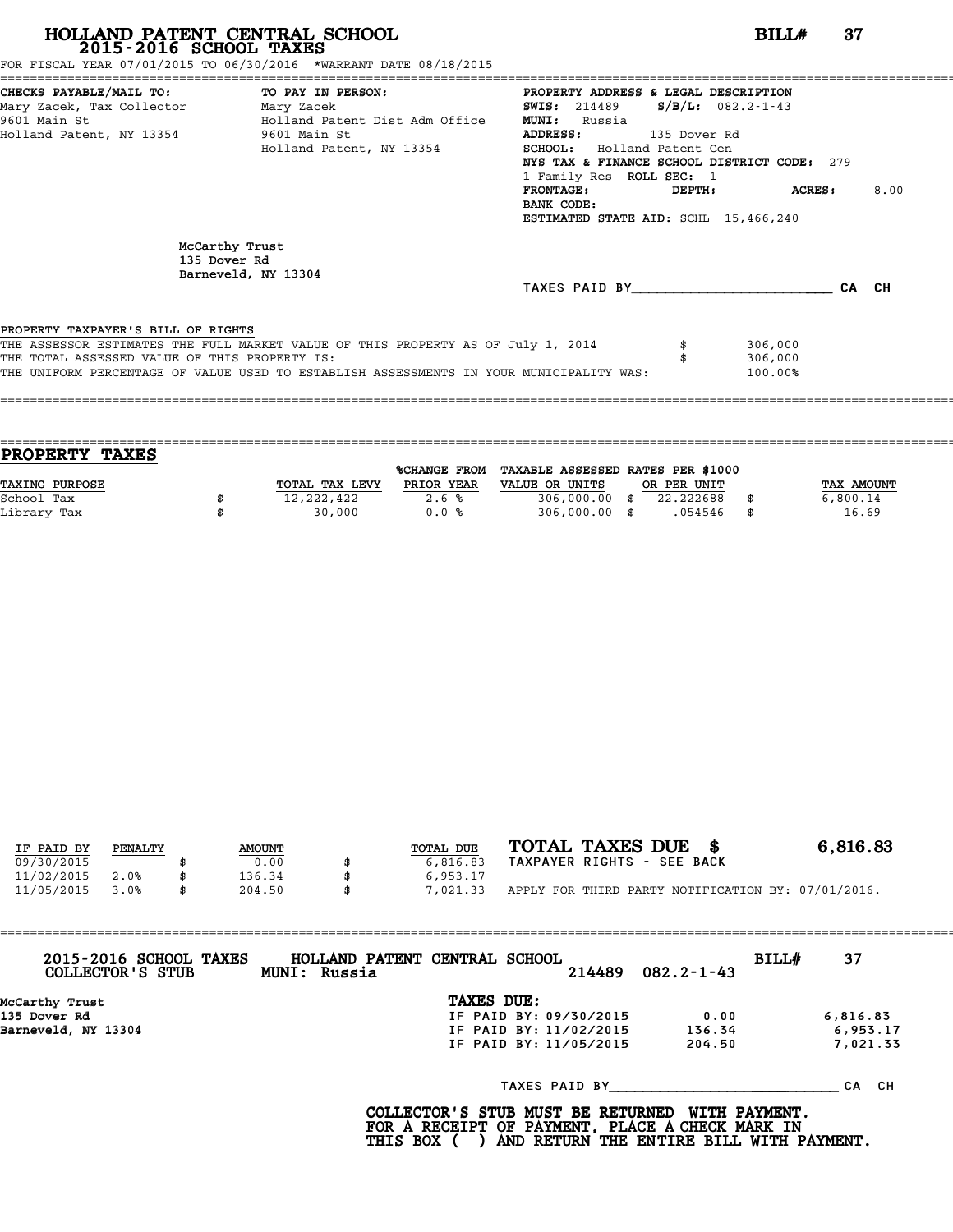# HOLLAND PATENT CENTRAL SCHOOL
## 2015-2016 SCHOOL TAXES

**BILL# 37**

FOR FISCAL YEAR 07/01/2015 TO 06/30/2016 *WARRANT DATE 08/18/2015

**CHECKS PAYABLE/MAIL TO:**
Mary Zacek, Tax Collector
9601 Main St
Holland Patent, NY 13354

**TO PAY IN PERSON:**
Mary Zacek
Holland Patent Dist Adm Office
9601 Main St
Holland Patent, NY 13354

**PROPERTY ADDRESS & LEGAL DESCRIPTION**
**SWIS:** 214489 **S/B/L:** 082.2-1-43
**MUNI:** Russia
**ADDRESS:** 135 Dover Rd
**SCHOOL:** Holland Patent Cen
**NYS TAX & FINANCE SCHOOL DISTRICT CODE:** 279
1 Family Res **ROLL SEC:** 1
**FRONTAGE:** **DEPTH:** **ACRES:** 8.00
**BANK CODE:**
**ESTIMATED STATE AID:** SCHL 15,466,240

McCarthy Trust
135 Dover Rd
Barneveld, NY 13304

TAXES PAID BY________________________ CA CH

**PROPERTY TAXPAYER'S BILL OF RIGHTS**

THE ASSESSOR ESTIMATES THE FULL MARKET VALUE OF THIS PROPERTY AS OF July 1, 2014 $ 306,000
THE TOTAL ASSESSED VALUE OF THIS PROPERTY IS: $ 306,000
THE UNIFORM PERCENTAGE OF VALUE USED TO ESTABLISH ASSESSMENTS IN YOUR MUNICIPALITY WAS: 100.00%

## PROPERTY TAXES

| TAXING PURPOSE | | TOTAL TAX LEVY | %CHANGE FROM PRIOR YEAR | TAXABLE ASSESSED VALUE OR UNITS | | RATES PER $1000 OR PER UNIT | | TAX AMOUNT |
|---|---|---|---|---|---|---|---|---|
| School Tax | $ | 12,222,422 | 2.6 % | 306,000.00 | $ | 22.222688 | $ | 6,800.14 |
| Library Tax | $ | 30,000 | 0.0 % | 306,000.00 | $ | .054546 | $ | 16.69 |

| IF PAID BY | PENALTY | | AMOUNT | | TOTAL DUE |
|---|---|---|---|---|---|
| 09/30/2015 | | $ | 0.00 | $ | 6,816.83 |
| 11/02/2015 | 2.0% | $ | 136.34 | $ | 6,953.17 |
| 11/05/2015 | 3.0% | $ | 204.50 | $ | 7,021.33 |

**TOTAL TAXES DUE $ 6,816.83**
TAXPAYER RIGHTS - SEE BACK
APPLY FOR THIRD PARTY NOTIFICATION BY: 07/01/2016.

---

**2015-2016 SCHOOL TAXES COLLECTOR'S STUB** **HOLLAND PATENT CENTRAL SCHOOL** **MUNI: Russia** 214489 082.2-1-43 **BILL# 37**

McCarthy Trust
135 Dover Rd
Barneveld, NY 13304

**TAXES DUE:**

| | | |
|---|---|---|
| IF PAID BY: 09/30/2015 | 0.00 | 6,816.83 |
| IF PAID BY: 11/02/2015 | 136.34 | 6,953.17 |
| IF PAID BY: 11/05/2015 | 204.50 | 7,021.33 |

TAXES PAID BY____________________________ CA CH

**COLLECTOR'S STUB MUST BE RETURNED WITH PAYMENT.
FOR A RECEIPT OF PAYMENT, PLACE A CHECK MARK IN
THIS BOX ( ) AND RETURN THE ENTIRE BILL WITH PAYMENT.**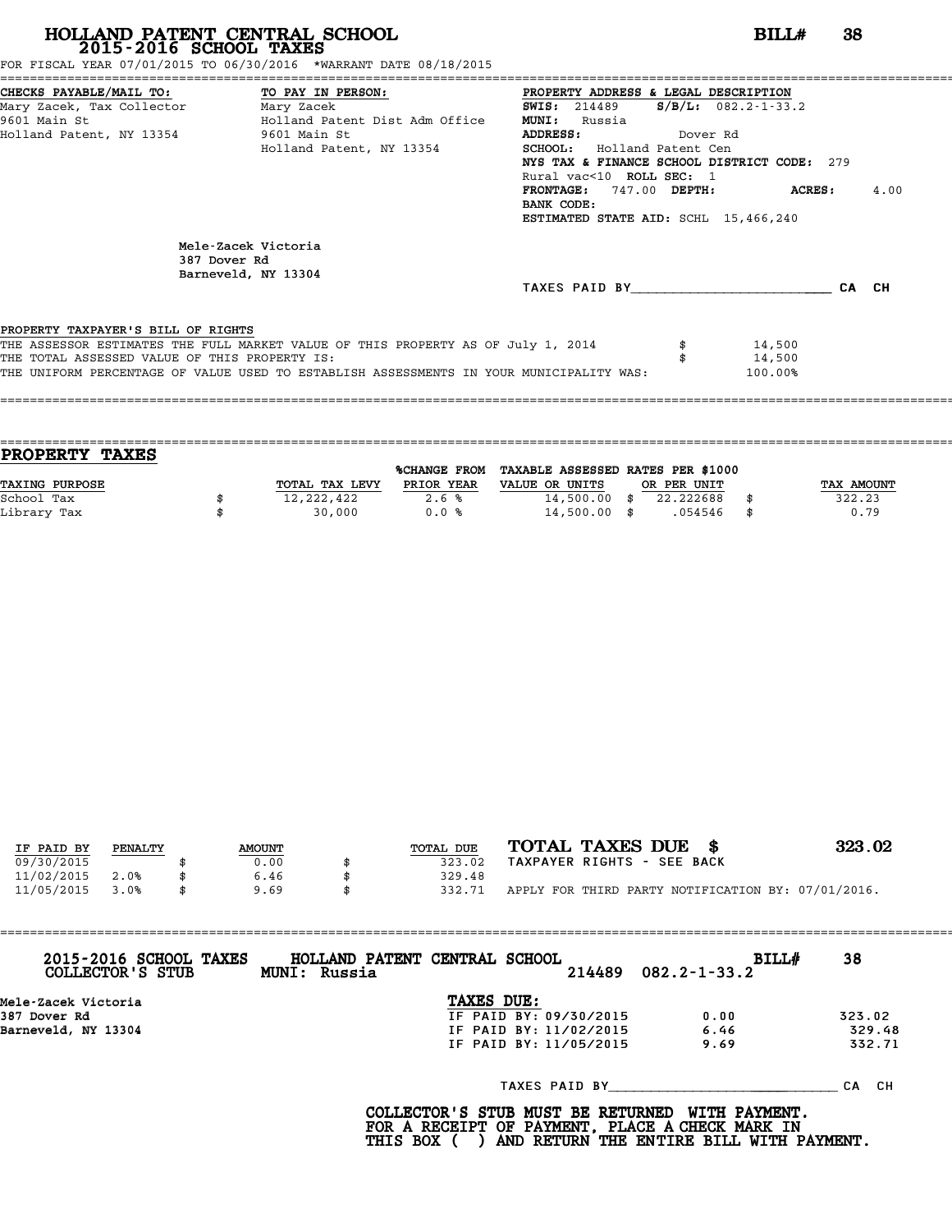# HOLLAND PATENT CENTRAL SCHOOL
## 2015-2016 SCHOOL TAXES

**BILL# 38**

FOR FISCAL YEAR 07/01/2015 TO 06/30/2016 *WARRANT DATE 08/18/2015

**CHECKS PAYABLE/MAIL TO:**
Mary Zacek, Tax Collector
9601 Main St
Holland Patent, NY 13354

**TO PAY IN PERSON:**
Mary Zacek
Holland Patent Dist Adm Office
9601 Main St
Holland Patent, NY 13354

**PROPERTY ADDRESS & LEGAL DESCRIPTION**
**SWIS:** 214489 **S/B/L:** 082.2-1-33.2
**MUNI:** Russia
**ADDRESS:** Dover Rd
**SCHOOL:** Holland Patent Cen
**NYS TAX & FINANCE SCHOOL DISTRICT CODE:** 279
Rural vac<10 **ROLL SEC:** 1
**FRONTAGE:** 747.00 **DEPTH:** **ACRES:** 4.00
**BANK CODE:**
**ESTIMATED STATE AID:** SCHL 15,466,240

Mele-Zacek Victoria
387 Dover Rd
Barneveld, NY 13304

TAXES PAID BY________________________ CA CH

PROPERTY TAXPAYER'S BILL OF RIGHTS

THE ASSESSOR ESTIMATES THE FULL MARKET VALUE OF THIS PROPERTY AS OF July 1, 2014 $ 14,500
THE TOTAL ASSESSED VALUE OF THIS PROPERTY IS: $ 14,500
THE UNIFORM PERCENTAGE OF VALUE USED TO ESTABLISH ASSESSMENTS IN YOUR MUNICIPALITY WAS: 100.00%

## PROPERTY TAXES

| TAXING PURPOSE | TOTAL TAX LEVY | %CHANGE FROM PRIOR YEAR | TAXABLE ASSESSED VALUE OR UNITS | RATES PER $1000 OR PER UNIT | TAX AMOUNT |
|---|---|---|---|---|---|
| School Tax | $ 12,222,422 | 2.6 % | 14,500.00 | $ 22.222688 | $ 322.23 |
| Library Tax | $ 30,000 | 0.0 % | 14,500.00 | $ .054546 | $ 0.79 |

| IF PAID BY | PENALTY | AMOUNT | TOTAL DUE |
|---|---|---|---|
| 09/30/2015 | | $ 0.00 | $ 323.02 |
| 11/02/2015 | 2.0% | $ 6.46 | $ 329.48 |
| 11/05/2015 | 3.0% | $ 9.69 | $ 332.71 |

**TOTAL TAXES DUE $ 323.02**
TAXPAYER RIGHTS - SEE BACK

APPLY FOR THIRD PARTY NOTIFICATION BY: 07/01/2016.

---

**2015-2016 SCHOOL TAXES** **HOLLAND PATENT CENTRAL SCHOOL** **BILL# 38**
**COLLECTOR'S STUB** **MUNI: Russia** 214489 082.2-1-33.2

Mele-Zacek Victoria
387 Dover Rd
Barneveld, NY 13304

**TAXES DUE:**

| | | |
|---|---|---|
| IF PAID BY: 09/30/2015 | 0.00 | 323.02 |
| IF PAID BY: 11/02/2015 | 6.46 | 329.48 |
| IF PAID BY: 11/05/2015 | 9.69 | 332.71 |

TAXES PAID BY____________________________ CA CH

**COLLECTOR'S STUB MUST BE RETURNED WITH PAYMENT. FOR A RECEIPT OF PAYMENT, PLACE A CHECK MARK IN THIS BOX ( ) AND RETURN THE ENTIRE BILL WITH PAYMENT.**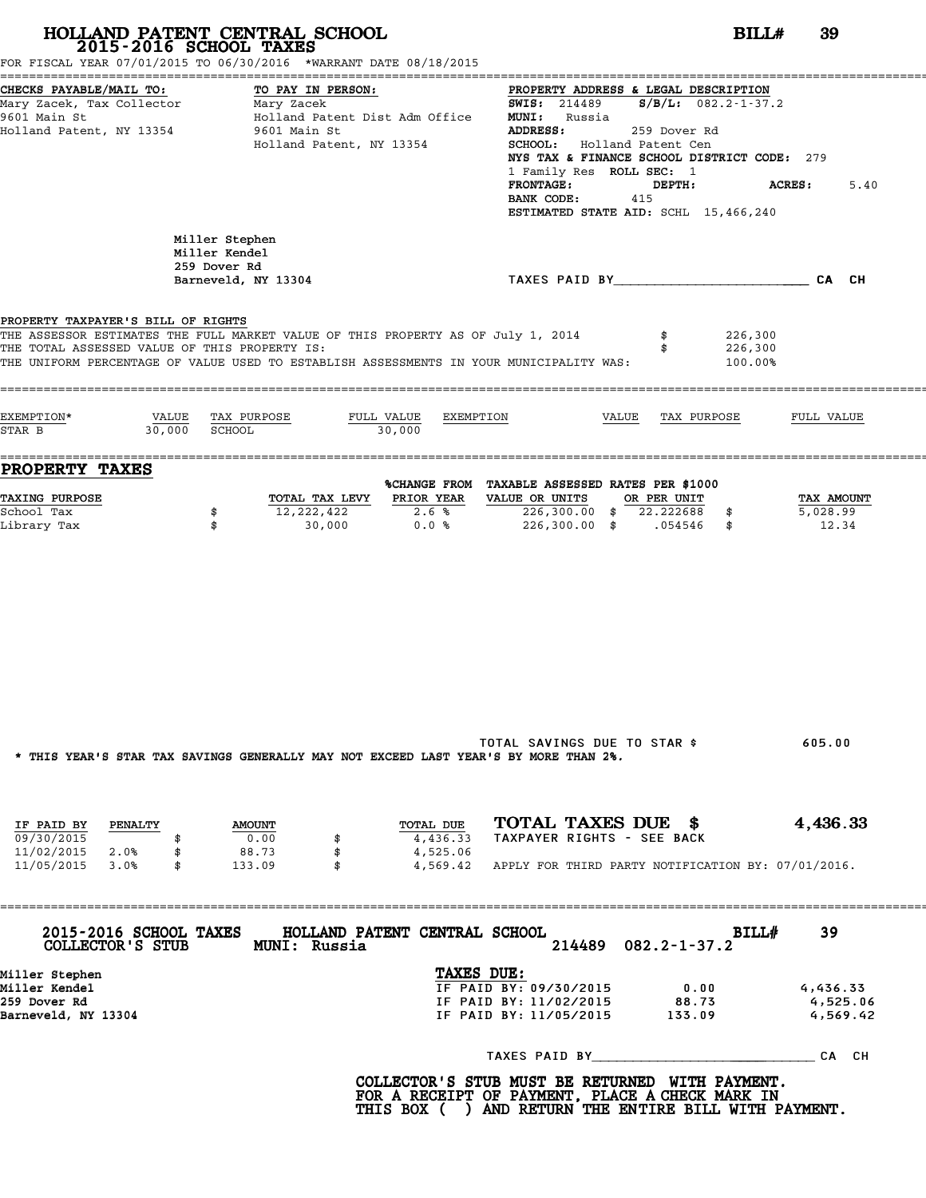# HOLLAND PATENT CENTRAL SCHOOL
## 2015-2016 SCHOOL TAXES

**BILL# 39**

FOR FISCAL YEAR 07/01/2015 TO 06/30/2016 *WARRANT DATE 08/18/2015

**CHECKS PAYABLE/MAIL TO:**
Mary Zacek, Tax Collector
9601 Main St
Holland Patent, NY 13354

**TO PAY IN PERSON:**
Mary Zacek
Holland Patent Dist Adm Office
9601 Main St
Holland Patent, NY 13354

**PROPERTY ADDRESS & LEGAL DESCRIPTION**
**SWIS:** 214489 **S/B/L:** 082.2-1-37.2
**MUNI:** Russia
**ADDRESS:** 259 Dover Rd
**SCHOOL:** Holland Patent Cen
**NYS TAX & FINANCE SCHOOL DISTRICT CODE:** 279
1 Family Res **ROLL SEC:** 1
**FRONTAGE:** **DEPTH:** **ACRES:** 5.40
**BANK CODE:** 415
**ESTIMATED STATE AID:** SCHL 15,466,240

Miller Stephen
Miller Kendel
259 Dover Rd
Barneveld, NY 13304

TAXES PAID BY________________________ CA CH

**PROPERTY TAXPAYER'S BILL OF RIGHTS**

| | |
|---|---|
| THE ASSESSOR ESTIMATES THE FULL MARKET VALUE OF THIS PROPERTY AS OF July 1, 2014 | $ 226,300 |
| THE TOTAL ASSESSED VALUE OF THIS PROPERTY IS: | $ 226,300 |
| THE UNIFORM PERCENTAGE OF VALUE USED TO ESTABLISH ASSESSMENTS IN YOUR MUNICIPALITY WAS: | 100.00% |

| EXEMPTION* | VALUE | TAX PURPOSE | FULL VALUE | EXEMPTION | VALUE | TAX PURPOSE | FULL VALUE |
|---|---|---|---|---|---|---|---|
| STAR B | 30,000 | SCHOOL | 30,000 | | | | |

## PROPERTY TAXES

| TAXING PURPOSE | TOTAL TAX LEVY | %CHANGE FROM PRIOR YEAR | TAXABLE ASSESSED VALUE OR UNITS | RATES PER $1000 OR PER UNIT | TAX AMOUNT |
|---|---|---|---|---|---|
| School Tax | $ 12,222,422 | 2.6 % | 226,300.00 | $ 22.222688 | $ 5,028.99 |
| Library Tax | $ 30,000 | 0.0 % | 226,300.00 | $ .054546 | $ 12.34 |

TOTAL SAVINGS DUE TO STAR $ 605.00

* THIS YEAR'S STAR TAX SAVINGS GENERALLY MAY NOT EXCEED LAST YEAR'S BY MORE THAN 2%.

| IF PAID BY | PENALTY | AMOUNT | TOTAL DUE |
|---|---|---|---|
| 09/30/2015 | | $ 0.00 | $ 4,436.33 |
| 11/02/2015 | 2.0% | $ 88.73 | $ 4,525.06 |
| 11/05/2015 | 3.0% | $ 133.09 | $ 4,569.42 |

**TOTAL TAXES DUE $ 4,436.33**
TAXPAYER RIGHTS - SEE BACK

APPLY FOR THIRD PARTY NOTIFICATION BY: 07/01/2016.

---

**2015-2016 SCHOOL TAXES COLLECTOR'S STUB** **HOLLAND PATENT CENTRAL SCHOOL** **MUNI: Russia** 214489 082.2-1-37.2 **BILL# 39**

Miller Stephen
Miller Kendel
259 Dover Rd
Barneveld, NY 13304

**TAXES DUE:**

| | | |
|---|---|---|
| IF PAID BY: 09/30/2015 | 0.00 | 4,436.33 |
| IF PAID BY: 11/02/2015 | 88.73 | 4,525.06 |
| IF PAID BY: 11/05/2015 | 133.09 | 4,569.42 |

TAXES PAID BY____________________________ CA CH

**COLLECTOR'S STUB MUST BE RETURNED WITH PAYMENT.
FOR A RECEIPT OF PAYMENT, PLACE A CHECK MARK IN
THIS BOX ( ) AND RETURN THE ENTIRE BILL WITH PAYMENT.**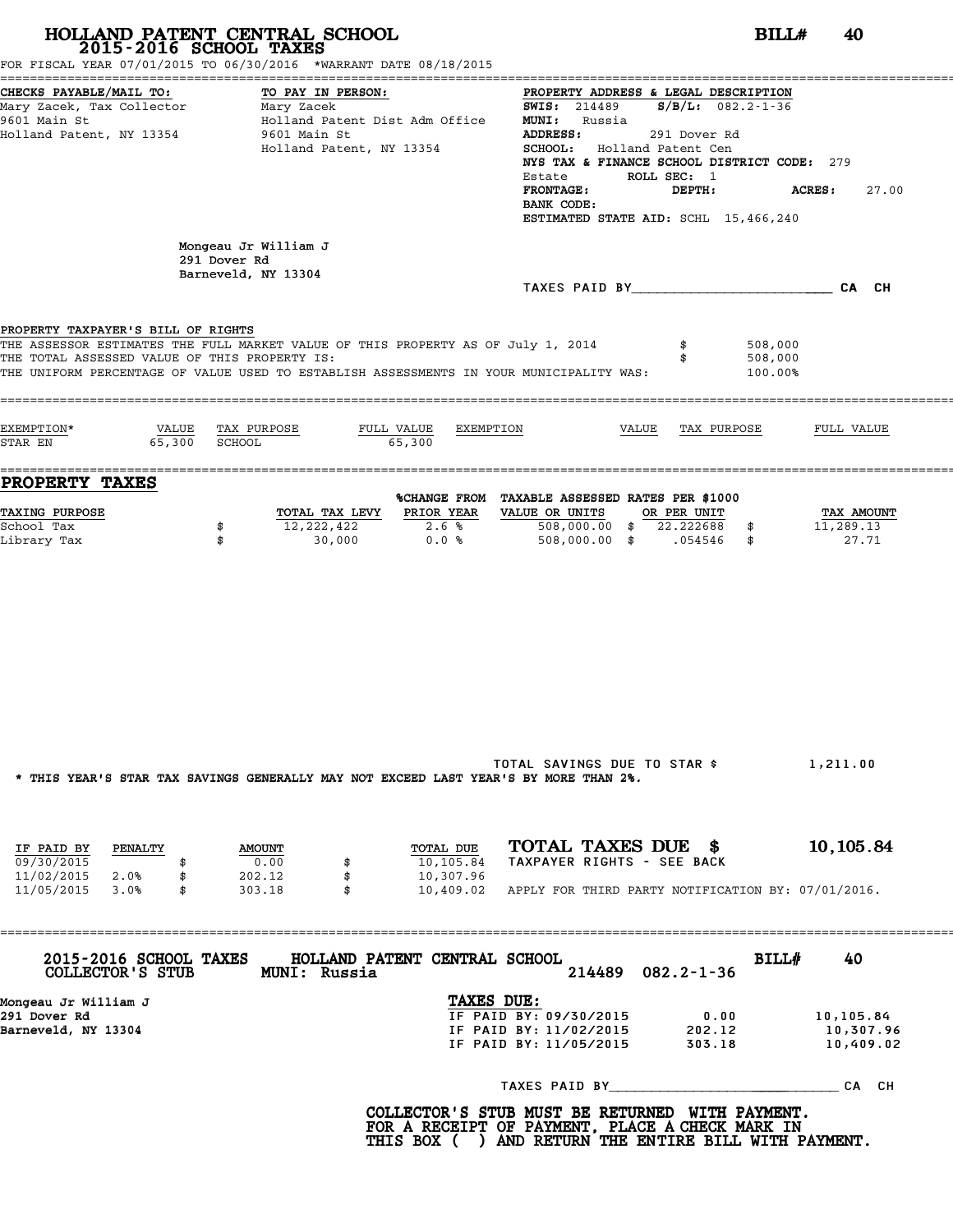# HOLLAND PATENT CENTRAL SCHOOL
## 2015-2016 SCHOOL TAXES

**BILL# 40**

FOR FISCAL YEAR 07/01/2015 TO 06/30/2016 *WARRANT DATE 08/18/2015

**CHECKS PAYABLE/MAIL TO:**
Mary Zacek, Tax Collector
9601 Main St
Holland Patent, NY 13354

**TO PAY IN PERSON:**
Mary Zacek
Holland Patent Dist Adm Office
9601 Main St
Holland Patent, NY 13354

**PROPERTY ADDRESS & LEGAL DESCRIPTION**
**SWIS:** 214489 **S/B/L:** 082.2-1-36
**MUNI:** Russia
**ADDRESS:** 291 Dover Rd
**SCHOOL:** Holland Patent Cen
**NYS TAX & FINANCE SCHOOL DISTRICT CODE:** 279
Estate ROLL SEC: 1
**FRONTAGE:** **DEPTH:** **ACRES:** 27.00
**BANK CODE:**
**ESTIMATED STATE AID:** SCHL 15,466,240

Mongeau Jr William J
291 Dover Rd
Barneveld, NY 13304

TAXES PAID BY________________________ CA CH

**PROPERTY TAXPAYER'S BILL OF RIGHTS**

THE ASSESSOR ESTIMATES THE FULL MARKET VALUE OF THIS PROPERTY AS OF July 1, 2014 $ 508,000
THE TOTAL ASSESSED VALUE OF THIS PROPERTY IS: $ 508,000
THE UNIFORM PERCENTAGE OF VALUE USED TO ESTABLISH ASSESSMENTS IN YOUR MUNICIPALITY WAS: 100.00%

| EXEMPTION* | VALUE | TAX PURPOSE | FULL VALUE | EXEMPTION | VALUE | TAX PURPOSE | FULL VALUE |
|---|---|---|---|---|---|---|---|
| STAR EN | 65,300 | SCHOOL | 65,300 | | | | |

## PROPERTY TAXES

| TAXING PURPOSE | | TOTAL TAX LEVY | %CHANGE FROM PRIOR YEAR | TAXABLE ASSESSED VALUE OR UNITS | | RATES PER $1000 OR PER UNIT | | TAX AMOUNT |
|---|---|---|---|---|---|---|---|---|
| School Tax | $ | 12,222,422 | 2.6 % | 508,000.00 | $ | 22.222688 | $ | 11,289.13 |
| Library Tax | $ | 30,000 | 0.0 % | 508,000.00 | $ | .054546 | $ | 27.71 |

TOTAL SAVINGS DUE TO STAR $ 1,211.00

* THIS YEAR'S STAR TAX SAVINGS GENERALLY MAY NOT EXCEED LAST YEAR'S BY MORE THAN 2%.

| IF PAID BY | PENALTY | | AMOUNT | | TOTAL DUE |
|---|---|---|---|---|---|
| 09/30/2015 | | $ | 0.00 | $ | 10,105.84 |
| 11/02/2015 | 2.0% | $ | 202.12 | $ | 10,307.96 |
| 11/05/2015 | 3.0% | $ | 303.18 | $ | 10,409.02 |

**TOTAL TAXES DUE $ 10,105.84**
TAXPAYER RIGHTS - SEE BACK

APPLY FOR THIRD PARTY NOTIFICATION BY: 07/01/2016.

---

**2015-2016 SCHOOL TAXES COLLECTOR'S STUB** **HOLLAND PATENT CENTRAL SCHOOL** **MUNI: Russia** 214489 082.2-1-36 **BILL# 40**

Mongeau Jr William J
291 Dover Rd
Barneveld, NY 13304

**TAXES DUE:**

| | | |
|---|---|---|
| IF PAID BY: 09/30/2015 | 0.00 | 10,105.84 |
| IF PAID BY: 11/02/2015 | 202.12 | 10,307.96 |
| IF PAID BY: 11/05/2015 | 303.18 | 10,409.02 |

TAXES PAID BY____________________________ CA CH

**COLLECTOR'S STUB MUST BE RETURNED WITH PAYMENT.**
**FOR A RECEIPT OF PAYMENT, PLACE A CHECK MARK IN**
**THIS BOX ( ) AND RETURN THE ENTIRE BILL WITH PAYMENT.**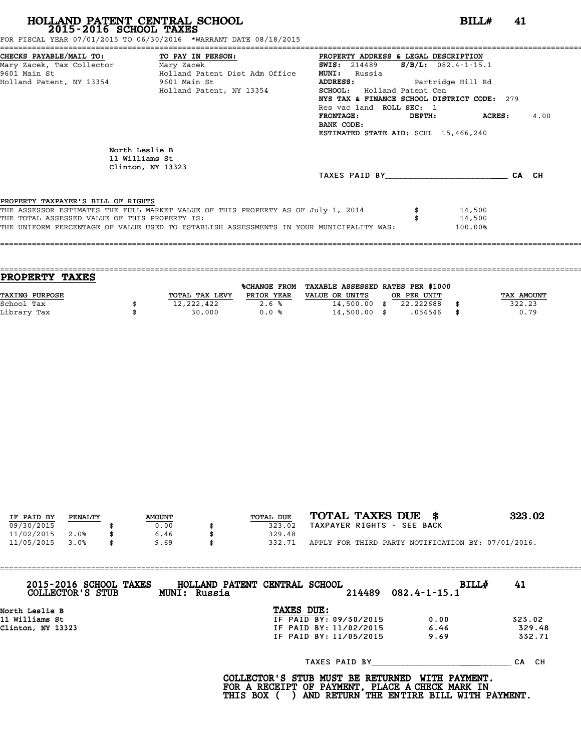# HOLLAND PATENT CENTRAL SCHOOL
## 2015-2016 SCHOOL TAXES

**BILL# 41**

FOR FISCAL YEAR 07/01/2015 TO 06/30/2016 *WARRANT DATE 08/18/2015

**CHECKS PAYABLE/MAIL TO:**
Mary Zacek, Tax Collector
9601 Main St
Holland Patent, NY 13354

**TO PAY IN PERSON:**
Mary Zacek
Holland Patent Dist Adm Office
9601 Main St
Holland Patent, NY 13354

**PROPERTY ADDRESS & LEGAL DESCRIPTION**
**SWIS:** 214489 **S/B/L:** 082.4-1-15.1
**MUNI:** Russia
**ADDRESS:** Partridge Hill Rd
**SCHOOL:** Holland Patent Cen
**NYS TAX & FINANCE SCHOOL DISTRICT CODE:** 279
Res vac land **ROLL SEC:** 1
**FRONTAGE:** **DEPTH:** **ACRES:** 4.00
**BANK CODE:**
**ESTIMATED STATE AID:** SCHL 15,466,240

North Leslie B
11 Williams St
Clinton, NY 13323

TAXES PAID BY\_\_\_\_\_\_\_\_\_\_\_\_\_\_\_\_\_\_\_\_\_\_\_\_ CA CH

**PROPERTY TAXPAYER'S BILL OF RIGHTS**

| | | |
|---|---|---|
| THE ASSESSOR ESTIMATES THE FULL MARKET VALUE OF THIS PROPERTY AS OF July 1, 2014 | $ | 14,500 |
| THE TOTAL ASSESSED VALUE OF THIS PROPERTY IS: | $ | 14,500 |
| THE UNIFORM PERCENTAGE OF VALUE USED TO ESTABLISH ASSESSMENTS IN YOUR MUNICIPALITY WAS: | | 100.00% |

## PROPERTY TAXES

| TAXING PURPOSE | | TOTAL TAX LEVY | %CHANGE FROM PRIOR YEAR | TAXABLE ASSESSED VALUE OR UNITS | | RATES PER $1000 OR PER UNIT | | TAX AMOUNT |
|---|---|---|---|---|---|---|---|---|
| School Tax | $ | 12,222,422 | 2.6 % | 14,500.00 | $ | 22.222688 | $ | 322.23 |
| Library Tax | $ | 30,000 | 0.0 % | 14,500.00 | $ | .054546 | $ | 0.79 |

| IF PAID BY | PENALTY | | AMOUNT | | TOTAL DUE |
|---|---|---|---|---|---|
| 09/30/2015 | | $ | 0.00 | $ | 323.02 |
| 11/02/2015 | 2.0% | $ | 6.46 | $ | 329.48 |
| 11/05/2015 | 3.0% | $ | 9.69 | $ | 332.71 |

**TOTAL TAXES DUE $ 323.02**
TAXPAYER RIGHTS - SEE BACK
APPLY FOR THIRD PARTY NOTIFICATION BY: 07/01/2016.

**2015-2016 SCHOOL TAXES COLLECTOR'S STUB** **HOLLAND PATENT CENTRAL SCHOOL** **MUNI: Russia** 214489 082.4-1-15.1 **BILL# 41**

North Leslie B
11 Williams St
Clinton, NY 13323

**TAXES DUE:**

| | | |
|---|---|---|
| IF PAID BY: 09/30/2015 | 0.00 | 323.02 |
| IF PAID BY: 11/02/2015 | 6.46 | 329.48 |
| IF PAID BY: 11/05/2015 | 9.69 | 332.71 |

TAXES PAID BY\_\_\_\_\_\_\_\_\_\_\_\_\_\_\_\_\_\_\_\_\_\_\_\_ CA CH

**COLLECTOR'S STUB MUST BE RETURNED WITH PAYMENT. FOR A RECEIPT OF PAYMENT, PLACE A CHECK MARK IN THIS BOX ( ) AND RETURN THE ENTIRE BILL WITH PAYMENT.**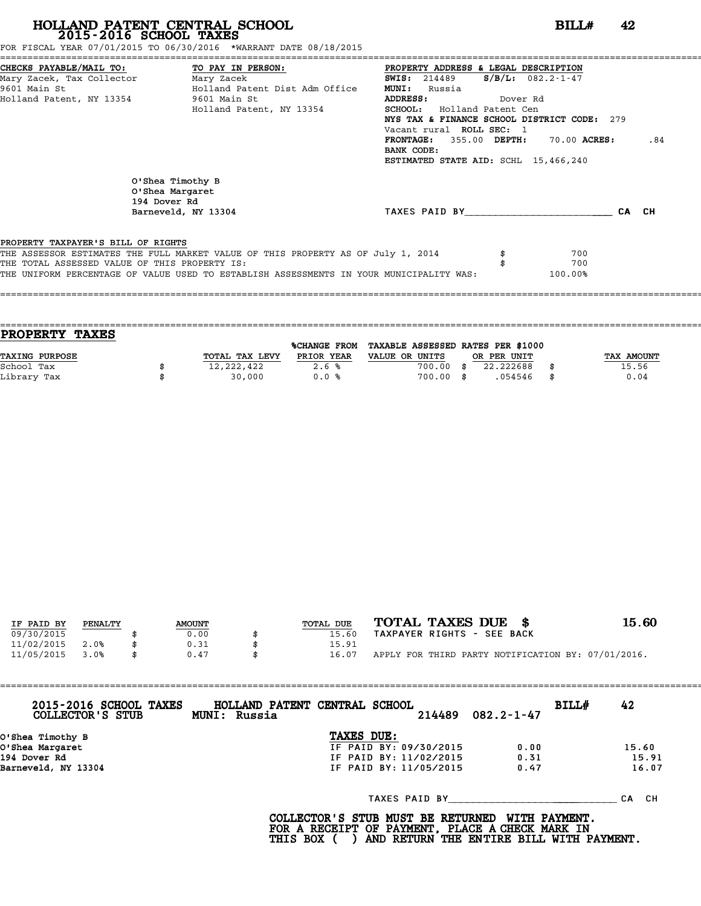# HOLLAND PATENT CENTRAL SCHOOL
## 2015-2016 SCHOOL TAXES

**BILL# 42**

FOR FISCAL YEAR 07/01/2015 TO 06/30/2016 *WARRANT DATE 08/18/2015

**CHECKS PAYABLE/MAIL TO:**
Mary Zacek, Tax Collector
9601 Main St
Holland Patent, NY 13354

**TO PAY IN PERSON:**
Mary Zacek
Holland Patent Dist Adm Office
9601 Main St
Holland Patent, NY 13354

**PROPERTY ADDRESS & LEGAL DESCRIPTION**
**SWIS:** 214489 **S/B/L:** 082.2-1-47
**MUNI:** Russia
**ADDRESS:** Dover Rd
**SCHOOL:** Holland Patent Cen
**NYS TAX & FINANCE SCHOOL DISTRICT CODE:** 279
Vacant rural **ROLL SEC:** 1
**FRONTAGE:** 355.00 **DEPTH:** 70.00 **ACRES:** .84
**BANK CODE:**
**ESTIMATED STATE AID:** SCHL 15,466,240

O'Shea Timothy B
O'Shea Margaret
194 Dover Rd
Barneveld, NY 13304

TAXES PAID BY________________________ CA CH

**PROPERTY TAXPAYER'S BILL OF RIGHTS**

THE ASSESSOR ESTIMATES THE FULL MARKET VALUE OF THIS PROPERTY AS OF July 1, 2014 $ 700
THE TOTAL ASSESSED VALUE OF THIS PROPERTY IS: $ 700
THE UNIFORM PERCENTAGE OF VALUE USED TO ESTABLISH ASSESSMENTS IN YOUR MUNICIPALITY WAS: 100.00%

## PROPERTY TAXES

| TAXING PURPOSE | TOTAL TAX LEVY | %CHANGE FROM PRIOR YEAR | TAXABLE ASSESSED VALUE OR UNITS | RATES PER $1000 OR PER UNIT | TAX AMOUNT |
|---|---|---|---|---|---|
| School Tax | $ 12,222,422 | 2.6 % | 700.00 | $ 22.222688 | $ 15.56 |
| Library Tax | $ 30,000 | 0.0 % | 700.00 | $ .054546 | $ 0.04 |

| IF PAID BY | PENALTY | AMOUNT | TOTAL DUE |
|---|---|---|---|
| 09/30/2015 | | $ 0.00 | $ 15.60 |
| 11/02/2015 | 2.0% | $ 0.31 | $ 15.91 |
| 11/05/2015 | 3.0% | $ 0.47 | $ 16.07 |

**TOTAL TAXES DUE $ 15.60**
TAXPAYER RIGHTS - SEE BACK

APPLY FOR THIRD PARTY NOTIFICATION BY: 07/01/2016.

**2015-2016 SCHOOL TAXES** HOLLAND PATENT CENTRAL SCHOOL **BILL# 42**
**COLLECTOR'S STUB** **MUNI: Russia** 214489 082.2-1-47

O'Shea Timothy B
O'Shea Margaret
194 Dover Rd
Barneveld, NY 13304

**TAXES DUE:**

| | | |
|---|---|---|
| IF PAID BY: 09/30/2015 | 0.00 | 15.60 |
| IF PAID BY: 11/02/2015 | 0.31 | 15.91 |
| IF PAID BY: 11/05/2015 | 0.47 | 16.07 |

TAXES PAID BY____________________________ CA CH

**COLLECTOR'S STUB MUST BE RETURNED WITH PAYMENT.
FOR A RECEIPT OF PAYMENT, PLACE A CHECK MARK IN
THIS BOX ( ) AND RETURN THE ENTIRE BILL WITH PAYMENT.**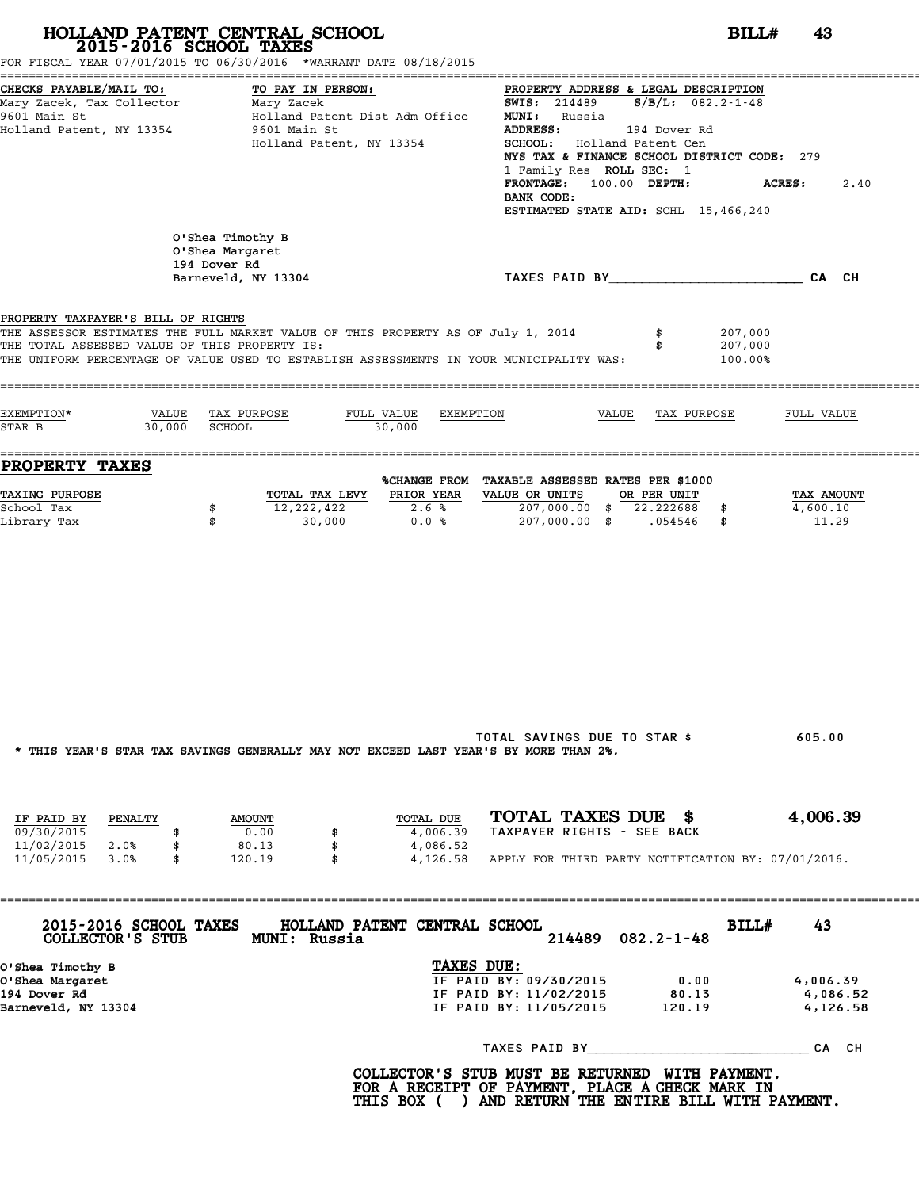# HOLLAND PATENT CENTRAL SCHOOL
## 2015-2016 SCHOOL TAXES

**BILL# 43**

FOR FISCAL YEAR 07/01/2015 TO 06/30/2016 *WARRANT DATE 08/18/2015

**CHECKS PAYABLE/MAIL TO:**
Mary Zacek, Tax Collector
9601 Main St
Holland Patent, NY 13354

**TO PAY IN PERSON:**
Mary Zacek
Holland Patent Dist Adm Office
9601 Main St
Holland Patent, NY 13354

**PROPERTY ADDRESS & LEGAL DESCRIPTION**
**SWIS:** 214489 **S/B/L:** 082.2-1-48
**MUNI:** Russia
**ADDRESS:** 194 Dover Rd
**SCHOOL:** Holland Patent Cen
**NYS TAX & FINANCE SCHOOL DISTRICT CODE:** 279
1 Family Res **ROLL SEC:** 1
**FRONTAGE:** 100.00 **DEPTH:** **ACRES:** 2.40
**BANK CODE:**
**ESTIMATED STATE AID:** SCHL 15,466,240

O'Shea Timothy B
O'Shea Margaret
194 Dover Rd
Barneveld, NY 13304

TAXES PAID BY________________________ CA CH

**PROPERTY TAXPAYER'S BILL OF RIGHTS**

THE ASSESSOR ESTIMATES THE FULL MARKET VALUE OF THIS PROPERTY AS OF July 1, 2014 $ 207,000
THE TOTAL ASSESSED VALUE OF THIS PROPERTY IS: $ 207,000
THE UNIFORM PERCENTAGE OF VALUE USED TO ESTABLISH ASSESSMENTS IN YOUR MUNICIPALITY WAS: 100.00%

| EXEMPTION* | VALUE | TAX PURPOSE | FULL VALUE | EXEMPTION | VALUE | TAX PURPOSE | FULL VALUE |
|---|---|---|---|---|---|---|---|
| STAR B | 30,000 | SCHOOL | 30,000 | | | | |

## PROPERTY TAXES

| TAXING PURPOSE | TOTAL TAX LEVY | %CHANGE FROM PRIOR YEAR | TAXABLE ASSESSED VALUE OR UNITS | RATES PER $1000 OR PER UNIT | TAX AMOUNT |
|---|---|---|---|---|---|
| School Tax | $ 12,222,422 | 2.6 % | 207,000.00 | $ 22.222688 | $ 4,600.10 |
| Library Tax | $ 30,000 | 0.0 % | 207,000.00 | $ .054546 | $ 11.29 |

TOTAL SAVINGS DUE TO STAR $ 605.00

* THIS YEAR'S STAR TAX SAVINGS GENERALLY MAY NOT EXCEED LAST YEAR'S BY MORE THAN 2%.

| IF PAID BY | PENALTY | AMOUNT | TOTAL DUE |
|---|---|---|---|
| 09/30/2015 | | $ 0.00 | $ 4,006.39 |
| 11/02/2015 | 2.0% | $ 80.13 | $ 4,086.52 |
| 11/05/2015 | 3.0% | $ 120.19 | $ 4,126.58 |

**TOTAL TAXES DUE $ 4,006.39**
TAXPAYER RIGHTS - SEE BACK

APPLY FOR THIRD PARTY NOTIFICATION BY: 07/01/2016.

---

**2015-2016 SCHOOL TAXES** **HOLLAND PATENT CENTRAL SCHOOL** **BILL# 43**
**COLLECTOR'S STUB** **MUNI: Russia** 214489 082.2-1-48

O'Shea Timothy B
O'Shea Margaret
194 Dover Rd
Barneveld, NY 13304

**TAXES DUE:**

| | | |
|---|---|---|
| IF PAID BY: 09/30/2015 | 0.00 | 4,006.39 |
| IF PAID BY: 11/02/2015 | 80.13 | 4,086.52 |
| IF PAID BY: 11/05/2015 | 120.19 | 4,126.58 |

TAXES PAID BY____________________________ CA CH

**COLLECTOR'S STUB MUST BE RETURNED WITH PAYMENT.**
**FOR A RECEIPT OF PAYMENT, PLACE A CHECK MARK IN**
**THIS BOX ( ) AND RETURN THE ENTIRE BILL WITH PAYMENT.**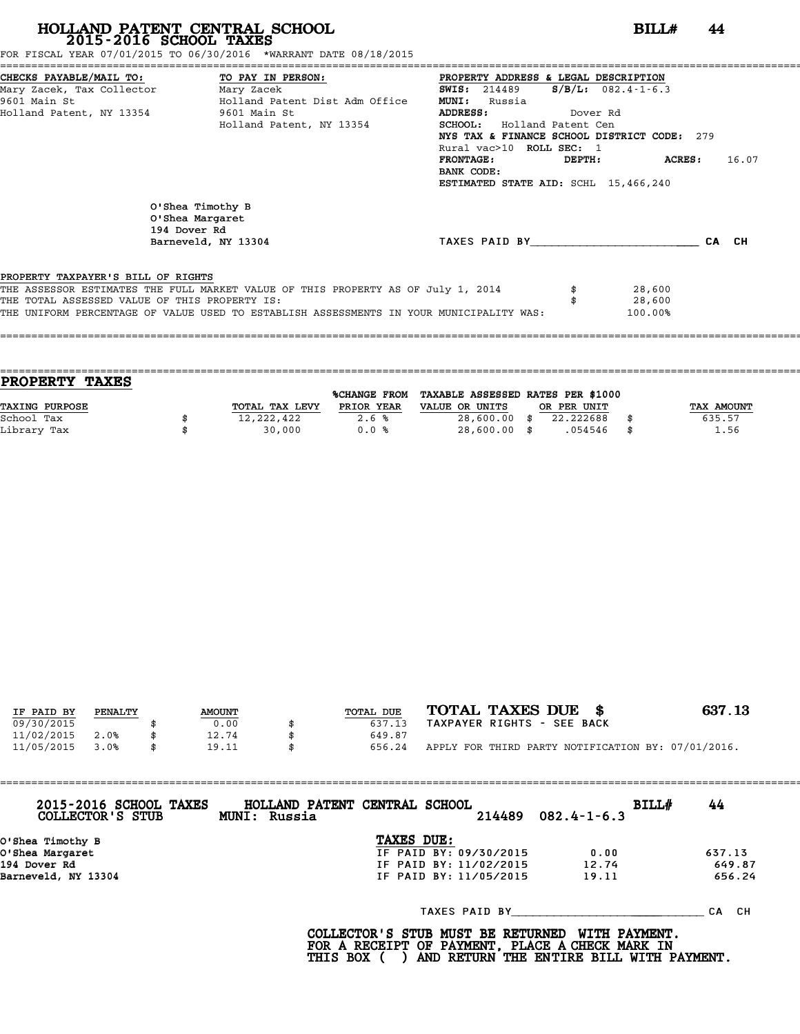# HOLLAND PATENT CENTRAL SCHOOL
## 2015-2016 SCHOOL TAXES

**BILL# 44**

FOR FISCAL YEAR 07/01/2015 TO 06/30/2016 *WARRANT DATE 08/18/2015

**CHECKS PAYABLE/MAIL TO:**
Mary Zacek, Tax Collector
9601 Main St
Holland Patent, NY 13354

**TO PAY IN PERSON:**
Mary Zacek
Holland Patent Dist Adm Office
9601 Main St
Holland Patent, NY 13354

**PROPERTY ADDRESS & LEGAL DESCRIPTION**
**SWIS:** 214489 **S/B/L:** 082.4-1-6.3
**MUNI:** Russia
**ADDRESS:** Dover Rd
**SCHOOL:** Holland Patent Cen
**NYS TAX & FINANCE SCHOOL DISTRICT CODE:** 279
Rural vac>10 **ROLL SEC:** 1
**FRONTAGE:** **DEPTH:** **ACRES:** 16.07
**BANK CODE:**
**ESTIMATED STATE AID:** SCHL 15,466,240

O'Shea Timothy B
O'Shea Margaret
194 Dover Rd
Barneveld, NY 13304

TAXES PAID BY________________________ CA CH

PROPERTY TAXPAYER'S BILL OF RIGHTS
THE ASSESSOR ESTIMATES THE FULL MARKET VALUE OF THIS PROPERTY AS OF July 1, 2014 $ 28,600
THE TOTAL ASSESSED VALUE OF THIS PROPERTY IS: $ 28,600
THE UNIFORM PERCENTAGE OF VALUE USED TO ESTABLISH ASSESSMENTS IN YOUR MUNICIPALITY WAS: 100.00%

## PROPERTY TAXES

| TAXING PURPOSE | TOTAL TAX LEVY | %CHANGE FROM PRIOR YEAR | TAXABLE ASSESSED VALUE OR UNITS | RATES PER $1000 OR PER UNIT | TAX AMOUNT |
|---|---|---|---|---|---|
| School Tax | $ 12,222,422 | 2.6 % | 28,600.00 | $ 22.222688 | $ 635.57 |
| Library Tax | $ 30,000 | 0.0 % | 28,600.00 | $ .054546 | $ 1.56 |

| IF PAID BY | PENALTY | AMOUNT | TOTAL DUE |
|---|---|---|---|
| 09/30/2015 | | $ 0.00 | $ 637.13 |
| 11/02/2015 | 2.0% | $ 12.74 | $ 649.87 |
| 11/05/2015 | 3.0% | $ 19.11 | $ 656.24 |

**TOTAL TAXES DUE $ 637.13**
TAXPAYER RIGHTS - SEE BACK
APPLY FOR THIRD PARTY NOTIFICATION BY: 07/01/2016.

---

**2015-2016 SCHOOL TAXES COLLECTOR'S STUB** — **HOLLAND PATENT CENTRAL SCHOOL** — **MUNI: Russia** — 214489 082.4-1-6.3 — **BILL# 44**

O'Shea Timothy B
O'Shea Margaret
194 Dover Rd
Barneveld, NY 13304

**TAXES DUE:**

| | | |
|---|---|---|
| IF PAID BY: 09/30/2015 | 0.00 | 637.13 |
| IF PAID BY: 11/02/2015 | 12.74 | 649.87 |
| IF PAID BY: 11/05/2015 | 19.11 | 656.24 |

TAXES PAID BY____________________________ CA CH

**COLLECTOR'S STUB MUST BE RETURNED WITH PAYMENT. FOR A RECEIPT OF PAYMENT, PLACE A CHECK MARK IN THIS BOX ( ) AND RETURN THE ENTIRE BILL WITH PAYMENT.**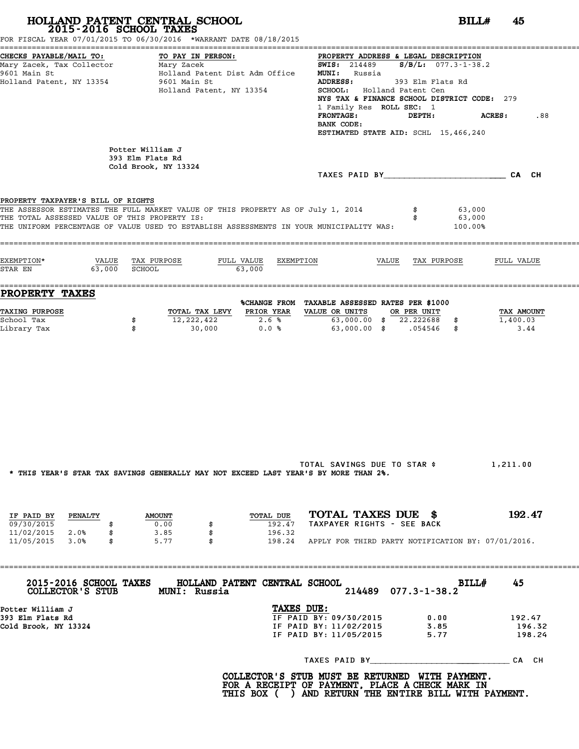# HOLLAND PATENT CENTRAL SCHOOL
## 2015-2016 SCHOOL TAXES

**BILL# 45**

FOR FISCAL YEAR 07/01/2015 TO 06/30/2016 *WARRANT DATE 08/18/2015

**CHECKS PAYABLE/MAIL TO:**
Mary Zacek, Tax Collector
9601 Main St
Holland Patent, NY 13354

**TO PAY IN PERSON:**
Mary Zacek
Holland Patent Dist Adm Office
9601 Main St
Holland Patent, NY 13354

**PROPERTY ADDRESS & LEGAL DESCRIPTION**
**SWIS:** 214489 **S/B/L:** 077.3-1-38.2
**MUNI:** Russia
**ADDRESS:** 393 Elm Flats Rd
**SCHOOL:** Holland Patent Cen
**NYS TAX & FINANCE SCHOOL DISTRICT CODE:** 279
1 Family Res **ROLL SEC:** 1
**FRONTAGE:** **DEPTH:** **ACRES:** .88
**BANK CODE:**
**ESTIMATED STATE AID:** SCHL 15,466,240

Potter William J
393 Elm Flats Rd
Cold Brook, NY 13324

TAXES PAID BY________________________ CA CH

**PROPERTY TAXPAYER'S BILL OF RIGHTS**

THE ASSESSOR ESTIMATES THE FULL MARKET VALUE OF THIS PROPERTY AS OF July 1, 2014 $ 63,000
THE TOTAL ASSESSED VALUE OF THIS PROPERTY IS: $ 63,000
THE UNIFORM PERCENTAGE OF VALUE USED TO ESTABLISH ASSESSMENTS IN YOUR MUNICIPALITY WAS: 100.00%

| EXEMPTION* | VALUE | TAX PURPOSE | FULL VALUE | EXEMPTION | VALUE | TAX PURPOSE | FULL VALUE |
|---|---|---|---|---|---|---|---|
| STAR EN | 63,000 | SCHOOL | 63,000 | | | | |

## PROPERTY TAXES

| TAXING PURPOSE | TOTAL TAX LEVY | %CHANGE FROM PRIOR YEAR | TAXABLE ASSESSED VALUE OR UNITS | RATES PER $1000 OR PER UNIT | TAX AMOUNT |
|---|---|---|---|---|---|
| School Tax | $ 12,222,422 | 2.6 % | 63,000.00 | $ 22.222688 | $ 1,400.03 |
| Library Tax | $ 30,000 | 0.0 % | 63,000.00 | $ .054546 | $ 3.44 |

TOTAL SAVINGS DUE TO STAR $ 1,211.00

* THIS YEAR'S STAR TAX SAVINGS GENERALLY MAY NOT EXCEED LAST YEAR'S BY MORE THAN 2%.

| IF PAID BY | PENALTY | AMOUNT | TOTAL DUE |
|---|---|---|---|
| 09/30/2015 | | $ 0.00 | $ 192.47 |
| 11/02/2015 | 2.0% | $ 3.85 | $ 196.32 |
| 11/05/2015 | 3.0% | $ 5.77 | $ 198.24 |

**TOTAL TAXES DUE $ 192.47**
TAXPAYER RIGHTS - SEE BACK
APPLY FOR THIRD PARTY NOTIFICATION BY: 07/01/2016.

---

**2015-2016 SCHOOL TAXES COLLECTOR'S STUB** **HOLLAND PATENT CENTRAL SCHOOL** **MUNI: Russia** 214489 077.3-1-38.2 **BILL# 45**

Potter William J
393 Elm Flats Rd
Cold Brook, NY 13324

**TAXES DUE:**

| | | |
|---|---|---|
| IF PAID BY: 09/30/2015 | 0.00 | 192.47 |
| IF PAID BY: 11/02/2015 | 3.85 | 196.32 |
| IF PAID BY: 11/05/2015 | 5.77 | 198.24 |

TAXES PAID BY____________________________ CA CH

**COLLECTOR'S STUB MUST BE RETURNED WITH PAYMENT. FOR A RECEIPT OF PAYMENT, PLACE A CHECK MARK IN THIS BOX ( ) AND RETURN THE ENTIRE BILL WITH PAYMENT.**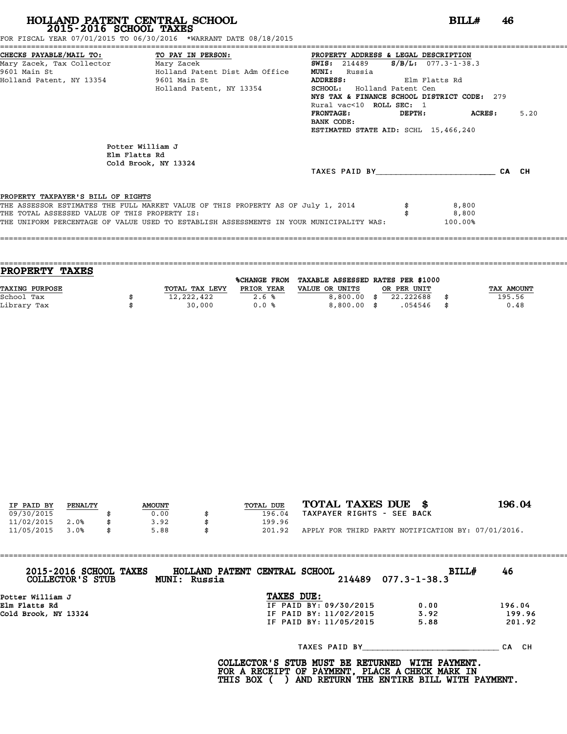# HOLLAND PATENT CENTRAL SCHOOL
## 2015-2016 SCHOOL TAXES

**BILL# 46**

FOR FISCAL YEAR 07/01/2015 TO 06/30/2016 *WARRANT DATE 08/18/2015

**CHECKS PAYABLE/MAIL TO:**
Mary Zacek, Tax Collector
9601 Main St
Holland Patent, NY 13354

**TO PAY IN PERSON:**
Mary Zacek
Holland Patent Dist Adm Office
9601 Main St
Holland Patent, NY 13354

**PROPERTY ADDRESS & LEGAL DESCRIPTION**
**SWIS:** 214489 **S/B/L:** 077.3-1-38.3
**MUNI:** Russia
**ADDRESS:** Elm Flatts Rd
**SCHOOL:** Holland Patent Cen
**NYS TAX & FINANCE SCHOOL DISTRICT CODE:** 279
Rural vac<10 **ROLL SEC:** 1
**FRONTAGE:** **DEPTH:** **ACRES:** 5.20
**BANK CODE:**
**ESTIMATED STATE AID:** SCHL 15,466,240

Potter William J
Elm Flatts Rd
Cold Brook, NY 13324

TAXES PAID BY________________________ CA CH

**PROPERTY TAXPAYER'S BILL OF RIGHTS**

| | |
|---|---|
| THE ASSESSOR ESTIMATES THE FULL MARKET VALUE OF THIS PROPERTY AS OF July 1, 2014 | $ 8,800 |
| THE TOTAL ASSESSED VALUE OF THIS PROPERTY IS: | $ 8,800 |
| THE UNIFORM PERCENTAGE OF VALUE USED TO ESTABLISH ASSESSMENTS IN YOUR MUNICIPALITY WAS: | 100.00% |

## PROPERTY TAXES

| TAXING PURPOSE | TOTAL TAX LEVY | %CHANGE FROM PRIOR YEAR | TAXABLE ASSESSED VALUE OR UNITS | RATES PER $1000 OR PER UNIT | TAX AMOUNT |
|---|---|---|---|---|---|
| School Tax | $ 12,222,422 | 2.6 % | 8,800.00 | $ 22.222688 | $ 195.56 |
| Library Tax | $ 30,000 | 0.0 % | 8,800.00 | $ .054546 | $ 0.48 |

| IF PAID BY | PENALTY | AMOUNT | TOTAL DUE |
|---|---|---|---|
| 09/30/2015 | | $ 0.00 | $ 196.04 |
| 11/02/2015 | 2.0% | $ 3.92 | $ 199.96 |
| 11/05/2015 | 3.0% | $ 5.88 | $ 201.92 |

**TOTAL TAXES DUE $ 196.04**
TAXPAYER RIGHTS - SEE BACK
APPLY FOR THIRD PARTY NOTIFICATION BY: 07/01/2016.

---

**2015-2016 SCHOOL TAXES COLLECTOR'S STUB** **HOLLAND PATENT CENTRAL SCHOOL** **MUNI: Russia** 214489 077.3-1-38.3 **BILL# 46**

Potter William J
Elm Flatts Rd
Cold Brook, NY 13324

**TAXES DUE:**

| | | |
|---|---|---|
| IF PAID BY: 09/30/2015 | 0.00 | 196.04 |
| IF PAID BY: 11/02/2015 | 3.92 | 199.96 |
| IF PAID BY: 11/05/2015 | 5.88 | 201.92 |

TAXES PAID BY____________________________ CA CH

**COLLECTOR'S STUB MUST BE RETURNED WITH PAYMENT. FOR A RECEIPT OF PAYMENT, PLACE A CHECK MARK IN THIS BOX ( ) AND RETURN THE ENTIRE BILL WITH PAYMENT.**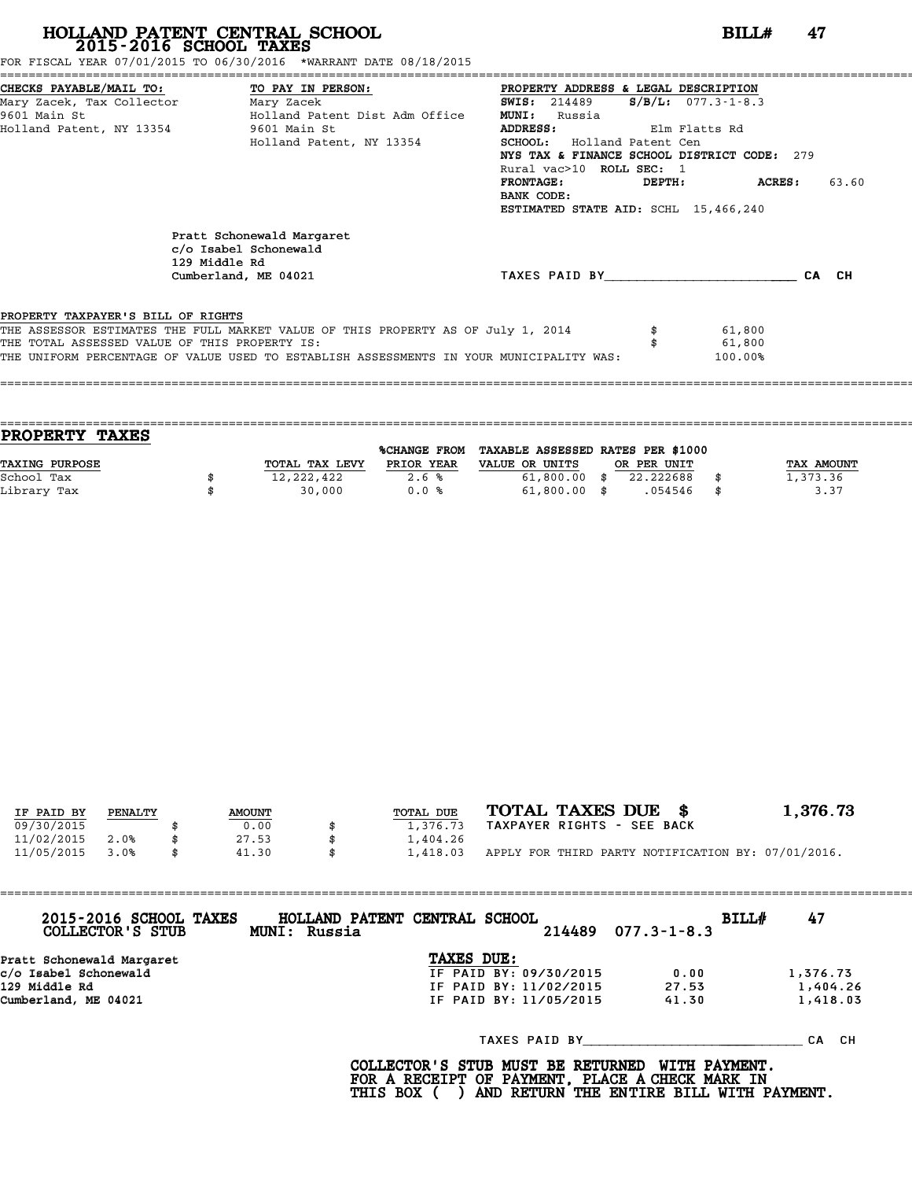# HOLLAND PATENT CENTRAL SCHOOL
## 2015-2016 SCHOOL TAXES

**BILL# 47**

FOR FISCAL YEAR 07/01/2015 TO 06/30/2016 *WARRANT DATE 08/18/2015

**CHECKS PAYABLE/MAIL TO:**
Mary Zacek, Tax Collector
9601 Main St
Holland Patent, NY 13354

**TO PAY IN PERSON:**
Mary Zacek
Holland Patent Dist Adm Office
9601 Main St
Holland Patent, NY 13354

**PROPERTY ADDRESS & LEGAL DESCRIPTION**
**SWIS:** 214489 **S/B/L:** 077.3-1-8.3
**MUNI:** Russia
**ADDRESS:** Elm Flatts Rd
**SCHOOL:** Holland Patent Cen
**NYS TAX & FINANCE SCHOOL DISTRICT CODE:** 279
Rural vac>10 **ROLL SEC:** 1
**FRONTAGE:** **DEPTH:** **ACRES:** 63.60
**BANK CODE:**
**ESTIMATED STATE AID:** SCHL 15,466,240

Pratt Schonewald Margaret
c/o Isabel Schonewald
129 Middle Rd
Cumberland, ME 04021

TAXES PAID BY________________________ CA CH

**PROPERTY TAXPAYER'S BILL OF RIGHTS**

THE ASSESSOR ESTIMATES THE FULL MARKET VALUE OF THIS PROPERTY AS OF July 1, 2014 $ 61,800
THE TOTAL ASSESSED VALUE OF THIS PROPERTY IS: $ 61,800
THE UNIFORM PERCENTAGE OF VALUE USED TO ESTABLISH ASSESSMENTS IN YOUR MUNICIPALITY WAS: 100.00%

## PROPERTY TAXES

| TAXING PURPOSE | TOTAL TAX LEVY | %CHANGE FROM PRIOR YEAR | TAXABLE ASSESSED VALUE OR UNITS | RATES PER $1000 OR PER UNIT | TAX AMOUNT |
|---|---|---|---|---|---|
| School Tax | $ 12,222,422 | 2.6 % | 61,800.00 | $ 22.222688 | $ 1,373.36 |
| Library Tax | $ 30,000 | 0.0 % | 61,800.00 | $ .054546 | $ 3.37 |

| IF PAID BY | PENALTY | AMOUNT | TOTAL DUE |
|---|---|---|---|
| 09/30/2015 | | $ 0.00 | $ 1,376.73 |
| 11/02/2015 | 2.0% | $ 27.53 | $ 1,404.26 |
| 11/05/2015 | 3.0% | $ 41.30 | $ 1,418.03 |

**TOTAL TAXES DUE $ 1,376.73**
TAXPAYER RIGHTS - SEE BACK

APPLY FOR THIRD PARTY NOTIFICATION BY: 07/01/2016.

---

**2015-2016 SCHOOL TAXES** **HOLLAND PATENT CENTRAL SCHOOL** **BILL# 47**
**COLLECTOR'S STUB** **MUNI: Russia** 214489 077.3-1-8.3

**Pratt Schonewald Margaret**
**c/o Isabel Schonewald**
**129 Middle Rd**
**Cumberland, ME 04021**

**TAXES DUE:**

| | | |
|---|---|---|
| IF PAID BY: 09/30/2015 | 0.00 | 1,376.73 |
| IF PAID BY: 11/02/2015 | 27.53 | 1,404.26 |
| IF PAID BY: 11/05/2015 | 41.30 | 1,418.03 |

TAXES PAID BY____________________________ CA CH

**COLLECTOR'S STUB MUST BE RETURNED WITH PAYMENT.**
**FOR A RECEIPT OF PAYMENT, PLACE A CHECK MARK IN**
**THIS BOX ( ) AND RETURN THE ENTIRE BILL WITH PAYMENT.**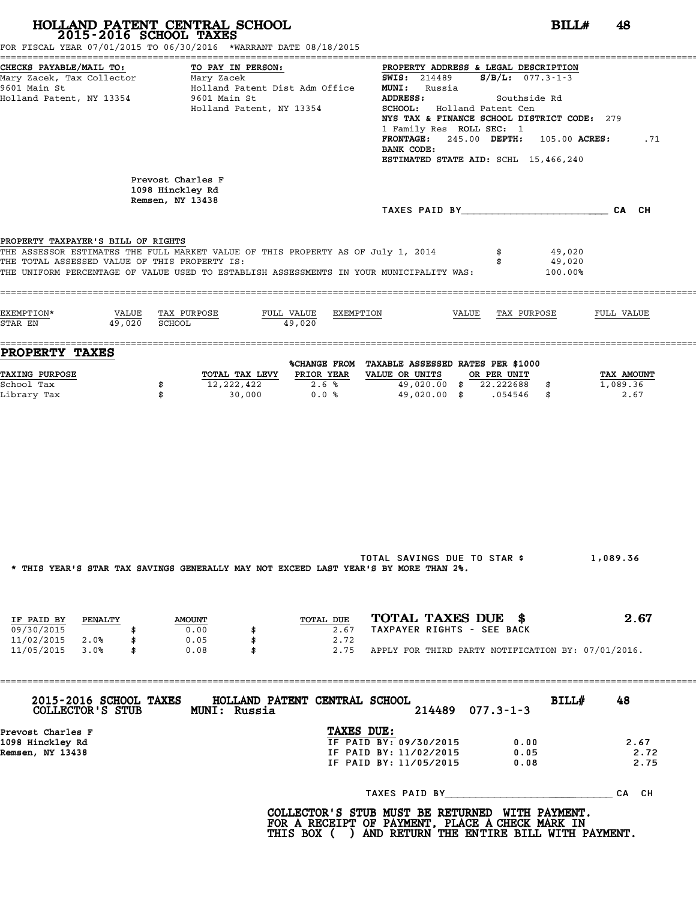# HOLLAND PATENT CENTRAL SCHOOL
## 2015-2016 SCHOOL TAXES

**BILL# 48**

FOR FISCAL YEAR 07/01/2015 TO 06/30/2016 *WARRANT DATE 08/18/2015

| CHECKS PAYABLE/MAIL TO: | TO PAY IN PERSON: | PROPERTY ADDRESS & LEGAL DESCRIPTION |
|---|---|---|
| Mary Zacek, Tax Collector | Mary Zacek | **SWIS:** 214489 **S/B/L:** 077.3-1-3 |
| 9601 Main St | Holland Patent Dist Adm Office | **MUNI:** Russia |
| Holland Patent, NY 13354 | 9601 Main St | **ADDRESS:** Southside Rd |
| | Holland Patent, NY 13354 | **SCHOOL:** Holland Patent Cen |
| | | NYS TAX & FINANCE SCHOOL DISTRICT CODE: 279 |
| | | 1 Family Res **ROLL SEC:** 1 |
| | | **FRONTAGE:** 245.00 **DEPTH:** 105.00 **ACRES:** .71 |
| | | **BANK CODE:** |
| | | **ESTIMATED STATE AID:** SCHL 15,466,240 |

Prevost Charles F
1098 Hinckley Rd
Remsen, NY 13438

TAXES PAID BY________________________ CA CH

**PROPERTY TAXPAYER'S BILL OF RIGHTS**

THE ASSESSOR ESTIMATES THE FULL MARKET VALUE OF THIS PROPERTY AS OF July 1, 2014 $ 49,020
THE TOTAL ASSESSED VALUE OF THIS PROPERTY IS: $ 49,020
THE UNIFORM PERCENTAGE OF VALUE USED TO ESTABLISH ASSESSMENTS IN YOUR MUNICIPALITY WAS: 100.00%

| EXEMPTION* | VALUE | TAX PURPOSE | FULL VALUE | EXEMPTION | VALUE | TAX PURPOSE | FULL VALUE |
|---|---|---|---|---|---|---|---|
| STAR EN | 49,020 | SCHOOL | 49,020 | | | | |

## PROPERTY TAXES

| TAXING PURPOSE | TOTAL TAX LEVY | %CHANGE FROM PRIOR YEAR | TAXABLE ASSESSED VALUE OR UNITS | RATES PER $1000 OR PER UNIT | TAX AMOUNT |
|---|---|---|---|---|---|
| School Tax | $ 12,222,422 | 2.6 % | 49,020.00 | $ 22.222688 | $ 1,089.36 |
| Library Tax | $ 30,000 | 0.0 % | 49,020.00 | $ .054546 | $ 2.67 |

TOTAL SAVINGS DUE TO STAR $ 1,089.36

* THIS YEAR'S STAR TAX SAVINGS GENERALLY MAY NOT EXCEED LAST YEAR'S BY MORE THAN 2%.

| IF PAID BY | PENALTY | AMOUNT | TOTAL DUE |
|---|---|---|---|
| 09/30/2015 | | $ 0.00 | $ 2.67 |
| 11/02/2015 | 2.0% | $ 0.05 | $ 2.72 |
| 11/05/2015 | 3.0% | $ 0.08 | $ 2.75 |

**TOTAL TAXES DUE $ 2.67**

TAXPAYER RIGHTS - SEE BACK

APPLY FOR THIRD PARTY NOTIFICATION BY: 07/01/2016.

---

**2015-2016 SCHOOL TAXES** HOLLAND PATENT CENTRAL SCHOOL **BILL# 48**
**COLLECTOR'S STUB** MUNI: Russia 214489 077.3-1-3

Prevost Charles F
1098 Hinckley Rd
Remsen, NY 13438

**TAXES DUE:**

| | | |
|---|---|---|
| IF PAID BY: 09/30/2015 | 0.00 | 2.67 |
| IF PAID BY: 11/02/2015 | 0.05 | 2.72 |
| IF PAID BY: 11/05/2015 | 0.08 | 2.75 |

TAXES PAID BY____________________________ CA CH

**COLLECTOR'S STUB MUST BE RETURNED WITH PAYMENT.
FOR A RECEIPT OF PAYMENT, PLACE A CHECK MARK IN
THIS BOX ( ) AND RETURN THE ENTIRE BILL WITH PAYMENT.**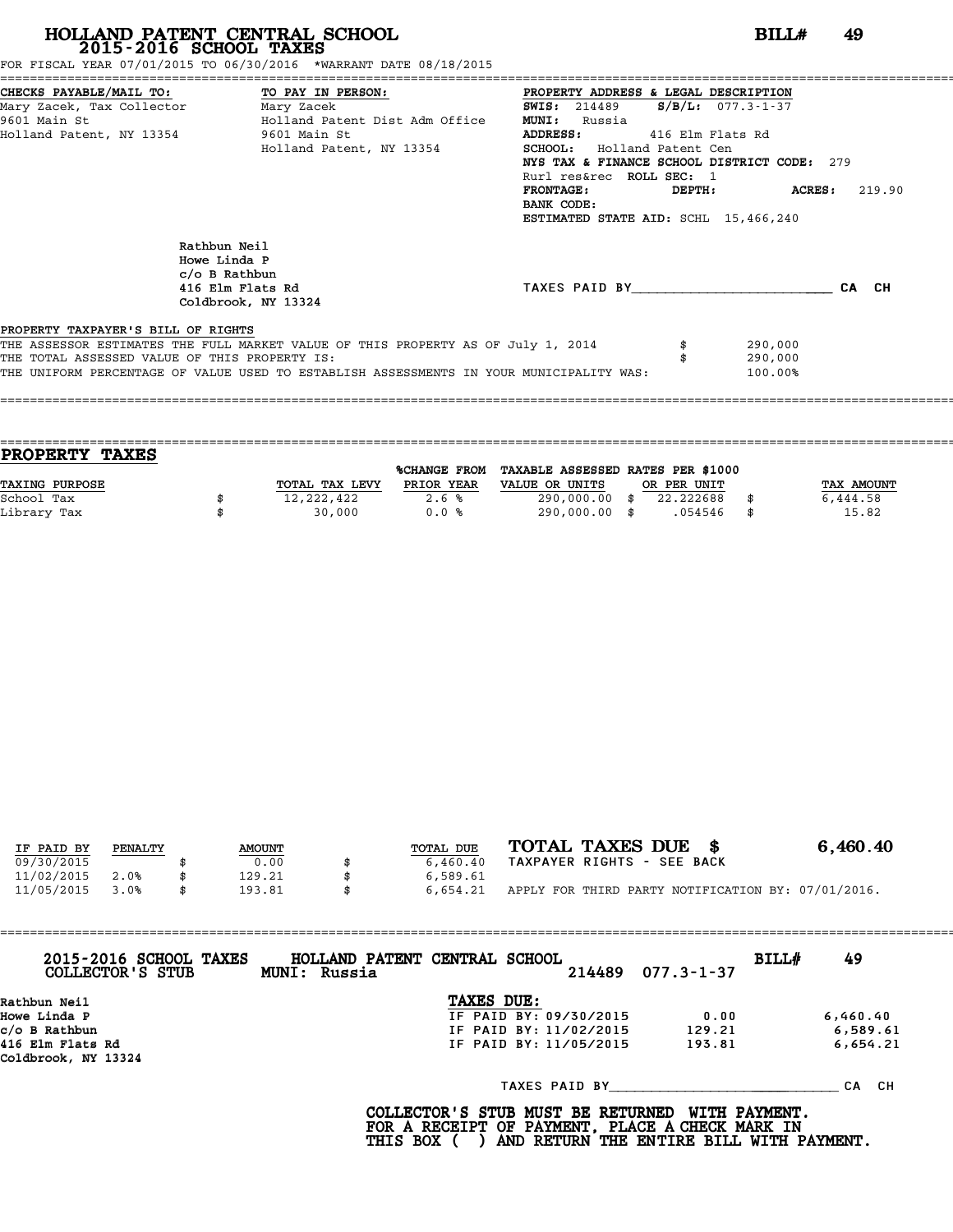# HOLLAND PATENT CENTRAL SCHOOL
## 2015-2016 SCHOOL TAXES

**BILL# 49**

FOR FISCAL YEAR 07/01/2015 TO 06/30/2016 *WARRANT DATE 08/18/2015

**CHECKS PAYABLE/MAIL TO:**
Mary Zacek, Tax Collector
9601 Main St
Holland Patent, NY 13354

**TO PAY IN PERSON:**
Mary Zacek
Holland Patent Dist Adm Office
9601 Main St
Holland Patent, NY 13354

**PROPERTY ADDRESS & LEGAL DESCRIPTION**
**SWIS:** 214489 **S/B/L:** 077.3-1-37
**MUNI:** Russia
**ADDRESS:** 416 Elm Flats Rd
**SCHOOL:** Holland Patent Cen
**NYS TAX & FINANCE SCHOOL DISTRICT CODE:** 279
Rurl res&rec **ROLL SEC:** 1
**FRONTAGE:** **DEPTH:** **ACRES:** 219.90
**BANK CODE:**
**ESTIMATED STATE AID:** SCHL 15,466,240

Rathbun Neil
Howe Linda P
c/o B Rathbun
416 Elm Flats Rd
Coldbrook, NY 13324

TAXES PAID BY________________________ CA CH

**PROPERTY TAXPAYER'S BILL OF RIGHTS**

THE ASSESSOR ESTIMATES THE FULL MARKET VALUE OF THIS PROPERTY AS OF July 1, 2014 $ 290,000
THE TOTAL ASSESSED VALUE OF THIS PROPERTY IS: $ 290,000
THE UNIFORM PERCENTAGE OF VALUE USED TO ESTABLISH ASSESSMENTS IN YOUR MUNICIPALITY WAS: 100.00%

## PROPERTY TAXES

| TAXING PURPOSE | TOTAL TAX LEVY | %CHANGE FROM PRIOR YEAR | TAXABLE ASSESSED VALUE OR UNITS | RATES PER $1000 OR PER UNIT | TAX AMOUNT |
|---|---|---|---|---|---|
| School Tax | $ 12,222,422 | 2.6 % | 290,000.00 | $ 22.222688 | $ 6,444.58 |
| Library Tax | $ 30,000 | 0.0 % | 290,000.00 | $ .054546 | $ 15.82 |

| IF PAID BY | PENALTY | AMOUNT | TOTAL DUE |
|---|---|---|---|
| 09/30/2015 | | $ 0.00 | $ 6,460.40 |
| 11/02/2015 | 2.0% | $ 129.21 | $ 6,589.61 |
| 11/05/2015 | 3.0% | $ 193.81 | $ 6,654.21 |

**TOTAL TAXES DUE $ 6,460.40**
TAXPAYER RIGHTS - SEE BACK

APPLY FOR THIRD PARTY NOTIFICATION BY: 07/01/2016.

---

**2015-2016 SCHOOL TAXES COLLECTOR'S STUB** **HOLLAND PATENT CENTRAL SCHOOL** **MUNI: Russia** 214489 077.3-1-37 **BILL# 49**

Rathbun Neil
Howe Linda P
c/o B Rathbun
416 Elm Flats Rd
Coldbrook, NY 13324

**TAXES DUE:**

| | | |
|---|---|---|
| IF PAID BY: 09/30/2015 | 0.00 | 6,460.40 |
| IF PAID BY: 11/02/2015 | 129.21 | 6,589.61 |
| IF PAID BY: 11/05/2015 | 193.81 | 6,654.21 |

TAXES PAID BY____________________________ CA CH

**COLLECTOR'S STUB MUST BE RETURNED WITH PAYMENT. FOR A RECEIPT OF PAYMENT, PLACE A CHECK MARK IN THIS BOX ( ) AND RETURN THE ENTIRE BILL WITH PAYMENT.**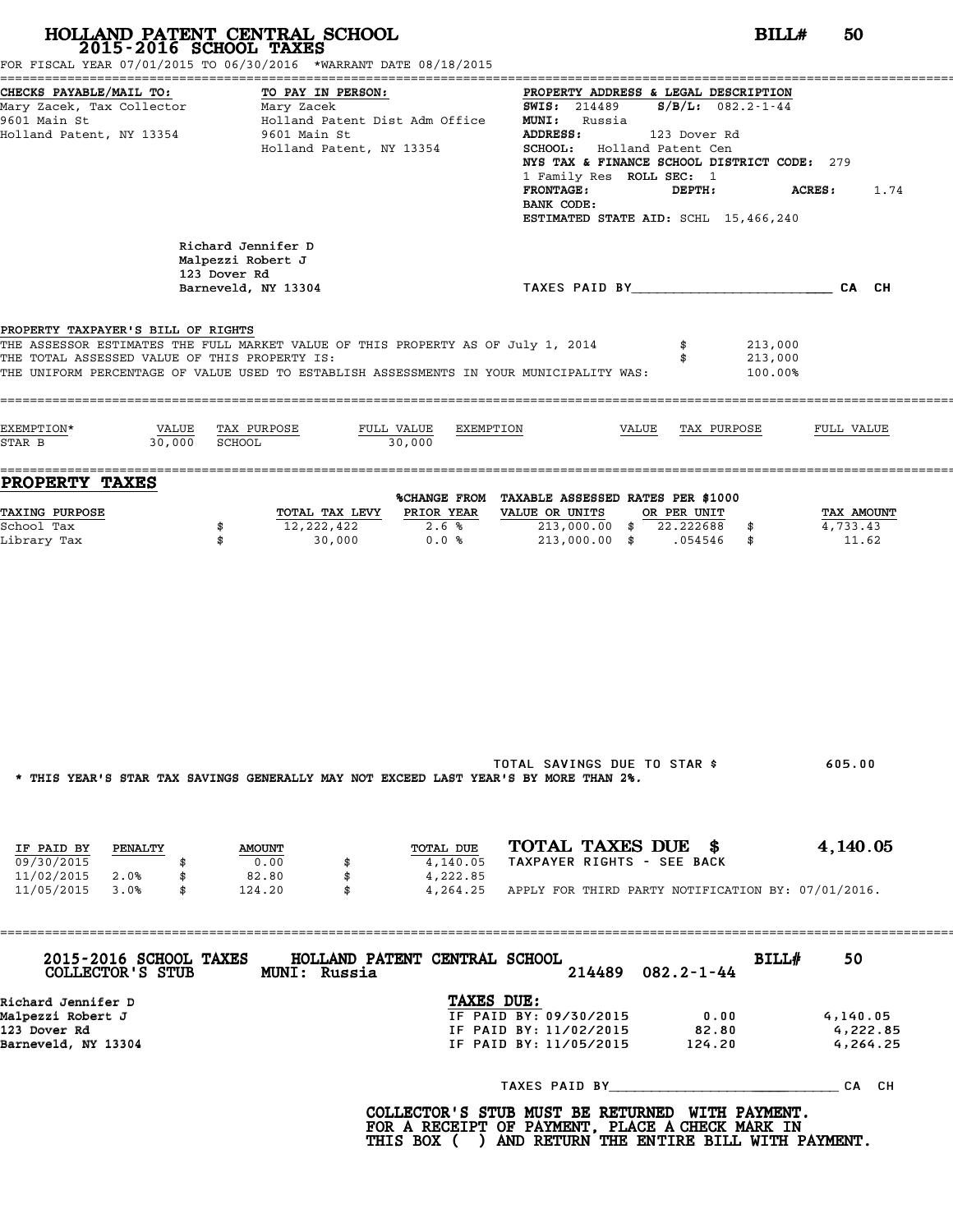# HOLLAND PATENT CENTRAL SCHOOL

## 2015-2016 SCHOOL TAXES

**BILL# 50**

FOR FISCAL YEAR 07/01/2015 TO 06/30/2016 *WARRANT DATE 08/18/2015

**CHECKS PAYABLE/MAIL TO:**
Mary Zacek, Tax Collector
9601 Main St
Holland Patent, NY 13354

**TO PAY IN PERSON:**
Mary Zacek
Holland Patent Dist Adm Office
9601 Main St
Holland Patent, NY 13354

**PROPERTY ADDRESS & LEGAL DESCRIPTION**
**SWIS:** 214489 **S/B/L:** 082.2-1-44
**MUNI:** Russia
**ADDRESS:** 123 Dover Rd
**SCHOOL:** Holland Patent Cen
**NYS TAX & FINANCE SCHOOL DISTRICT CODE:** 279
1 Family Res **ROLL SEC:** 1
**FRONTAGE:** **DEPTH:** **ACRES:** 1.74
**BANK CODE:**
**ESTIMATED STATE AID:** SCHL 15,466,240

Richard Jennifer D
Malpezzi Robert J
123 Dover Rd
Barneveld, NY 13304

TAXES PAID BY________________________ CA CH

**PROPERTY TAXPAYER'S BILL OF RIGHTS**

THE ASSESSOR ESTIMATES THE FULL MARKET VALUE OF THIS PROPERTY AS OF July 1, 2014 $ 213,000
THE TOTAL ASSESSED VALUE OF THIS PROPERTY IS: $ 213,000
THE UNIFORM PERCENTAGE OF VALUE USED TO ESTABLISH ASSESSMENTS IN YOUR MUNICIPALITY WAS: 100.00%

| EXEMPTION* | VALUE | TAX PURPOSE | FULL VALUE | EXEMPTION | VALUE | TAX PURPOSE | FULL VALUE |
|---|---|---|---|---|---|---|---|
| STAR B | 30,000 | SCHOOL | 30,000 | | | | |

## PROPERTY TAXES

| TAXING PURPOSE | TOTAL TAX LEVY | %CHANGE FROM PRIOR YEAR | TAXABLE ASSESSED VALUE OR UNITS | RATES PER $1000 OR PER UNIT | TAX AMOUNT |
|---|---|---|---|---|---|
| School Tax | $ 12,222,422 | 2.6 % | 213,000.00 | $ 22.222688 | $ 4,733.43 |
| Library Tax | $ 30,000 | 0.0 % | 213,000.00 | $ .054546 | $ 11.62 |

TOTAL SAVINGS DUE TO STAR $ 605.00

* THIS YEAR'S STAR TAX SAVINGS GENERALLY MAY NOT EXCEED LAST YEAR'S BY MORE THAN 2%.

| IF PAID BY | PENALTY | AMOUNT | TOTAL DUE |
|---|---|---|---|
| 09/30/2015 | | $ 0.00 | $ 4,140.05 |
| 11/02/2015 | 2.0% | $ 82.80 | $ 4,222.85 |
| 11/05/2015 | 3.0% | $ 124.20 | $ 4,264.25 |

**TOTAL TAXES DUE $ 4,140.05**

TAXPAYER RIGHTS - SEE BACK

APPLY FOR THIRD PARTY NOTIFICATION BY: 07/01/2016.

---

**2015-2016 SCHOOL TAXES** **HOLLAND PATENT CENTRAL SCHOOL** **BILL# 50**
**COLLECTOR'S STUB** **MUNI: Russia** 214489 082.2-1-44

Richard Jennifer D
Malpezzi Robert J
123 Dover Rd
Barneveld, NY 13304

**TAXES DUE:**

| | | |
|---|---|---|
| IF PAID BY: 09/30/2015 | 0.00 | 4,140.05 |
| IF PAID BY: 11/02/2015 | 82.80 | 4,222.85 |
| IF PAID BY: 11/05/2015 | 124.20 | 4,264.25 |

TAXES PAID BY____________________________ CA CH

**COLLECTOR'S STUB MUST BE RETURNED WITH PAYMENT. FOR A RECEIPT OF PAYMENT, PLACE A CHECK MARK IN THIS BOX ( ) AND RETURN THE ENTIRE BILL WITH PAYMENT.**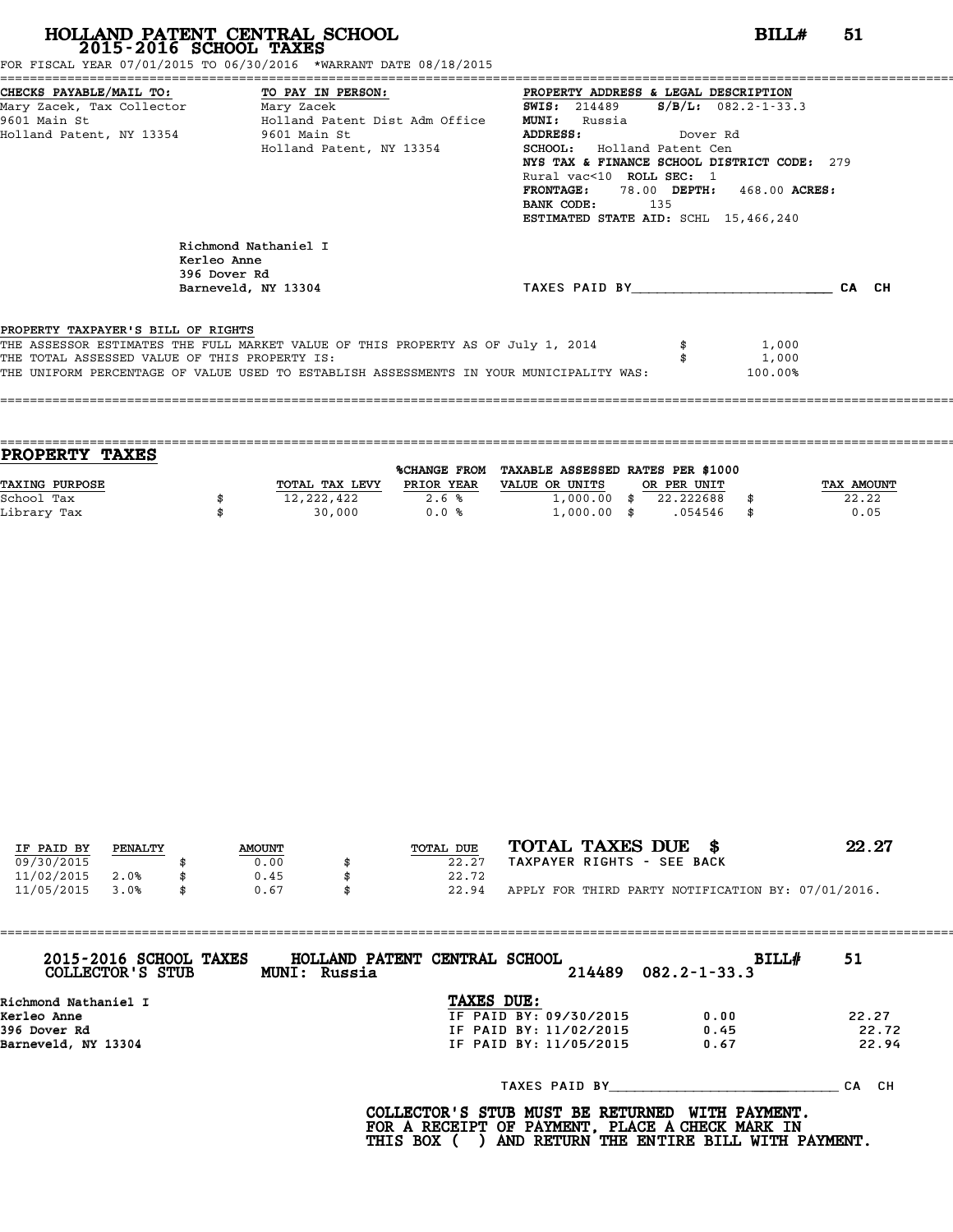# HOLLAND PATENT CENTRAL SCHOOL

## 2015-2016 SCHOOL TAXES

**BILL# 51**

FOR FISCAL YEAR 07/01/2015 TO 06/30/2016 *WARRANT DATE 08/18/2015

**CHECKS PAYABLE/MAIL TO:**
Mary Zacek, Tax Collector
9601 Main St
Holland Patent, NY 13354

**TO PAY IN PERSON:**
Mary Zacek
Holland Patent Dist Adm Office
9601 Main St
Holland Patent, NY 13354

**PROPERTY ADDRESS & LEGAL DESCRIPTION**
**SWIS:** 214489 **S/B/L:** 082.2-1-33.3
**MUNI:** Russia
**ADDRESS:** Dover Rd
**SCHOOL:** Holland Patent Cen
**NYS TAX & FINANCE SCHOOL DISTRICT CODE:** 279
Rural vac<10 **ROLL SEC:** 1
**FRONTAGE:** 78.00 **DEPTH:** 468.00 **ACRES:**
**BANK CODE:** 135
**ESTIMATED STATE AID:** SCHL 15,466,240

Richmond Nathaniel I
Kerleo Anne
396 Dover Rd
Barneveld, NY 13304

TAXES PAID BY________________________ CA CH

**PROPERTY TAXPAYER'S BILL OF RIGHTS**

THE ASSESSOR ESTIMATES THE FULL MARKET VALUE OF THIS PROPERTY AS OF July 1, 2014 $ 1,000
THE TOTAL ASSESSED VALUE OF THIS PROPERTY IS: $ 1,000
THE UNIFORM PERCENTAGE OF VALUE USED TO ESTABLISH ASSESSMENTS IN YOUR MUNICIPALITY WAS: 100.00%

## PROPERTY TAXES

| TAXING PURPOSE | TOTAL TAX LEVY | %CHANGE FROM PRIOR YEAR | TAXABLE ASSESSED VALUE OR UNITS | RATES PER $1000 OR PER UNIT | TAX AMOUNT |
|---|---|---|---|---|---|
| School Tax | $ 12,222,422 | 2.6 % | 1,000.00 | $ 22.222688 | $ 22.22 |
| Library Tax | $ 30,000 | 0.0 % | 1,000.00 | $ .054546 | $ 0.05 |

| IF PAID BY | PENALTY | AMOUNT | TOTAL DUE |
|---|---|---|---|
| 09/30/2015 | | $ 0.00 | $ 22.27 |
| 11/02/2015 | 2.0% | $ 0.45 | $ 22.72 |
| 11/05/2015 | 3.0% | $ 0.67 | $ 22.94 |

**TOTAL TAXES DUE $ 22.27**
TAXPAYER RIGHTS - SEE BACK
APPLY FOR THIRD PARTY NOTIFICATION BY: 07/01/2016.

---

**2015-2016 SCHOOL TAXES COLLECTOR'S STUB** — **HOLLAND PATENT CENTRAL SCHOOL** — **MUNI: Russia** — 214489 082.2-1-33.3 — **BILL# 51**

Richmond Nathaniel I
Kerleo Anne
396 Dover Rd
Barneveld, NY 13304

**TAXES DUE:**

| | | |
|---|---|---|
| IF PAID BY: 09/30/2015 | 0.00 | 22.27 |
| IF PAID BY: 11/02/2015 | 0.45 | 22.72 |
| IF PAID BY: 11/05/2015 | 0.67 | 22.94 |

TAXES PAID BY____________________________ CA CH

**COLLECTOR'S STUB MUST BE RETURNED WITH PAYMENT.
FOR A RECEIPT OF PAYMENT, PLACE A CHECK MARK IN
THIS BOX ( ) AND RETURN THE ENTIRE BILL WITH PAYMENT.**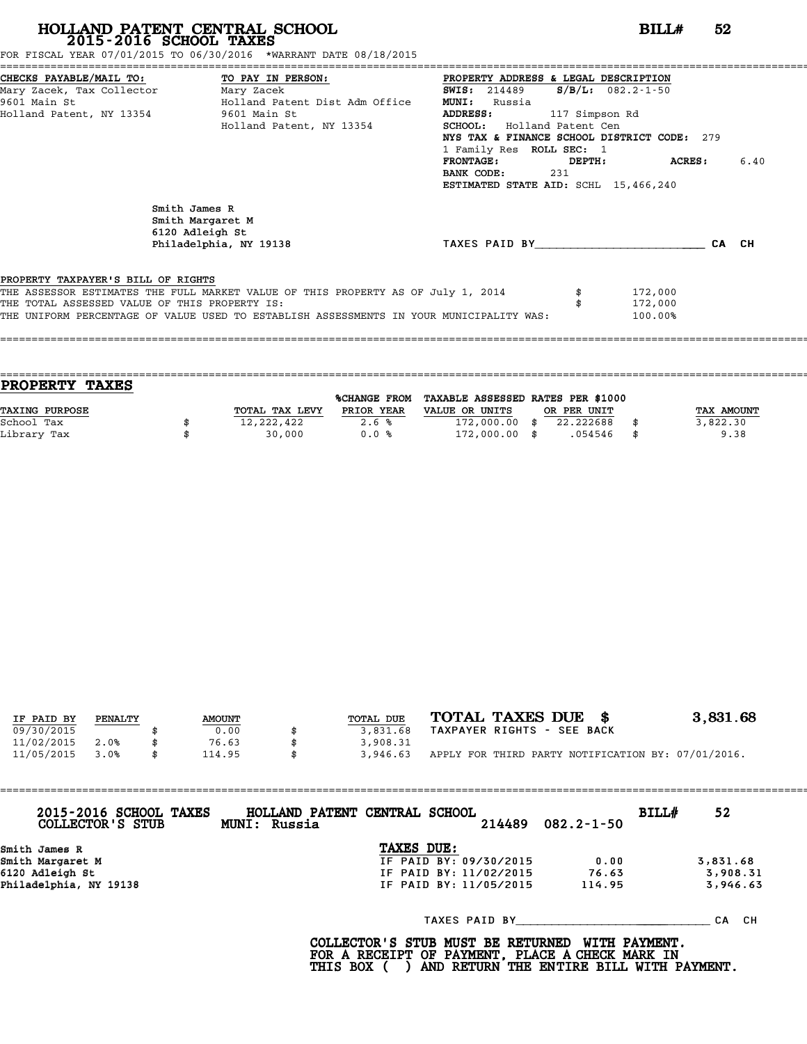# HOLLAND PATENT CENTRAL SCHOOL
## 2015-2016 SCHOOL TAXES

**BILL# 52**

FOR FISCAL YEAR 07/01/2015 TO 06/30/2016 *WARRANT DATE 08/18/2015

**CHECKS PAYABLE/MAIL TO:**
Mary Zacek, Tax Collector
9601 Main St
Holland Patent, NY 13354

**TO PAY IN PERSON:**
Mary Zacek
Holland Patent Dist Adm Office
9601 Main St
Holland Patent, NY 13354

**PROPERTY ADDRESS & LEGAL DESCRIPTION**
**SWIS:** 214489 **S/B/L:** 082.2-1-50
**MUNI:** Russia
**ADDRESS:** 117 Simpson Rd
**SCHOOL:** Holland Patent Cen
**NYS TAX & FINANCE SCHOOL DISTRICT CODE:** 279
1 Family Res **ROLL SEC:** 1
**FRONTAGE:** **DEPTH:** **ACRES:** 6.40
**BANK CODE:** 231
**ESTIMATED STATE AID:** SCHL 15,466,240

Smith James R
Smith Margaret M
6120 Adleigh St
Philadelphia, NY 19138

TAXES PAID BY________________________ CA CH

**PROPERTY TAXPAYER'S BILL OF RIGHTS**

| | |
|---|---|
| THE ASSESSOR ESTIMATES THE FULL MARKET VALUE OF THIS PROPERTY AS OF July 1, 2014 | $ 172,000 |
| THE TOTAL ASSESSED VALUE OF THIS PROPERTY IS: | $ 172,000 |
| THE UNIFORM PERCENTAGE OF VALUE USED TO ESTABLISH ASSESSMENTS IN YOUR MUNICIPALITY WAS: | 100.00% |

## PROPERTY TAXES

| TAXING PURPOSE | TOTAL TAX LEVY | %CHANGE FROM PRIOR YEAR | TAXABLE ASSESSED VALUE OR UNITS | RATES PER $1000 OR PER UNIT | TAX AMOUNT |
|---|---|---|---|---|---|
| School Tax | $ 12,222,422 | 2.6 % | 172,000.00 | $ 22.222688 | $ 3,822.30 |
| Library Tax | $ 30,000 | 0.0 % | 172,000.00 | $ .054546 | $ 9.38 |

| IF PAID BY | PENALTY | AMOUNT | TOTAL DUE |
|---|---|---|---|
| 09/30/2015 | | $ 0.00 | $ 3,831.68 |
| 11/02/2015 | 2.0% | $ 76.63 | $ 3,908.31 |
| 11/05/2015 | 3.0% | $ 114.95 | $ 3,946.63 |

**TOTAL TAXES DUE $ 3,831.68**

TAXPAYER RIGHTS - SEE BACK

APPLY FOR THIRD PARTY NOTIFICATION BY: 07/01/2016.

---

**2015-2016 SCHOOL TAXES** **HOLLAND PATENT CENTRAL SCHOOL** **BILL# 52**
**COLLECTOR'S STUB** **MUNI: Russia** 214489 082.2-1-50

Smith James R
Smith Margaret M
6120 Adleigh St
Philadelphia, NY 19138

**TAXES DUE:**

| | | |
|---|---|---|
| IF PAID BY: 09/30/2015 | 0.00 | 3,831.68 |
| IF PAID BY: 11/02/2015 | 76.63 | 3,908.31 |
| IF PAID BY: 11/05/2015 | 114.95 | 3,946.63 |

TAXES PAID BY____________________________ CA CH

**COLLECTOR'S STUB MUST BE RETURNED WITH PAYMENT.**
**FOR A RECEIPT OF PAYMENT, PLACE A CHECK MARK IN**
**THIS BOX ( ) AND RETURN THE ENTIRE BILL WITH PAYMENT.**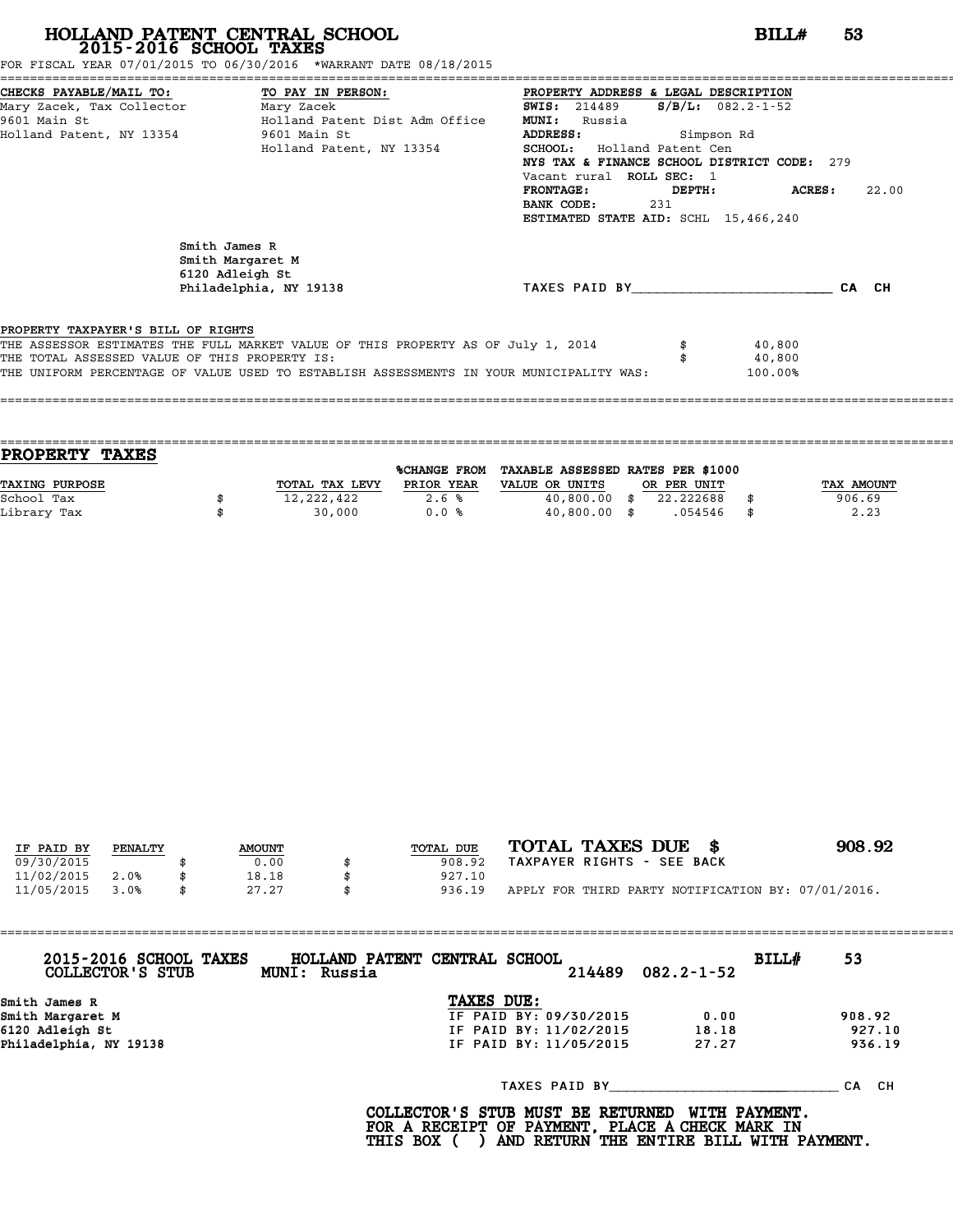# HOLLAND PATENT CENTRAL SCHOOL
## 2015-2016 SCHOOL TAXES

**BILL# 53**

FOR FISCAL YEAR 07/01/2015 TO 06/30/2016 *WARRANT DATE 08/18/2015

**CHECKS PAYABLE/MAIL TO:**
Mary Zacek, Tax Collector
9601 Main St
Holland Patent, NY 13354

**TO PAY IN PERSON:**
Mary Zacek
Holland Patent Dist Adm Office
9601 Main St
Holland Patent, NY 13354

**PROPERTY ADDRESS & LEGAL DESCRIPTION**
**SWIS:** 214489 **S/B/L:** 082.2-1-52
**MUNI:** Russia
**ADDRESS:** Simpson Rd
**SCHOOL:** Holland Patent Cen
**NYS TAX & FINANCE SCHOOL DISTRICT CODE:** 279
Vacant rural **ROLL SEC:** 1
**FRONTAGE:** **DEPTH:** **ACRES:** 22.00
**BANK CODE:** 231
**ESTIMATED STATE AID:** SCHL 15,466,240

Smith James R
Smith Margaret M
6120 Adleigh St
Philadelphia, NY 19138

TAXES PAID BY________________________ CA CH

PROPERTY TAXPAYER'S BILL OF RIGHTS
THE ASSESSOR ESTIMATES THE FULL MARKET VALUE OF THIS PROPERTY AS OF July 1, 2014 $ 40,800
THE TOTAL ASSESSED VALUE OF THIS PROPERTY IS: $ 40,800
THE UNIFORM PERCENTAGE OF VALUE USED TO ESTABLISH ASSESSMENTS IN YOUR MUNICIPALITY WAS: 100.00%

## PROPERTY TAXES

| TAXING PURPOSE | | TOTAL TAX LEVY | %CHANGE FROM PRIOR YEAR | TAXABLE ASSESSED VALUE OR UNITS | | RATES PER $1000 OR PER UNIT | | TAX AMOUNT |
|---|---|---|---|---|---|---|---|---|
| School Tax | $ | 12,222,422 | 2.6 % | 40,800.00 | $ | 22.222688 | $ | 906.69 |
| Library Tax | $ | 30,000 | 0.0 % | 40,800.00 | $ | .054546 | $ | 2.23 |

| IF PAID BY | PENALTY | | AMOUNT | | TOTAL DUE |
|---|---|---|---|---|---|
| 09/30/2015 | | $ | 0.00 | $ | 908.92 |
| 11/02/2015 | 2.0% | $ | 18.18 | $ | 927.10 |
| 11/05/2015 | 3.0% | $ | 27.27 | $ | 936.19 |

**TOTAL TAXES DUE $ 908.92**
TAXPAYER RIGHTS - SEE BACK

APPLY FOR THIRD PARTY NOTIFICATION BY: 07/01/2016.

---

**2015-2016 SCHOOL TAXES** **HOLLAND PATENT CENTRAL SCHOOL** **BILL# 53**
**COLLECTOR'S STUB** **MUNI: Russia** 214489 082.2-1-52

**Smith James R**
**Smith Margaret M**
**6120 Adleigh St**
**Philadelphia, NY 19138**

**TAXES DUE:**

| | | |
|---|---|---|
| IF PAID BY: 09/30/2015 | 0.00 | 908.92 |
| IF PAID BY: 11/02/2015 | 18.18 | 927.10 |
| IF PAID BY: 11/05/2015 | 27.27 | 936.19 |

TAXES PAID BY____________________________ CA CH

**COLLECTOR'S STUB MUST BE RETURNED WITH PAYMENT.**
**FOR A RECEIPT OF PAYMENT, PLACE A CHECK MARK IN**
**THIS BOX ( ) AND RETURN THE ENTIRE BILL WITH PAYMENT.**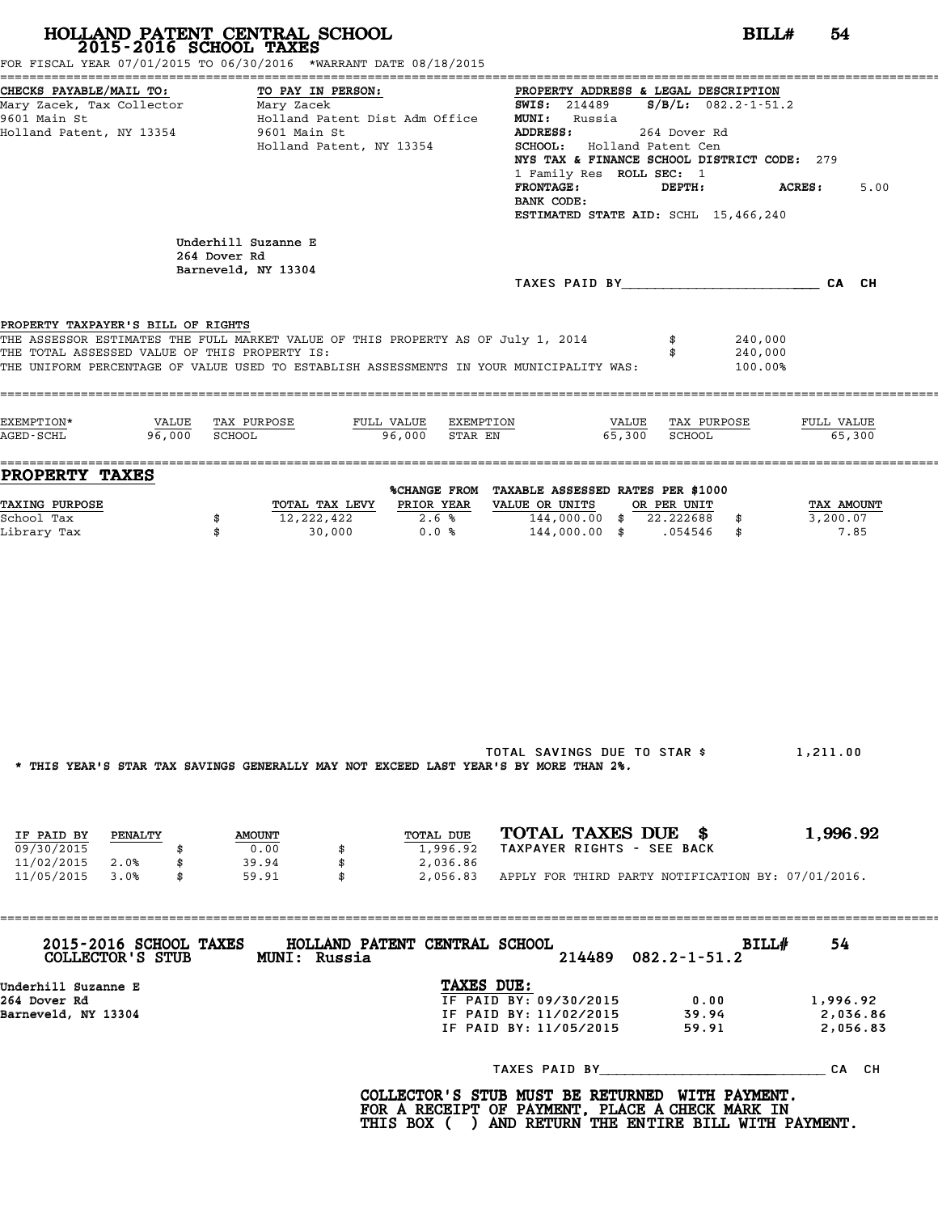# HOLLAND PATENT CENTRAL SCHOOL
## 2015-2016 SCHOOL TAXES

**BILL# 54**

FOR FISCAL YEAR 07/01/2015 TO 06/30/2016 *WARRANT DATE 08/18/2015

**CHECKS PAYABLE/MAIL TO:**
Mary Zacek, Tax Collector
9601 Main St
Holland Patent, NY 13354

**TO PAY IN PERSON:**
Mary Zacek
Holland Patent Dist Adm Office
9601 Main St
Holland Patent, NY 13354

**PROPERTY ADDRESS & LEGAL DESCRIPTION**
**SWIS:** 214489 **S/B/L:** 082.2-1-51.2
**MUNI:** Russia
**ADDRESS:** 264 Dover Rd
**SCHOOL:** Holland Patent Cen
**NYS TAX & FINANCE SCHOOL DISTRICT CODE:** 279
1 Family Res **ROLL SEC:** 1
**FRONTAGE:** **DEPTH:** **ACRES:** 5.00
**BANK CODE:**
**ESTIMATED STATE AID:** SCHL 15,466,240

Underhill Suzanne E
264 Dover Rd
Barneveld, NY 13304

TAXES PAID BY________________________ CA CH

**PROPERTY TAXPAYER'S BILL OF RIGHTS**

THE ASSESSOR ESTIMATES THE FULL MARKET VALUE OF THIS PROPERTY AS OF July 1, 2014 $ 240,000
THE TOTAL ASSESSED VALUE OF THIS PROPERTY IS: $ 240,000
THE UNIFORM PERCENTAGE OF VALUE USED TO ESTABLISH ASSESSMENTS IN YOUR MUNICIPALITY WAS: 100.00%

| EXEMPTION* | VALUE | TAX PURPOSE | FULL VALUE | EXEMPTION | VALUE | TAX PURPOSE | FULL VALUE |
|---|---|---|---|---|---|---|---|
| AGED-SCHL | 96,000 | SCHOOL | 96,000 | STAR EN | 65,300 | SCHOOL | 65,300 |

## PROPERTY TAXES

| TAXING PURPOSE | TOTAL TAX LEVY | %CHANGE FROM PRIOR YEAR | TAXABLE ASSESSED VALUE OR UNITS | RATES PER $1000 OR PER UNIT | TAX AMOUNT |
|---|---|---|---|---|---|
| School Tax | $ 12,222,422 | 2.6 % | 144,000.00 | $ 22.222688 | $ 3,200.07 |
| Library Tax | $ 30,000 | 0.0 % | 144,000.00 | $ .054546 | $ 7.85 |

TOTAL SAVINGS DUE TO STAR $ 1,211.00

* THIS YEAR'S STAR TAX SAVINGS GENERALLY MAY NOT EXCEED LAST YEAR'S BY MORE THAN 2%.

| IF PAID BY | PENALTY | AMOUNT | TOTAL DUE |
|---|---|---|---|
| 09/30/2015 | | $ 0.00 | $ 1,996.92 |
| 11/02/2015 | 2.0% | $ 39.94 | $ 2,036.86 |
| 11/05/2015 | 3.0% | $ 59.91 | $ 2,056.83 |

**TOTAL TAXES DUE $ 1,996.92**
TAXPAYER RIGHTS - SEE BACK

APPLY FOR THIRD PARTY NOTIFICATION BY: 07/01/2016.

---

**2015-2016 SCHOOL TAXES** **HOLLAND PATENT CENTRAL SCHOOL** **BILL# 54**
**COLLECTOR'S STUB** **MUNI: Russia** 214489 082.2-1-51.2

Underhill Suzanne E
264 Dover Rd
Barneveld, NY 13304

**TAXES DUE:**

| | | |
|---|---|---|
| IF PAID BY: 09/30/2015 | 0.00 | 1,996.92 |
| IF PAID BY: 11/02/2015 | 39.94 | 2,036.86 |
| IF PAID BY: 11/05/2015 | 59.91 | 2,056.83 |

TAXES PAID BY____________________________ CA CH

**COLLECTOR'S STUB MUST BE RETURNED WITH PAYMENT.**
**FOR A RECEIPT OF PAYMENT, PLACE A CHECK MARK IN**
**THIS BOX ( ) AND RETURN THE ENTIRE BILL WITH PAYMENT.**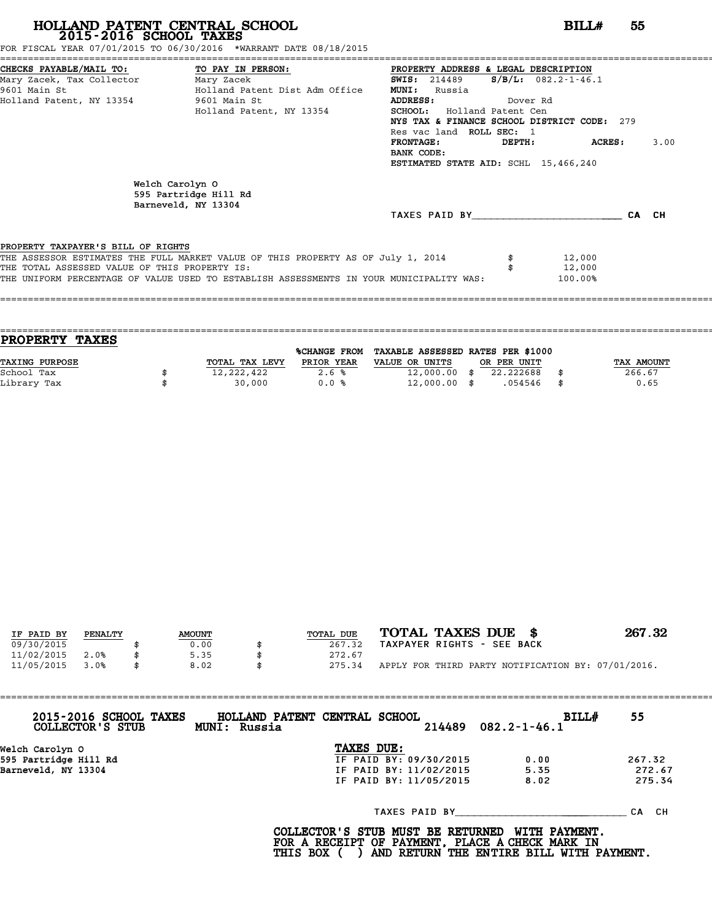# HOLLAND PATENT CENTRAL SCHOOL

## 2015-2016 SCHOOL TAXES

**BILL# 55**

FOR FISCAL YEAR 07/01/2015 TO 06/30/2016 *WARRANT DATE 08/18/2015

**CHECKS PAYABLE/MAIL TO:**
Mary Zacek, Tax Collector
9601 Main St
Holland Patent, NY 13354

**TO PAY IN PERSON:**
Mary Zacek
Holland Patent Dist Adm Office
9601 Main St
Holland Patent, NY 13354

**PROPERTY ADDRESS & LEGAL DESCRIPTION**
**SWIS:** 214489 **S/B/L:** 082.2-1-46.1
**MUNI:** Russia
**ADDRESS:** Dover Rd
**SCHOOL:** Holland Patent Cen
**NYS TAX & FINANCE SCHOOL DISTRICT CODE:** 279
Res vac land **ROLL SEC:** 1
**FRONTAGE:** **DEPTH:** **ACRES:** 3.00
**BANK CODE:**
**ESTIMATED STATE AID:** SCHL 15,466,240

Welch Carolyn O
595 Partridge Hill Rd
Barneveld, NY 13304

TAXES PAID BY________________________ CA CH

PROPERTY TAXPAYER'S BILL OF RIGHTS

THE ASSESSOR ESTIMATES THE FULL MARKET VALUE OF THIS PROPERTY AS OF July 1, 2014 $ 12,000
THE TOTAL ASSESSED VALUE OF THIS PROPERTY IS: $ 12,000
THE UNIFORM PERCENTAGE OF VALUE USED TO ESTABLISH ASSESSMENTS IN YOUR MUNICIPALITY WAS: 100.00%

## PROPERTY TAXES

| TAXING PURPOSE | TOTAL TAX LEVY | %CHANGE FROM PRIOR YEAR | TAXABLE ASSESSED VALUE OR UNITS | RATES PER $1000 OR PER UNIT | TAX AMOUNT |
|---|---|---|---|---|---|
| School Tax | $ 12,222,422 | 2.6 % | 12,000.00 | $ 22.222688 | $ 266.67 |
| Library Tax | $ 30,000 | 0.0 % | 12,000.00 | $ .054546 | $ 0.65 |

| IF PAID BY | PENALTY | AMOUNT | TOTAL DUE |
|---|---|---|---|
| 09/30/2015 | | $ 0.00 | $ 267.32 |
| 11/02/2015 | 2.0% | $ 5.35 | $ 272.67 |
| 11/05/2015 | 3.0% | $ 8.02 | $ 275.34 |

**TOTAL TAXES DUE $ 267.32**
TAXPAYER RIGHTS - SEE BACK
APPLY FOR THIRD PARTY NOTIFICATION BY: 07/01/2016.

**2015-2016 SCHOOL TAXES COLLECTOR'S STUB** **HOLLAND PATENT CENTRAL SCHOOL** **MUNI: Russia** 214489 082.2-1-46.1 **BILL# 55**

Welch Carolyn O
595 Partridge Hill Rd
Barneveld, NY 13304

**TAXES DUE:**

| | | |
|---|---|---|
| IF PAID BY: 09/30/2015 | 0.00 | 267.32 |
| IF PAID BY: 11/02/2015 | 5.35 | 272.67 |
| IF PAID BY: 11/05/2015 | 8.02 | 275.34 |

TAXES PAID BY____________________________ CA CH

**COLLECTOR'S STUB MUST BE RETURNED WITH PAYMENT.**
**FOR A RECEIPT OF PAYMENT, PLACE A CHECK MARK IN**
**THIS BOX ( ) AND RETURN THE ENTIRE BILL WITH PAYMENT.**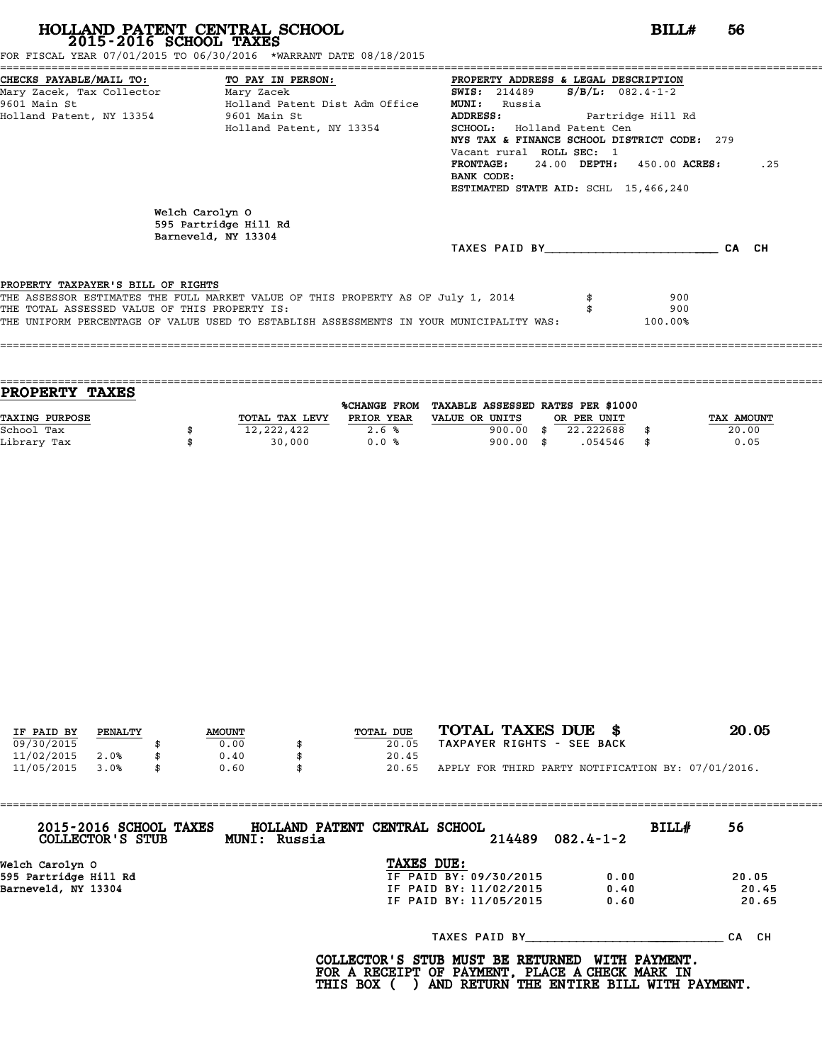# HOLLAND PATENT CENTRAL SCHOOL
## 2015-2016 SCHOOL TAXES

**BILL#** 56

FOR FISCAL YEAR 07/01/2015 TO 06/30/2016 *WARRANT DATE 08/18/2015

**CHECKS PAYABLE/MAIL TO:**
Mary Zacek, Tax Collector
9601 Main St
Holland Patent, NY 13354

**TO PAY IN PERSON:**
Mary Zacek
Holland Patent Dist Adm Office
9601 Main St
Holland Patent, NY 13354

**PROPERTY ADDRESS & LEGAL DESCRIPTION**
**SWIS:** 214489 **S/B/L:** 082.4-1-2
**MUNI:** Russia
**ADDRESS:** Partridge Hill Rd
**SCHOOL:** Holland Patent Cen
**NYS TAX & FINANCE SCHOOL DISTRICT CODE:** 279
Vacant rural **ROLL SEC:** 1
**FRONTAGE:** 24.00 **DEPTH:** 450.00 **ACRES:** .25
**BANK CODE:**
**ESTIMATED STATE AID:** SCHL 15,466,240

Welch Carolyn O
595 Partridge Hill Rd
Barneveld, NY 13304

TAXES PAID BY\_\_\_\_\_\_\_\_\_\_\_\_\_\_\_\_\_\_\_\_\_\_\_\_ CA CH

PROPERTY TAXPAYER'S BILL OF RIGHTS

| | | |
|---|---|---|
| THE ASSESSOR ESTIMATES THE FULL MARKET VALUE OF THIS PROPERTY AS OF July 1, 2014 | $ | 900 |
| THE TOTAL ASSESSED VALUE OF THIS PROPERTY IS: | $ | 900 |
| THE UNIFORM PERCENTAGE OF VALUE USED TO ESTABLISH ASSESSMENTS IN YOUR MUNICIPALITY WAS: | | 100.00% |

## PROPERTY TAXES

| TAXING PURPOSE | | TOTAL TAX LEVY | %CHANGE FROM PRIOR YEAR | TAXABLE ASSESSED VALUE OR UNITS | | RATES PER $1000 OR PER UNIT | | TAX AMOUNT |
|---|---|---|---|---|---|---|---|---|
| School Tax | $ | 12,222,422 | 2.6 % | 900.00 | $ | 22.222688 | $ | 20.00 |
| Library Tax | $ | 30,000 | 0.0 % | 900.00 | $ | .054546 | $ | 0.05 |

| IF PAID BY | PENALTY | | AMOUNT | | TOTAL DUE |
|---|---|---|---|---|---|
| 09/30/2015 | | $ | 0.00 | $ | 20.05 |
| 11/02/2015 | 2.0% | $ | 0.40 | $ | 20.45 |
| 11/05/2015 | 3.0% | $ | 0.60 | $ | 20.65 |

**TOTAL TAXES DUE $ 20.05**
TAXPAYER RIGHTS - SEE BACK
APPLY FOR THIRD PARTY NOTIFICATION BY: 07/01/2016.

**2015-2016 SCHOOL TAXES** **HOLLAND PATENT CENTRAL SCHOOL** **BILL#** 56
**COLLECTOR'S STUB** **MUNI: Russia** 214489 082.4-1-2

Welch Carolyn O
595 Partridge Hill Rd
Barneveld, NY 13304

**TAXES DUE:**

| | | |
|---|---|---|
| IF PAID BY: 09/30/2015 | 0.00 | 20.05 |
| IF PAID BY: 11/02/2015 | 0.40 | 20.45 |
| IF PAID BY: 11/05/2015 | 0.60 | 20.65 |

TAXES PAID BY\_\_\_\_\_\_\_\_\_\_\_\_\_\_\_\_\_\_\_\_\_\_\_\_ CA CH

**COLLECTOR'S STUB MUST BE RETURNED WITH PAYMENT.
FOR A RECEIPT OF PAYMENT, PLACE A CHECK MARK IN
THIS BOX ( ) AND RETURN THE ENTIRE BILL WITH PAYMENT.**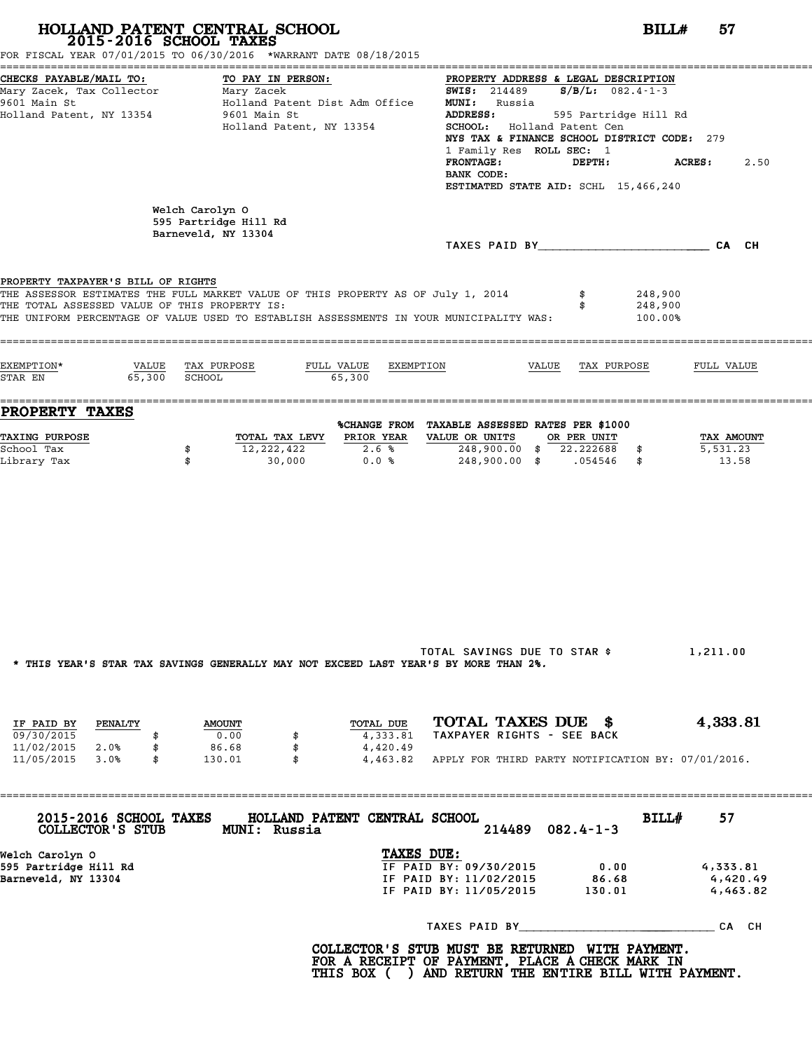# HOLLAND PATENT CENTRAL SCHOOL
## 2015-2016 SCHOOL TAXES

**BILL# 57**

FOR FISCAL YEAR 07/01/2015 TO 06/30/2016 *WARRANT DATE 08/18/2015

**CHECKS PAYABLE/MAIL TO:**
Mary Zacek, Tax Collector
9601 Main St
Holland Patent, NY 13354

**TO PAY IN PERSON:**
Mary Zacek
Holland Patent Dist Adm Office
9601 Main St
Holland Patent, NY 13354

**PROPERTY ADDRESS & LEGAL DESCRIPTION**
**SWIS:** 214489 **S/B/L:** 082.4-1-3
**MUNI:** Russia
**ADDRESS:** 595 Partridge Hill Rd
**SCHOOL:** Holland Patent Cen
**NYS TAX & FINANCE SCHOOL DISTRICT CODE:** 279
1 Family Res **ROLL SEC:** 1
**FRONTAGE:** **DEPTH:** **ACRES:** 2.50
**BANK CODE:**
**ESTIMATED STATE AID:** SCHL 15,466,240

Welch Carolyn O
595 Partridge Hill Rd
Barneveld, NY 13304

TAXES PAID BY\_\_\_\_\_\_\_\_\_\_\_\_\_\_\_\_\_\_\_\_\_\_\_\_ CA CH

**PROPERTY TAXPAYER'S BILL OF RIGHTS**

| | |
|---|---|
| THE ASSESSOR ESTIMATES THE FULL MARKET VALUE OF THIS PROPERTY AS OF July 1, 2014 | $ 248,900 |
| THE TOTAL ASSESSED VALUE OF THIS PROPERTY IS: | $ 248,900 |
| THE UNIFORM PERCENTAGE OF VALUE USED TO ESTABLISH ASSESSMENTS IN YOUR MUNICIPALITY WAS: | 100.00% |

| EXEMPTION* | VALUE | TAX PURPOSE | FULL VALUE | EXEMPTION | VALUE | TAX PURPOSE | FULL VALUE |
|---|---|---|---|---|---|---|---|
| STAR EN | 65,300 | SCHOOL | 65,300 | | | | |

## PROPERTY TAXES

| TAXING PURPOSE | TOTAL TAX LEVY | %CHANGE FROM PRIOR YEAR | TAXABLE ASSESSED VALUE OR UNITS | RATES PER $1000 OR PER UNIT | TAX AMOUNT |
|---|---|---|---|---|---|
| School Tax | $ 12,222,422 | 2.6 % | 248,900.00 | $ 22.222688 | $ 5,531.23 |
| Library Tax | $ 30,000 | 0.0 % | 248,900.00 | $ .054546 | $ 13.58 |

TOTAL SAVINGS DUE TO STAR $ 1,211.00

* THIS YEAR'S STAR TAX SAVINGS GENERALLY MAY NOT EXCEED LAST YEAR'S BY MORE THAN 2%.

| IF PAID BY | PENALTY | AMOUNT | TOTAL DUE |
|---|---|---|---|
| 09/30/2015 | | $ 0.00 | $ 4,333.81 |
| 11/02/2015 | 2.0% | $ 86.68 | $ 4,420.49 |
| 11/05/2015 | 3.0% | $ 130.01 | $ 4,463.82 |

**TOTAL TAXES DUE $ 4,333.81**
TAXPAYER RIGHTS - SEE BACK

APPLY FOR THIRD PARTY NOTIFICATION BY: 07/01/2016.

---

**2015-2016 SCHOOL TAXES** **HOLLAND PATENT CENTRAL SCHOOL** **BILL# 57**
**COLLECTOR'S STUB** **MUNI: Russia** **214489 082.4-1-3**

Welch Carolyn O
595 Partridge Hill Rd
Barneveld, NY 13304

**TAXES DUE:**

| | | |
|---|---|---|
| IF PAID BY: 09/30/2015 | 0.00 | 4,333.81 |
| IF PAID BY: 11/02/2015 | 86.68 | 4,420.49 |
| IF PAID BY: 11/05/2015 | 130.01 | 4,463.82 |

TAXES PAID BY\_\_\_\_\_\_\_\_\_\_\_\_\_\_\_\_\_\_\_\_\_\_\_\_ CA CH

**COLLECTOR'S STUB MUST BE RETURNED WITH PAYMENT.
FOR A RECEIPT OF PAYMENT, PLACE A CHECK MARK IN
THIS BOX ( ) AND RETURN THE ENTIRE BILL WITH PAYMENT.**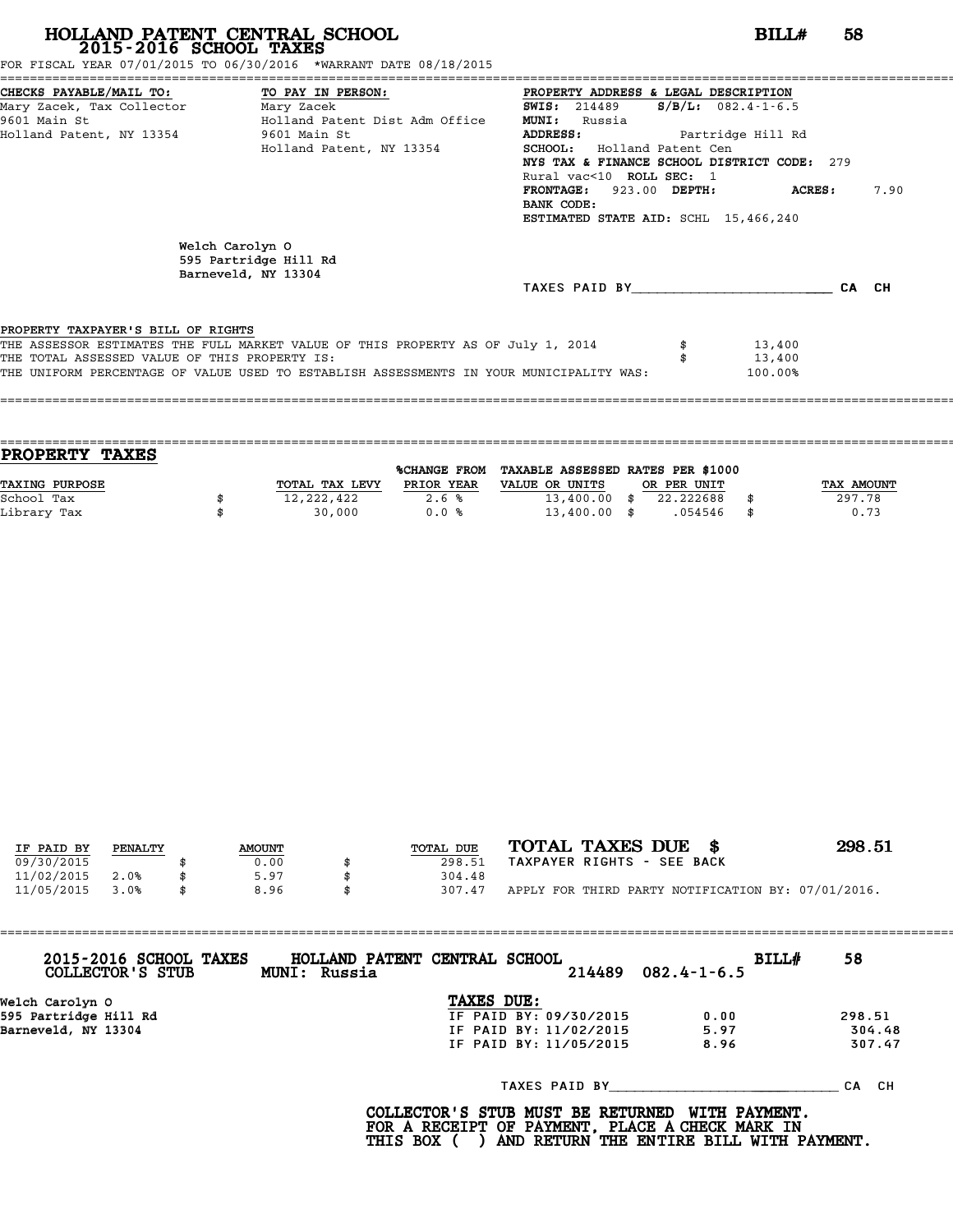# HOLLAND PATENT CENTRAL SCHOOL
## 2015-2016 SCHOOL TAXES

**BILL# 58**

FOR FISCAL YEAR 07/01/2015 TO 06/30/2016 *WARRANT DATE 08/18/2015

**CHECKS PAYABLE/MAIL TO:**
Mary Zacek, Tax Collector
9601 Main St
Holland Patent, NY 13354

**TO PAY IN PERSON:**
Mary Zacek
Holland Patent Dist Adm Office
9601 Main St
Holland Patent, NY 13354

**PROPERTY ADDRESS & LEGAL DESCRIPTION**
**SWIS:** 214489 **S/B/L:** 082.4-1-6.5
**MUNI:** Russia
**ADDRESS:** Partridge Hill Rd
**SCHOOL:** Holland Patent Cen
**NYS TAX & FINANCE SCHOOL DISTRICT CODE:** 279
Rural vac<10 **ROLL SEC:** 1
**FRONTAGE:** 923.00 **DEPTH:** **ACRES:** 7.90
**BANK CODE:**
**ESTIMATED STATE AID:** SCHL 15,466,240

Welch Carolyn O
595 Partridge Hill Rd
Barneveld, NY 13304

TAXES PAID BY________________________ CA CH

**PROPERTY TAXPAYER'S BILL OF RIGHTS**

THE ASSESSOR ESTIMATES THE FULL MARKET VALUE OF THIS PROPERTY AS OF July 1, 2014 $ 13,400
THE TOTAL ASSESSED VALUE OF THIS PROPERTY IS: $ 13,400
THE UNIFORM PERCENTAGE OF VALUE USED TO ESTABLISH ASSESSMENTS IN YOUR MUNICIPALITY WAS: 100.00%

## PROPERTY TAXES

| TAXING PURPOSE | TOTAL TAX LEVY | %CHANGE FROM PRIOR YEAR | TAXABLE ASSESSED VALUE OR UNITS | RATES PER $1000 OR PER UNIT | TAX AMOUNT |
|---|---|---|---|---|---|
| School Tax | $ 12,222,422 | 2.6 % | 13,400.00 | $ 22.222688 | $ 297.78 |
| Library Tax | $ 30,000 | 0.0 % | 13,400.00 | $ .054546 | $ 0.73 |

| IF PAID BY | PENALTY | AMOUNT | TOTAL DUE |
|---|---|---|---|
| 09/30/2015 | | $ 0.00 | $ 298.51 |
| 11/02/2015 | 2.0% | $ 5.97 | $ 304.48 |
| 11/05/2015 | 3.0% | $ 8.96 | $ 307.47 |

**TOTAL TAXES DUE $ 298.51**
TAXPAYER RIGHTS - SEE BACK
APPLY FOR THIRD PARTY NOTIFICATION BY: 07/01/2016.

---

**2015-2016 SCHOOL TAXES** **HOLLAND PATENT CENTRAL SCHOOL** **BILL# 58**
**COLLECTOR'S STUB** **MUNI: Russia** 214489 082.4-1-6.5

Welch Carolyn O
595 Partridge Hill Rd
Barneveld, NY 13304

**TAXES DUE:**

| | | |
|---|---|---|
| IF PAID BY: 09/30/2015 | 0.00 | 298.51 |
| IF PAID BY: 11/02/2015 | 5.97 | 304.48 |
| IF PAID BY: 11/05/2015 | 8.96 | 307.47 |

TAXES PAID BY____________________________ CA CH

**COLLECTOR'S STUB MUST BE RETURNED WITH PAYMENT.**
**FOR A RECEIPT OF PAYMENT, PLACE A CHECK MARK IN**
**THIS BOX ( ) AND RETURN THE ENTIRE BILL WITH PAYMENT.**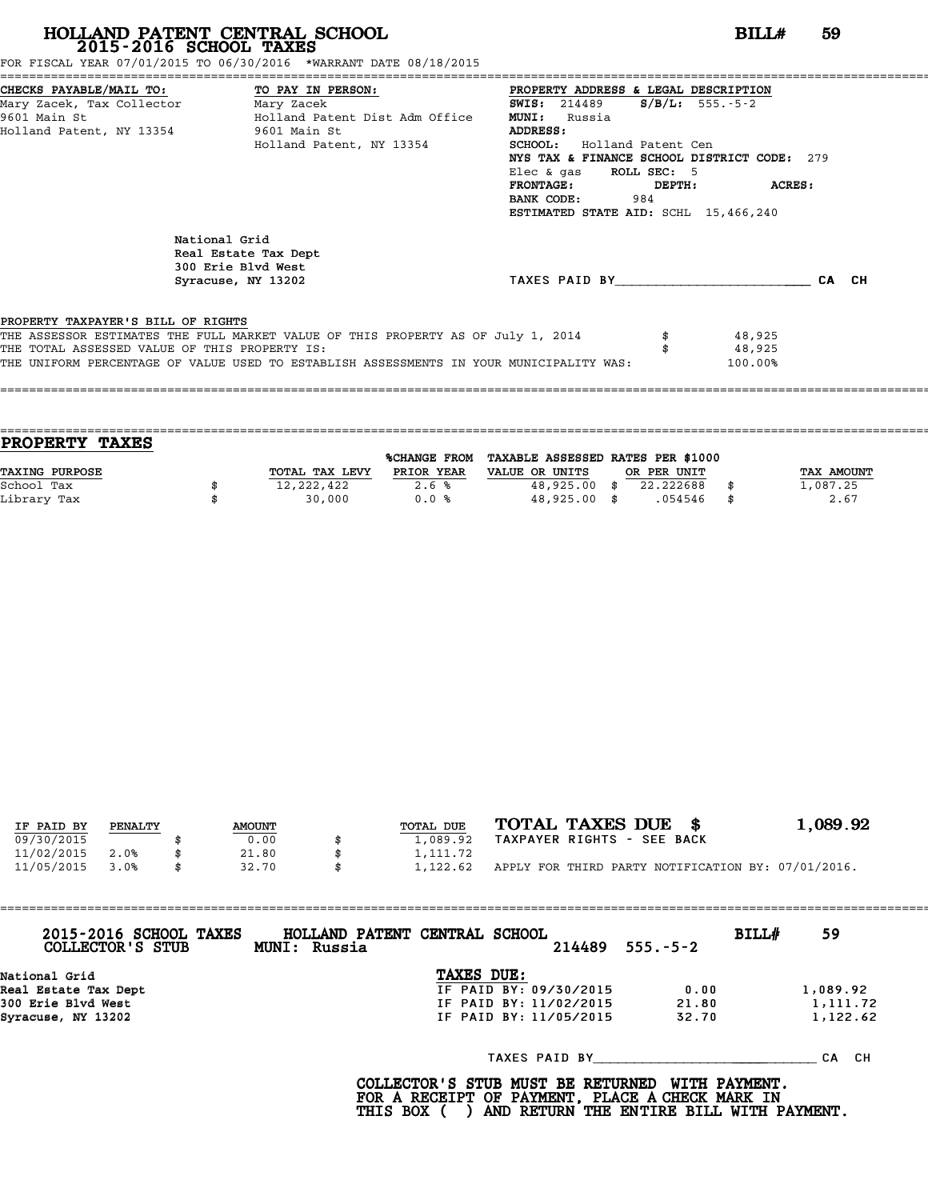# HOLLAND PATENT CENTRAL SCHOOL

## 2015-2016 SCHOOL TAXES

**BILL# 59**

FOR FISCAL YEAR 07/01/2015 TO 06/30/2016 *WARRANT DATE 08/18/2015

**CHECKS PAYABLE/MAIL TO:**
Mary Zacek, Tax Collector
9601 Main St
Holland Patent, NY 13354

**TO PAY IN PERSON:**
Mary Zacek
Holland Patent Dist Adm Office
9601 Main St
Holland Patent, NY 13354

**PROPERTY ADDRESS & LEGAL DESCRIPTION**
**SWIS:** 214489 **S/B/L:** 555.-5-2
**MUNI:** Russia
**ADDRESS:**
**SCHOOL:** Holland Patent Cen
**NYS TAX & FINANCE SCHOOL DISTRICT CODE:** 279
Elec & gas **ROLL SEC:** 5
**FRONTAGE:** **DEPTH:** **ACRES:**
**BANK CODE:** 984
**ESTIMATED STATE AID:** SCHL 15,466,240

National Grid
Real Estate Tax Dept
300 Erie Blvd West
Syracuse, NY 13202

TAXES PAID BY________________________ CA CH

**PROPERTY TAXPAYER'S BILL OF RIGHTS**

THE ASSESSOR ESTIMATES THE FULL MARKET VALUE OF THIS PROPERTY AS OF July 1, 2014 $ 48,925
THE TOTAL ASSESSED VALUE OF THIS PROPERTY IS: $ 48,925
THE UNIFORM PERCENTAGE OF VALUE USED TO ESTABLISH ASSESSMENTS IN YOUR MUNICIPALITY WAS: 100.00%

## PROPERTY TAXES

| TAXING PURPOSE | | TOTAL TAX LEVY | %CHANGE FROM PRIOR YEAR | TAXABLE ASSESSED VALUE OR UNITS | | RATES PER $1000 OR PER UNIT | | TAX AMOUNT |
|---|---|---|---|---|---|---|---|---|
| School Tax | $ | 12,222,422 | 2.6 % | 48,925.00 | $ | 22.222688 | $ | 1,087.25 |
| Library Tax | $ | 30,000 | 0.0 % | 48,925.00 | $ | .054546 | $ | 2.67 |

| IF PAID BY | PENALTY | | AMOUNT | | TOTAL DUE |
|---|---|---|---|---|---|
| 09/30/2015 | | $ | 0.00 | $ | 1,089.92 |
| 11/02/2015 | 2.0% | $ | 21.80 | $ | 1,111.72 |
| 11/05/2015 | 3.0% | $ | 32.70 | $ | 1,122.62 |

**TOTAL TAXES DUE $ 1,089.92**
TAXPAYER RIGHTS - SEE BACK
APPLY FOR THIRD PARTY NOTIFICATION BY: 07/01/2016.

---

**2015-2016 SCHOOL TAXES** **HOLLAND PATENT CENTRAL SCHOOL** **BILL# 59**
**COLLECTOR'S STUB** **MUNI: Russia** 214489 555.-5-2

National Grid
Real Estate Tax Dept
300 Erie Blvd West
Syracuse, NY 13202

**TAXES DUE:**

| | | |
|---|---|---|
| IF PAID BY: 09/30/2015 | 0.00 | 1,089.92 |
| IF PAID BY: 11/02/2015 | 21.80 | 1,111.72 |
| IF PAID BY: 11/05/2015 | 32.70 | 1,122.62 |

TAXES PAID BY____________________________ CA CH

**COLLECTOR'S STUB MUST BE RETURNED WITH PAYMENT.
FOR A RECEIPT OF PAYMENT, PLACE A CHECK MARK IN
THIS BOX ( ) AND RETURN THE ENTIRE BILL WITH PAYMENT.**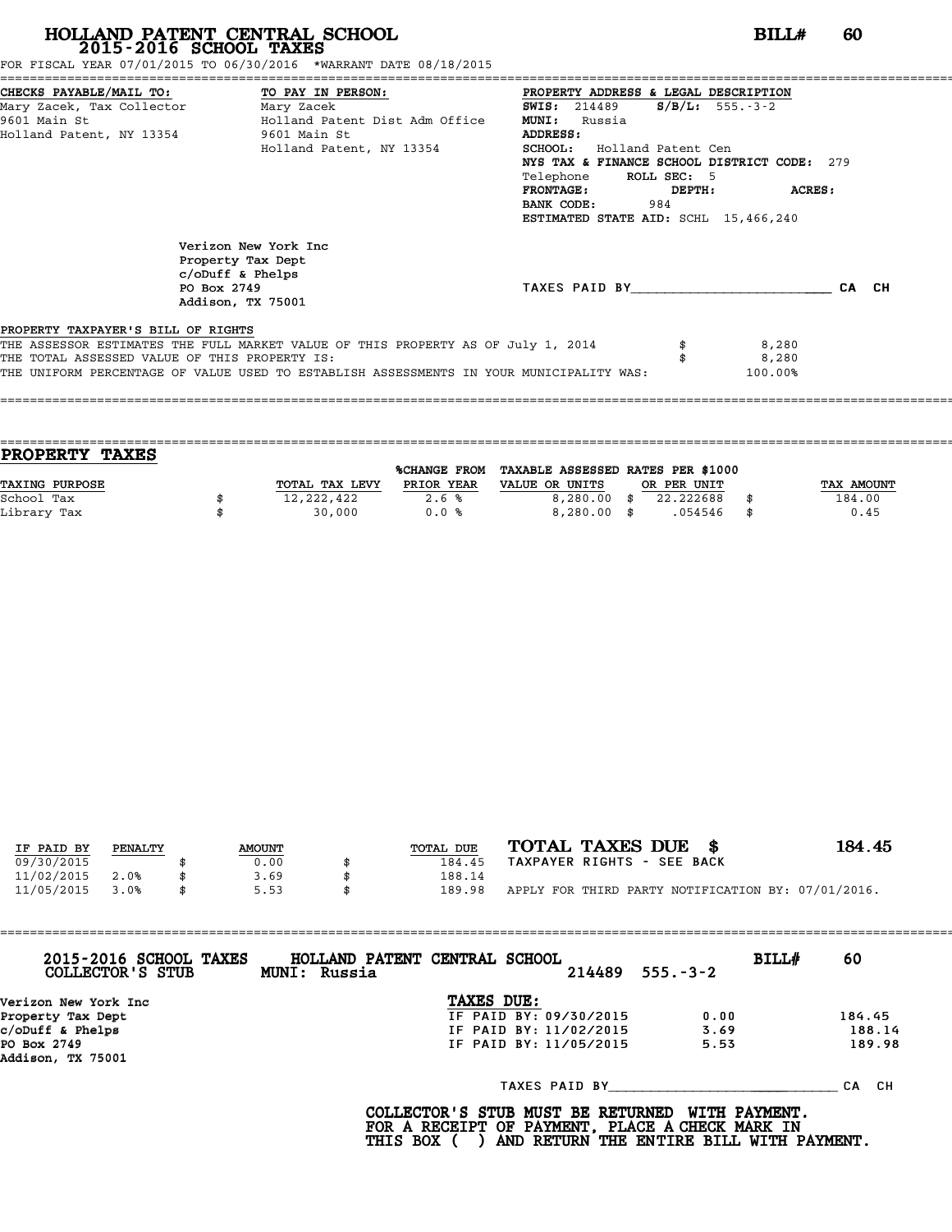# HOLLAND PATENT CENTRAL SCHOOL

## 2015-2016 SCHOOL TAXES

**BILL# 60**

FOR FISCAL YEAR 07/01/2015 TO 06/30/2016 *WARRANT DATE 08/18/2015

**CHECKS PAYABLE/MAIL TO:**
Mary Zacek, Tax Collector
9601 Main St
Holland Patent, NY 13354

**TO PAY IN PERSON:**
Mary Zacek
Holland Patent Dist Adm Office
9601 Main St
Holland Patent, NY 13354

**PROPERTY ADDRESS & LEGAL DESCRIPTION**
**SWIS:** 214489 **S/B/L:** 555.-3-2
**MUNI:** Russia
**ADDRESS:**
**SCHOOL:** Holland Patent Cen
**NYS TAX & FINANCE SCHOOL DISTRICT CODE:** 279
Telephone **ROLL SEC:** 5
**FRONTAGE:** **DEPTH:** **ACRES:**
**BANK CODE:** 984
**ESTIMATED STATE AID:** SCHL 15,466,240

Verizon New York Inc
Property Tax Dept
c/oDuff & Phelps
PO Box 2749
Addison, TX 75001

TAXES PAID BY\_\_\_\_\_\_\_\_\_\_\_\_\_\_\_\_\_\_\_\_\_\_\_\_ CA CH

**PROPERTY TAXPAYER'S BILL OF RIGHTS**

| | | |
|---|---|---|
| THE ASSESSOR ESTIMATES THE FULL MARKET VALUE OF THIS PROPERTY AS OF July 1, 2014 | $ | 8,280 |
| THE TOTAL ASSESSED VALUE OF THIS PROPERTY IS: | $ | 8,280 |
| THE UNIFORM PERCENTAGE OF VALUE USED TO ESTABLISH ASSESSMENTS IN YOUR MUNICIPALITY WAS: | | 100.00% |

## PROPERTY TAXES

| TAXING PURPOSE | | TOTAL TAX LEVY | %CHANGE FROM PRIOR YEAR | TAXABLE ASSESSED VALUE OR UNITS | | RATES PER $1000 OR PER UNIT | | TAX AMOUNT |
|---|---|---|---|---|---|---|---|---|
| School Tax | $ | 12,222,422 | 2.6 % | 8,280.00 | $ | 22.222688 | $ | 184.00 |
| Library Tax | $ | 30,000 | 0.0 % | 8,280.00 | $ | .054546 | $ | 0.45 |

| IF PAID BY | PENALTY | | AMOUNT | | TOTAL DUE |
|---|---|---|---|---|---|
| 09/30/2015 | | $ | 0.00 | $ | 184.45 |
| 11/02/2015 | 2.0% | $ | 3.69 | $ | 188.14 |
| 11/05/2015 | 3.0% | $ | 5.53 | $ | 189.98 |

**TOTAL TAXES DUE $ 184.45**

TAXPAYER RIGHTS - SEE BACK

APPLY FOR THIRD PARTY NOTIFICATION BY: 07/01/2016.

---

**2015-2016 SCHOOL TAXES COLLECTOR'S STUB** **HOLLAND PATENT CENTRAL SCHOOL** **MUNI: Russia** 214489 555.-3-2 **BILL# 60**

Verizon New York Inc
Property Tax Dept
c/oDuff & Phelps
PO Box 2749
Addison, TX 75001

**TAXES DUE:**

| | | |
|---|---|---|
| IF PAID BY: 09/30/2015 | 0.00 | 184.45 |
| IF PAID BY: 11/02/2015 | 3.69 | 188.14 |
| IF PAID BY: 11/05/2015 | 5.53 | 189.98 |

TAXES PAID BY\_\_\_\_\_\_\_\_\_\_\_\_\_\_\_\_\_\_\_\_\_\_\_\_ CA CH

**COLLECTOR'S STUB MUST BE RETURNED WITH PAYMENT. FOR A RECEIPT OF PAYMENT, PLACE A CHECK MARK IN THIS BOX ( ) AND RETURN THE ENTIRE BILL WITH PAYMENT.**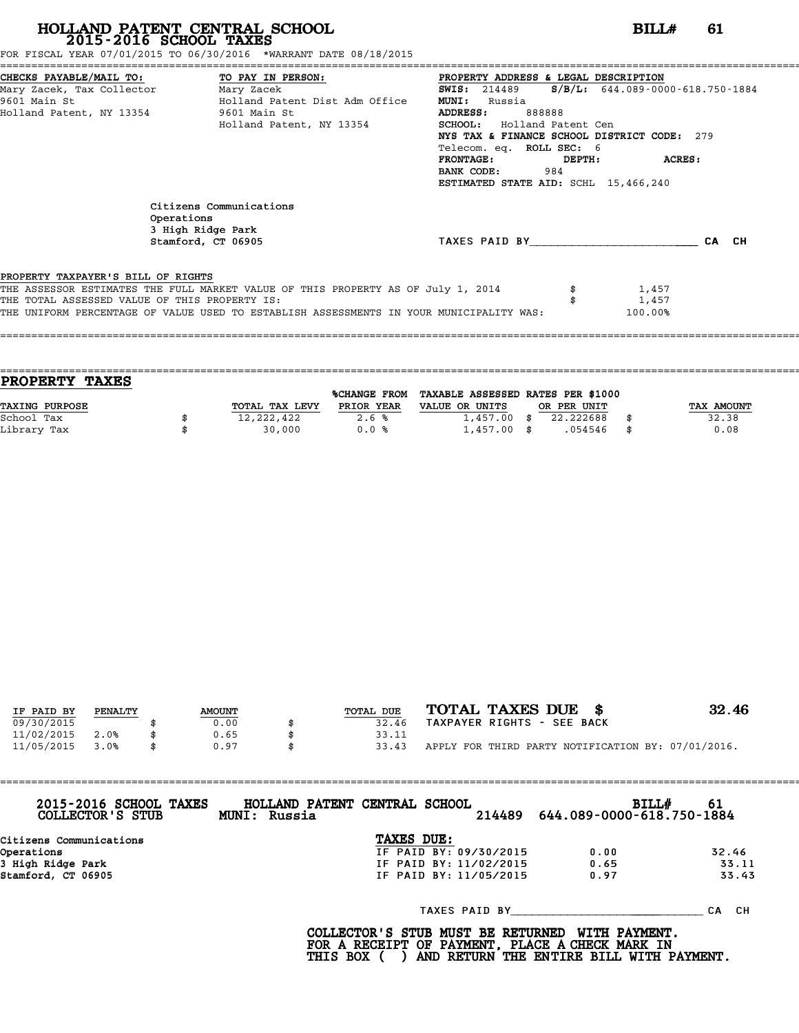# HOLLAND PATENT CENTRAL SCHOOL
## 2015-2016 SCHOOL TAXES

**BILL# 61**

FOR FISCAL YEAR 07/01/2015 TO 06/30/2016 *WARRANT DATE 08/18/2015

| CHECKS PAYABLE/MAIL TO: | TO PAY IN PERSON: | PROPERTY ADDRESS & LEGAL DESCRIPTION |
|---|---|---|
| Mary Zacek, Tax Collector | Mary Zacek | **SWIS:** 214489 **S/B/L:** 644.089-0000-618.750-1884 |
| 9601 Main St | Holland Patent Dist Adm Office | **MUNI:** Russia |
| Holland Patent, NY 13354 | 9601 Main St | **ADDRESS:** 888888 |
| | Holland Patent, NY 13354 | **SCHOOL:** Holland Patent Cen |
| | | **NYS TAX & FINANCE SCHOOL DISTRICT CODE:** 279 |
| | | Telecom. eq. **ROLL SEC:** 6 |
| | | **FRONTAGE:** **DEPTH:** **ACRES:** |
| | | **BANK CODE:** 984 |
| | | **ESTIMATED STATE AID:** SCHL 15,466,240 |

Citizens Communications
Operations
3 High Ridge Park
Stamford, CT 06905

TAXES PAID BY________________________ CA CH

PROPERTY TAXPAYER'S BILL OF RIGHTS

THE ASSESSOR ESTIMATES THE FULL MARKET VALUE OF THIS PROPERTY AS OF July 1, 2014 $ 1,457
THE TOTAL ASSESSED VALUE OF THIS PROPERTY IS: $ 1,457
THE UNIFORM PERCENTAGE OF VALUE USED TO ESTABLISH ASSESSMENTS IN YOUR MUNICIPALITY WAS: 100.00%

## PROPERTY TAXES

| TAXING PURPOSE | TOTAL TAX LEVY | %CHANGE FROM PRIOR YEAR | TAXABLE ASSESSED VALUE OR UNITS | RATES PER $1000 OR PER UNIT | TAX AMOUNT |
|---|---|---|---|---|---|
| School Tax | $ 12,222,422 | 2.6 % | 1,457.00 | $ 22.222688 | $ 32.38 |
| Library Tax | $ 30,000 | 0.0 % | 1,457.00 | $ .054546 | $ 0.08 |

| IF PAID BY | PENALTY | AMOUNT | TOTAL DUE |
|---|---|---|---|
| 09/30/2015 | | $ 0.00 | $ 32.46 |
| 11/02/2015 | 2.0% | $ 0.65 | $ 33.11 |
| 11/05/2015 | 3.0% | $ 0.97 | $ 33.43 |

**TOTAL TAXES DUE $ 32.46**

TAXPAYER RIGHTS - SEE BACK

APPLY FOR THIRD PARTY NOTIFICATION BY: 07/01/2016.

---

**2015-2016 SCHOOL TAXES** **HOLLAND PATENT CENTRAL SCHOOL** **BILL# 61**
**COLLECTOR'S STUB** **MUNI: Russia** 214489 644.089-0000-618.750-1884

Citizens Communications
Operations
3 High Ridge Park
Stamford, CT 06905

**TAXES DUE:**

| | | |
|---|---|---|
| IF PAID BY: 09/30/2015 | 0.00 | 32.46 |
| IF PAID BY: 11/02/2015 | 0.65 | 33.11 |
| IF PAID BY: 11/05/2015 | 0.97 | 33.43 |

TAXES PAID BY____________________________ CA CH

**COLLECTOR'S STUB MUST BE RETURNED WITH PAYMENT.
FOR A RECEIPT OF PAYMENT, PLACE A CHECK MARK IN
THIS BOX ( ) AND RETURN THE ENTIRE BILL WITH PAYMENT.**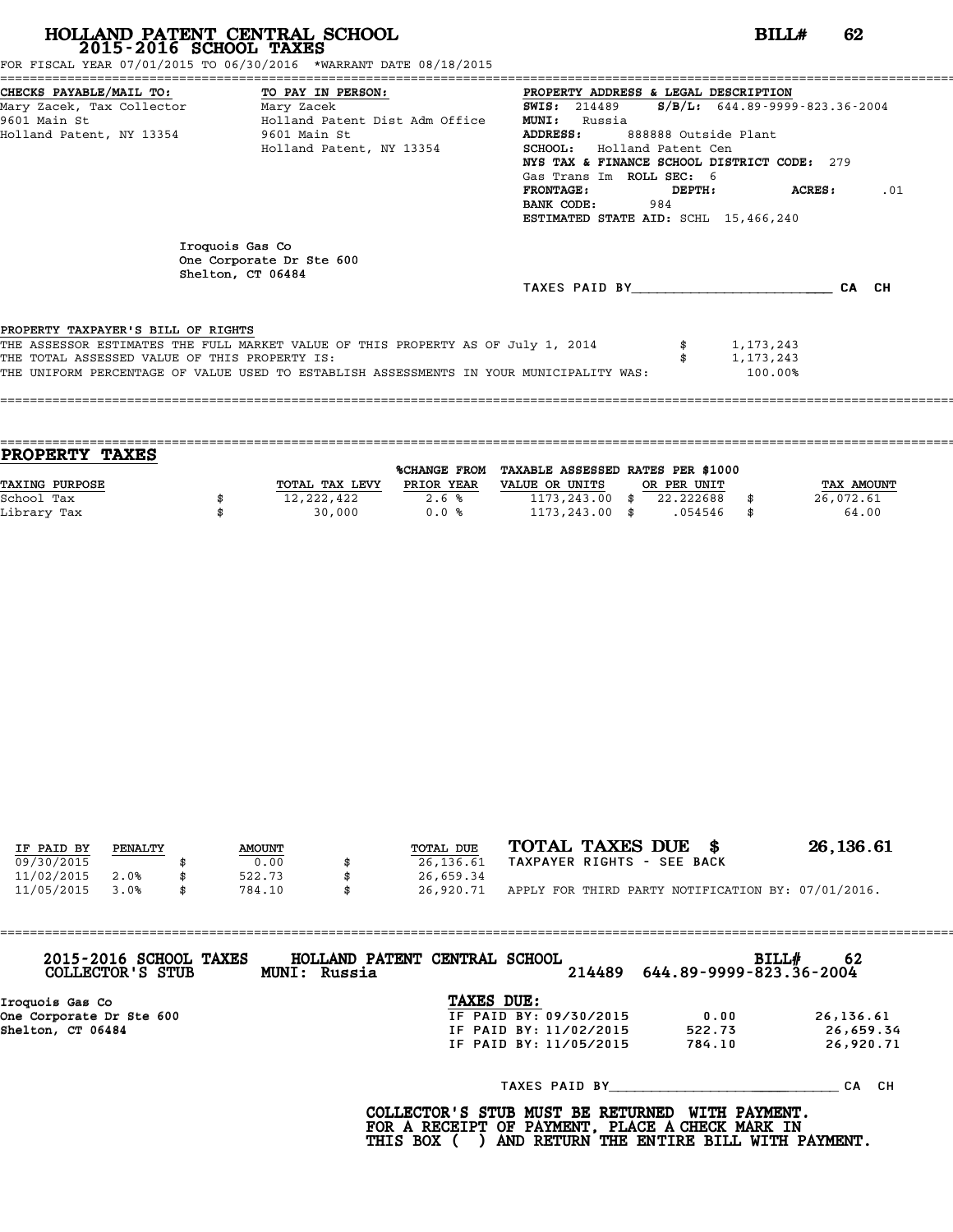# HOLLAND PATENT CENTRAL SCHOOL
## 2015-2016 SCHOOL TAXES

**BILL# 62**

FOR FISCAL YEAR 07/01/2015 TO 06/30/2016 *WARRANT DATE 08/18/2015

**CHECKS PAYABLE/MAIL TO:**
Mary Zacek, Tax Collector
9601 Main St
Holland Patent, NY 13354

**TO PAY IN PERSON:**
Mary Zacek
Holland Patent Dist Adm Office
9601 Main St
Holland Patent, NY 13354

**PROPERTY ADDRESS & LEGAL DESCRIPTION**
**SWIS:** 214489 **S/B/L:** 644.89-9999-823.36-2004
**MUNI:** Russia
**ADDRESS:** 888888 Outside Plant
**SCHOOL:** Holland Patent Cen
**NYS TAX & FINANCE SCHOOL DISTRICT CODE:** 279
Gas Trans Im **ROLL SEC:** 6
**FRONTAGE:** **DEPTH:** **ACRES:** .01
**BANK CODE:** 984
**ESTIMATED STATE AID:** SCHL 15,466,240

Iroquois Gas Co
One Corporate Dr Ste 600
Shelton, CT 06484

TAXES PAID BY________________________ CA CH

**PROPERTY TAXPAYER'S BILL OF RIGHTS**

THE ASSESSOR ESTIMATES THE FULL MARKET VALUE OF THIS PROPERTY AS OF July 1, 2014 $ 1,173,243
THE TOTAL ASSESSED VALUE OF THIS PROPERTY IS: $ 1,173,243
THE UNIFORM PERCENTAGE OF VALUE USED TO ESTABLISH ASSESSMENTS IN YOUR MUNICIPALITY WAS: 100.00%

## PROPERTY TAXES

| TAXING PURPOSE | | TOTAL TAX LEVY | %CHANGE FROM PRIOR YEAR | TAXABLE ASSESSED VALUE OR UNITS | | RATES PER $1000 OR PER UNIT | | TAX AMOUNT |
|---|---|---|---|---|---|---|---|---|
| School Tax | $ | 12,222,422 | 2.6 % | 1173,243.00 | $ | 22.222688 | $ | 26,072.61 |
| Library Tax | $ | 30,000 | 0.0 % | 1173,243.00 | $ | .054546 | $ | 64.00 |

| IF PAID BY | PENALTY | | AMOUNT | | TOTAL DUE |
|---|---|---|---|---|---|
| 09/30/2015 | | $ | 0.00 | $ | 26,136.61 |
| 11/02/2015 | 2.0% | $ | 522.73 | $ | 26,659.34 |
| 11/05/2015 | 3.0% | $ | 784.10 | $ | 26,920.71 |

**TOTAL TAXES DUE $ 26,136.61**
TAXPAYER RIGHTS - SEE BACK
APPLY FOR THIRD PARTY NOTIFICATION BY: 07/01/2016.

**2015-2016 SCHOOL TAXES** **HOLLAND PATENT CENTRAL SCHOOL** **BILL# 62**
**COLLECTOR'S STUB** **MUNI: Russia** 214489 644.89-9999-823.36-2004

Iroquois Gas Co
One Corporate Dr Ste 600
Shelton, CT 06484

**TAXES DUE:**

| | | |
|---|---|---|
| IF PAID BY: 09/30/2015 | 0.00 | 26,136.61 |
| IF PAID BY: 11/02/2015 | 522.73 | 26,659.34 |
| IF PAID BY: 11/05/2015 | 784.10 | 26,920.71 |

TAXES PAID BY____________________________ CA CH

**COLLECTOR'S STUB MUST BE RETURNED WITH PAYMENT.
FOR A RECEIPT OF PAYMENT, PLACE A CHECK MARK IN
THIS BOX ( ) AND RETURN THE ENTIRE BILL WITH PAYMENT.**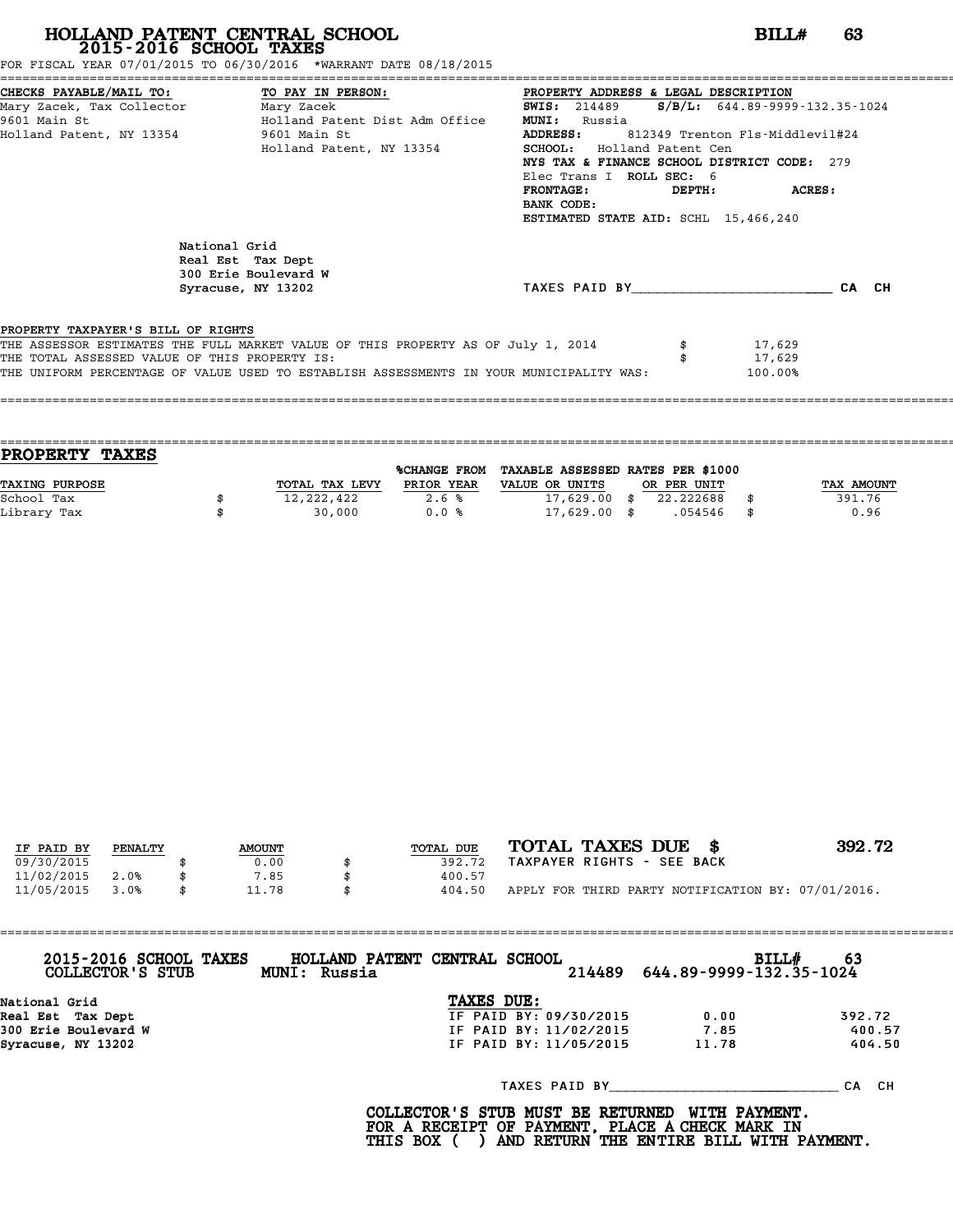# HOLLAND PATENT CENTRAL SCHOOL
## 2015-2016 SCHOOL TAXES

**BILL# 63**

FOR FISCAL YEAR 07/01/2015 TO 06/30/2016 *WARRANT DATE 08/18/2015

**CHECKS PAYABLE/MAIL TO:**
Mary Zacek, Tax Collector
9601 Main St
Holland Patent, NY 13354

**TO PAY IN PERSON:**
Mary Zacek
Holland Patent Dist Adm Office
9601 Main St
Holland Patent, NY 13354

**PROPERTY ADDRESS & LEGAL DESCRIPTION**
**SWIS:** 214489 **S/B/L:** 644.89-9999-132.35-1024
**MUNI:** Russia
**ADDRESS:** 812349 Trenton Fls-Middlevil#24
**SCHOOL:** Holland Patent Cen
**NYS TAX & FINANCE SCHOOL DISTRICT CODE:** 279
Elec Trans I **ROLL SEC:** 6
**FRONTAGE:** **DEPTH:** **ACRES:**
**BANK CODE:**
**ESTIMATED STATE AID:** SCHL 15,466,240

National Grid
Real Est Tax Dept
300 Erie Boulevard W
Syracuse, NY 13202

TAXES PAID BY________________________ CA CH

**PROPERTY TAXPAYER'S BILL OF RIGHTS**

THE ASSESSOR ESTIMATES THE FULL MARKET VALUE OF THIS PROPERTY AS OF July 1, 2014 $ 17,629
THE TOTAL ASSESSED VALUE OF THIS PROPERTY IS: $ 17,629
THE UNIFORM PERCENTAGE OF VALUE USED TO ESTABLISH ASSESSMENTS IN YOUR MUNICIPALITY WAS: 100.00%

## PROPERTY TAXES

| TAXING PURPOSE | TOTAL TAX LEVY | %CHANGE FROM PRIOR YEAR | TAXABLE ASSESSED VALUE OR UNITS | RATES PER $1000 OR PER UNIT | TAX AMOUNT |
|---|---|---|---|---|---|
| School Tax | $ 12,222,422 | 2.6 % | 17,629.00 | $ 22.222688 | $ 391.76 |
| Library Tax | $ 30,000 | 0.0 % | 17,629.00 | $ .054546 | $ 0.96 |

| IF PAID BY | PENALTY | AMOUNT | TOTAL DUE |
|---|---|---|---|
| 09/30/2015 | | $ 0.00 | $ 392.72 |
| 11/02/2015 | 2.0% | $ 7.85 | $ 400.57 |
| 11/05/2015 | 3.0% | $ 11.78 | $ 404.50 |

**TOTAL TAXES DUE $ 392.72**
TAXPAYER RIGHTS - SEE BACK

APPLY FOR THIRD PARTY NOTIFICATION BY: 07/01/2016.

**2015-2016 SCHOOL TAXES** **HOLLAND PATENT CENTRAL SCHOOL** **BILL# 63**
**COLLECTOR'S STUB** **MUNI: Russia** 214489 644.89-9999-132.35-1024

National Grid
Real Est Tax Dept
300 Erie Boulevard W
Syracuse, NY 13202

**TAXES DUE:**

| | | |
|---|---|---|
| IF PAID BY: 09/30/2015 | 0.00 | 392.72 |
| IF PAID BY: 11/02/2015 | 7.85 | 400.57 |
| IF PAID BY: 11/05/2015 | 11.78 | 404.50 |

TAXES PAID BY____________________________ CA CH

**COLLECTOR'S STUB MUST BE RETURNED WITH PAYMENT.**
**FOR A RECEIPT OF PAYMENT, PLACE A CHECK MARK IN**
**THIS BOX ( ) AND RETURN THE ENTIRE BILL WITH PAYMENT.**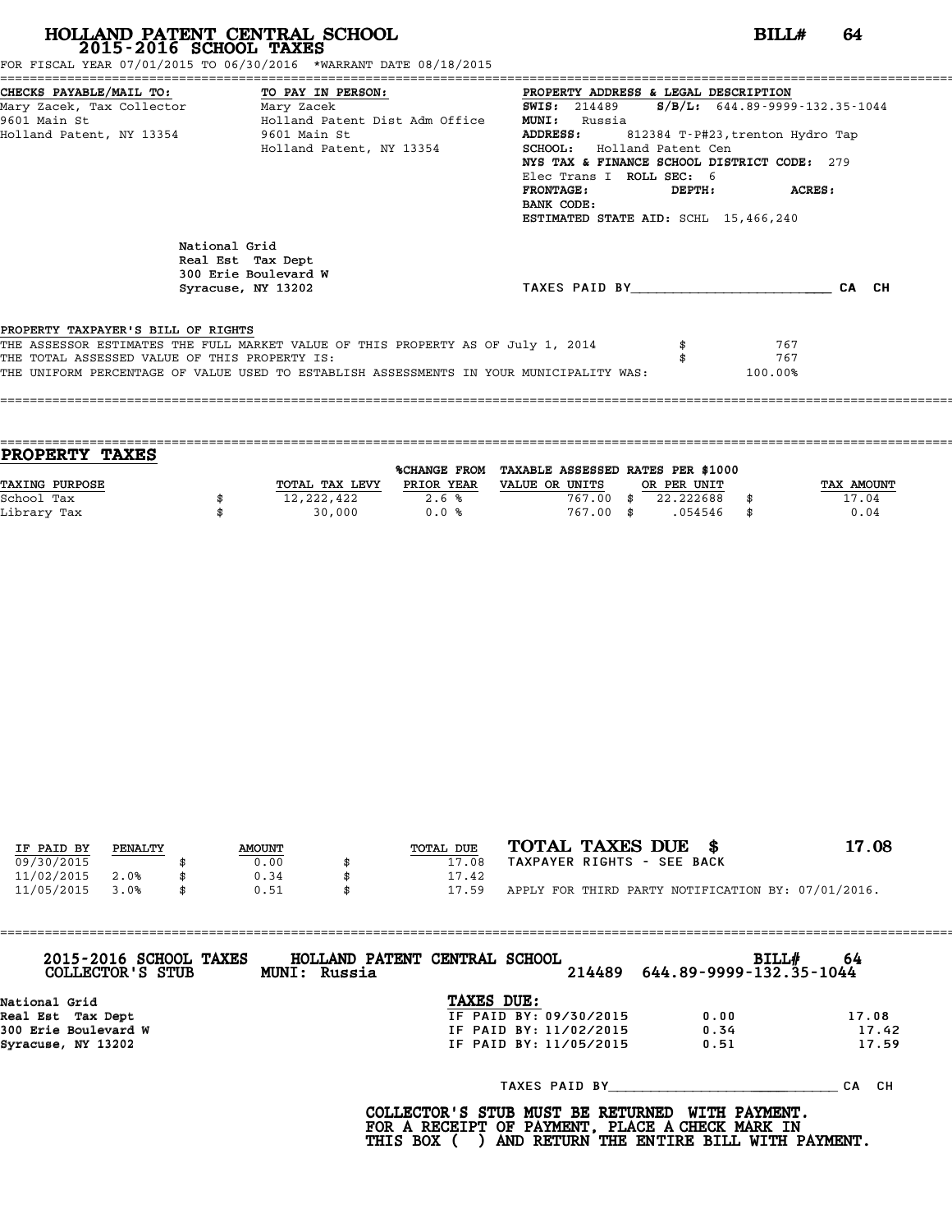# HOLLAND PATENT CENTRAL SCHOOL

## 2015-2016 SCHOOL TAXES

**BILL# 64**

FOR FISCAL YEAR 07/01/2015 TO 06/30/2016 *WARRANT DATE 08/18/2015

**CHECKS PAYABLE/MAIL TO:**
Mary Zacek, Tax Collector
9601 Main St
Holland Patent, NY 13354

**TO PAY IN PERSON:**
Mary Zacek
Holland Patent Dist Adm Office
9601 Main St
Holland Patent, NY 13354

**PROPERTY ADDRESS & LEGAL DESCRIPTION**
**SWIS:** 214489 **S/B/L:** 644.89-9999-132.35-1044
**MUNI:** Russia
**ADDRESS:** 812384 T-P#23,trenton Hydro Tap
**SCHOOL:** Holland Patent Cen
**NYS TAX & FINANCE SCHOOL DISTRICT CODE:** 279
Elec Trans I **ROLL SEC:** 6
**FRONTAGE:** **DEPTH:** **ACRES:**
**BANK CODE:**
**ESTIMATED STATE AID:** SCHL 15,466,240

National Grid
Real Est Tax Dept
300 Erie Boulevard W
Syracuse, NY 13202

TAXES PAID BY\_\_\_\_\_\_\_\_\_\_\_\_\_\_\_\_\_\_\_\_\_\_\_\_\_\_ CA CH

**PROPERTY TAXPAYER'S BILL OF RIGHTS**

| | | |
|---|---|---|
| THE ASSESSOR ESTIMATES THE FULL MARKET VALUE OF THIS PROPERTY AS OF July 1, 2014 | $ | 767 |
| THE TOTAL ASSESSED VALUE OF THIS PROPERTY IS: | $ | 767 |
| THE UNIFORM PERCENTAGE OF VALUE USED TO ESTABLISH ASSESSMENTS IN YOUR MUNICIPALITY WAS: | | 100.00% |

## PROPERTY TAXES

| TAXING PURPOSE | TOTAL TAX LEVY | %CHANGE FROM PRIOR YEAR | TAXABLE ASSESSED VALUE OR UNITS | RATES PER $1000 OR PER UNIT | TAX AMOUNT |
|---|---|---|---|---|---|
| School Tax | $ 12,222,422 | 2.6 % | 767.00 | $ 22.222688 | $ 17.04 |
| Library Tax | $ 30,000 | 0.0 % | 767.00 | $ .054546 | $ 0.04 |

| IF PAID BY | PENALTY | AMOUNT | TOTAL DUE |
|---|---|---|---|
| 09/30/2015 | | $ 0.00 | $ 17.08 |
| 11/02/2015 | 2.0% | $ 0.34 | $ 17.42 |
| 11/05/2015 | 3.0% | $ 0.51 | $ 17.59 |

**TOTAL TAXES DUE $ 17.08**

TAXPAYER RIGHTS - SEE BACK

APPLY FOR THIRD PARTY NOTIFICATION BY: 07/01/2016.

---

**2015-2016 SCHOOL TAXES** **HOLLAND PATENT CENTRAL SCHOOL** **BILL# 64**
**COLLECTOR'S STUB** **MUNI: Russia** 214489 644.89-9999-132.35-1044

National Grid
Real Est Tax Dept
300 Erie Boulevard W
Syracuse, NY 13202

**TAXES DUE:**

| | | |
|---|---|---|
| IF PAID BY: 09/30/2015 | 0.00 | 17.08 |
| IF PAID BY: 11/02/2015 | 0.34 | 17.42 |
| IF PAID BY: 11/05/2015 | 0.51 | 17.59 |

TAXES PAID BY\_\_\_\_\_\_\_\_\_\_\_\_\_\_\_\_\_\_\_\_\_\_\_\_\_\_ CA CH

**COLLECTOR'S STUB MUST BE RETURNED WITH PAYMENT.
FOR A RECEIPT OF PAYMENT, PLACE A CHECK MARK IN
THIS BOX ( ) AND RETURN THE ENTIRE BILL WITH PAYMENT.**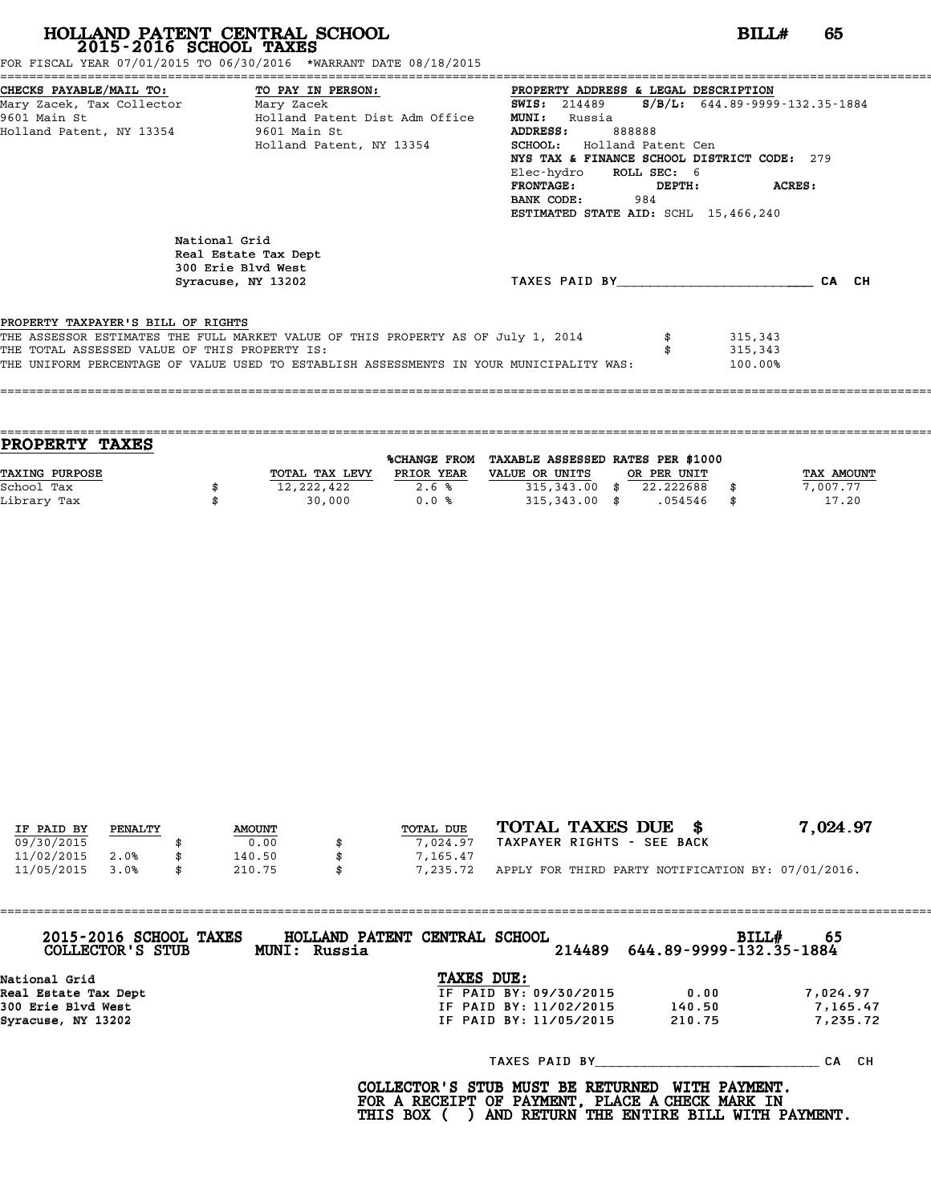# HOLLAND PATENT CENTRAL SCHOOL
## 2015-2016 SCHOOL TAXES

**BILL# 65**

FOR FISCAL YEAR 07/01/2015 TO 06/30/2016 *WARRANT DATE 08/18/2015

| CHECKS PAYABLE/MAIL TO: | TO PAY IN PERSON: | PROPERTY ADDRESS & LEGAL DESCRIPTION |
|---|---|---|
| Mary Zacek, Tax Collector | Mary Zacek | **SWIS:** 214489 **S/B/L:** 644.89-9999-132.35-1884 |
| 9601 Main St | Holland Patent Dist Adm Office | **MUNI:** Russia |
| Holland Patent, NY 13354 | 9601 Main St | **ADDRESS:** 888888 |
| | Holland Patent, NY 13354 | **SCHOOL:** Holland Patent Cen |
| | | **NYS TAX & FINANCE SCHOOL DISTRICT CODE:** 279 |
| | | Elec-hydro **ROLL SEC:** 6 |
| | | **FRONTAGE:** **DEPTH:** **ACRES:** |
| | | **BANK CODE:** 984 |
| | | **ESTIMATED STATE AID:** SCHL 15,466,240 |

National Grid
Real Estate Tax Dept
300 Erie Blvd West
Syracuse, NY 13202

TAXES PAID BY________________________ CA CH

**PROPERTY TAXPAYER'S BILL OF RIGHTS**

THE ASSESSOR ESTIMATES THE FULL MARKET VALUE OF THIS PROPERTY AS OF July 1, 2014 $ 315,343
THE TOTAL ASSESSED VALUE OF THIS PROPERTY IS: $ 315,343
THE UNIFORM PERCENTAGE OF VALUE USED TO ESTABLISH ASSESSMENTS IN YOUR MUNICIPALITY WAS: 100.00%

## PROPERTY TAXES

| TAXING PURPOSE | TOTAL TAX LEVY | %CHANGE FROM PRIOR YEAR | TAXABLE ASSESSED VALUE OR UNITS | RATES PER $1000 OR PER UNIT | TAX AMOUNT |
|---|---|---|---|---|---|
| School Tax | $ 12,222,422 | 2.6 % | 315,343.00 | $ 22.222688 | $ 7,007.77 |
| Library Tax | $ 30,000 | 0.0 % | 315,343.00 | $ .054546 | $ 17.20 |

| IF PAID BY | PENALTY | AMOUNT | TOTAL DUE |
|---|---|---|---|
| 09/30/2015 | | $ 0.00 | $ 7,024.97 |
| 11/02/2015 | 2.0% | $ 140.50 | $ 7,165.47 |
| 11/05/2015 | 3.0% | $ 210.75 | $ 7,235.72 |

**TOTAL TAXES DUE $ 7,024.97**

TAXPAYER RIGHTS - SEE BACK

APPLY FOR THIRD PARTY NOTIFICATION BY: 07/01/2016.

---

**2015-2016 SCHOOL TAXES** HOLLAND PATENT CENTRAL SCHOOL **BILL# 65**
**COLLECTOR'S STUB** **MUNI: Russia** 214489 644.89-9999-132.35-1884

**National Grid**
**Real Estate Tax Dept**
**300 Erie Blvd West**
**Syracuse, NY 13202**

**TAXES DUE:**

| | | |
|---|---|---|
| IF PAID BY: 09/30/2015 | 0.00 | 7,024.97 |
| IF PAID BY: 11/02/2015 | 140.50 | 7,165.47 |
| IF PAID BY: 11/05/2015 | 210.75 | 7,235.72 |

TAXES PAID BY____________________________ CA CH

**COLLECTOR'S STUB MUST BE RETURNED WITH PAYMENT.**
**FOR A RECEIPT OF PAYMENT, PLACE A CHECK MARK IN**
**THIS BOX ( ) AND RETURN THE ENTIRE BILL WITH PAYMENT.**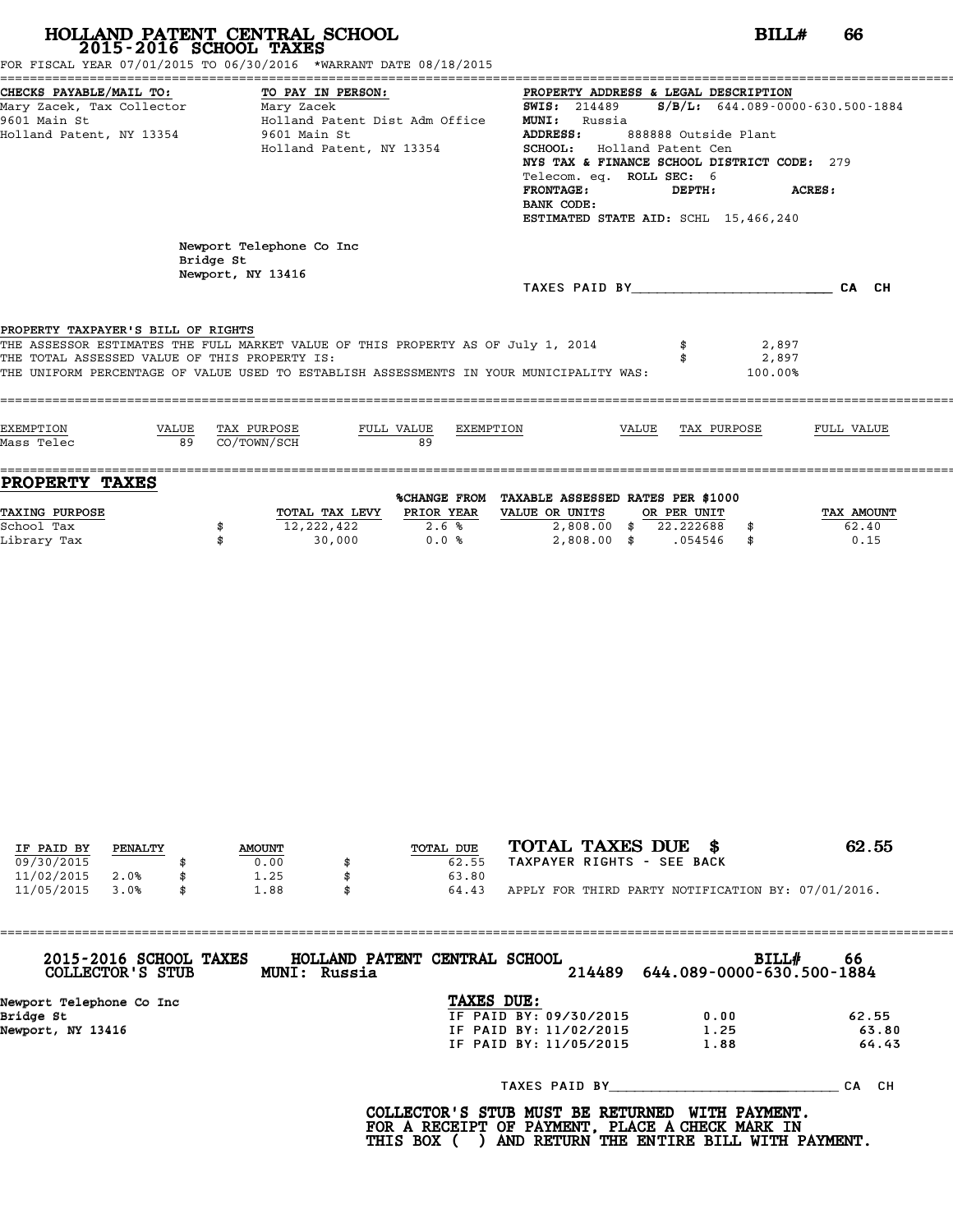# HOLLAND PATENT CENTRAL SCHOOL
## 2015-2016 SCHOOL TAXES

**BILL# 66**

FOR FISCAL YEAR 07/01/2015 TO 06/30/2016 *WARRANT DATE 08/18/2015

**CHECKS PAYABLE/MAIL TO:**
Mary Zacek, Tax Collector
9601 Main St
Holland Patent, NY 13354

**TO PAY IN PERSON:**
Mary Zacek
Holland Patent Dist Adm Office
9601 Main St
Holland Patent, NY 13354

**PROPERTY ADDRESS & LEGAL DESCRIPTION**
**SWIS:** 214489 **S/B/L:** 644.089-0000-630.500-1884
**MUNI:** Russia
**ADDRESS:** 888888 Outside Plant
**SCHOOL:** Holland Patent Cen
**NYS TAX & FINANCE SCHOOL DISTRICT CODE:** 279
Telecom. eq. **ROLL SEC:** 6
**FRONTAGE:** **DEPTH:** **ACRES:**
**BANK CODE:**
**ESTIMATED STATE AID:** SCHL 15,466,240

Newport Telephone Co Inc
Bridge St
Newport, NY 13416

TAXES PAID BY________________________ CA CH

**PROPERTY TAXPAYER'S BILL OF RIGHTS**

THE ASSESSOR ESTIMATES THE FULL MARKET VALUE OF THIS PROPERTY AS OF July 1, 2014 $ 2,897
THE TOTAL ASSESSED VALUE OF THIS PROPERTY IS: $ 2,897
THE UNIFORM PERCENTAGE OF VALUE USED TO ESTABLISH ASSESSMENTS IN YOUR MUNICIPALITY WAS: 100.00%

| EXEMPTION | VALUE | TAX PURPOSE | FULL VALUE | EXEMPTION | VALUE | TAX PURPOSE | FULL VALUE |
|---|---|---|---|---|---|---|---|
| Mass Telec | 89 | CO/TOWN/SCH | 89 | | | | |

## PROPERTY TAXES

| TAXING PURPOSE | TOTAL TAX LEVY | %CHANGE FROM PRIOR YEAR | TAXABLE ASSESSED VALUE OR UNITS | RATES PER $1000 OR PER UNIT | TAX AMOUNT |
|---|---|---|---|---|---|
| School Tax | $ 12,222,422 | 2.6 % | 2,808.00 | $ 22.222688 | $ 62.40 |
| Library Tax | $ 30,000 | 0.0 % | 2,808.00 | $ .054546 | $ 0.15 |

| IF PAID BY | PENALTY | AMOUNT | TOTAL DUE |
|---|---|---|---|
| 09/30/2015 | | $ 0.00 | $ 62.55 |
| 11/02/2015 | 2.0% | $ 1.25 | $ 63.80 |
| 11/05/2015 | 3.0% | $ 1.88 | $ 64.43 |

**TOTAL TAXES DUE $ 62.55**
TAXPAYER RIGHTS - SEE BACK
APPLY FOR THIRD PARTY NOTIFICATION BY: 07/01/2016.

---

**2015-2016 SCHOOL TAXES COLLECTOR'S STUB** — **HOLLAND PATENT CENTRAL SCHOOL** — **MUNI: Russia** — 214489 — **BILL# 66** — 644.089-0000-630.500-1884

Newport Telephone Co Inc
Bridge St
Newport, NY 13416

**TAXES DUE:**

| | | |
|---|---|---|
| IF PAID BY: 09/30/2015 | 0.00 | 62.55 |
| IF PAID BY: 11/02/2015 | 1.25 | 63.80 |
| IF PAID BY: 11/05/2015 | 1.88 | 64.43 |

TAXES PAID BY____________________________ CA CH

**COLLECTOR'S STUB MUST BE RETURNED WITH PAYMENT. FOR A RECEIPT OF PAYMENT, PLACE A CHECK MARK IN THIS BOX ( ) AND RETURN THE ENTIRE BILL WITH PAYMENT.**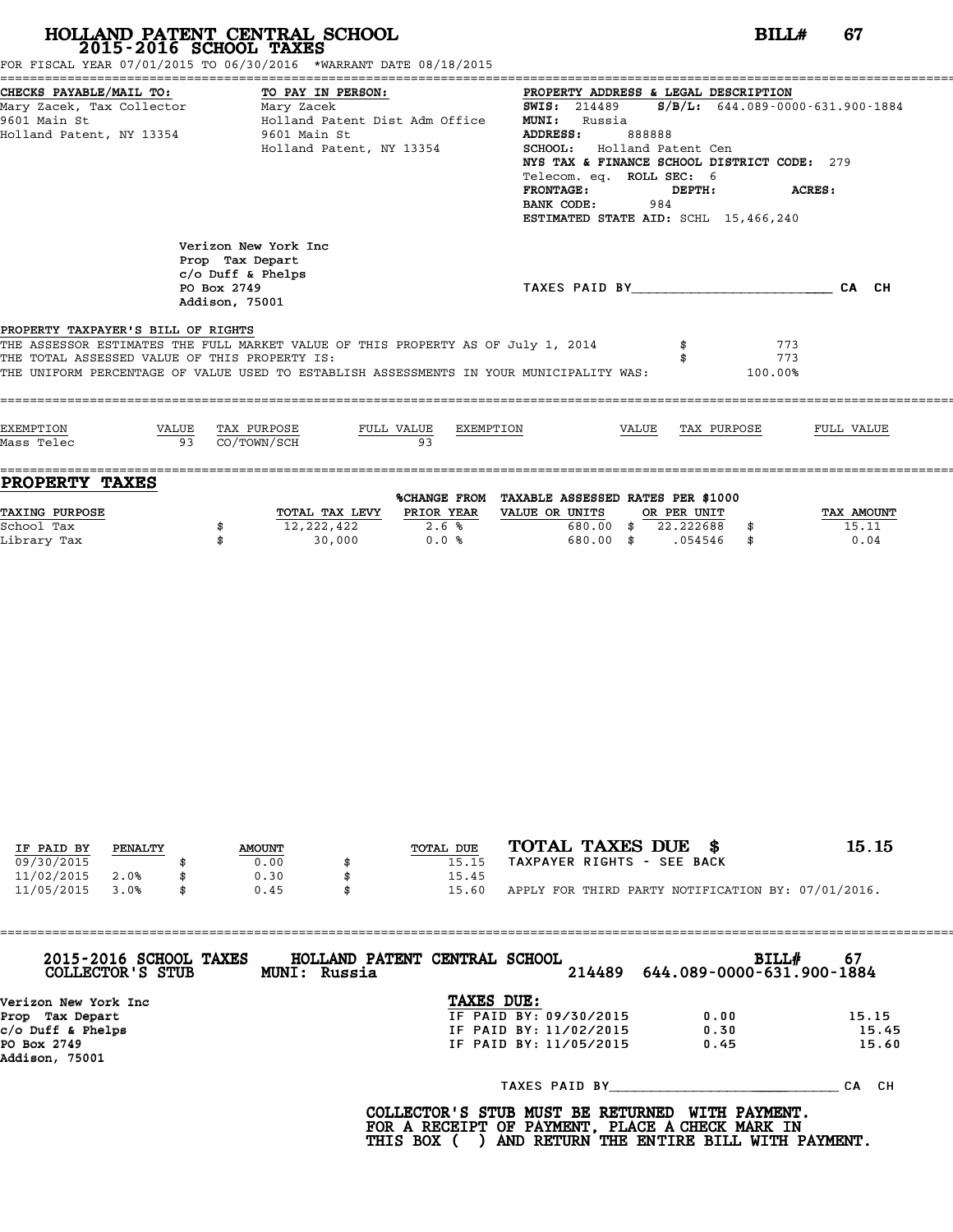# HOLLAND PATENT CENTRAL SCHOOL
## 2015-2016 SCHOOL TAXES

**BILL# 67**

FOR FISCAL YEAR 07/01/2015 TO 06/30/2016 *WARRANT DATE 08/18/2015

**CHECKS PAYABLE/MAIL TO:**
Mary Zacek, Tax Collector
9601 Main St
Holland Patent, NY 13354

**TO PAY IN PERSON:**
Mary Zacek
Holland Patent Dist Adm Office
9601 Main St
Holland Patent, NY 13354

**PROPERTY ADDRESS & LEGAL DESCRIPTION**
**SWIS:** 214489 **S/B/L:** 644.089-0000-631.900-1884
**MUNI:** Russia
**ADDRESS:** 888888
**SCHOOL:** Holland Patent Cen
**NYS TAX & FINANCE SCHOOL DISTRICT CODE:** 279
Telecom. eq. **ROLL SEC:** 6
**FRONTAGE:** **DEPTH:** **ACRES:**
**BANK CODE:** 984
**ESTIMATED STATE AID:** SCHL 15,466,240

Verizon New York Inc
Prop Tax Depart
c/o Duff & Phelps
PO Box 2749
Addison, 75001

TAXES PAID BY________________________ CA CH

**PROPERTY TAXPAYER'S BILL OF RIGHTS**

THE ASSESSOR ESTIMATES THE FULL MARKET VALUE OF THIS PROPERTY AS OF July 1, 2014 $ 773
THE TOTAL ASSESSED VALUE OF THIS PROPERTY IS: $ 773
THE UNIFORM PERCENTAGE OF VALUE USED TO ESTABLISH ASSESSMENTS IN YOUR MUNICIPALITY WAS: 100.00%

| EXEMPTION | VALUE | TAX PURPOSE | FULL VALUE | EXEMPTION | VALUE | TAX PURPOSE | FULL VALUE |
|---|---|---|---|---|---|---|---|
| Mass Telec | 93 | CO/TOWN/SCH | 93 | | | | |

## PROPERTY TAXES

| TAXING PURPOSE | TOTAL TAX LEVY | %CHANGE FROM PRIOR YEAR | TAXABLE ASSESSED VALUE OR UNITS | RATES PER $1000 OR PER UNIT | TAX AMOUNT |
|---|---|---|---|---|---|
| School Tax | $ 12,222,422 | 2.6 % | 680.00 | $ 22.222688 | $ 15.11 |
| Library Tax | $ 30,000 | 0.0 % | 680.00 | $ .054546 | $ 0.04 |

| IF PAID BY | PENALTY | AMOUNT | TOTAL DUE |
|---|---|---|---|
| 09/30/2015 | | $ 0.00 | $ 15.15 |
| 11/02/2015 | 2.0% | $ 0.30 | $ 15.45 |
| 11/05/2015 | 3.0% | $ 0.45 | $ 15.60 |

**TOTAL TAXES DUE $ 15.15**
TAXPAYER RIGHTS - SEE BACK
APPLY FOR THIRD PARTY NOTIFICATION BY: 07/01/2016.

---

**2015-2016 SCHOOL TAXES** HOLLAND PATENT CENTRAL SCHOOL **BILL# 67**
**COLLECTOR'S STUB** **MUNI: Russia** 214489 644.089-0000-631.900-1884

Verizon New York Inc
Prop Tax Depart
c/o Duff & Phelps
PO Box 2749
Addison, 75001

**TAXES DUE:**

| | | |
|---|---|---|
| IF PAID BY: 09/30/2015 | 0.00 | 15.15 |
| IF PAID BY: 11/02/2015 | 0.30 | 15.45 |
| IF PAID BY: 11/05/2015 | 0.45 | 15.60 |

TAXES PAID BY____________________________ CA CH

**COLLECTOR'S STUB MUST BE RETURNED WITH PAYMENT.
FOR A RECEIPT OF PAYMENT, PLACE A CHECK MARK IN
THIS BOX ( ) AND RETURN THE ENTIRE BILL WITH PAYMENT.**